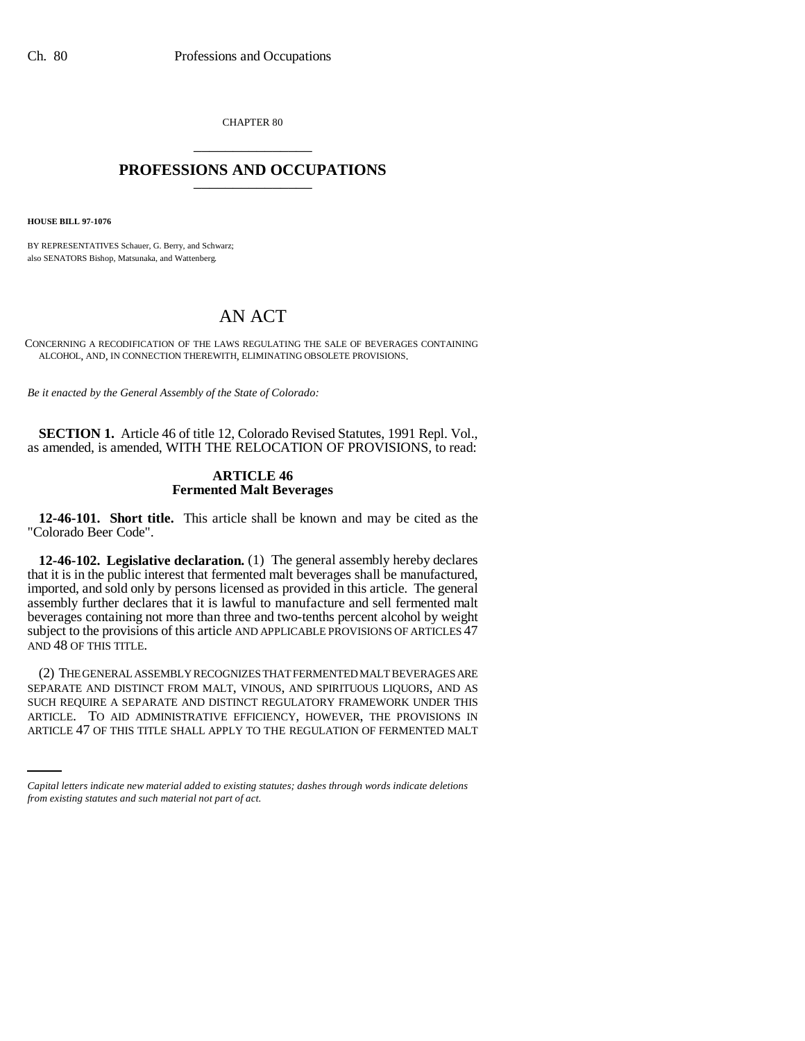CHAPTER 80

## PROFESSIONS AND OCCUPATIONS

**HOUSE BILL 97-1076**

BY REPRESENTATIVES Schauer, G. Berry, and Schwarz;
also SENATORS Bishop, Matsunaka, and Wattenberg.

# AN ACT

CONCERNING A RECODIFICATION OF THE LAWS REGULATING THE SALE OF BEVERAGES CONTAINING ALCOHOL, AND, IN CONNECTION THEREWITH, ELIMINATING OBSOLETE PROVISIONS.

*Be it enacted by the General Assembly of the State of Colorado:*

**SECTION 1.** Article 46 of title 12, Colorado Revised Statutes, 1991 Repl. Vol., as amended, is amended, WITH THE RELOCATION OF PROVISIONS, to read:

**ARTICLE 46**
**Fermented Malt Beverages**

**12-46-101. Short title.** This article shall be known and may be cited as the "Colorado Beer Code".

**12-46-102. Legislative declaration.** (1) The general assembly hereby declares that it is in the public interest that fermented malt beverages shall be manufactured, imported, and sold only by persons licensed as provided in this article. The general assembly further declares that it is lawful to manufacture and sell fermented malt beverages containing not more than three and two-tenths percent alcohol by weight subject to the provisions of this article AND APPLICABLE PROVISIONS OF ARTICLES 47 AND 48 OF THIS TITLE.

(2) THE GENERAL ASSEMBLY RECOGNIZES THAT FERMENTED MALT BEVERAGES ARE SEPARATE AND DISTINCT FROM MALT, VINOUS, AND SPIRITUOUS LIQUORS, AND AS SUCH REQUIRE A SEPARATE AND DISTINCT REGULATORY FRAMEWORK UNDER THIS ARTICLE. TO AID ADMINISTRATIVE EFFICIENCY, HOWEVER, THE PROVISIONS IN ARTICLE 47 OF THIS TITLE SHALL APPLY TO THE REGULATION OF FERMENTED MALT

*Capital letters indicate new material added to existing statutes; dashes through words indicate deletions from existing statutes and such material not part of act.*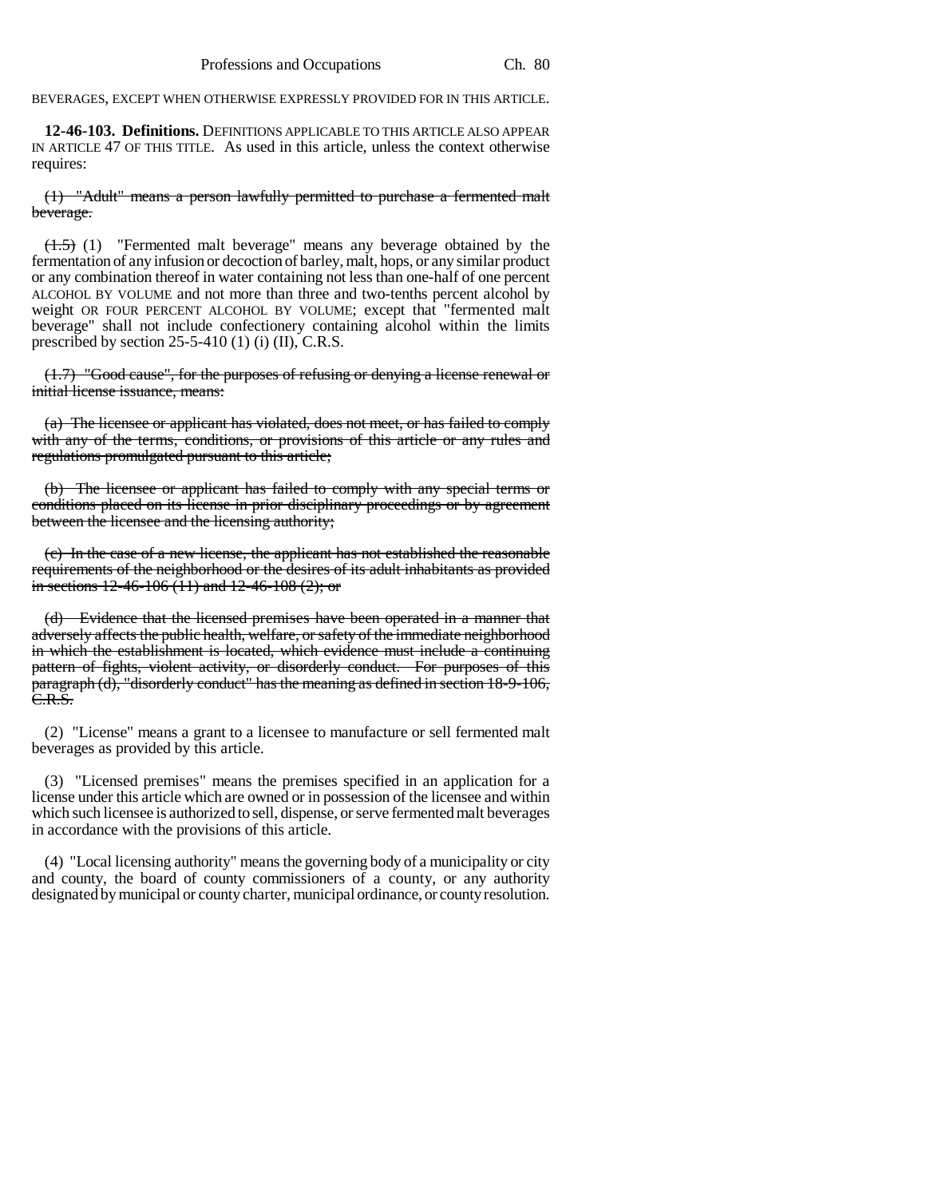BEVERAGES, EXCEPT WHEN OTHERWISE EXPRESSLY PROVIDED FOR IN THIS ARTICLE.

**12-46-103. Definitions.** DEFINITIONS APPLICABLE TO THIS ARTICLE ALSO APPEAR IN ARTICLE 47 OF THIS TITLE. As used in this article, unless the context otherwise requires:

~~(1) "Adult" means a person lawfully permitted to purchase a fermented malt beverage.~~

~~(1.5)~~ (1) "Fermented malt beverage" means any beverage obtained by the fermentation of any infusion or decoction of barley, malt, hops, or any similar product or any combination thereof in water containing not less than one-half of one percent ALCOHOL BY VOLUME and not more than three and two-tenths percent alcohol by weight OR FOUR PERCENT ALCOHOL BY VOLUME; except that "fermented malt beverage" shall not include confectionery containing alcohol within the limits prescribed by section 25-5-410 (1) (i) (II), C.R.S.

~~(1.7) "Good cause", for the purposes of refusing or denying a license renewal or initial license issuance, means:~~

~~(a) The licensee or applicant has violated, does not meet, or has failed to comply with any of the terms, conditions, or provisions of this article or any rules and regulations promulgated pursuant to this article;~~

~~(b) The licensee or applicant has failed to comply with any special terms or conditions placed on its license in prior disciplinary proceedings or by agreement between the licensee and the licensing authority;~~

~~(c) In the case of a new license, the applicant has not established the reasonable requirements of the neighborhood or the desires of its adult inhabitants as provided in sections 12-46-106 (11) and 12-46-108 (2); or~~

~~(d) Evidence that the licensed premises have been operated in a manner that adversely affects the public health, welfare, or safety of the immediate neighborhood in which the establishment is located, which evidence must include a continuing pattern of fights, violent activity, or disorderly conduct. For purposes of this paragraph (d), "disorderly conduct" has the meaning as defined in section 18-9-106, C.R.S.~~

(2) "License" means a grant to a licensee to manufacture or sell fermented malt beverages as provided by this article.

(3) "Licensed premises" means the premises specified in an application for a license under this article which are owned or in possession of the licensee and within which such licensee is authorized to sell, dispense, or serve fermented malt beverages in accordance with the provisions of this article.

(4) "Local licensing authority" means the governing body of a municipality or city and county, the board of county commissioners of a county, or any authority designated by municipal or county charter, municipal ordinance, or county resolution.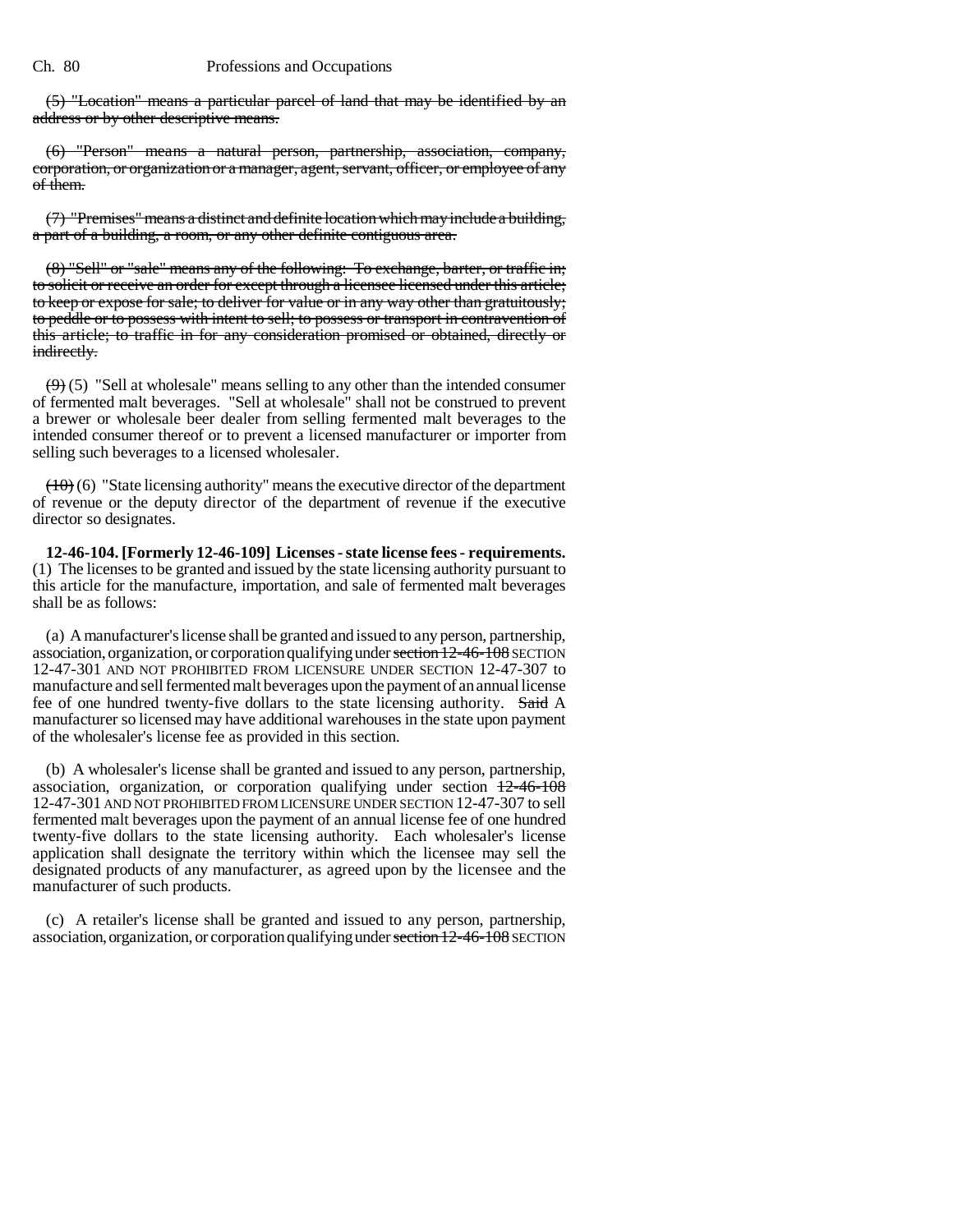~~(5) "Location" means a particular parcel of land that may be identified by an address or by other descriptive means.~~

~~(6) "Person" means a natural person, partnership, association, company, corporation, or organization or a manager, agent, servant, officer, or employee of any of them.~~

~~(7) "Premises" means a distinct and definite location which may include a building, a part of a building, a room, or any other definite contiguous area.~~

~~(8) "Sell" or "sale" means any of the following: To exchange, barter, or traffic in; to solicit or receive an order for except through a licensee licensed under this article; to keep or expose for sale; to deliver for value or in any way other than gratuitously; to peddle or to possess with intent to sell; to possess or transport in contravention of this article; to traffic in for any consideration promised or obtained, directly or indirectly.~~

~~(9)~~ (5) "Sell at wholesale" means selling to any other than the intended consumer of fermented malt beverages. "Sell at wholesale" shall not be construed to prevent a brewer or wholesale beer dealer from selling fermented malt beverages to the intended consumer thereof or to prevent a licensed manufacturer or importer from selling such beverages to a licensed wholesaler.

~~(10)~~ (6) "State licensing authority" means the executive director of the department of revenue or the deputy director of the department of revenue if the executive director so designates.

**12-46-104. [Formerly 12-46-109] Licenses - state license fees - requirements.** (1) The licenses to be granted and issued by the state licensing authority pursuant to this article for the manufacture, importation, and sale of fermented malt beverages shall be as follows:

(a) A manufacturer's license shall be granted and issued to any person, partnership, association, organization, or corporation qualifying under ~~section 12-46-108~~ SECTION 12-47-301 AND NOT PROHIBITED FROM LICENSURE UNDER SECTION 12-47-307 to manufacture and sell fermented malt beverages upon the payment of an annual license fee of one hundred twenty-five dollars to the state licensing authority. ~~Said~~ A manufacturer so licensed may have additional warehouses in the state upon payment of the wholesaler's license fee as provided in this section.

(b) A wholesaler's license shall be granted and issued to any person, partnership, association, organization, or corporation qualifying under section ~~12-46-108~~ 12-47-301 AND NOT PROHIBITED FROM LICENSURE UNDER SECTION 12-47-307 to sell fermented malt beverages upon the payment of an annual license fee of one hundred twenty-five dollars to the state licensing authority. Each wholesaler's license application shall designate the territory within which the licensee may sell the designated products of any manufacturer, as agreed upon by the licensee and the manufacturer of such products.

(c) A retailer's license shall be granted and issued to any person, partnership, association, organization, or corporation qualifying under ~~section 12-46-108~~ SECTION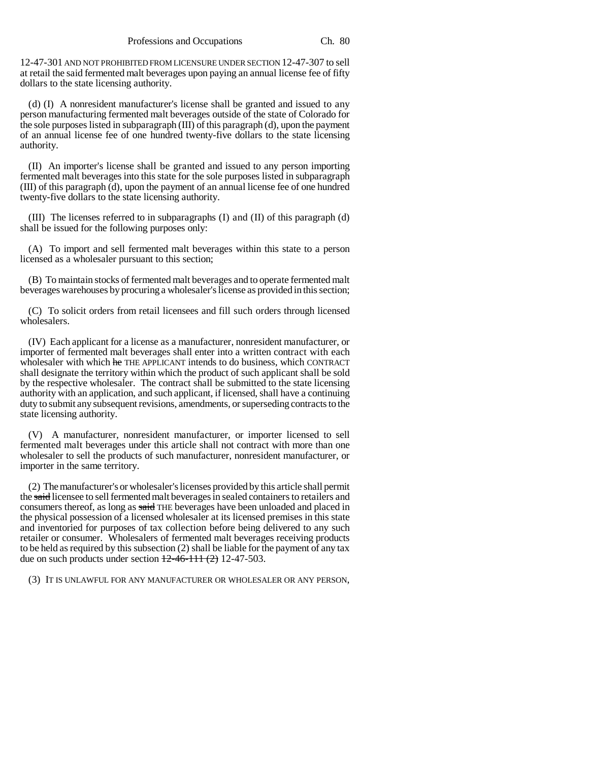12-47-301 AND NOT PROHIBITED FROM LICENSURE UNDER SECTION 12-47-307 to sell at retail the said fermented malt beverages upon paying an annual license fee of fifty dollars to the state licensing authority.

(d) (I) A nonresident manufacturer's license shall be granted and issued to any person manufacturing fermented malt beverages outside of the state of Colorado for the sole purposes listed in subparagraph (III) of this paragraph (d), upon the payment of an annual license fee of one hundred twenty-five dollars to the state licensing authority.

(II) An importer's license shall be granted and issued to any person importing fermented malt beverages into this state for the sole purposes listed in subparagraph (III) of this paragraph (d), upon the payment of an annual license fee of one hundred twenty-five dollars to the state licensing authority.

(III) The licenses referred to in subparagraphs (I) and (II) of this paragraph (d) shall be issued for the following purposes only:

(A) To import and sell fermented malt beverages within this state to a person licensed as a wholesaler pursuant to this section;

(B) To maintain stocks of fermented malt beverages and to operate fermented malt beverages warehouses by procuring a wholesaler's license as provided in this section;

(C) To solicit orders from retail licensees and fill such orders through licensed wholesalers.

(IV) Each applicant for a license as a manufacturer, nonresident manufacturer, or importer of fermented malt beverages shall enter into a written contract with each wholesaler with which ~~he~~ THE APPLICANT intends to do business, which CONTRACT shall designate the territory within which the product of such applicant shall be sold by the respective wholesaler. The contract shall be submitted to the state licensing authority with an application, and such applicant, if licensed, shall have a continuing duty to submit any subsequent revisions, amendments, or superseding contracts to the state licensing authority.

(V) A manufacturer, nonresident manufacturer, or importer licensed to sell fermented malt beverages under this article shall not contract with more than one wholesaler to sell the products of such manufacturer, nonresident manufacturer, or importer in the same territory.

(2) The manufacturer's or wholesaler's licenses provided by this article shall permit the ~~said~~ licensee to sell fermented malt beverages in sealed containers to retailers and consumers thereof, as long as ~~said~~ THE beverages have been unloaded and placed in the physical possession of a licensed wholesaler at its licensed premises in this state and inventoried for purposes of tax collection before being delivered to any such retailer or consumer. Wholesalers of fermented malt beverages receiving products to be held as required by this subsection (2) shall be liable for the payment of any tax due on such products under section ~~12-46-111 (2)~~ 12-47-503.

(3) IT IS UNLAWFUL FOR ANY MANUFACTURER OR WHOLESALER OR ANY PERSON,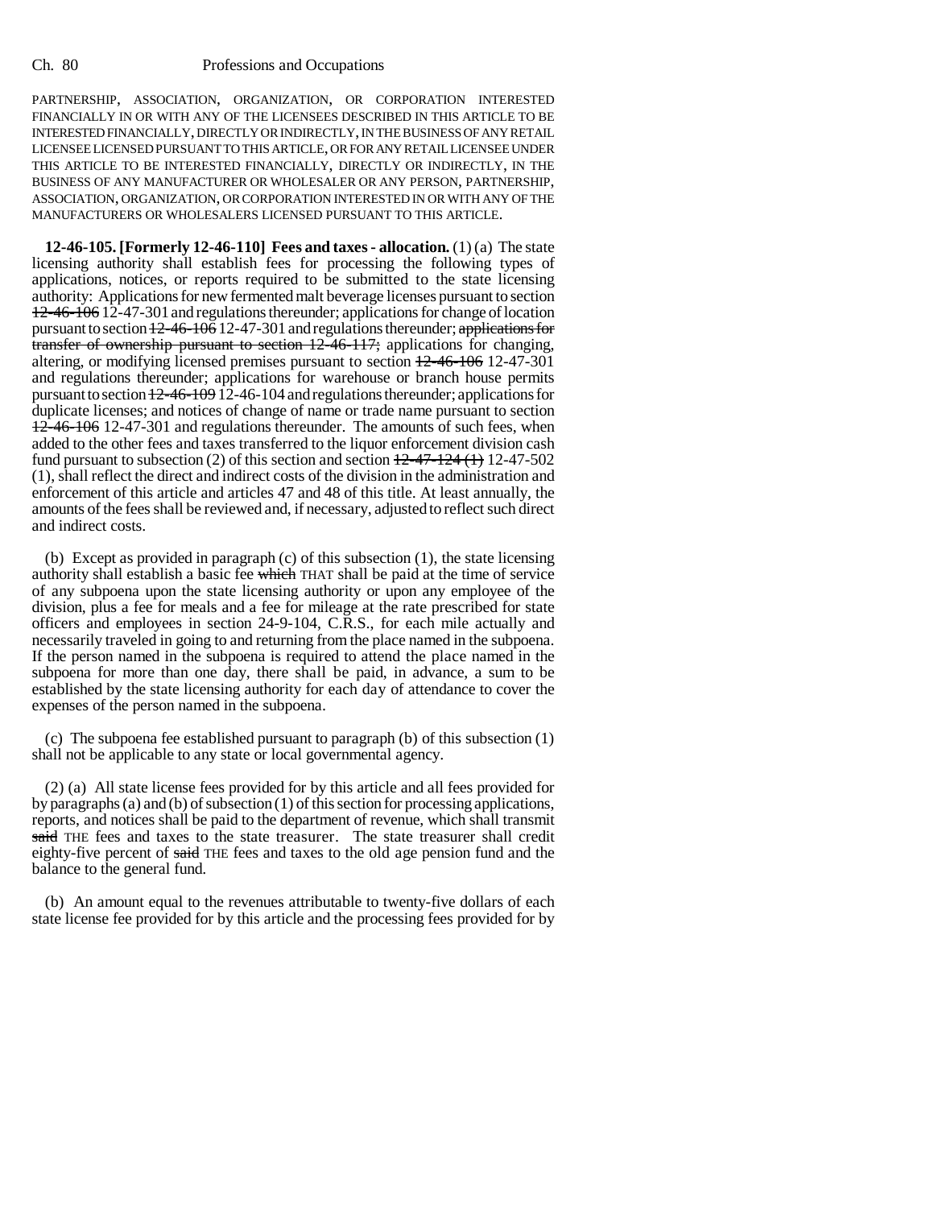PARTNERSHIP, ASSOCIATION, ORGANIZATION, OR CORPORATION INTERESTED FINANCIALLY IN OR WITH ANY OF THE LICENSEES DESCRIBED IN THIS ARTICLE TO BE INTERESTED FINANCIALLY, DIRECTLY OR INDIRECTLY, IN THE BUSINESS OF ANY RETAIL LICENSEE LICENSED PURSUANT TO THIS ARTICLE, OR FOR ANY RETAIL LICENSEE UNDER THIS ARTICLE TO BE INTERESTED FINANCIALLY, DIRECTLY OR INDIRECTLY, IN THE BUSINESS OF ANY MANUFACTURER OR WHOLESALER OR ANY PERSON, PARTNERSHIP, ASSOCIATION, ORGANIZATION, OR CORPORATION INTERESTED IN OR WITH ANY OF THE MANUFACTURERS OR WHOLESALERS LICENSED PURSUANT TO THIS ARTICLE.

**12-46-105. [Formerly 12-46-110] Fees and taxes - allocation.** (1) (a) The state licensing authority shall establish fees for processing the following types of applications, notices, or reports required to be submitted to the state licensing authority: Applications for new fermented malt beverage licenses pursuant to section ~~12-46-106~~ 12-47-301 and regulations thereunder; applications for change of location pursuant to section ~~12-46-106~~ 12-47-301 and regulations thereunder; ~~applications for transfer of ownership pursuant to section 12-46-117;~~ applications for changing, altering, or modifying licensed premises pursuant to section ~~12-46-106~~ 12-47-301 and regulations thereunder; applications for warehouse or branch house permits pursuant to section ~~12-46-109~~ 12-46-104 and regulations thereunder; applications for duplicate licenses; and notices of change of name or trade name pursuant to section ~~12-46-106~~ 12-47-301 and regulations thereunder. The amounts of such fees, when added to the other fees and taxes transferred to the liquor enforcement division cash fund pursuant to subsection (2) of this section and section ~~12-47-124 (1)~~ 12-47-502 (1), shall reflect the direct and indirect costs of the division in the administration and enforcement of this article and articles 47 and 48 of this title. At least annually, the amounts of the fees shall be reviewed and, if necessary, adjusted to reflect such direct and indirect costs.

(b) Except as provided in paragraph (c) of this subsection (1), the state licensing authority shall establish a basic fee ~~which~~ THAT shall be paid at the time of service of any subpoena upon the state licensing authority or upon any employee of the division, plus a fee for meals and a fee for mileage at the rate prescribed for state officers and employees in section 24-9-104, C.R.S., for each mile actually and necessarily traveled in going to and returning from the place named in the subpoena. If the person named in the subpoena is required to attend the place named in the subpoena for more than one day, there shall be paid, in advance, a sum to be established by the state licensing authority for each day of attendance to cover the expenses of the person named in the subpoena.

(c) The subpoena fee established pursuant to paragraph (b) of this subsection (1) shall not be applicable to any state or local governmental agency.

(2) (a) All state license fees provided for by this article and all fees provided for by paragraphs (a) and (b) of subsection (1) of this section for processing applications, reports, and notices shall be paid to the department of revenue, which shall transmit ~~said~~ THE fees and taxes to the state treasurer. The state treasurer shall credit eighty-five percent of ~~said~~ THE fees and taxes to the old age pension fund and the balance to the general fund.

(b) An amount equal to the revenues attributable to twenty-five dollars of each state license fee provided for by this article and the processing fees provided for by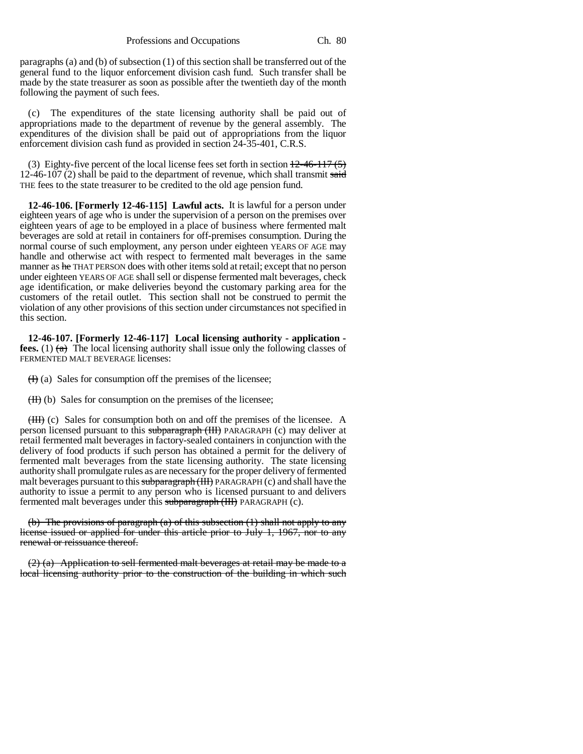paragraphs (a) and (b) of subsection (1) of this section shall be transferred out of the general fund to the liquor enforcement division cash fund. Such transfer shall be made by the state treasurer as soon as possible after the twentieth day of the month following the payment of such fees.

(c) The expenditures of the state licensing authority shall be paid out of appropriations made to the department of revenue by the general assembly. The expenditures of the division shall be paid out of appropriations from the liquor enforcement division cash fund as provided in section 24-35-401, C.R.S.

(3) Eighty-five percent of the local license fees set forth in section ~~12-46-117 (5)~~ 12-46-107 (2) shall be paid to the department of revenue, which shall transmit ~~said~~ THE fees to the state treasurer to be credited to the old age pension fund.

**12-46-106. [Formerly 12-46-115] Lawful acts.** It is lawful for a person under eighteen years of age who is under the supervision of a person on the premises over eighteen years of age to be employed in a place of business where fermented malt beverages are sold at retail in containers for off-premises consumption. During the normal course of such employment, any person under eighteen YEARS OF AGE may handle and otherwise act with respect to fermented malt beverages in the same manner as ~~he~~ THAT PERSON does with other items sold at retail; except that no person under eighteen YEARS OF AGE shall sell or dispense fermented malt beverages, check age identification, or make deliveries beyond the customary parking area for the customers of the retail outlet. This section shall not be construed to permit the violation of any other provisions of this section under circumstances not specified in this section.

**12-46-107. [Formerly 12-46-117] Local licensing authority - application - fees.** (1) ~~(a)~~ The local licensing authority shall issue only the following classes of FERMENTED MALT BEVERAGE licenses:

~~(I)~~ (a) Sales for consumption off the premises of the licensee;

~~(II)~~ (b) Sales for consumption on the premises of the licensee;

~~(III)~~ (c) Sales for consumption both on and off the premises of the licensee. A person licensed pursuant to this ~~subparagraph (III)~~ PARAGRAPH (c) may deliver at retail fermented malt beverages in factory-sealed containers in conjunction with the delivery of food products if such person has obtained a permit for the delivery of fermented malt beverages from the state licensing authority. The state licensing authority shall promulgate rules as are necessary for the proper delivery of fermented malt beverages pursuant to this ~~subparagraph (III)~~ PARAGRAPH (c) and shall have the authority to issue a permit to any person who is licensed pursuant to and delivers fermented malt beverages under this ~~subparagraph (III)~~ PARAGRAPH (c).

~~(b) The provisions of paragraph (a) of this subsection (1) shall not apply to any license issued or applied for under this article prior to July 1, 1967, nor to any renewal or reissuance thereof.~~

~~(2) (a) Application to sell fermented malt beverages at retail may be made to a local licensing authority prior to the construction of the building in which such~~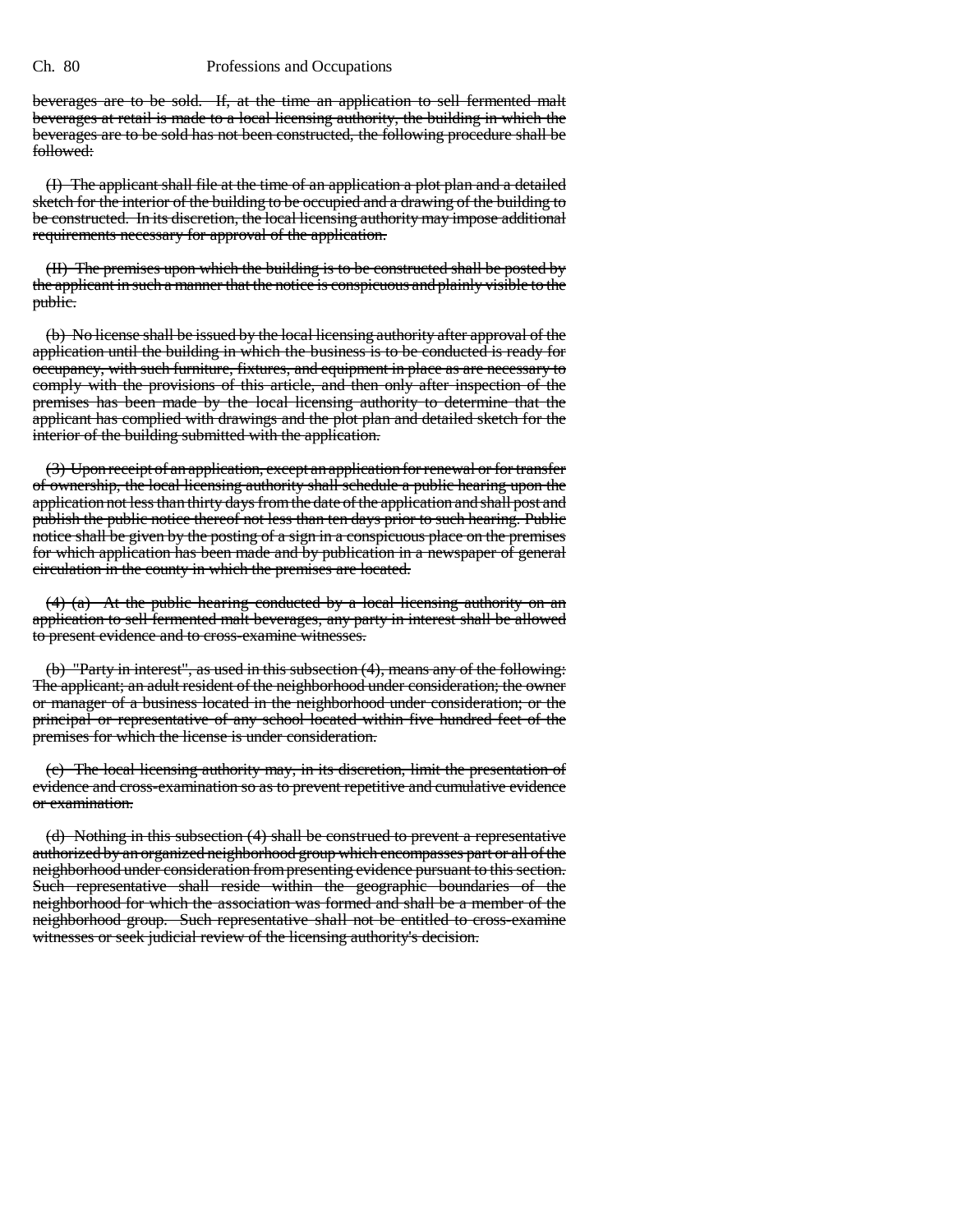beverages are to be sold. If, at the time an application to sell fermented malt beverages at retail is made to a local licensing authority, the building in which the beverages are to be sold has not been constructed, the following procedure shall be followed:

(I) The applicant shall file at the time of an application a plot plan and a detailed sketch for the interior of the building to be occupied and a drawing of the building to be constructed. In its discretion, the local licensing authority may impose additional requirements necessary for approval of the application.

(II) The premises upon which the building is to be constructed shall be posted by the applicant in such a manner that the notice is conspicuous and plainly visible to the public.

(b) No license shall be issued by the local licensing authority after approval of the application until the building in which the business is to be conducted is ready for occupancy, with such furniture, fixtures, and equipment in place as are necessary to comply with the provisions of this article, and then only after inspection of the premises has been made by the local licensing authority to determine that the applicant has complied with drawings and the plot plan and detailed sketch for the interior of the building submitted with the application.

(3) Upon receipt of an application, except an application for renewal or for transfer of ownership, the local licensing authority shall schedule a public hearing upon the application not less than thirty days from the date of the application and shall post and publish the public notice thereof not less than ten days prior to such hearing. Public notice shall be given by the posting of a sign in a conspicuous place on the premises for which application has been made and by publication in a newspaper of general circulation in the county in which the premises are located.

(4) (a) At the public hearing conducted by a local licensing authority on an application to sell fermented malt beverages, any party in interest shall be allowed to present evidence and to cross-examine witnesses.

(b) "Party in interest", as used in this subsection (4), means any of the following: The applicant; an adult resident of the neighborhood under consideration; the owner or manager of a business located in the neighborhood under consideration; or the principal or representative of any school located within five hundred feet of the premises for which the license is under consideration.

(c) The local licensing authority may, in its discretion, limit the presentation of evidence and cross-examination so as to prevent repetitive and cumulative evidence or examination.

(d) Nothing in this subsection (4) shall be construed to prevent a representative authorized by an organized neighborhood group which encompasses part or all of the neighborhood under consideration from presenting evidence pursuant to this section. Such representative shall reside within the geographic boundaries of the neighborhood for which the association was formed and shall be a member of the neighborhood group. Such representative shall not be entitled to cross-examine witnesses or seek judicial review of the licensing authority's decision.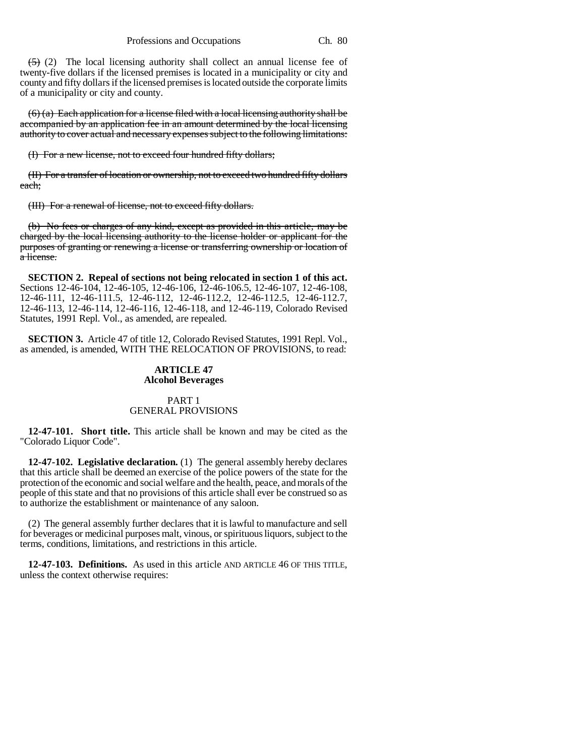~~(5)~~ (2) The local licensing authority shall collect an annual license fee of twenty-five dollars if the licensed premises is located in a municipality or city and county and fifty dollars if the licensed premises is located outside the corporate limits of a municipality or city and county.

~~(6) (a) Each application for a license filed with a local licensing authority shall be accompanied by an application fee in an amount determined by the local licensing authority to cover actual and necessary expenses subject to the following limitations:~~

~~(I) For a new license, not to exceed four hundred fifty dollars;~~

~~(II) For a transfer of location or ownership, not to exceed two hundred fifty dollars each;~~

~~(III) For a renewal of license, not to exceed fifty dollars.~~

~~(b) No fees or charges of any kind, except as provided in this article, may be charged by the local licensing authority to the license holder or applicant for the purposes of granting or renewing a license or transferring ownership or location of a license.~~

**SECTION 2. Repeal of sections not being relocated in section 1 of this act.** Sections 12-46-104, 12-46-105, 12-46-106, 12-46-106.5, 12-46-107, 12-46-108, 12-46-111, 12-46-111.5, 12-46-112, 12-46-112.2, 12-46-112.5, 12-46-112.7, 12-46-113, 12-46-114, 12-46-116, 12-46-118, and 12-46-119, Colorado Revised Statutes, 1991 Repl. Vol., as amended, are repealed.

**SECTION 3.** Article 47 of title 12, Colorado Revised Statutes, 1991 Repl. Vol., as amended, is amended, WITH THE RELOCATION OF PROVISIONS, to read:

**ARTICLE 47**
**Alcohol Beverages**

PART 1
GENERAL PROVISIONS

**12-47-101. Short title.** This article shall be known and may be cited as the "Colorado Liquor Code".

**12-47-102. Legislative declaration.** (1) The general assembly hereby declares that this article shall be deemed an exercise of the police powers of the state for the protection of the economic and social welfare and the health, peace, and morals of the people of this state and that no provisions of this article shall ever be construed so as to authorize the establishment or maintenance of any saloon.

(2) The general assembly further declares that it is lawful to manufacture and sell for beverages or medicinal purposes malt, vinous, or spirituous liquors, subject to the terms, conditions, limitations, and restrictions in this article.

**12-47-103. Definitions.** As used in this article AND ARTICLE 46 OF THIS TITLE, unless the context otherwise requires: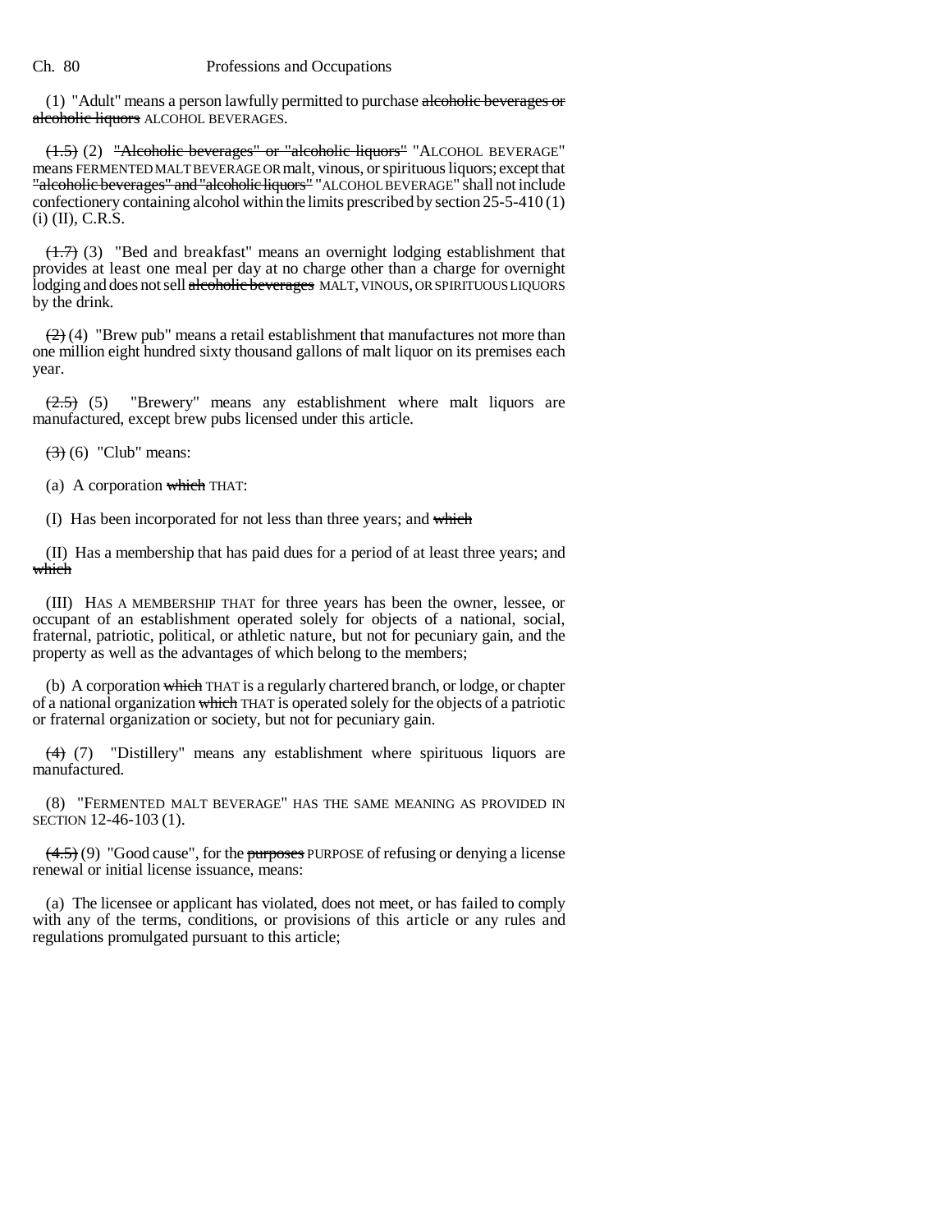(1) "Adult" means a person lawfully permitted to purchase ~~alcoholic beverages or alcoholic liquors~~ ALCOHOL BEVERAGES.

~~(1.5)~~ (2) ~~"Alcoholic beverages" or "alcoholic liquors"~~ "ALCOHOL BEVERAGE" means FERMENTED MALT BEVERAGE OR malt, vinous, or spirituous liquors; except that ~~"alcoholic beverages" and "alcoholic liquors"~~ "ALCOHOL BEVERAGE" shall not include confectionery containing alcohol within the limits prescribed by section 25-5-410 (1) (i) (II), C.R.S.

~~(1.7)~~ (3) "Bed and breakfast" means an overnight lodging establishment that provides at least one meal per day at no charge other than a charge for overnight lodging and does not sell ~~alcoholic beverages~~ MALT, VINOUS, OR SPIRITUOUS LIQUORS by the drink.

~~(2)~~ (4) "Brew pub" means a retail establishment that manufactures not more than one million eight hundred sixty thousand gallons of malt liquor on its premises each year.

~~(2.5)~~ (5) "Brewery" means any establishment where malt liquors are manufactured, except brew pubs licensed under this article.

~~(3)~~ (6) "Club" means:

(a) A corporation ~~which~~ THAT:

(I) Has been incorporated for not less than three years; and ~~which~~

(II) Has a membership that has paid dues for a period of at least three years; and ~~which~~

(III) HAS A MEMBERSHIP THAT for three years has been the owner, lessee, or occupant of an establishment operated solely for objects of a national, social, fraternal, patriotic, political, or athletic nature, but not for pecuniary gain, and the property as well as the advantages of which belong to the members;

(b) A corporation ~~which~~ THAT is a regularly chartered branch, or lodge, or chapter of a national organization ~~which~~ THAT is operated solely for the objects of a patriotic or fraternal organization or society, but not for pecuniary gain.

~~(4)~~ (7) "Distillery" means any establishment where spirituous liquors are manufactured.

(8) "FERMENTED MALT BEVERAGE" HAS THE SAME MEANING AS PROVIDED IN SECTION 12-46-103 (1).

~~(4.5)~~ (9) "Good cause", for the ~~purposes~~ PURPOSE of refusing or denying a license renewal or initial license issuance, means:

(a) The licensee or applicant has violated, does not meet, or has failed to comply with any of the terms, conditions, or provisions of this article or any rules and regulations promulgated pursuant to this article;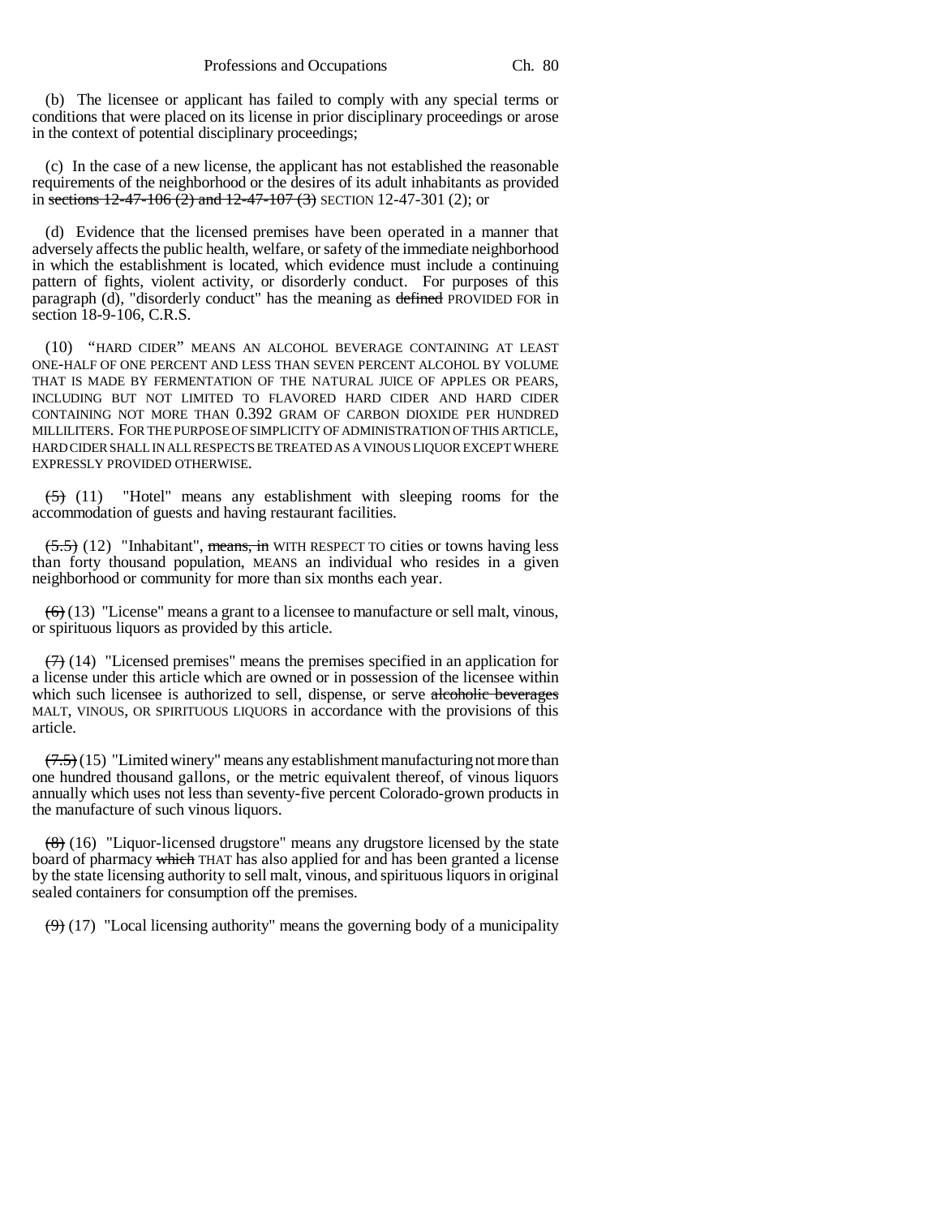(b) The licensee or applicant has failed to comply with any special terms or conditions that were placed on its license in prior disciplinary proceedings or arose in the context of potential disciplinary proceedings;

(c) In the case of a new license, the applicant has not established the reasonable requirements of the neighborhood or the desires of its adult inhabitants as provided in ~~sections 12-47-106 (2) and 12-47-107 (3)~~ SECTION 12-47-301 (2); or

(d) Evidence that the licensed premises have been operated in a manner that adversely affects the public health, welfare, or safety of the immediate neighborhood in which the establishment is located, which evidence must include a continuing pattern of fights, violent activity, or disorderly conduct. For purposes of this paragraph (d), "disorderly conduct" has the meaning as ~~defined~~ PROVIDED FOR in section 18-9-106, C.R.S.

(10) "HARD CIDER" MEANS AN ALCOHOL BEVERAGE CONTAINING AT LEAST ONE-HALF OF ONE PERCENT AND LESS THAN SEVEN PERCENT ALCOHOL BY VOLUME THAT IS MADE BY FERMENTATION OF THE NATURAL JUICE OF APPLES OR PEARS, INCLUDING BUT NOT LIMITED TO FLAVORED HARD CIDER AND HARD CIDER CONTAINING NOT MORE THAN 0.392 GRAM OF CARBON DIOXIDE PER HUNDRED MILLILITERS. FOR THE PURPOSE OF SIMPLICITY OF ADMINISTRATION OF THIS ARTICLE, HARD CIDER SHALL IN ALL RESPECTS BE TREATED AS A VINOUS LIQUOR EXCEPT WHERE EXPRESSLY PROVIDED OTHERWISE.

~~(5)~~ (11) "Hotel" means any establishment with sleeping rooms for the accommodation of guests and having restaurant facilities.

~~(5.5)~~ (12) "Inhabitant", ~~means, in~~ WITH RESPECT TO cities or towns having less than forty thousand population, MEANS an individual who resides in a given neighborhood or community for more than six months each year.

~~(6)~~ (13) "License" means a grant to a licensee to manufacture or sell malt, vinous, or spirituous liquors as provided by this article.

~~(7)~~ (14) "Licensed premises" means the premises specified in an application for a license under this article which are owned or in possession of the licensee within which such licensee is authorized to sell, dispense, or serve ~~alcoholic beverages~~ MALT, VINOUS, OR SPIRITUOUS LIQUORS in accordance with the provisions of this article.

~~(7.5)~~ (15) "Limited winery" means any establishment manufacturing not more than one hundred thousand gallons, or the metric equivalent thereof, of vinous liquors annually which uses not less than seventy-five percent Colorado-grown products in the manufacture of such vinous liquors.

~~(8)~~ (16) "Liquor-licensed drugstore" means any drugstore licensed by the state board of pharmacy ~~which~~ THAT has also applied for and has been granted a license by the state licensing authority to sell malt, vinous, and spirituous liquors in original sealed containers for consumption off the premises.

~~(9)~~ (17) "Local licensing authority" means the governing body of a municipality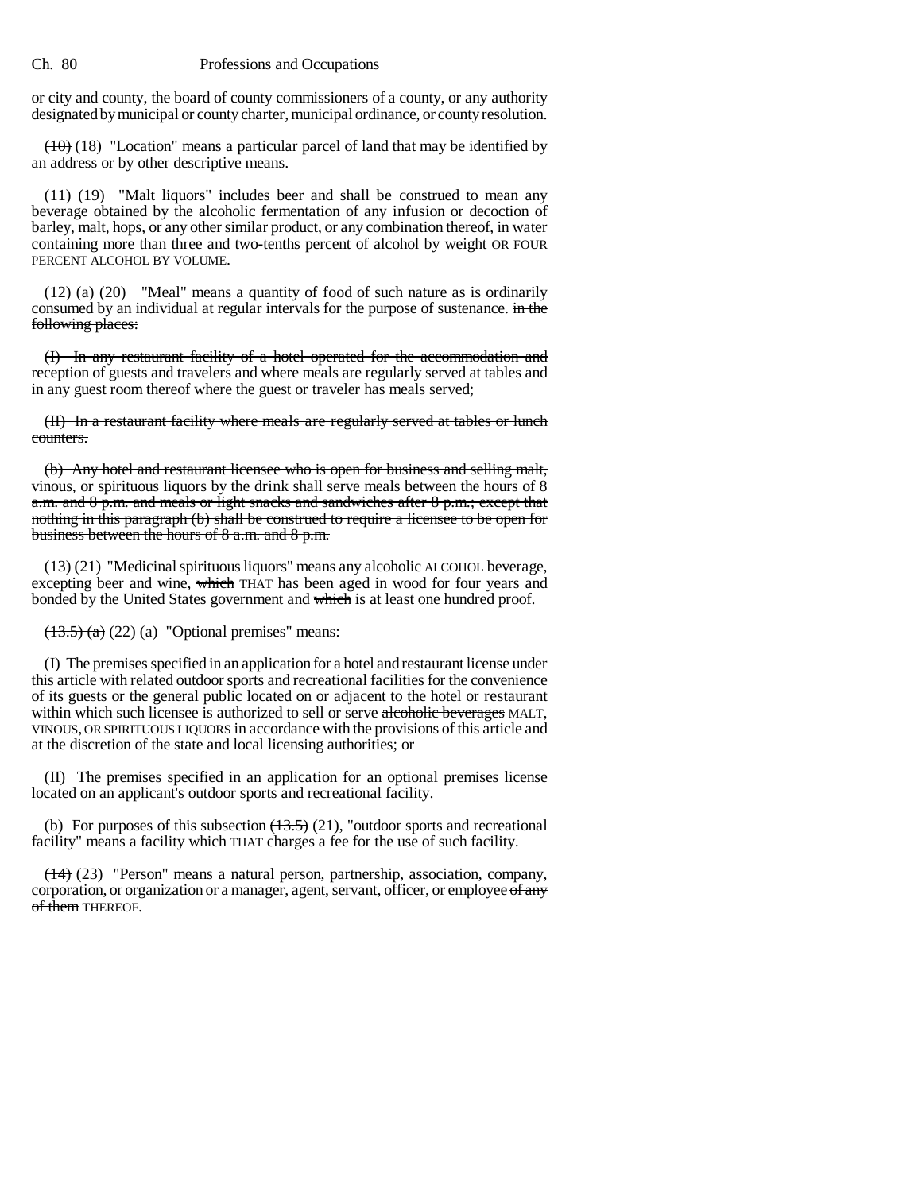or city and county, the board of county commissioners of a county, or any authority designated by municipal or county charter, municipal ordinance, or county resolution.

~~(10)~~ (18) "Location" means a particular parcel of land that may be identified by an address or by other descriptive means.

~~(11)~~ (19) "Malt liquors" includes beer and shall be construed to mean any beverage obtained by the alcoholic fermentation of any infusion or decoction of barley, malt, hops, or any other similar product, or any combination thereof, in water containing more than three and two-tenths percent of alcohol by weight OR FOUR PERCENT ALCOHOL BY VOLUME.

~~(12) (a)~~ (20) "Meal" means a quantity of food of such nature as is ordinarily consumed by an individual at regular intervals for the purpose of sustenance. ~~in the following places:~~

~~(I) In any restaurant facility of a hotel operated for the accommodation and reception of guests and travelers and where meals are regularly served at tables and in any guest room thereof where the guest or traveler has meals served;~~

~~(II) In a restaurant facility where meals are regularly served at tables or lunch counters.~~

~~(b) Any hotel and restaurant licensee who is open for business and selling malt, vinous, or spirituous liquors by the drink shall serve meals between the hours of 8 a.m. and 8 p.m. and meals or light snacks and sandwiches after 8 p.m.; except that nothing in this paragraph (b) shall be construed to require a licensee to be open for business between the hours of 8 a.m. and 8 p.m.~~

~~(13)~~ (21) "Medicinal spirituous liquors" means any ~~alcoholic~~ ALCOHOL beverage, excepting beer and wine, ~~which~~ THAT has been aged in wood for four years and bonded by the United States government and ~~which~~ is at least one hundred proof.

~~(13.5) (a)~~ (22) (a) "Optional premises" means:

(I) The premises specified in an application for a hotel and restaurant license under this article with related outdoor sports and recreational facilities for the convenience of its guests or the general public located on or adjacent to the hotel or restaurant within which such licensee is authorized to sell or serve ~~alcoholic beverages~~ MALT, VINOUS, OR SPIRITUOUS LIQUORS in accordance with the provisions of this article and at the discretion of the state and local licensing authorities; or

(II) The premises specified in an application for an optional premises license located on an applicant's outdoor sports and recreational facility.

(b) For purposes of this subsection ~~(13.5)~~ (21), "outdoor sports and recreational facility" means a facility ~~which~~ THAT charges a fee for the use of such facility.

~~(14)~~ (23) "Person" means a natural person, partnership, association, company, corporation, or organization or a manager, agent, servant, officer, or employee ~~of any of them~~ THEREOF.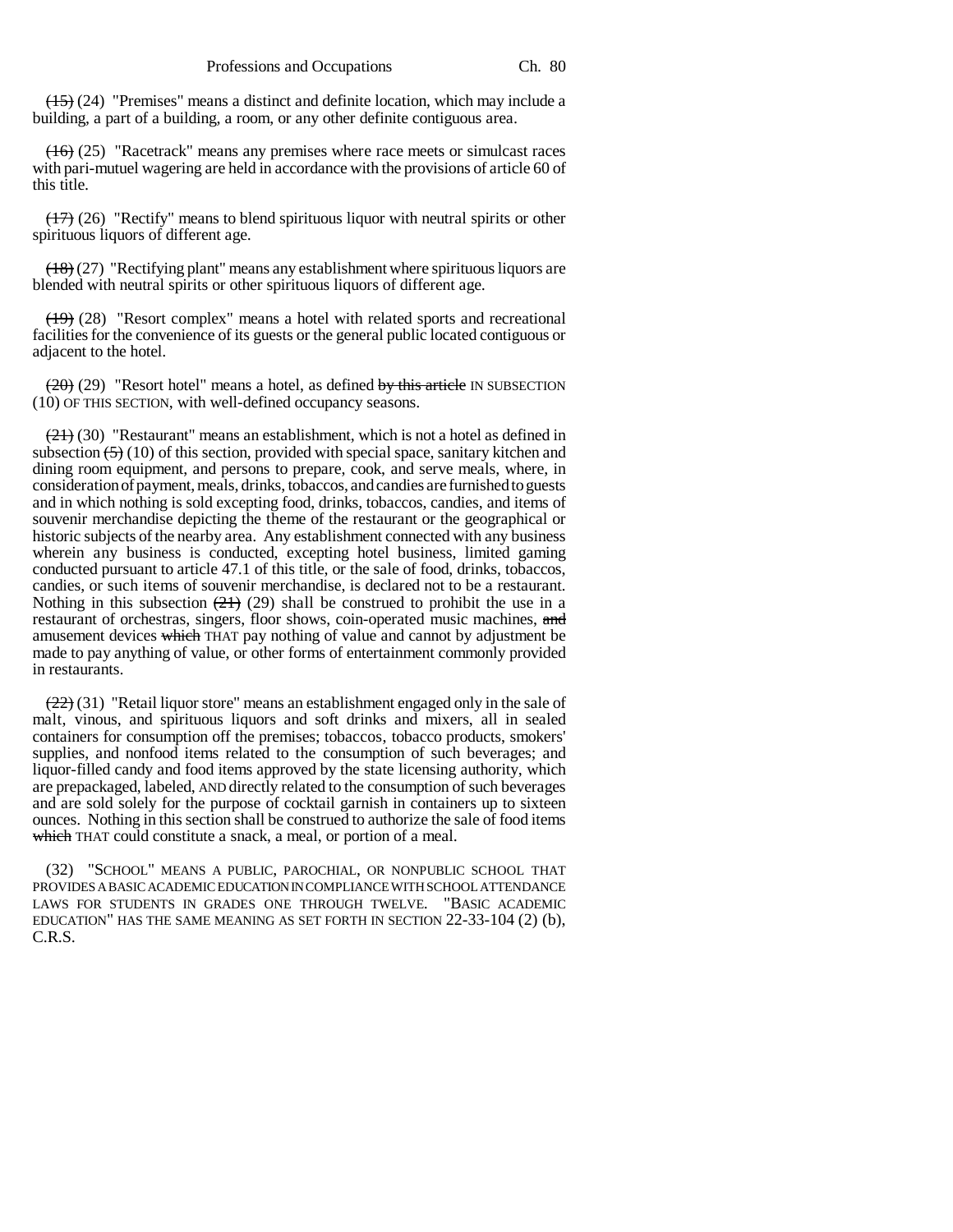~~(15)~~ (24) "Premises" means a distinct and definite location, which may include a building, a part of a building, a room, or any other definite contiguous area.

~~(16)~~ (25) "Racetrack" means any premises where race meets or simulcast races with pari-mutuel wagering are held in accordance with the provisions of article 60 of this title.

~~(17)~~ (26) "Rectify" means to blend spirituous liquor with neutral spirits or other spirituous liquors of different age.

~~(18)~~ (27) "Rectifying plant" means any establishment where spirituous liquors are blended with neutral spirits or other spirituous liquors of different age.

~~(19)~~ (28) "Resort complex" means a hotel with related sports and recreational facilities for the convenience of its guests or the general public located contiguous or adjacent to the hotel.

~~(20)~~ (29) "Resort hotel" means a hotel, as defined ~~by this article~~ IN SUBSECTION (10) OF THIS SECTION, with well-defined occupancy seasons.

~~(21)~~ (30) "Restaurant" means an establishment, which is not a hotel as defined in subsection ~~(5)~~ (10) of this section, provided with special space, sanitary kitchen and dining room equipment, and persons to prepare, cook, and serve meals, where, in consideration of payment, meals, drinks, tobaccos, and candies are furnished to guests and in which nothing is sold excepting food, drinks, tobaccos, candies, and items of souvenir merchandise depicting the theme of the restaurant or the geographical or historic subjects of the nearby area. Any establishment connected with any business wherein any business is conducted, excepting hotel business, limited gaming conducted pursuant to article 47.1 of this title, or the sale of food, drinks, tobaccos, candies, or such items of souvenir merchandise, is declared not to be a restaurant. Nothing in this subsection ~~(21)~~ (29) shall be construed to prohibit the use in a restaurant of orchestras, singers, floor shows, coin-operated music machines, ~~and~~ amusement devices ~~which~~ THAT pay nothing of value and cannot by adjustment be made to pay anything of value, or other forms of entertainment commonly provided in restaurants.

~~(22)~~ (31) "Retail liquor store" means an establishment engaged only in the sale of malt, vinous, and spirituous liquors and soft drinks and mixers, all in sealed containers for consumption off the premises; tobaccos, tobacco products, smokers' supplies, and nonfood items related to the consumption of such beverages; and liquor-filled candy and food items approved by the state licensing authority, which are prepackaged, labeled, AND directly related to the consumption of such beverages and are sold solely for the purpose of cocktail garnish in containers up to sixteen ounces. Nothing in this section shall be construed to authorize the sale of food items ~~which~~ THAT could constitute a snack, a meal, or portion of a meal.

(32) "SCHOOL" MEANS A PUBLIC, PAROCHIAL, OR NONPUBLIC SCHOOL THAT PROVIDES A BASIC ACADEMIC EDUCATION IN COMPLIANCE WITH SCHOOL ATTENDANCE LAWS FOR STUDENTS IN GRADES ONE THROUGH TWELVE. "BASIC ACADEMIC EDUCATION" HAS THE SAME MEANING AS SET FORTH IN SECTION 22-33-104 (2) (b), C.R.S.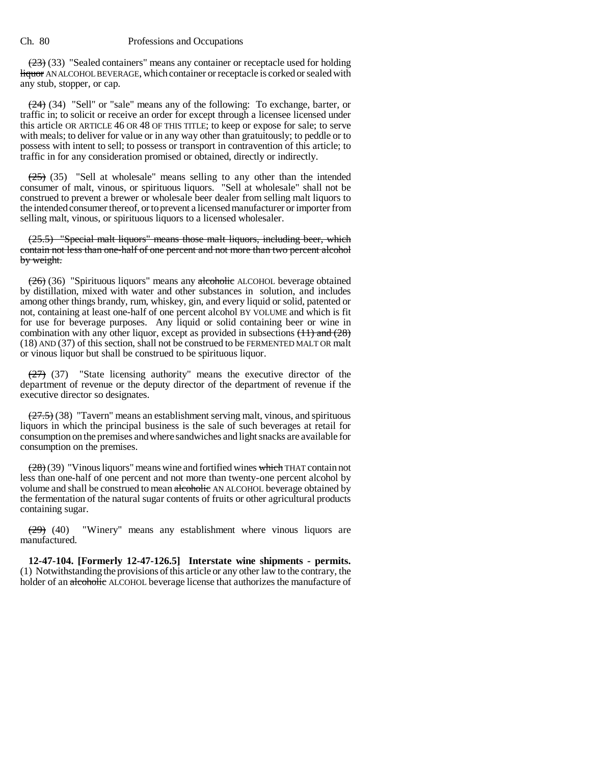~~(23)~~ (33) "Sealed containers" means any container or receptacle used for holding ~~liquor~~ AN ALCOHOL BEVERAGE, which container or receptacle is corked or sealed with any stub, stopper, or cap.

~~(24)~~ (34) "Sell" or "sale" means any of the following: To exchange, barter, or traffic in; to solicit or receive an order for except through a licensee licensed under this article OR ARTICLE 46 OR 48 OF THIS TITLE; to keep or expose for sale; to serve with meals; to deliver for value or in any way other than gratuitously; to peddle or to possess with intent to sell; to possess or transport in contravention of this article; to traffic in for any consideration promised or obtained, directly or indirectly.

~~(25)~~ (35) "Sell at wholesale" means selling to any other than the intended consumer of malt, vinous, or spirituous liquors. "Sell at wholesale" shall not be construed to prevent a brewer or wholesale beer dealer from selling malt liquors to the intended consumer thereof, or to prevent a licensed manufacturer or importer from selling malt, vinous, or spirituous liquors to a licensed wholesaler.

~~(25.5) "Special malt liquors" means those malt liquors, including beer, which contain not less than one-half of one percent and not more than two percent alcohol by weight.~~

~~(26)~~ (36) "Spirituous liquors" means any ~~alcoholic~~ ALCOHOL beverage obtained by distillation, mixed with water and other substances in solution, and includes among other things brandy, rum, whiskey, gin, and every liquid or solid, patented or not, containing at least one-half of one percent alcohol BY VOLUME and which is fit for use for beverage purposes. Any liquid or solid containing beer or wine in combination with any other liquor, except as provided in subsections ~~(11) and (28)~~ (18) AND (37) of this section, shall not be construed to be FERMENTED MALT OR malt or vinous liquor but shall be construed to be spirituous liquor.

~~(27)~~ (37) "State licensing authority" means the executive director of the department of revenue or the deputy director of the department of revenue if the executive director so designates.

~~(27.5)~~ (38) "Tavern" means an establishment serving malt, vinous, and spirituous liquors in which the principal business is the sale of such beverages at retail for consumption on the premises and where sandwiches and light snacks are available for consumption on the premises.

~~(28)~~ (39) "Vinous liquors" means wine and fortified wines ~~which~~ THAT contain not less than one-half of one percent and not more than twenty-one percent alcohol by volume and shall be construed to mean ~~alcoholic~~ AN ALCOHOL beverage obtained by the fermentation of the natural sugar contents of fruits or other agricultural products containing sugar.

~~(29)~~ (40) "Winery" means any establishment where vinous liquors are manufactured.

**12-47-104. [Formerly 12-47-126.5] Interstate wine shipments - permits.** (1) Notwithstanding the provisions of this article or any other law to the contrary, the holder of an ~~alcoholic~~ ALCOHOL beverage license that authorizes the manufacture of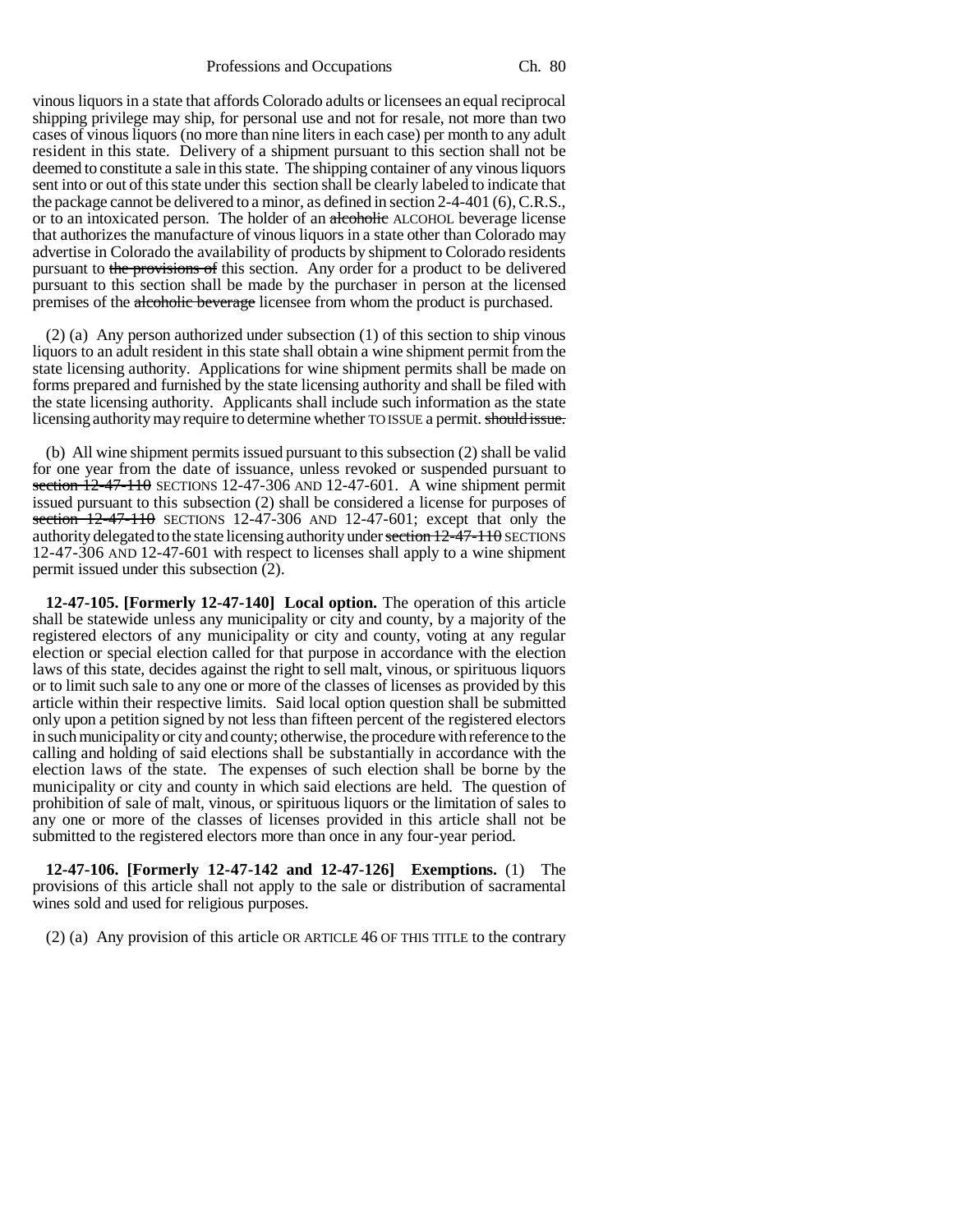vinous liquors in a state that affords Colorado adults or licensees an equal reciprocal shipping privilege may ship, for personal use and not for resale, not more than two cases of vinous liquors (no more than nine liters in each case) per month to any adult resident in this state. Delivery of a shipment pursuant to this section shall not be deemed to constitute a sale in this state. The shipping container of any vinous liquors sent into or out of this state under this section shall be clearly labeled to indicate that the package cannot be delivered to a minor, as defined in section 2-4-401 (6), C.R.S., or to an intoxicated person. The holder of an ~~alcoholic~~ ALCOHOL beverage license that authorizes the manufacture of vinous liquors in a state other than Colorado may advertise in Colorado the availability of products by shipment to Colorado residents pursuant to ~~the provisions of~~ this section. Any order for a product to be delivered pursuant to this section shall be made by the purchaser in person at the licensed premises of the ~~alcoholic beverage~~ licensee from whom the product is purchased.

(2) (a) Any person authorized under subsection (1) of this section to ship vinous liquors to an adult resident in this state shall obtain a wine shipment permit from the state licensing authority. Applications for wine shipment permits shall be made on forms prepared and furnished by the state licensing authority and shall be filed with the state licensing authority. Applicants shall include such information as the state licensing authority may require to determine whether TO ISSUE a permit. ~~should issue.~~

(b) All wine shipment permits issued pursuant to this subsection (2) shall be valid for one year from the date of issuance, unless revoked or suspended pursuant to ~~section 12-47-110~~ SECTIONS 12-47-306 AND 12-47-601. A wine shipment permit issued pursuant to this subsection (2) shall be considered a license for purposes of ~~section 12-47-110~~ SECTIONS 12-47-306 AND 12-47-601; except that only the authority delegated to the state licensing authority under ~~section 12-47-110~~ SECTIONS 12-47-306 AND 12-47-601 with respect to licenses shall apply to a wine shipment permit issued under this subsection (2).

**12-47-105. [Formerly 12-47-140] Local option.** The operation of this article shall be statewide unless any municipality or city and county, by a majority of the registered electors of any municipality or city and county, voting at any regular election or special election called for that purpose in accordance with the election laws of this state, decides against the right to sell malt, vinous, or spirituous liquors or to limit such sale to any one or more of the classes of licenses as provided by this article within their respective limits. Said local option question shall be submitted only upon a petition signed by not less than fifteen percent of the registered electors in such municipality or city and county; otherwise, the procedure with reference to the calling and holding of said elections shall be substantially in accordance with the election laws of the state. The expenses of such election shall be borne by the municipality or city and county in which said elections are held. The question of prohibition of sale of malt, vinous, or spirituous liquors or the limitation of sales to any one or more of the classes of licenses provided in this article shall not be submitted to the registered electors more than once in any four-year period.

**12-47-106. [Formerly 12-47-142 and 12-47-126] Exemptions.** (1) The provisions of this article shall not apply to the sale or distribution of sacramental wines sold and used for religious purposes.

(2) (a) Any provision of this article OR ARTICLE 46 OF THIS TITLE to the contrary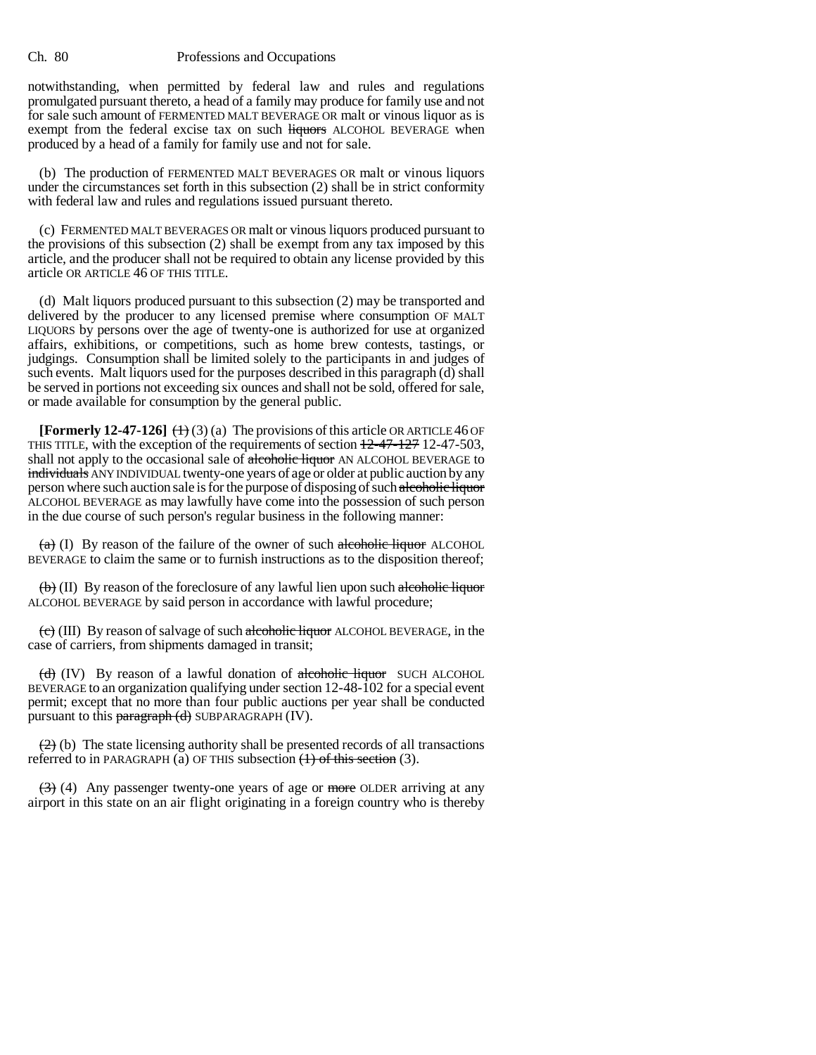notwithstanding, when permitted by federal law and rules and regulations promulgated pursuant thereto, a head of a family may produce for family use and not for sale such amount of FERMENTED MALT BEVERAGE OR malt or vinous liquor as is exempt from the federal excise tax on such ~~liquors~~ ALCOHOL BEVERAGE when produced by a head of a family for family use and not for sale.

(b) The production of FERMENTED MALT BEVERAGES OR malt or vinous liquors under the circumstances set forth in this subsection (2) shall be in strict conformity with federal law and rules and regulations issued pursuant thereto.

(c) FERMENTED MALT BEVERAGES OR malt or vinous liquors produced pursuant to the provisions of this subsection (2) shall be exempt from any tax imposed by this article, and the producer shall not be required to obtain any license provided by this article OR ARTICLE 46 OF THIS TITLE.

(d) Malt liquors produced pursuant to this subsection (2) may be transported and delivered by the producer to any licensed premise where consumption OF MALT LIQUORS by persons over the age of twenty-one is authorized for use at organized affairs, exhibitions, or competitions, such as home brew contests, tastings, or judgings. Consumption shall be limited solely to the participants in and judges of such events. Malt liquors used for the purposes described in this paragraph (d) shall be served in portions not exceeding six ounces and shall not be sold, offered for sale, or made available for consumption by the general public.

**[Formerly 12-47-126]** ~~(1)~~ (3) (a) The provisions of this article OR ARTICLE 46 OF THIS TITLE, with the exception of the requirements of section ~~12-47-127~~ 12-47-503, shall not apply to the occasional sale of ~~alcoholic liquor~~ AN ALCOHOL BEVERAGE to ~~individuals~~ ANY INDIVIDUAL twenty-one years of age or older at public auction by any person where such auction sale is for the purpose of disposing of such ~~alcoholic liquor~~ ALCOHOL BEVERAGE as may lawfully have come into the possession of such person in the due course of such person's regular business in the following manner:

~~(a)~~ (I) By reason of the failure of the owner of such ~~alcoholic liquor~~ ALCOHOL BEVERAGE to claim the same or to furnish instructions as to the disposition thereof;

~~(b)~~ (II) By reason of the foreclosure of any lawful lien upon such ~~alcoholic liquor~~ ALCOHOL BEVERAGE by said person in accordance with lawful procedure;

~~(c)~~ (III) By reason of salvage of such ~~alcoholic liquor~~ ALCOHOL BEVERAGE, in the case of carriers, from shipments damaged in transit;

~~(d)~~ (IV) By reason of a lawful donation of ~~alcoholic liquor~~ SUCH ALCOHOL BEVERAGE to an organization qualifying under section 12-48-102 for a special event permit; except that no more than four public auctions per year shall be conducted pursuant to this ~~paragraph (d)~~ SUBPARAGRAPH (IV).

~~(2)~~ (b) The state licensing authority shall be presented records of all transactions referred to in PARAGRAPH (a) OF THIS subsection ~~(1) of this section~~ (3).

~~(3)~~ (4) Any passenger twenty-one years of age or ~~more~~ OLDER arriving at any airport in this state on an air flight originating in a foreign country who is thereby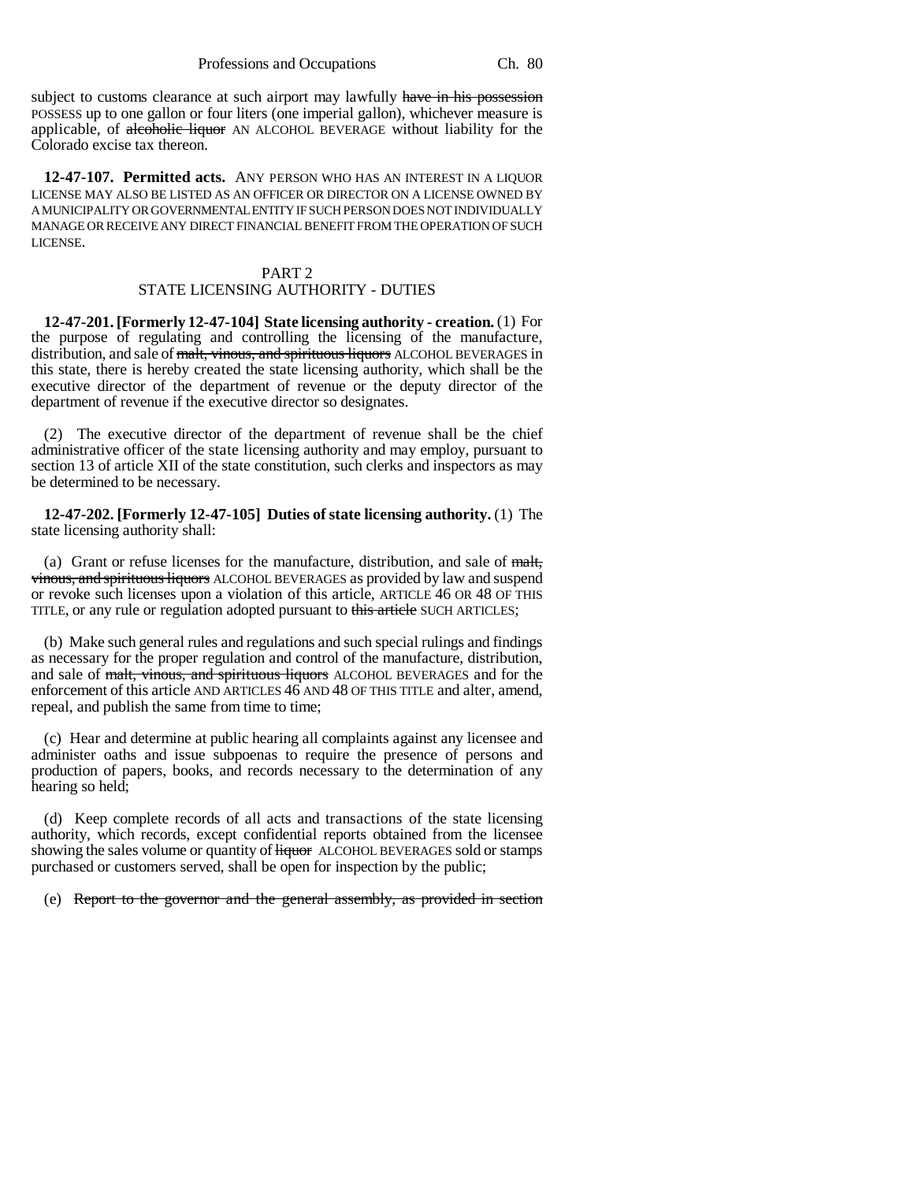subject to customs clearance at such airport may lawfully ~~have in his possession~~ POSSESS up to one gallon or four liters (one imperial gallon), whichever measure is applicable, of ~~alcoholic liquor~~ AN ALCOHOL BEVERAGE without liability for the Colorado excise tax thereon.

**12-47-107. Permitted acts.** ANY PERSON WHO HAS AN INTEREST IN A LIQUOR LICENSE MAY ALSO BE LISTED AS AN OFFICER OR DIRECTOR ON A LICENSE OWNED BY A MUNICIPALITY OR GOVERNMENTAL ENTITY IF SUCH PERSON DOES NOT INDIVIDUALLY MANAGE OR RECEIVE ANY DIRECT FINANCIAL BENEFIT FROM THE OPERATION OF SUCH LICENSE.

PART 2
STATE LICENSING AUTHORITY - DUTIES

**12-47-201. [Formerly 12-47-104] State licensing authority - creation.** (1) For the purpose of regulating and controlling the licensing of the manufacture, distribution, and sale of ~~malt, vinous, and spirituous liquors~~ ALCOHOL BEVERAGES in this state, there is hereby created the state licensing authority, which shall be the executive director of the department of revenue or the deputy director of the department of revenue if the executive director so designates.

(2) The executive director of the department of revenue shall be the chief administrative officer of the state licensing authority and may employ, pursuant to section 13 of article XII of the state constitution, such clerks and inspectors as may be determined to be necessary.

**12-47-202. [Formerly 12-47-105] Duties of state licensing authority.** (1) The state licensing authority shall:

(a) Grant or refuse licenses for the manufacture, distribution, and sale of ~~malt, vinous, and spirituous liquors~~ ALCOHOL BEVERAGES as provided by law and suspend or revoke such licenses upon a violation of this article, ARTICLE 46 OR 48 OF THIS TITLE, or any rule or regulation adopted pursuant to ~~this article~~ SUCH ARTICLES;

(b) Make such general rules and regulations and such special rulings and findings as necessary for the proper regulation and control of the manufacture, distribution, and sale of ~~malt, vinous, and spirituous liquors~~ ALCOHOL BEVERAGES and for the enforcement of this article AND ARTICLES 46 AND 48 OF THIS TITLE and alter, amend, repeal, and publish the same from time to time;

(c) Hear and determine at public hearing all complaints against any licensee and administer oaths and issue subpoenas to require the presence of persons and production of papers, books, and records necessary to the determination of any hearing so held;

(d) Keep complete records of all acts and transactions of the state licensing authority, which records, except confidential reports obtained from the licensee showing the sales volume or quantity of ~~liquor~~ ALCOHOL BEVERAGES sold or stamps purchased or customers served, shall be open for inspection by the public;

(e) ~~Report to the governor and the general assembly, as provided in section~~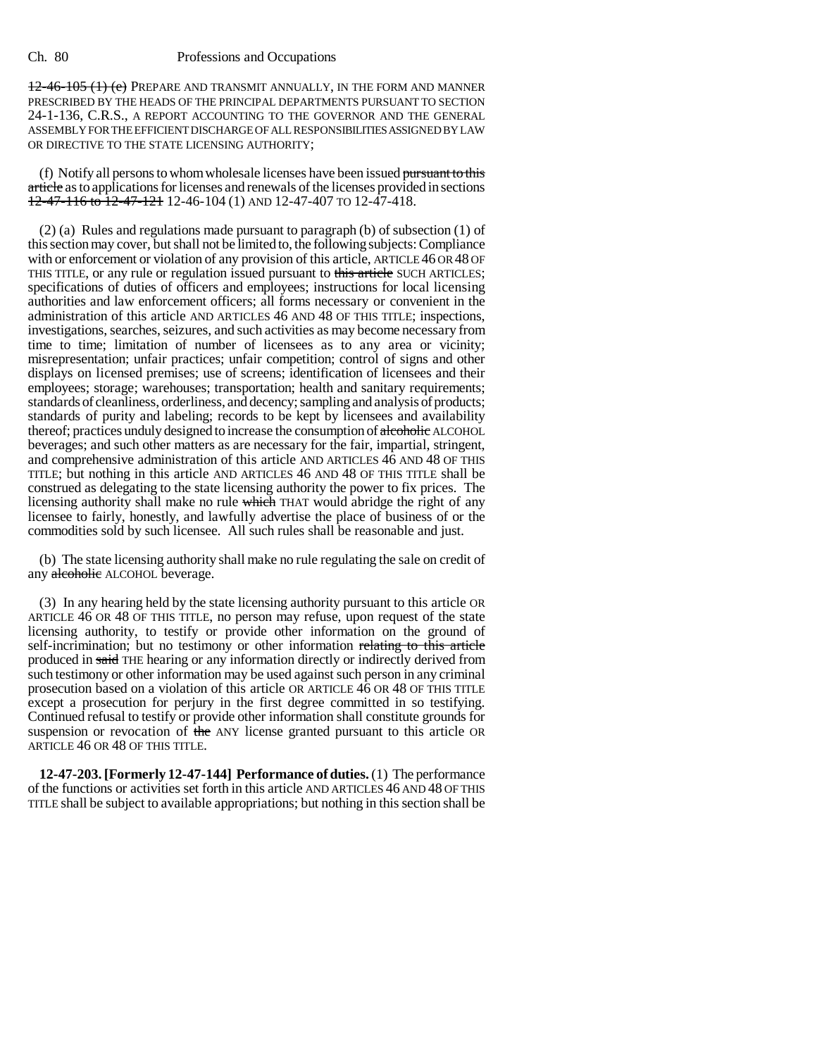12-46-105 (1) (e) PREPARE AND TRANSMIT ANNUALLY, IN THE FORM AND MANNER PRESCRIBED BY THE HEADS OF THE PRINCIPAL DEPARTMENTS PURSUANT TO SECTION 24-1-136, C.R.S., A REPORT ACCOUNTING TO THE GOVERNOR AND THE GENERAL ASSEMBLY FOR THE EFFICIENT DISCHARGE OF ALL RESPONSIBILITIES ASSIGNED BY LAW OR DIRECTIVE TO THE STATE LICENSING AUTHORITY;

(f) Notify all persons to whom wholesale licenses have been issued pursuant to this article as to applications for licenses and renewals of the licenses provided in sections 12-47-116 to 12-47-121 12-46-104 (1) AND 12-47-407 TO 12-47-418.

(2) (a) Rules and regulations made pursuant to paragraph (b) of subsection (1) of this section may cover, but shall not be limited to, the following subjects: Compliance with or enforcement or violation of any provision of this article, ARTICLE 46 OR 48 OF THIS TITLE, or any rule or regulation issued pursuant to this article SUCH ARTICLES; specifications of duties of officers and employees; instructions for local licensing authorities and law enforcement officers; all forms necessary or convenient in the administration of this article AND ARTICLES 46 AND 48 OF THIS TITLE; inspections, investigations, searches, seizures, and such activities as may become necessary from time to time; limitation of number of licensees as to any area or vicinity; misrepresentation; unfair practices; unfair competition; control of signs and other displays on licensed premises; use of screens; identification of licensees and their employees; storage; warehouses; transportation; health and sanitary requirements; standards of cleanliness, orderliness, and decency; sampling and analysis of products; standards of purity and labeling; records to be kept by licensees and availability thereof; practices unduly designed to increase the consumption of alcoholic ALCOHOL beverages; and such other matters as are necessary for the fair, impartial, stringent, and comprehensive administration of this article AND ARTICLES 46 AND 48 OF THIS TITLE; but nothing in this article AND ARTICLES 46 AND 48 OF THIS TITLE shall be construed as delegating to the state licensing authority the power to fix prices. The licensing authority shall make no rule which THAT would abridge the right of any licensee to fairly, honestly, and lawfully advertise the place of business of or the commodities sold by such licensee. All such rules shall be reasonable and just.

(b) The state licensing authority shall make no rule regulating the sale on credit of any alcoholic ALCOHOL beverage.

(3) In any hearing held by the state licensing authority pursuant to this article OR ARTICLE 46 OR 48 OF THIS TITLE, no person may refuse, upon request of the state licensing authority, to testify or provide other information on the ground of self-incrimination; but no testimony or other information relating to this article produced in said THE hearing or any information directly or indirectly derived from such testimony or other information may be used against such person in any criminal prosecution based on a violation of this article OR ARTICLE 46 OR 48 OF THIS TITLE except a prosecution for perjury in the first degree committed in so testifying. Continued refusal to testify or provide other information shall constitute grounds for suspension or revocation of the ANY license granted pursuant to this article OR ARTICLE 46 OR 48 OF THIS TITLE.

**12-47-203. [Formerly 12-47-144] Performance of duties.** (1) The performance of the functions or activities set forth in this article AND ARTICLES 46 AND 48 OF THIS TITLE shall be subject to available appropriations; but nothing in this section shall be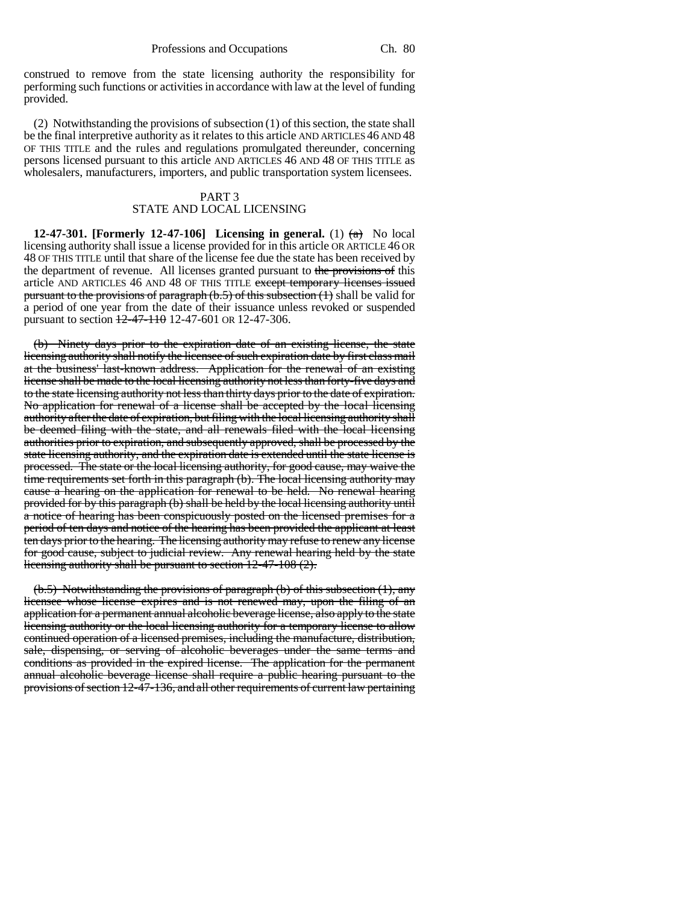construed to remove from the state licensing authority the responsibility for performing such functions or activities in accordance with law at the level of funding provided.

(2) Notwithstanding the provisions of subsection (1) of this section, the state shall be the final interpretive authority as it relates to this article AND ARTICLES 46 AND 48 OF THIS TITLE and the rules and regulations promulgated thereunder, concerning persons licensed pursuant to this article AND ARTICLES 46 AND 48 OF THIS TITLE as wholesalers, manufacturers, importers, and public transportation system licensees.

## PART 3
## STATE AND LOCAL LICENSING

**12-47-301. [Formerly 12-47-106] Licensing in general.** (1) ~~(a)~~ No local licensing authority shall issue a license provided for in this article OR ARTICLE 46 OR 48 OF THIS TITLE until that share of the license fee due the state has been received by the department of revenue. All licenses granted pursuant to ~~the provisions of~~ this article AND ARTICLES 46 AND 48 OF THIS TITLE ~~except temporary licenses issued pursuant to the provisions of paragraph (b.5) of this subsection (1)~~ shall be valid for a period of one year from the date of their issuance unless revoked or suspended pursuant to section ~~12-47-110~~ 12-47-601 OR 12-47-306.

~~(b) Ninety days prior to the expiration date of an existing license, the state licensing authority shall notify the licensee of such expiration date by first class mail at the business' last-known address. Application for the renewal of an existing license shall be made to the local licensing authority not less than forty-five days and to the state licensing authority not less than thirty days prior to the date of expiration. No application for renewal of a license shall be accepted by the local licensing authority after the date of expiration, but filing with the local licensing authority shall be deemed filing with the state, and all renewals filed with the local licensing authorities prior to expiration, and subsequently approved, shall be processed by the state licensing authority, and the expiration date is extended until the state license is processed. The state or the local licensing authority, for good cause, may waive the time requirements set forth in this paragraph (b). The local licensing authority may cause a hearing on the application for renewal to be held. No renewal hearing provided for by this paragraph (b) shall be held by the local licensing authority until a notice of hearing has been conspicuously posted on the licensed premises for a period of ten days and notice of the hearing has been provided the applicant at least ten days prior to the hearing. The licensing authority may refuse to renew any license for good cause, subject to judicial review. Any renewal hearing held by the state licensing authority shall be pursuant to section 12-47-108 (2).~~

~~(b.5) Notwithstanding the provisions of paragraph (b) of this subsection (1), any licensee whose license expires and is not renewed may, upon the filing of an application for a permanent annual alcoholic beverage license, also apply to the state licensing authority or the local licensing authority for a temporary license to allow continued operation of a licensed premises, including the manufacture, distribution, sale, dispensing, or serving of alcoholic beverages under the same terms and conditions as provided in the expired license. The application for the permanent annual alcoholic beverage license shall require a public hearing pursuant to the provisions of section 12-47-136, and all other requirements of current law pertaining~~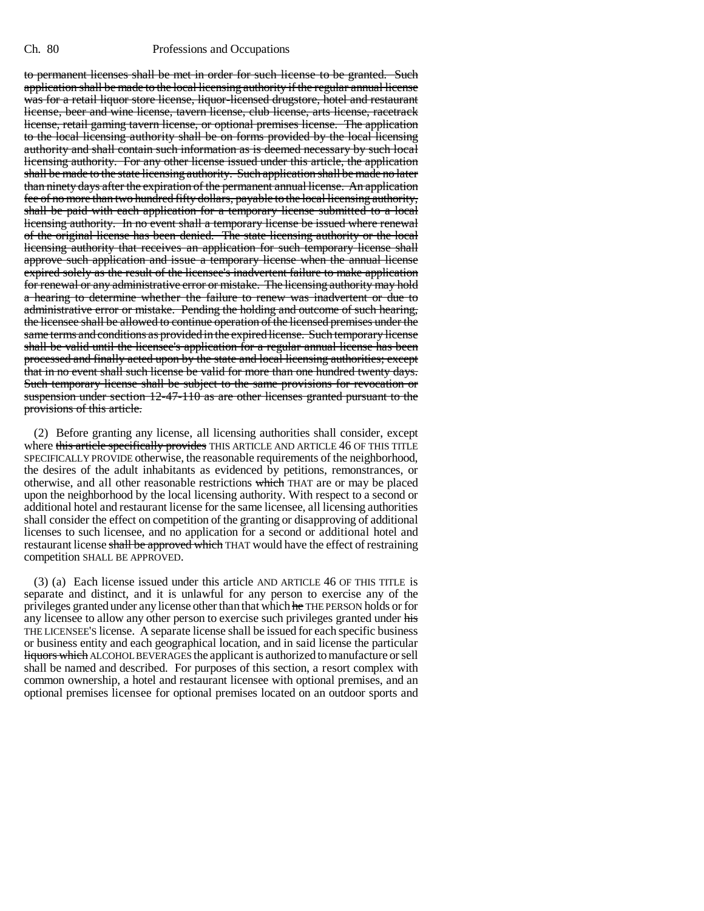~~to permanent licenses shall be met in order for such license to be granted. Such application shall be made to the local licensing authority if the regular annual license was for a retail liquor store license, liquor-licensed drugstore, hotel and restaurant license, beer and wine license, tavern license, club license, arts license, racetrack license, retail gaming tavern license, or optional premises license. The application to the local licensing authority shall be on forms provided by the local licensing authority and shall contain such information as is deemed necessary by such local licensing authority. For any other license issued under this article, the application shall be made to the state licensing authority. Such application shall be made no later than ninety days after the expiration of the permanent annual license. An application fee of no more than two hundred fifty dollars, payable to the local licensing authority, shall be paid with each application for a temporary license submitted to a local licensing authority. In no event shall a temporary license be issued where renewal of the original license has been denied. The state licensing authority or the local licensing authority that receives an application for such temporary license shall approve such application and issue a temporary license when the annual license expired solely as the result of the licensee's inadvertent failure to make application for renewal or any administrative error or mistake. The licensing authority may hold a hearing to determine whether the failure to renew was inadvertent or due to administrative error or mistake. Pending the holding and outcome of such hearing, the licensee shall be allowed to continue operation of the licensed premises under the same terms and conditions as provided in the expired license. Such temporary license shall be valid until the licensee's application for a regular annual license has been processed and finally acted upon by the state and local licensing authorities; except that in no event shall such license be valid for more than one hundred twenty days. Such temporary license shall be subject to the same provisions for revocation or suspension under section 12-47-110 as are other licenses granted pursuant to the provisions of this article.~~

(2) Before granting any license, all licensing authorities shall consider, except where ~~this article specifically provides~~ THIS ARTICLE AND ARTICLE 46 OF THIS TITLE SPECIFICALLY PROVIDE otherwise, the reasonable requirements of the neighborhood, the desires of the adult inhabitants as evidenced by petitions, remonstrances, or otherwise, and all other reasonable restrictions ~~which~~ THAT are or may be placed upon the neighborhood by the local licensing authority. With respect to a second or additional hotel and restaurant license for the same licensee, all licensing authorities shall consider the effect on competition of the granting or disapproving of additional licenses to such licensee, and no application for a second or additional hotel and restaurant license ~~shall be approved which~~ THAT would have the effect of restraining competition SHALL BE APPROVED.

(3) (a) Each license issued under this article AND ARTICLE 46 OF THIS TITLE is separate and distinct, and it is unlawful for any person to exercise any of the privileges granted under any license other than that which ~~he~~ THE PERSON holds or for any licensee to allow any other person to exercise such privileges granted under ~~his~~ THE LICENSEE'S license. A separate license shall be issued for each specific business or business entity and each geographical location, and in said license the particular ~~liquors which~~ ALCOHOL BEVERAGES the applicant is authorized to manufacture or sell shall be named and described. For purposes of this section, a resort complex with common ownership, a hotel and restaurant licensee with optional premises, and an optional premises licensee for optional premises located on an outdoor sports and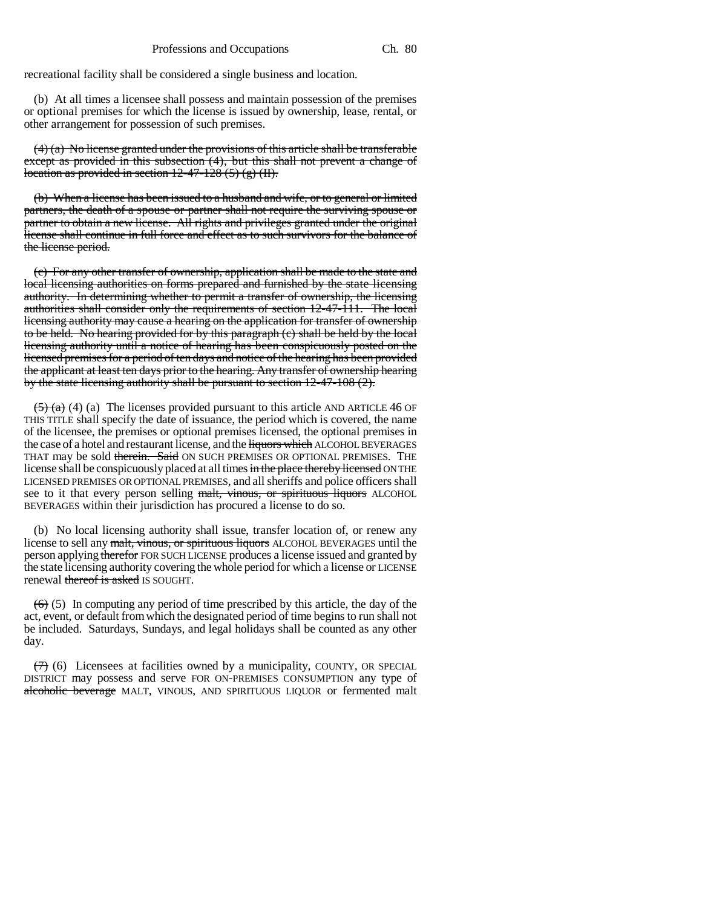recreational facility shall be considered a single business and location.

(b) At all times a licensee shall possess and maintain possession of the premises or optional premises for which the license is issued by ownership, lease, rental, or other arrangement for possession of such premises.

~~(4) (a) No license granted under the provisions of this article shall be transferable except as provided in this subsection (4), but this shall not prevent a change of location as provided in section 12-47-128 (5) (g) (II).~~

~~(b) When a license has been issued to a husband and wife, or to general or limited partners, the death of a spouse or partner shall not require the surviving spouse or partner to obtain a new license. All rights and privileges granted under the original license shall continue in full force and effect as to such survivors for the balance of the license period.~~

~~(c) For any other transfer of ownership, application shall be made to the state and local licensing authorities on forms prepared and furnished by the state licensing authority. In determining whether to permit a transfer of ownership, the licensing authorities shall consider only the requirements of section 12-47-111. The local licensing authority may cause a hearing on the application for transfer of ownership to be held. No hearing provided for by this paragraph (c) shall be held by the local licensing authority until a notice of hearing has been conspicuously posted on the licensed premises for a period of ten days and notice of the hearing has been provided the applicant at least ten days prior to the hearing. Any transfer of ownership hearing by the state licensing authority shall be pursuant to section 12-47-108 (2).~~

~~(5) (a)~~ (4) (a) The licenses provided pursuant to this article AND ARTICLE 46 OF THIS TITLE shall specify the date of issuance, the period which is covered, the name of the licensee, the premises or optional premises licensed, the optional premises in the case of a hotel and restaurant license, and the ~~liquors which~~ ALCOHOL BEVERAGES THAT may be sold ~~therein. Said~~ ON SUCH PREMISES OR OPTIONAL PREMISES. THE license shall be conspicuously placed at all times ~~in the place thereby licensed~~ ON THE LICENSED PREMISES OR OPTIONAL PREMISES, and all sheriffs and police officers shall see to it that every person selling ~~malt, vinous, or spirituous liquors~~ ALCOHOL BEVERAGES within their jurisdiction has procured a license to do so.

(b) No local licensing authority shall issue, transfer location of, or renew any license to sell any ~~malt, vinous, or spirituous liquors~~ ALCOHOL BEVERAGES until the person applying ~~therefor~~ FOR SUCH LICENSE produces a license issued and granted by the state licensing authority covering the whole period for which a license or LICENSE renewal ~~thereof is asked~~ IS SOUGHT.

~~(6)~~ (5) In computing any period of time prescribed by this article, the day of the act, event, or default from which the designated period of time begins to run shall not be included. Saturdays, Sundays, and legal holidays shall be counted as any other day.

~~(7)~~ (6) Licensees at facilities owned by a municipality, COUNTY, OR SPECIAL DISTRICT may possess and serve FOR ON-PREMISES CONSUMPTION any type of ~~alcoholic beverage~~ MALT, VINOUS, AND SPIRITUOUS LIQUOR or fermented malt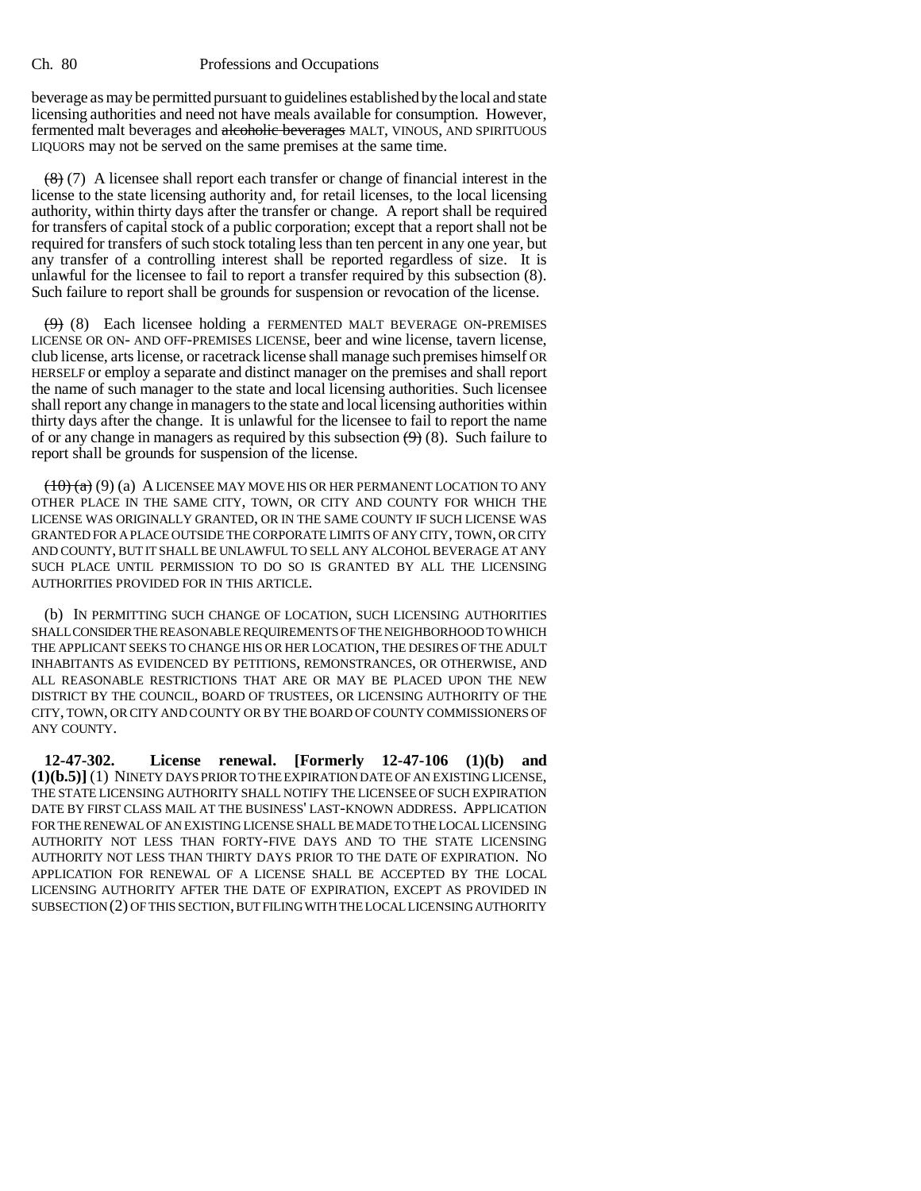beverage as may be permitted pursuant to guidelines established by the local and state licensing authorities and need not have meals available for consumption. However, fermented malt beverages and ~~alcoholic beverages~~ MALT, VINOUS, AND SPIRITUOUS LIQUORS may not be served on the same premises at the same time.

~~(8)~~ (7) A licensee shall report each transfer or change of financial interest in the license to the state licensing authority and, for retail licenses, to the local licensing authority, within thirty days after the transfer or change. A report shall be required for transfers of capital stock of a public corporation; except that a report shall not be required for transfers of such stock totaling less than ten percent in any one year, but any transfer of a controlling interest shall be reported regardless of size. It is unlawful for the licensee to fail to report a transfer required by this subsection (8). Such failure to report shall be grounds for suspension or revocation of the license.

~~(9)~~ (8) Each licensee holding a FERMENTED MALT BEVERAGE ON-PREMISES LICENSE OR ON- AND OFF-PREMISES LICENSE, beer and wine license, tavern license, club license, arts license, or racetrack license shall manage such premises himself OR HERSELF or employ a separate and distinct manager on the premises and shall report the name of such manager to the state and local licensing authorities. Such licensee shall report any change in managers to the state and local licensing authorities within thirty days after the change. It is unlawful for the licensee to fail to report the name of or any change in managers as required by this subsection ~~(9)~~ (8). Such failure to report shall be grounds for suspension of the license.

~~(10) (a)~~ (9) (a) A LICENSEE MAY MOVE HIS OR HER PERMANENT LOCATION TO ANY OTHER PLACE IN THE SAME CITY, TOWN, OR CITY AND COUNTY FOR WHICH THE LICENSE WAS ORIGINALLY GRANTED, OR IN THE SAME COUNTY IF SUCH LICENSE WAS GRANTED FOR A PLACE OUTSIDE THE CORPORATE LIMITS OF ANY CITY, TOWN, OR CITY AND COUNTY, BUT IT SHALL BE UNLAWFUL TO SELL ANY ALCOHOL BEVERAGE AT ANY SUCH PLACE UNTIL PERMISSION TO DO SO IS GRANTED BY ALL THE LICENSING AUTHORITIES PROVIDED FOR IN THIS ARTICLE.

(b) IN PERMITTING SUCH CHANGE OF LOCATION, SUCH LICENSING AUTHORITIES SHALL CONSIDER THE REASONABLE REQUIREMENTS OF THE NEIGHBORHOOD TO WHICH THE APPLICANT SEEKS TO CHANGE HIS OR HER LOCATION, THE DESIRES OF THE ADULT INHABITANTS AS EVIDENCED BY PETITIONS, REMONSTRANCES, OR OTHERWISE, AND ALL REASONABLE RESTRICTIONS THAT ARE OR MAY BE PLACED UPON THE NEW DISTRICT BY THE COUNCIL, BOARD OF TRUSTEES, OR LICENSING AUTHORITY OF THE CITY, TOWN, OR CITY AND COUNTY OR BY THE BOARD OF COUNTY COMMISSIONERS OF ANY COUNTY.

**12-47-302. License renewal. [Formerly 12-47-106 (1)(b) and (1)(b.5)]** (1) NINETY DAYS PRIOR TO THE EXPIRATION DATE OF AN EXISTING LICENSE, THE STATE LICENSING AUTHORITY SHALL NOTIFY THE LICENSEE OF SUCH EXPIRATION DATE BY FIRST CLASS MAIL AT THE BUSINESS' LAST-KNOWN ADDRESS. APPLICATION FOR THE RENEWAL OF AN EXISTING LICENSE SHALL BE MADE TO THE LOCAL LICENSING AUTHORITY NOT LESS THAN FORTY-FIVE DAYS AND TO THE STATE LICENSING AUTHORITY NOT LESS THAN THIRTY DAYS PRIOR TO THE DATE OF EXPIRATION. NO APPLICATION FOR RENEWAL OF A LICENSE SHALL BE ACCEPTED BY THE LOCAL LICENSING AUTHORITY AFTER THE DATE OF EXPIRATION, EXCEPT AS PROVIDED IN SUBSECTION (2) OF THIS SECTION, BUT FILING WITH THE LOCAL LICENSING AUTHORITY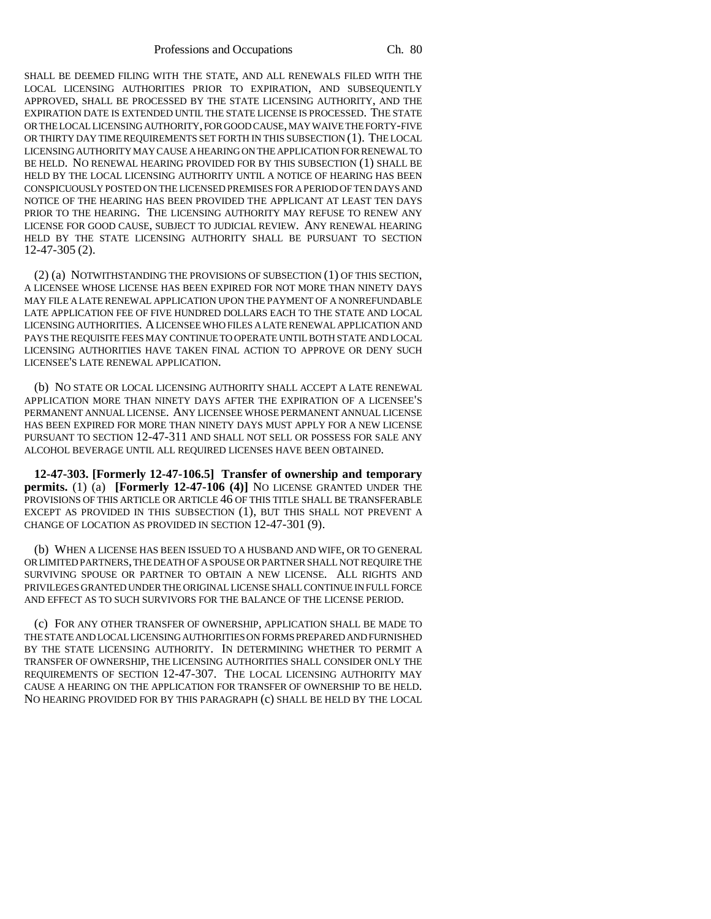SHALL BE DEEMED FILING WITH THE STATE, AND ALL RENEWALS FILED WITH THE LOCAL LICENSING AUTHORITIES PRIOR TO EXPIRATION, AND SUBSEQUENTLY APPROVED, SHALL BE PROCESSED BY THE STATE LICENSING AUTHORITY, AND THE EXPIRATION DATE IS EXTENDED UNTIL THE STATE LICENSE IS PROCESSED. THE STATE OR THE LOCAL LICENSING AUTHORITY, FOR GOOD CAUSE, MAY WAIVE THE FORTY-FIVE OR THIRTY DAY TIME REQUIREMENTS SET FORTH IN THIS SUBSECTION (1). THE LOCAL LICENSING AUTHORITY MAY CAUSE A HEARING ON THE APPLICATION FOR RENEWAL TO BE HELD. NO RENEWAL HEARING PROVIDED FOR BY THIS SUBSECTION (1) SHALL BE HELD BY THE LOCAL LICENSING AUTHORITY UNTIL A NOTICE OF HEARING HAS BEEN CONSPICUOUSLY POSTED ON THE LICENSED PREMISES FOR A PERIOD OF TEN DAYS AND NOTICE OF THE HEARING HAS BEEN PROVIDED THE APPLICANT AT LEAST TEN DAYS PRIOR TO THE HEARING. THE LICENSING AUTHORITY MAY REFUSE TO RENEW ANY LICENSE FOR GOOD CAUSE, SUBJECT TO JUDICIAL REVIEW. ANY RENEWAL HEARING HELD BY THE STATE LICENSING AUTHORITY SHALL BE PURSUANT TO SECTION 12-47-305 (2).

(2) (a) NOTWITHSTANDING THE PROVISIONS OF SUBSECTION (1) OF THIS SECTION, A LICENSEE WHOSE LICENSE HAS BEEN EXPIRED FOR NOT MORE THAN NINETY DAYS MAY FILE A LATE RENEWAL APPLICATION UPON THE PAYMENT OF A NONREFUNDABLE LATE APPLICATION FEE OF FIVE HUNDRED DOLLARS EACH TO THE STATE AND LOCAL LICENSING AUTHORITIES. A LICENSEE WHO FILES A LATE RENEWAL APPLICATION AND PAYS THE REQUISITE FEES MAY CONTINUE TO OPERATE UNTIL BOTH STATE AND LOCAL LICENSING AUTHORITIES HAVE TAKEN FINAL ACTION TO APPROVE OR DENY SUCH LICENSEE'S LATE RENEWAL APPLICATION.

(b) NO STATE OR LOCAL LICENSING AUTHORITY SHALL ACCEPT A LATE RENEWAL APPLICATION MORE THAN NINETY DAYS AFTER THE EXPIRATION OF A LICENSEE'S PERMANENT ANNUAL LICENSE. ANY LICENSEE WHOSE PERMANENT ANNUAL LICENSE HAS BEEN EXPIRED FOR MORE THAN NINETY DAYS MUST APPLY FOR A NEW LICENSE PURSUANT TO SECTION 12-47-311 AND SHALL NOT SELL OR POSSESS FOR SALE ANY ALCOHOL BEVERAGE UNTIL ALL REQUIRED LICENSES HAVE BEEN OBTAINED.

**12-47-303. [Formerly 12-47-106.5] Transfer of ownership and temporary permits.** (1) (a) **[Formerly 12-47-106 (4)]** NO LICENSE GRANTED UNDER THE PROVISIONS OF THIS ARTICLE OR ARTICLE 46 OF THIS TITLE SHALL BE TRANSFERABLE EXCEPT AS PROVIDED IN THIS SUBSECTION (1), BUT THIS SHALL NOT PREVENT A CHANGE OF LOCATION AS PROVIDED IN SECTION 12-47-301 (9).

(b) WHEN A LICENSE HAS BEEN ISSUED TO A HUSBAND AND WIFE, OR TO GENERAL OR LIMITED PARTNERS, THE DEATH OF A SPOUSE OR PARTNER SHALL NOT REQUIRE THE SURVIVING SPOUSE OR PARTNER TO OBTAIN A NEW LICENSE. ALL RIGHTS AND PRIVILEGES GRANTED UNDER THE ORIGINAL LICENSE SHALL CONTINUE IN FULL FORCE AND EFFECT AS TO SUCH SURVIVORS FOR THE BALANCE OF THE LICENSE PERIOD.

(c) FOR ANY OTHER TRANSFER OF OWNERSHIP, APPLICATION SHALL BE MADE TO THE STATE AND LOCAL LICENSING AUTHORITIES ON FORMS PREPARED AND FURNISHED BY THE STATE LICENSING AUTHORITY. IN DETERMINING WHETHER TO PERMIT A TRANSFER OF OWNERSHIP, THE LICENSING AUTHORITIES SHALL CONSIDER ONLY THE REQUIREMENTS OF SECTION 12-47-307. THE LOCAL LICENSING AUTHORITY MAY CAUSE A HEARING ON THE APPLICATION FOR TRANSFER OF OWNERSHIP TO BE HELD. NO HEARING PROVIDED FOR BY THIS PARAGRAPH (c) SHALL BE HELD BY THE LOCAL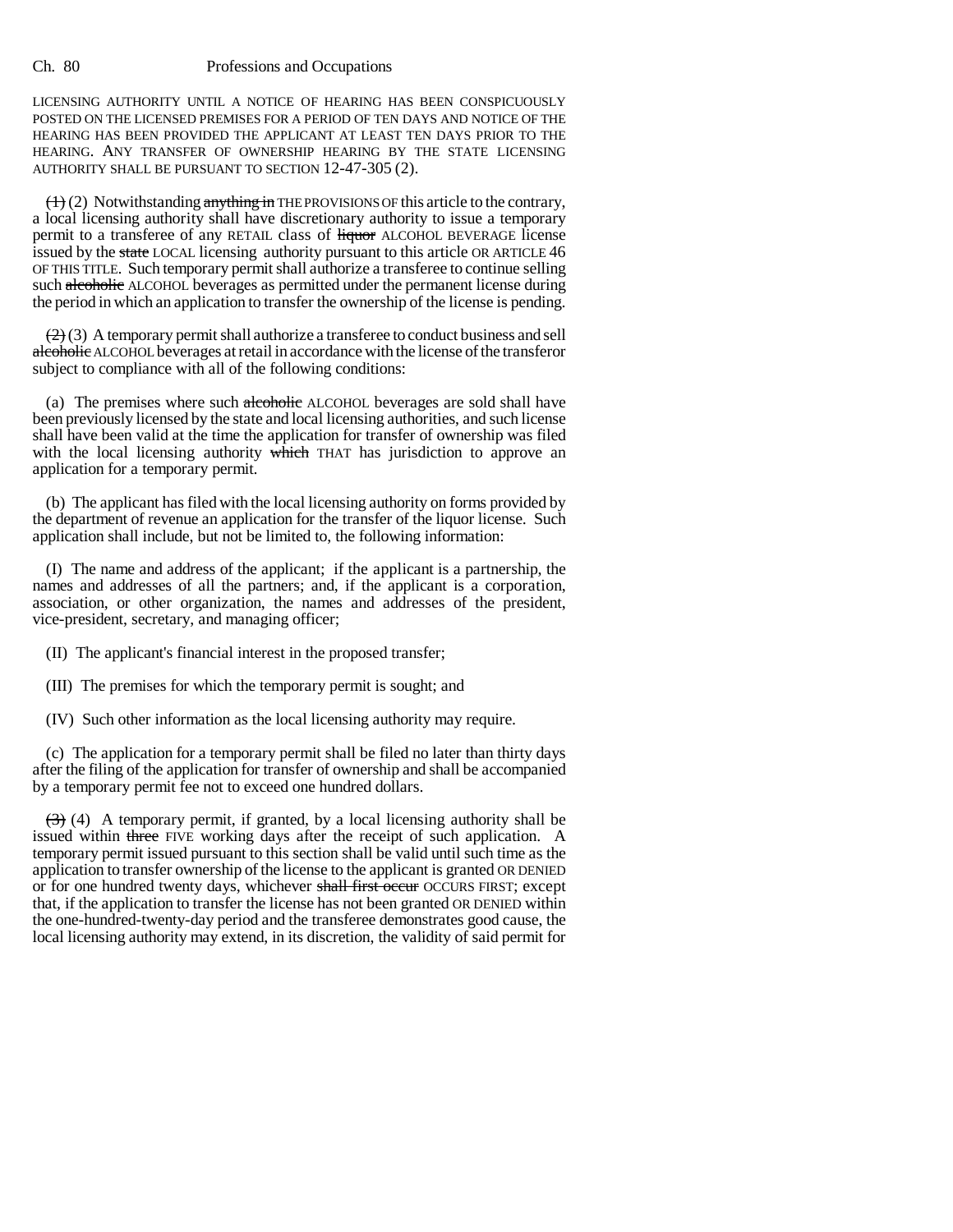LICENSING AUTHORITY UNTIL A NOTICE OF HEARING HAS BEEN CONSPICUOUSLY POSTED ON THE LICENSED PREMISES FOR A PERIOD OF TEN DAYS AND NOTICE OF THE HEARING HAS BEEN PROVIDED THE APPLICANT AT LEAST TEN DAYS PRIOR TO THE HEARING. ANY TRANSFER OF OWNERSHIP HEARING BY THE STATE LICENSING AUTHORITY SHALL BE PURSUANT TO SECTION 12-47-305 (2).

~~(1)~~ (2) Notwithstanding ~~anything in~~ THE PROVISIONS OF this article to the contrary, a local licensing authority shall have discretionary authority to issue a temporary permit to a transferee of any RETAIL class of ~~liquor~~ ALCOHOL BEVERAGE license issued by the ~~state~~ LOCAL licensing authority pursuant to this article OR ARTICLE 46 OF THIS TITLE. Such temporary permit shall authorize a transferee to continue selling such ~~alcoholic~~ ALCOHOL beverages as permitted under the permanent license during the period in which an application to transfer the ownership of the license is pending.

~~(2)~~ (3) A temporary permit shall authorize a transferee to conduct business and sell ~~alcoholic~~ ALCOHOL beverages at retail in accordance with the license of the transferor subject to compliance with all of the following conditions:

(a) The premises where such ~~alcoholic~~ ALCOHOL beverages are sold shall have been previously licensed by the state and local licensing authorities, and such license shall have been valid at the time the application for transfer of ownership was filed with the local licensing authority ~~which~~ THAT has jurisdiction to approve an application for a temporary permit.

(b) The applicant has filed with the local licensing authority on forms provided by the department of revenue an application for the transfer of the liquor license. Such application shall include, but not be limited to, the following information:

(I) The name and address of the applicant; if the applicant is a partnership, the names and addresses of all the partners; and, if the applicant is a corporation, association, or other organization, the names and addresses of the president, vice-president, secretary, and managing officer;

(II) The applicant's financial interest in the proposed transfer;

(III) The premises for which the temporary permit is sought; and

(IV) Such other information as the local licensing authority may require.

(c) The application for a temporary permit shall be filed no later than thirty days after the filing of the application for transfer of ownership and shall be accompanied by a temporary permit fee not to exceed one hundred dollars.

~~(3)~~ (4) A temporary permit, if granted, by a local licensing authority shall be issued within ~~three~~ FIVE working days after the receipt of such application. A temporary permit issued pursuant to this section shall be valid until such time as the application to transfer ownership of the license to the applicant is granted OR DENIED or for one hundred twenty days, whichever ~~shall first occur~~ OCCURS FIRST; except that, if the application to transfer the license has not been granted OR DENIED within the one-hundred-twenty-day period and the transferee demonstrates good cause, the local licensing authority may extend, in its discretion, the validity of said permit for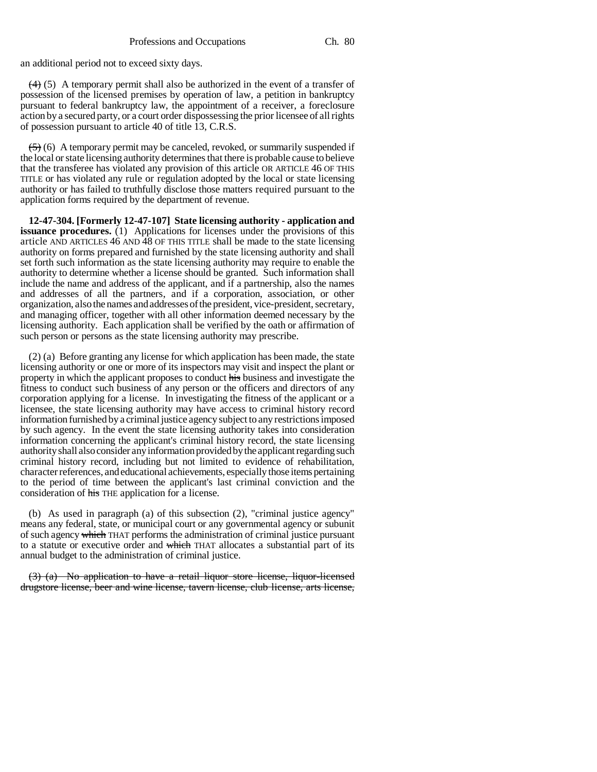an additional period not to exceed sixty days.

~~(4)~~ (5) A temporary permit shall also be authorized in the event of a transfer of possession of the licensed premises by operation of law, a petition in bankruptcy pursuant to federal bankruptcy law, the appointment of a receiver, a foreclosure action by a secured party, or a court order dispossessing the prior licensee of all rights of possession pursuant to article 40 of title 13, C.R.S.

~~(5)~~ (6) A temporary permit may be canceled, revoked, or summarily suspended if the local or state licensing authority determines that there is probable cause to believe that the transferee has violated any provision of this article OR ARTICLE 46 OF THIS TITLE or has violated any rule or regulation adopted by the local or state licensing authority or has failed to truthfully disclose those matters required pursuant to the application forms required by the department of revenue.

**12-47-304. [Formerly 12-47-107] State licensing authority - application and issuance procedures.** (1) Applications for licenses under the provisions of this article AND ARTICLES 46 AND 48 OF THIS TITLE shall be made to the state licensing authority on forms prepared and furnished by the state licensing authority and shall set forth such information as the state licensing authority may require to enable the authority to determine whether a license should be granted. Such information shall include the name and address of the applicant, and if a partnership, also the names and addresses of all the partners, and if a corporation, association, or other organization, also the names and addresses of the president, vice-president, secretary, and managing officer, together with all other information deemed necessary by the licensing authority. Each application shall be verified by the oath or affirmation of such person or persons as the state licensing authority may prescribe.

(2) (a) Before granting any license for which application has been made, the state licensing authority or one or more of its inspectors may visit and inspect the plant or property in which the applicant proposes to conduct ~~his~~ business and investigate the fitness to conduct such business of any person or the officers and directors of any corporation applying for a license. In investigating the fitness of the applicant or a licensee, the state licensing authority may have access to criminal history record information furnished by a criminal justice agency subject to any restrictions imposed by such agency. In the event the state licensing authority takes into consideration information concerning the applicant's criminal history record, the state licensing authority shall also consider any information provided by the applicant regarding such criminal history record, including but not limited to evidence of rehabilitation, character references, and educational achievements, especially those items pertaining to the period of time between the applicant's last criminal conviction and the consideration of ~~his~~ THE application for a license.

(b) As used in paragraph (a) of this subsection (2), "criminal justice agency" means any federal, state, or municipal court or any governmental agency or subunit of such agency ~~which~~ THAT performs the administration of criminal justice pursuant to a statute or executive order and ~~which~~ THAT allocates a substantial part of its annual budget to the administration of criminal justice.

~~(3) (a) No application to have a retail liquor store license, liquor-licensed drugstore license, beer and wine license, tavern license, club license, arts license,~~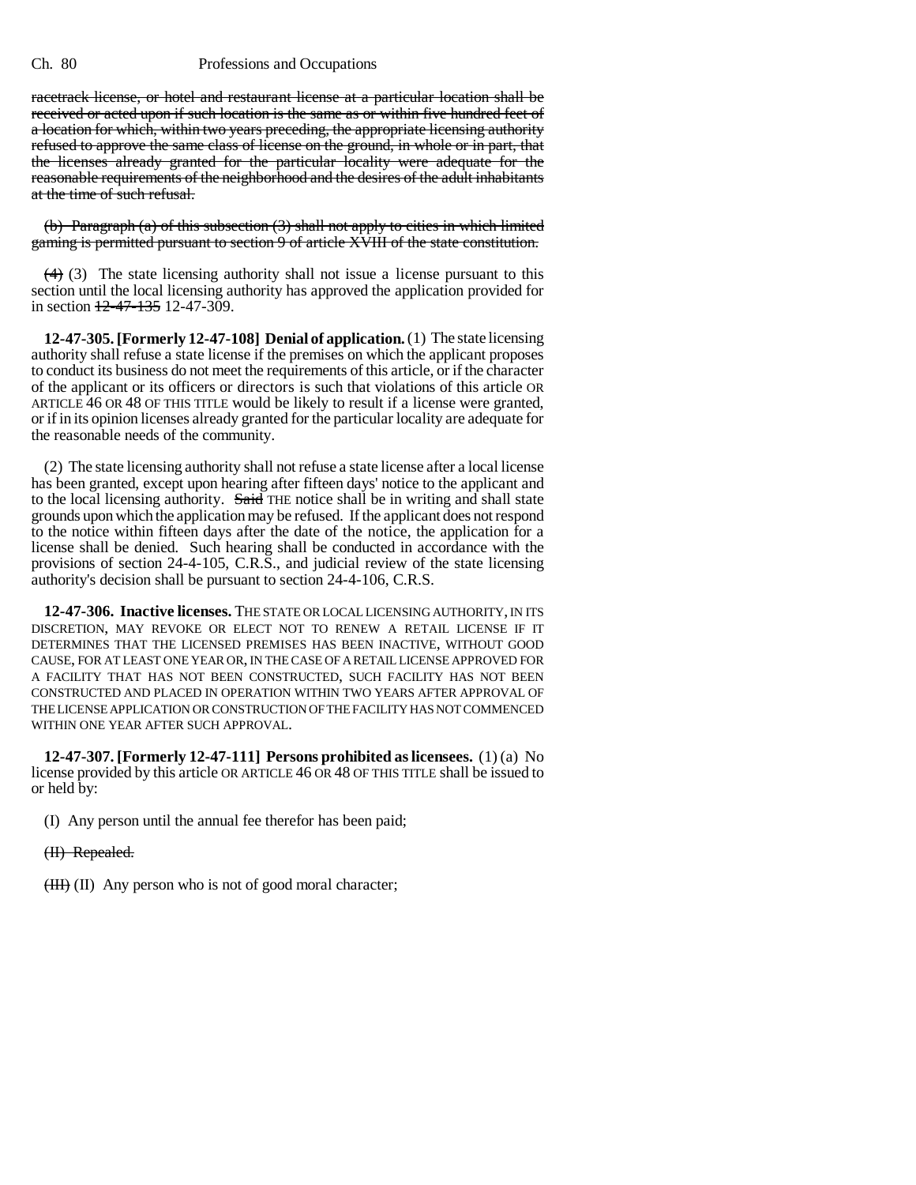~~racetrack license, or hotel and restaurant license at a particular location shall be received or acted upon if such location is the same as or within five hundred feet of a location for which, within two years preceding, the appropriate licensing authority refused to approve the same class of license on the ground, in whole or in part, that the licenses already granted for the particular locality were adequate for the reasonable requirements of the neighborhood and the desires of the adult inhabitants at the time of such refusal.~~

~~(b) Paragraph (a) of this subsection (3) shall not apply to cities in which limited gaming is permitted pursuant to section 9 of article XVIII of the state constitution.~~

~~(4)~~ (3) The state licensing authority shall not issue a license pursuant to this section until the local licensing authority has approved the application provided for in section ~~12-47-135~~ 12-47-309.

**12-47-305. [Formerly 12-47-108] Denial of application.** (1) The state licensing authority shall refuse a state license if the premises on which the applicant proposes to conduct its business do not meet the requirements of this article, or if the character of the applicant or its officers or directors is such that violations of this article OR ARTICLE 46 OR 48 OF THIS TITLE would be likely to result if a license were granted, or if in its opinion licenses already granted for the particular locality are adequate for the reasonable needs of the community.

(2) The state licensing authority shall not refuse a state license after a local license has been granted, except upon hearing after fifteen days' notice to the applicant and to the local licensing authority. ~~Said~~ THE notice shall be in writing and shall state grounds upon which the application may be refused. If the applicant does not respond to the notice within fifteen days after the date of the notice, the application for a license shall be denied. Such hearing shall be conducted in accordance with the provisions of section 24-4-105, C.R.S., and judicial review of the state licensing authority's decision shall be pursuant to section 24-4-106, C.R.S.

**12-47-306. Inactive licenses.** THE STATE OR LOCAL LICENSING AUTHORITY, IN ITS DISCRETION, MAY REVOKE OR ELECT NOT TO RENEW A RETAIL LICENSE IF IT DETERMINES THAT THE LICENSED PREMISES HAS BEEN INACTIVE, WITHOUT GOOD CAUSE, FOR AT LEAST ONE YEAR OR, IN THE CASE OF A RETAIL LICENSE APPROVED FOR A FACILITY THAT HAS NOT BEEN CONSTRUCTED, SUCH FACILITY HAS NOT BEEN CONSTRUCTED AND PLACED IN OPERATION WITHIN TWO YEARS AFTER APPROVAL OF THE LICENSE APPLICATION OR CONSTRUCTION OF THE FACILITY HAS NOT COMMENCED WITHIN ONE YEAR AFTER SUCH APPROVAL.

**12-47-307. [Formerly 12-47-111] Persons prohibited as licensees.** (1) (a) No license provided by this article OR ARTICLE 46 OR 48 OF THIS TITLE shall be issued to or held by:

(I) Any person until the annual fee therefor has been paid;

~~(II) Repealed.~~

~~(III)~~ (II) Any person who is not of good moral character;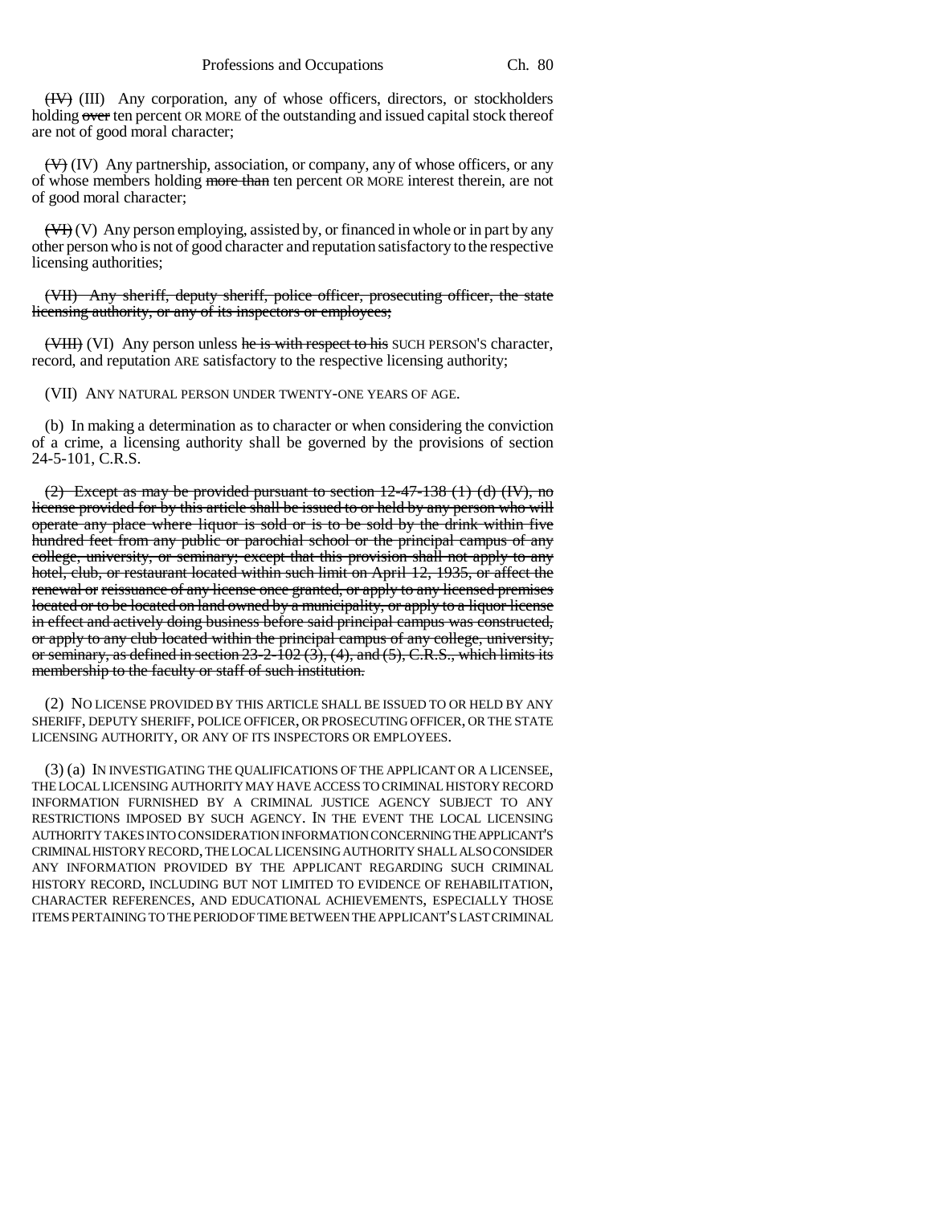~~(IV)~~ (III) Any corporation, any of whose officers, directors, or stockholders holding ~~over~~ ten percent OR MORE of the outstanding and issued capital stock thereof are not of good moral character;

~~(V)~~ (IV) Any partnership, association, or company, any of whose officers, or any of whose members holding ~~more than~~ ten percent OR MORE interest therein, are not of good moral character;

~~(VI)~~ (V) Any person employing, assisted by, or financed in whole or in part by any other person who is not of good character and reputation satisfactory to the respective licensing authorities;

~~(VII) Any sheriff, deputy sheriff, police officer, prosecuting officer, the state licensing authority, or any of its inspectors or employees;~~

~~(VIII)~~ (VI) Any person unless ~~he is with respect to his~~ SUCH PERSON'S character, record, and reputation ARE satisfactory to the respective licensing authority;

(VII) ANY NATURAL PERSON UNDER TWENTY-ONE YEARS OF AGE.

(b) In making a determination as to character or when considering the conviction of a crime, a licensing authority shall be governed by the provisions of section 24-5-101, C.R.S.

~~(2) Except as may be provided pursuant to section 12-47-138 (1) (d) (IV), no license provided for by this article shall be issued to or held by any person who will operate any place where liquor is sold or is to be sold by the drink within five hundred feet from any public or parochial school or the principal campus of any college, university, or seminary; except that this provision shall not apply to any hotel, club, or restaurant located within such limit on April 12, 1935, or affect the renewal or reissuance of any license once granted, or apply to any licensed premises located or to be located on land owned by a municipality, or apply to a liquor license in effect and actively doing business before said principal campus was constructed, or apply to any club located within the principal campus of any college, university, or seminary, as defined in section 23-2-102 (3), (4), and (5), C.R.S., which limits its membership to the faculty or staff of such institution.~~

(2) NO LICENSE PROVIDED BY THIS ARTICLE SHALL BE ISSUED TO OR HELD BY ANY SHERIFF, DEPUTY SHERIFF, POLICE OFFICER, OR PROSECUTING OFFICER, OR THE STATE LICENSING AUTHORITY, OR ANY OF ITS INSPECTORS OR EMPLOYEES.

(3) (a) IN INVESTIGATING THE QUALIFICATIONS OF THE APPLICANT OR A LICENSEE, THE LOCAL LICENSING AUTHORITY MAY HAVE ACCESS TO CRIMINAL HISTORY RECORD INFORMATION FURNISHED BY A CRIMINAL JUSTICE AGENCY SUBJECT TO ANY RESTRICTIONS IMPOSED BY SUCH AGENCY. IN THE EVENT THE LOCAL LICENSING AUTHORITY TAKES INTO CONSIDERATION INFORMATION CONCERNING THE APPLICANT'S CRIMINAL HISTORY RECORD, THE LOCAL LICENSING AUTHORITY SHALL ALSO CONSIDER ANY INFORMATION PROVIDED BY THE APPLICANT REGARDING SUCH CRIMINAL HISTORY RECORD, INCLUDING BUT NOT LIMITED TO EVIDENCE OF REHABILITATION, CHARACTER REFERENCES, AND EDUCATIONAL ACHIEVEMENTS, ESPECIALLY THOSE ITEMS PERTAINING TO THE PERIOD OF TIME BETWEEN THE APPLICANT'S LAST CRIMINAL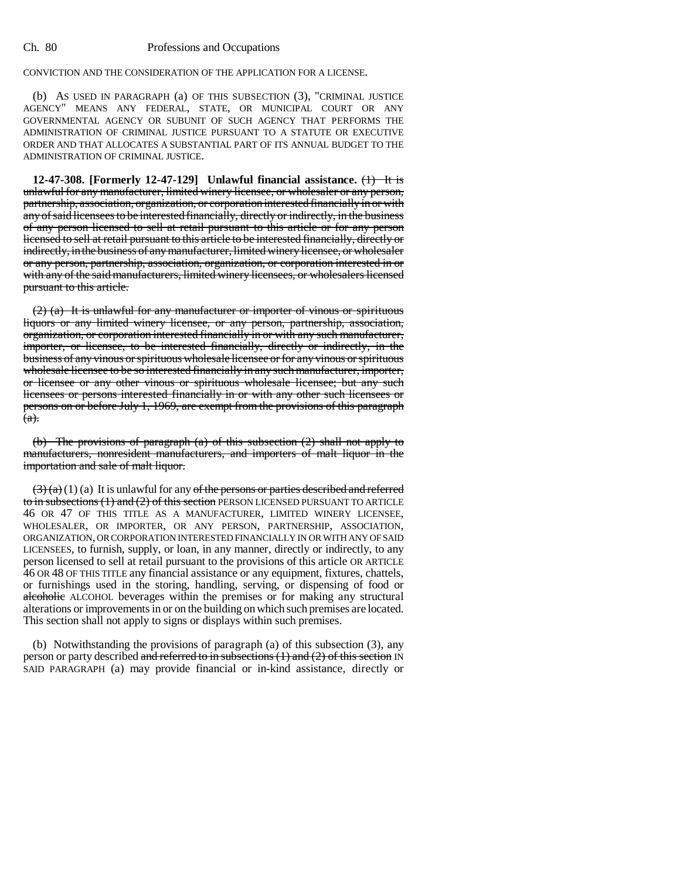CONVICTION AND THE CONSIDERATION OF THE APPLICATION FOR A LICENSE.

(b) AS USED IN PARAGRAPH (a) OF THIS SUBSECTION (3), "CRIMINAL JUSTICE AGENCY" MEANS ANY FEDERAL, STATE, OR MUNICIPAL COURT OR ANY GOVERNMENTAL AGENCY OR SUBUNIT OF SUCH AGENCY THAT PERFORMS THE ADMINISTRATION OF CRIMINAL JUSTICE PURSUANT TO A STATUTE OR EXECUTIVE ORDER AND THAT ALLOCATES A SUBSTANTIAL PART OF ITS ANNUAL BUDGET TO THE ADMINISTRATION OF CRIMINAL JUSTICE.

**12-47-308. [Formerly 12-47-129] Unlawful financial assistance.** ~~(1) It is unlawful for any manufacturer, limited winery licensee, or wholesaler or any person, partnership, association, organization, or corporation interested financially in or with any of said licensees to be interested financially, directly or indirectly, in the business of any person licensed to sell at retail pursuant to this article or for any person licensed to sell at retail pursuant to this article to be interested financially, directly or indirectly, in the business of any manufacturer, limited winery licensee, or wholesaler or any person, partnership, association, organization, or corporation interested in or with any of the said manufacturers, limited winery licensees, or wholesalers licensed pursuant to this article.~~

~~(2) (a) It is unlawful for any manufacturer or importer of vinous or spirituous liquors or any limited winery licensee, or any person, partnership, association, organization, or corporation interested financially in or with any such manufacturer, importer, or licensee, to be interested financially, directly or indirectly, in the business of any vinous or spirituous wholesale licensee or for any vinous or spirituous wholesale licensee to be so interested financially in any such manufacturer, importer, or licensee or any other vinous or spirituous wholesale licensee; but any such licensees or persons interested financially in or with any other such licensees or persons on or before July 1, 1969, are exempt from the provisions of this paragraph (a).~~

~~(b) The provisions of paragraph (a) of this subsection (2) shall not apply to manufacturers, nonresident manufacturers, and importers of malt liquor in the importation and sale of malt liquor.~~

~~(3) (a)~~ (1) (a) It is unlawful for any ~~of the persons or parties described and referred to in subsections (1) and (2) of this section~~ PERSON LICENSED PURSUANT TO ARTICLE 46 OR 47 OF THIS TITLE AS A MANUFACTURER, LIMITED WINERY LICENSEE, WHOLESALER, OR IMPORTER, OR ANY PERSON, PARTNERSHIP, ASSOCIATION, ORGANIZATION, OR CORPORATION INTERESTED FINANCIALLY IN OR WITH ANY OF SAID LICENSEES, to furnish, supply, or loan, in any manner, directly or indirectly, to any person licensed to sell at retail pursuant to the provisions of this article OR ARTICLE 46 OR 48 OF THIS TITLE any financial assistance or any equipment, fixtures, chattels, or furnishings used in the storing, handling, serving, or dispensing of food or ~~alcoholic~~ ALCOHOL beverages within the premises or for making any structural alterations or improvements in or on the building on which such premises are located. This section shall not apply to signs or displays within such premises.

(b) Notwithstanding the provisions of paragraph (a) of this subsection (3), any person or party described ~~and referred to in subsections (1) and (2) of this section~~ IN SAID PARAGRAPH (a) may provide financial or in-kind assistance, directly or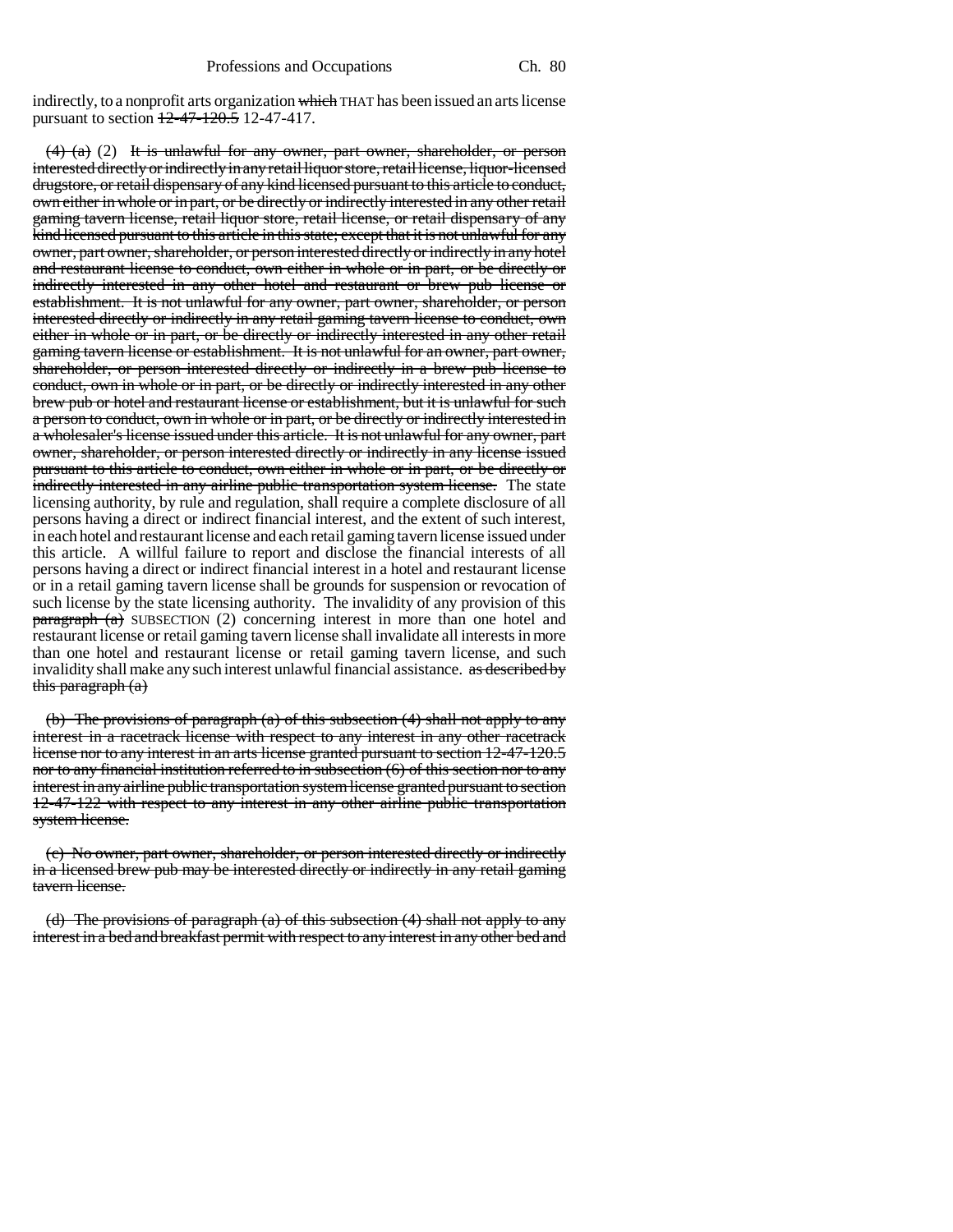indirectly, to a nonprofit arts organization ~~which~~ THAT has been issued an arts license pursuant to section ~~12-47-120.5~~ 12-47-417.

~~(4) (a)~~ (2) ~~It is unlawful for any owner, part owner, shareholder, or person interested directly or indirectly in any retail liquor store, retail license, liquor-licensed drugstore, or retail dispensary of any kind licensed pursuant to this article to conduct, own either in whole or in part, or be directly or indirectly interested in any other retail gaming tavern license, retail liquor store, retail license, or retail dispensary of any kind licensed pursuant to this article in this state; except that it is not unlawful for any owner, part owner, shareholder, or person interested directly or indirectly in any hotel and restaurant license to conduct, own either in whole or in part, or be directly or indirectly interested in any other hotel and restaurant or brew pub license or establishment. It is not unlawful for any owner, part owner, shareholder, or person interested directly or indirectly in any retail gaming tavern license to conduct, own either in whole or in part, or be directly or indirectly interested in any other retail gaming tavern license or establishment. It is not unlawful for an owner, part owner, shareholder, or person interested directly or indirectly in a brew pub license to conduct, own in whole or in part, or be directly or indirectly interested in any other brew pub or hotel and restaurant license or establishment, but it is unlawful for such a person to conduct, own in whole or in part, or be directly or indirectly interested in a wholesaler's license issued under this article. It is not unlawful for any owner, part owner, shareholder, or person interested directly or indirectly in any license issued pursuant to this article to conduct, own either in whole or in part, or be directly or indirectly interested in any airline public transportation system license.~~ The state licensing authority, by rule and regulation, shall require a complete disclosure of all persons having a direct or indirect financial interest, and the extent of such interest, in each hotel and restaurant license and each retail gaming tavern license issued under this article. A willful failure to report and disclose the financial interests of all persons having a direct or indirect financial interest in a hotel and restaurant license or in a retail gaming tavern license shall be grounds for suspension or revocation of such license by the state licensing authority. The invalidity of any provision of this ~~paragraph (a)~~ SUBSECTION (2) concerning interest in more than one hotel and restaurant license or retail gaming tavern license shall invalidate all interests in more than one hotel and restaurant license or retail gaming tavern license, and such invalidity shall make any such interest unlawful financial assistance. ~~as described by this paragraph (a)~~

~~(b) The provisions of paragraph (a) of this subsection (4) shall not apply to any interest in a racetrack license with respect to any interest in any other racetrack license nor to any interest in an arts license granted pursuant to section 12-47-120.5 nor to any financial institution referred to in subsection (6) of this section nor to any interest in any airline public transportation system license granted pursuant to section 12-47-122 with respect to any interest in any other airline public transportation system license.~~

~~(c) No owner, part owner, shareholder, or person interested directly or indirectly in a licensed brew pub may be interested directly or indirectly in any retail gaming tavern license.~~

~~(d) The provisions of paragraph (a) of this subsection (4) shall not apply to any interest in a bed and breakfast permit with respect to any interest in any other bed and~~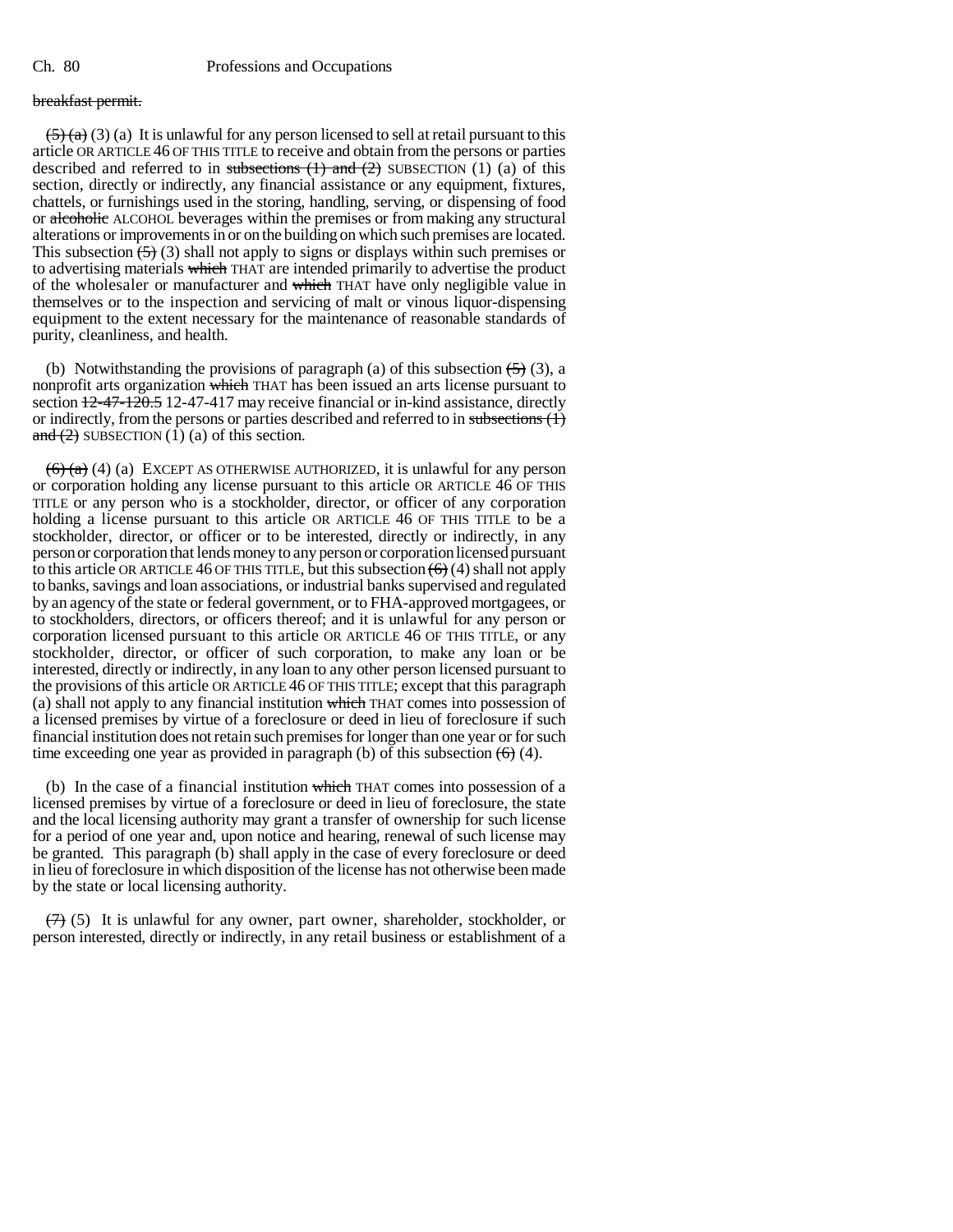~~breakfast permit.~~

~~(5) (a)~~ (3) (a) It is unlawful for any person licensed to sell at retail pursuant to this article OR ARTICLE 46 OF THIS TITLE to receive and obtain from the persons or parties described and referred to in ~~subsections (1) and (2)~~ SUBSECTION (1) (a) of this section, directly or indirectly, any financial assistance or any equipment, fixtures, chattels, or furnishings used in the storing, handling, serving, or dispensing of food or ~~alcoholic~~ ALCOHOL beverages within the premises or from making any structural alterations or improvements in or on the building on which such premises are located. This subsection ~~(5)~~ (3) shall not apply to signs or displays within such premises or to advertising materials ~~which~~ THAT are intended primarily to advertise the product of the wholesaler or manufacturer and ~~which~~ THAT have only negligible value in themselves or to the inspection and servicing of malt or vinous liquor-dispensing equipment to the extent necessary for the maintenance of reasonable standards of purity, cleanliness, and health.

(b) Notwithstanding the provisions of paragraph (a) of this subsection ~~(5)~~ (3), a nonprofit arts organization ~~which~~ THAT has been issued an arts license pursuant to section ~~12-47-120.5~~ 12-47-417 may receive financial or in-kind assistance, directly or indirectly, from the persons or parties described and referred to in ~~subsections (1) and (2)~~ SUBSECTION (1) (a) of this section.

~~(6) (a)~~ (4) (a) EXCEPT AS OTHERWISE AUTHORIZED, it is unlawful for any person or corporation holding any license pursuant to this article OR ARTICLE 46 OF THIS TITLE or any person who is a stockholder, director, or officer of any corporation holding a license pursuant to this article OR ARTICLE 46 OF THIS TITLE to be a stockholder, director, or officer or to be interested, directly or indirectly, in any person or corporation that lends money to any person or corporation licensed pursuant to this article OR ARTICLE 46 OF THIS TITLE, but this subsection ~~(6)~~ (4) shall not apply to banks, savings and loan associations, or industrial banks supervised and regulated by an agency of the state or federal government, or to FHA-approved mortgagees, or to stockholders, directors, or officers thereof; and it is unlawful for any person or corporation licensed pursuant to this article OR ARTICLE 46 OF THIS TITLE, or any stockholder, director, or officer of such corporation, to make any loan or be interested, directly or indirectly, in any loan to any other person licensed pursuant to the provisions of this article OR ARTICLE 46 OF THIS TITLE; except that this paragraph (a) shall not apply to any financial institution ~~which~~ THAT comes into possession of a licensed premises by virtue of a foreclosure or deed in lieu of foreclosure if such financial institution does not retain such premises for longer than one year or for such time exceeding one year as provided in paragraph (b) of this subsection ~~(6)~~ (4).

(b) In the case of a financial institution ~~which~~ THAT comes into possession of a licensed premises by virtue of a foreclosure or deed in lieu of foreclosure, the state and the local licensing authority may grant a transfer of ownership for such license for a period of one year and, upon notice and hearing, renewal of such license may be granted. This paragraph (b) shall apply in the case of every foreclosure or deed in lieu of foreclosure in which disposition of the license has not otherwise been made by the state or local licensing authority.

~~(7)~~ (5) It is unlawful for any owner, part owner, shareholder, stockholder, or person interested, directly or indirectly, in any retail business or establishment of a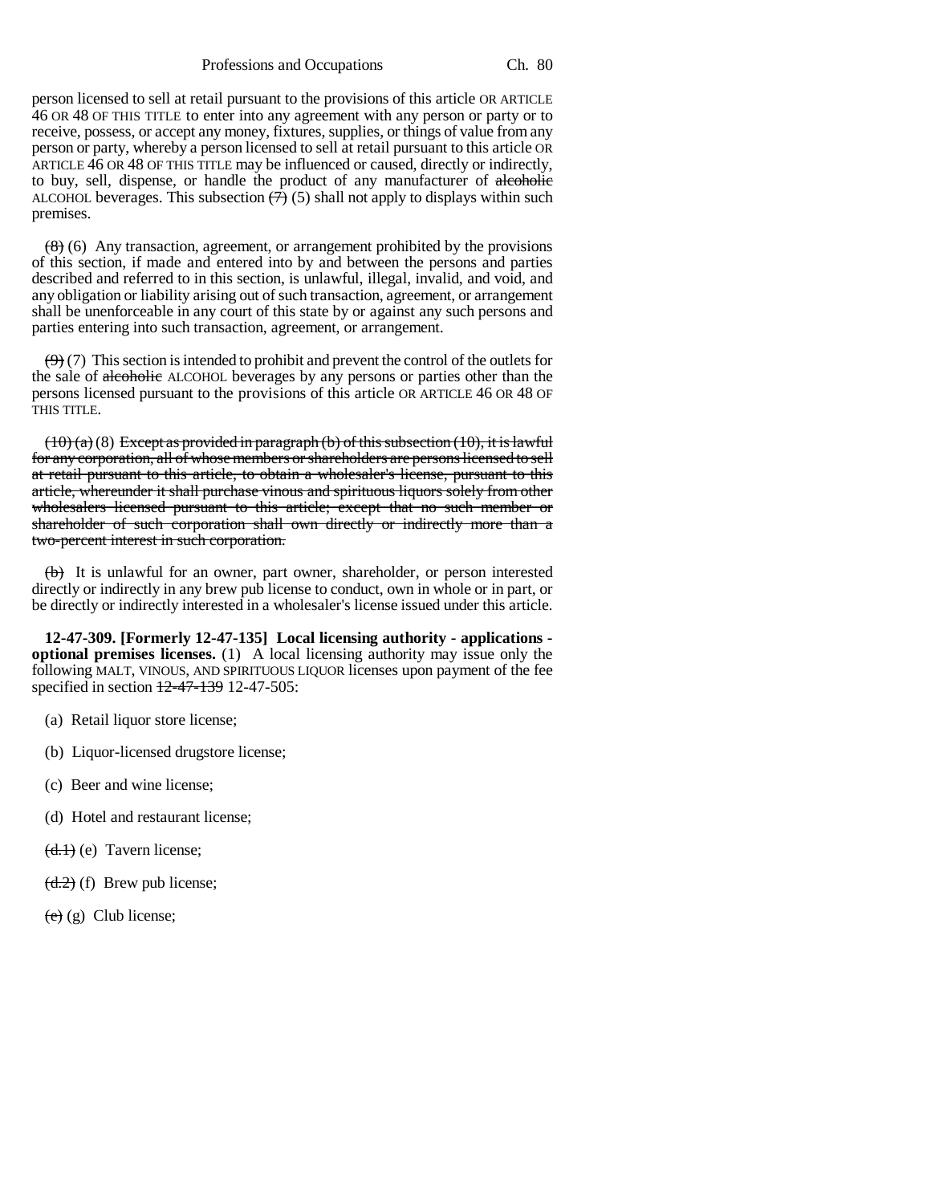person licensed to sell at retail pursuant to the provisions of this article OR ARTICLE 46 OR 48 OF THIS TITLE to enter into any agreement with any person or party or to receive, possess, or accept any money, fixtures, supplies, or things of value from any person or party, whereby a person licensed to sell at retail pursuant to this article OR ARTICLE 46 OR 48 OF THIS TITLE may be influenced or caused, directly or indirectly, to buy, sell, dispense, or handle the product of any manufacturer of ~~alcoholic~~ ALCOHOL beverages. This subsection ~~(7)~~ (5) shall not apply to displays within such premises.

~~(8)~~ (6) Any transaction, agreement, or arrangement prohibited by the provisions of this section, if made and entered into by and between the persons and parties described and referred to in this section, is unlawful, illegal, invalid, and void, and any obligation or liability arising out of such transaction, agreement, or arrangement shall be unenforceable in any court of this state by or against any such persons and parties entering into such transaction, agreement, or arrangement.

~~(9)~~ (7) This section is intended to prohibit and prevent the control of the outlets for the sale of ~~alcoholic~~ ALCOHOL beverages by any persons or parties other than the persons licensed pursuant to the provisions of this article OR ARTICLE 46 OR 48 OF THIS TITLE.

~~(10) (a)~~ (8) ~~Except as provided in paragraph (b) of this subsection (10), it is lawful for any corporation, all of whose members or shareholders are persons licensed to sell at retail pursuant to this article, to obtain a wholesaler's license, pursuant to this article, whereunder it shall purchase vinous and spirituous liquors solely from other wholesalers licensed pursuant to this article; except that no such member or shareholder of such corporation shall own directly or indirectly more than a two-percent interest in such corporation.~~

~~(b)~~ It is unlawful for an owner, part owner, shareholder, or person interested directly or indirectly in any brew pub license to conduct, own in whole or in part, or be directly or indirectly interested in a wholesaler's license issued under this article.

**12-47-309. [Formerly 12-47-135] Local licensing authority - applications - optional premises licenses.** (1) A local licensing authority may issue only the following MALT, VINOUS, AND SPIRITUOUS LIQUOR licenses upon payment of the fee specified in section ~~12-47-139~~ 12-47-505:

(a) Retail liquor store license;

(b) Liquor-licensed drugstore license;

(c) Beer and wine license;

(d) Hotel and restaurant license;

~~(d.1)~~ (e) Tavern license;

~~(d.2)~~ (f) Brew pub license;

~~(e)~~ (g) Club license;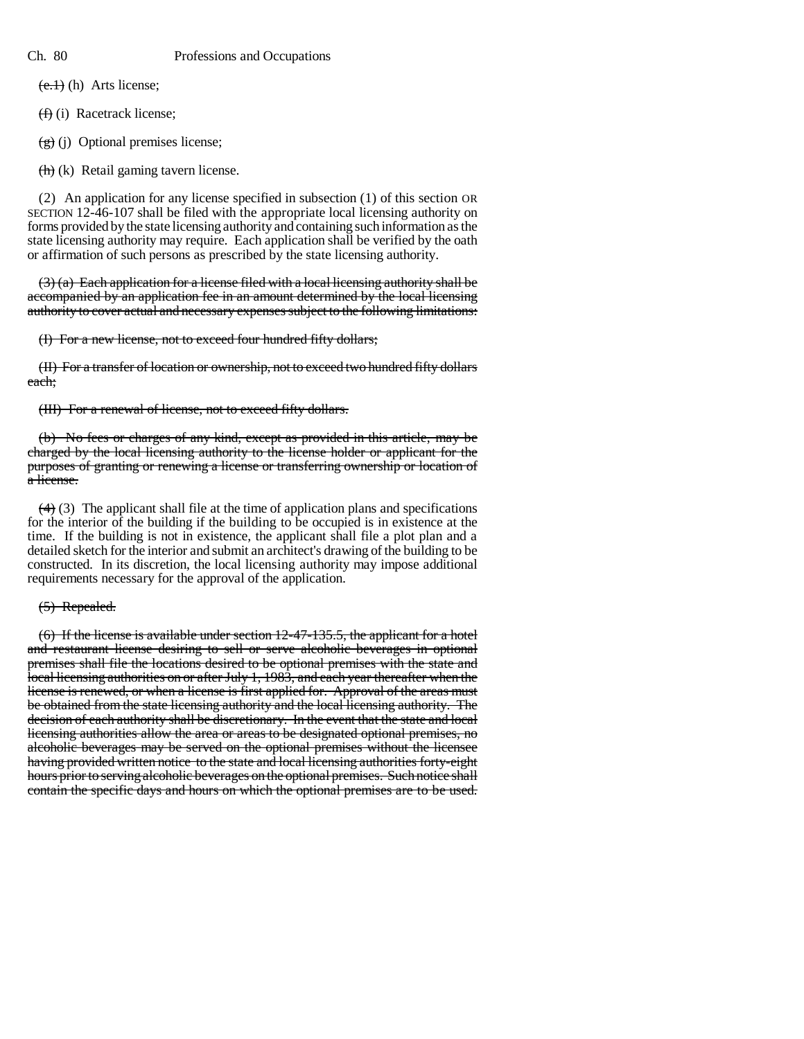~~(e.1)~~ (h) Arts license;

~~(f)~~ (i) Racetrack license;

~~(g)~~ (j) Optional premises license;

~~(h)~~ (k) Retail gaming tavern license.

(2) An application for any license specified in subsection (1) of this section OR SECTION 12-46-107 shall be filed with the appropriate local licensing authority on forms provided by the state licensing authority and containing such information as the state licensing authority may require. Each application shall be verified by the oath or affirmation of such persons as prescribed by the state licensing authority.

~~(3) (a) Each application for a license filed with a local licensing authority shall be accompanied by an application fee in an amount determined by the local licensing authority to cover actual and necessary expenses subject to the following limitations:~~

~~(I) For a new license, not to exceed four hundred fifty dollars;~~

~~(II) For a transfer of location or ownership, not to exceed two hundred fifty dollars each;~~

~~(III) For a renewal of license, not to exceed fifty dollars.~~

~~(b) No fees or charges of any kind, except as provided in this article, may be charged by the local licensing authority to the license holder or applicant for the purposes of granting or renewing a license or transferring ownership or location of a license.~~

~~(4)~~ (3) The applicant shall file at the time of application plans and specifications for the interior of the building if the building to be occupied is in existence at the time. If the building is not in existence, the applicant shall file a plot plan and a detailed sketch for the interior and submit an architect's drawing of the building to be constructed. In its discretion, the local licensing authority may impose additional requirements necessary for the approval of the application.

~~(5) Repealed.~~

~~(6) If the license is available under section 12-47-135.5, the applicant for a hotel and restaurant license desiring to sell or serve alcoholic beverages in optional premises shall file the locations desired to be optional premises with the state and local licensing authorities on or after July 1, 1983, and each year thereafter when the license is renewed, or when a license is first applied for. Approval of the areas must be obtained from the state licensing authority and the local licensing authority. The decision of each authority shall be discretionary. In the event that the state and local licensing authorities allow the area or areas to be designated optional premises, no alcoholic beverages may be served on the optional premises without the licensee having provided written notice to the state and local licensing authorities forty-eight hours prior to serving alcoholic beverages on the optional premises. Such notice shall contain the specific days and hours on which the optional premises are to be used.~~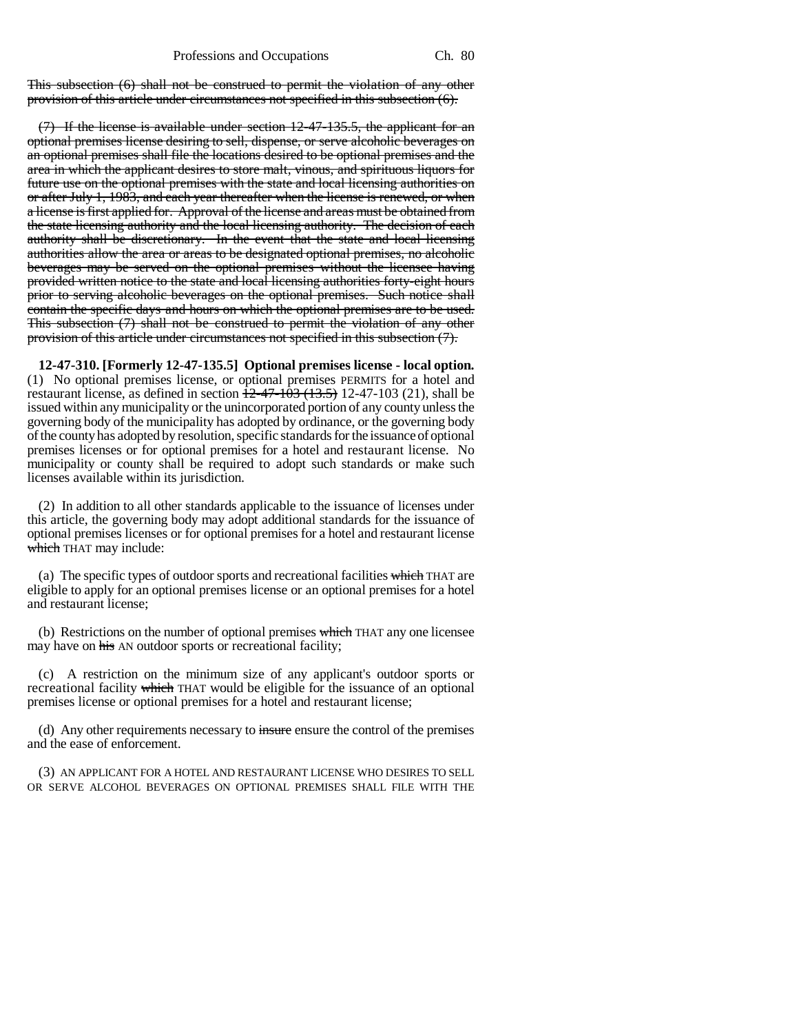~~This subsection (6) shall not be construed to permit the violation of any other provision of this article under circumstances not specified in this subsection (6).~~

~~(7) If the license is available under section 12-47-135.5, the applicant for an optional premises license desiring to sell, dispense, or serve alcoholic beverages on an optional premises shall file the locations desired to be optional premises and the area in which the applicant desires to store malt, vinous, and spirituous liquors for future use on the optional premises with the state and local licensing authorities on or after July 1, 1983, and each year thereafter when the license is renewed, or when a license is first applied for. Approval of the license and areas must be obtained from the state licensing authority and the local licensing authority. The decision of each authority shall be discretionary. In the event that the state and local licensing authorities allow the area or areas to be designated optional premises, no alcoholic beverages may be served on the optional premises without the licensee having provided written notice to the state and local licensing authorities forty-eight hours prior to serving alcoholic beverages on the optional premises. Such notice shall contain the specific days and hours on which the optional premises are to be used. This subsection (7) shall not be construed to permit the violation of any other provision of this article under circumstances not specified in this subsection (7).~~

**12-47-310. [Formerly 12-47-135.5] Optional premises license - local option.** (1) No optional premises license, or optional premises PERMITS for a hotel and restaurant license, as defined in section ~~12-47-103 (13.5)~~ 12-47-103 (21), shall be issued within any municipality or the unincorporated portion of any county unless the governing body of the municipality has adopted by ordinance, or the governing body of the county has adopted by resolution, specific standards for the issuance of optional premises licenses or for optional premises for a hotel and restaurant license. No municipality or county shall be required to adopt such standards or make such licenses available within its jurisdiction.

(2) In addition to all other standards applicable to the issuance of licenses under this article, the governing body may adopt additional standards for the issuance of optional premises licenses or for optional premises for a hotel and restaurant license ~~which~~ THAT may include:

(a) The specific types of outdoor sports and recreational facilities ~~which~~ THAT are eligible to apply for an optional premises license or an optional premises for a hotel and restaurant license;

(b) Restrictions on the number of optional premises ~~which~~ THAT any one licensee may have on ~~his~~ AN outdoor sports or recreational facility;

(c) A restriction on the minimum size of any applicant's outdoor sports or recreational facility ~~which~~ THAT would be eligible for the issuance of an optional premises license or optional premises for a hotel and restaurant license;

(d) Any other requirements necessary to ~~insure~~ ensure the control of the premises and the ease of enforcement.

(3) AN APPLICANT FOR A HOTEL AND RESTAURANT LICENSE WHO DESIRES TO SELL OR SERVE ALCOHOL BEVERAGES ON OPTIONAL PREMISES SHALL FILE WITH THE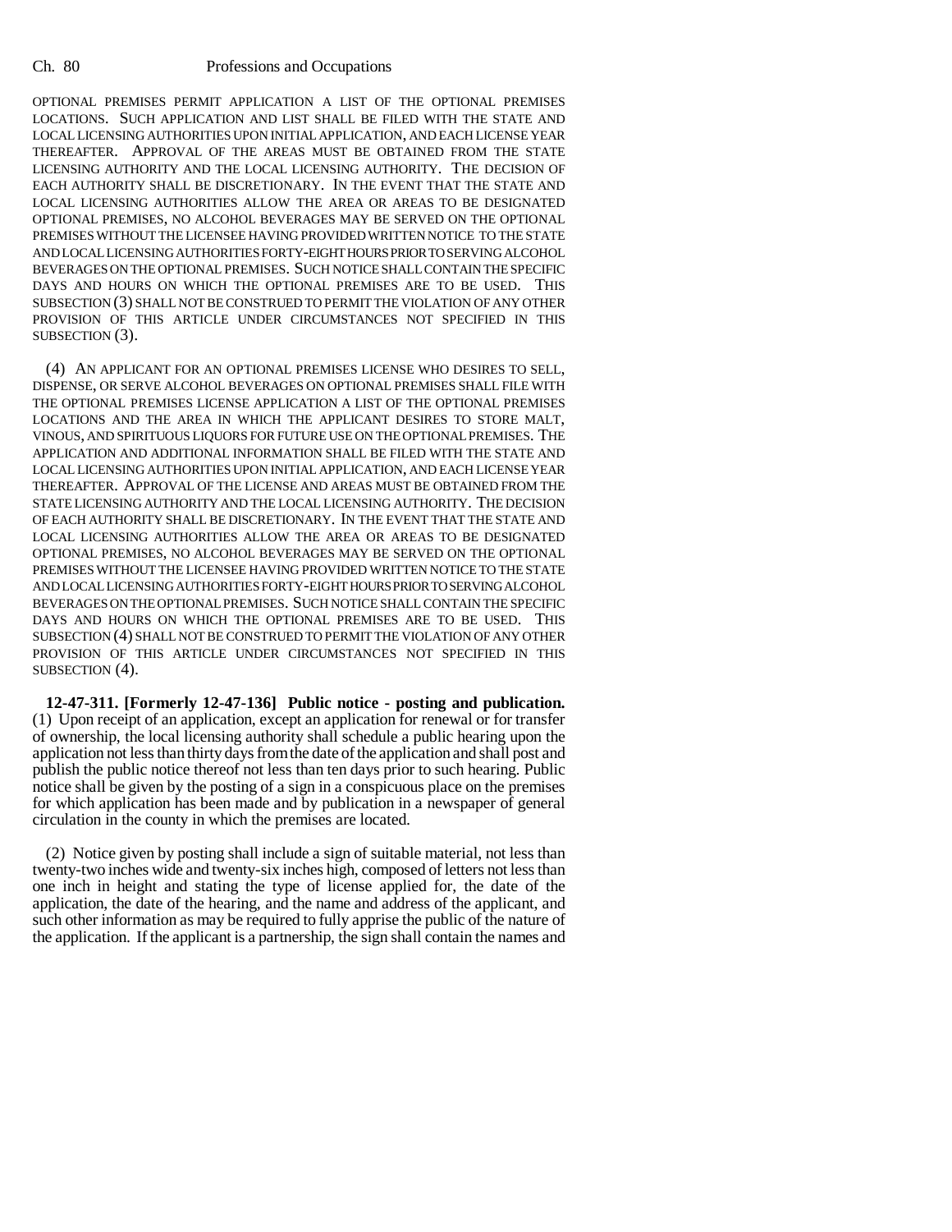OPTIONAL PREMISES PERMIT APPLICATION A LIST OF THE OPTIONAL PREMISES LOCATIONS. SUCH APPLICATION AND LIST SHALL BE FILED WITH THE STATE AND LOCAL LICENSING AUTHORITIES UPON INITIAL APPLICATION, AND EACH LICENSE YEAR THEREAFTER. APPROVAL OF THE AREAS MUST BE OBTAINED FROM THE STATE LICENSING AUTHORITY AND THE LOCAL LICENSING AUTHORITY. THE DECISION OF EACH AUTHORITY SHALL BE DISCRETIONARY. IN THE EVENT THAT THE STATE AND LOCAL LICENSING AUTHORITIES ALLOW THE AREA OR AREAS TO BE DESIGNATED OPTIONAL PREMISES, NO ALCOHOL BEVERAGES MAY BE SERVED ON THE OPTIONAL PREMISES WITHOUT THE LICENSEE HAVING PROVIDED WRITTEN NOTICE TO THE STATE AND LOCAL LICENSING AUTHORITIES FORTY-EIGHT HOURS PRIOR TO SERVING ALCOHOL BEVERAGES ON THE OPTIONAL PREMISES. SUCH NOTICE SHALL CONTAIN THE SPECIFIC DAYS AND HOURS ON WHICH THE OPTIONAL PREMISES ARE TO BE USED. THIS SUBSECTION (3) SHALL NOT BE CONSTRUED TO PERMIT THE VIOLATION OF ANY OTHER PROVISION OF THIS ARTICLE UNDER CIRCUMSTANCES NOT SPECIFIED IN THIS SUBSECTION (3).

(4) AN APPLICANT FOR AN OPTIONAL PREMISES LICENSE WHO DESIRES TO SELL, DISPENSE, OR SERVE ALCOHOL BEVERAGES ON OPTIONAL PREMISES SHALL FILE WITH THE OPTIONAL PREMISES LICENSE APPLICATION A LIST OF THE OPTIONAL PREMISES LOCATIONS AND THE AREA IN WHICH THE APPLICANT DESIRES TO STORE MALT, VINOUS, AND SPIRITUOUS LIQUORS FOR FUTURE USE ON THE OPTIONAL PREMISES. THE APPLICATION AND ADDITIONAL INFORMATION SHALL BE FILED WITH THE STATE AND LOCAL LICENSING AUTHORITIES UPON INITIAL APPLICATION, AND EACH LICENSE YEAR THEREAFTER. APPROVAL OF THE LICENSE AND AREAS MUST BE OBTAINED FROM THE STATE LICENSING AUTHORITY AND THE LOCAL LICENSING AUTHORITY. THE DECISION OF EACH AUTHORITY SHALL BE DISCRETIONARY. IN THE EVENT THAT THE STATE AND LOCAL LICENSING AUTHORITIES ALLOW THE AREA OR AREAS TO BE DESIGNATED OPTIONAL PREMISES, NO ALCOHOL BEVERAGES MAY BE SERVED ON THE OPTIONAL PREMISES WITHOUT THE LICENSEE HAVING PROVIDED WRITTEN NOTICE TO THE STATE AND LOCAL LICENSING AUTHORITIES FORTY-EIGHT HOURS PRIOR TO SERVING ALCOHOL BEVERAGES ON THE OPTIONAL PREMISES. SUCH NOTICE SHALL CONTAIN THE SPECIFIC DAYS AND HOURS ON WHICH THE OPTIONAL PREMISES ARE TO BE USED. THIS SUBSECTION (4) SHALL NOT BE CONSTRUED TO PERMIT THE VIOLATION OF ANY OTHER PROVISION OF THIS ARTICLE UNDER CIRCUMSTANCES NOT SPECIFIED IN THIS SUBSECTION (4).

**12-47-311. [Formerly 12-47-136] Public notice - posting and publication.** (1) Upon receipt of an application, except an application for renewal or for transfer of ownership, the local licensing authority shall schedule a public hearing upon the application not less than thirty days from the date of the application and shall post and publish the public notice thereof not less than ten days prior to such hearing. Public notice shall be given by the posting of a sign in a conspicuous place on the premises for which application has been made and by publication in a newspaper of general circulation in the county in which the premises are located.

(2) Notice given by posting shall include a sign of suitable material, not less than twenty-two inches wide and twenty-six inches high, composed of letters not less than one inch in height and stating the type of license applied for, the date of the application, the date of the hearing, and the name and address of the applicant, and such other information as may be required to fully apprise the public of the nature of the application. If the applicant is a partnership, the sign shall contain the names and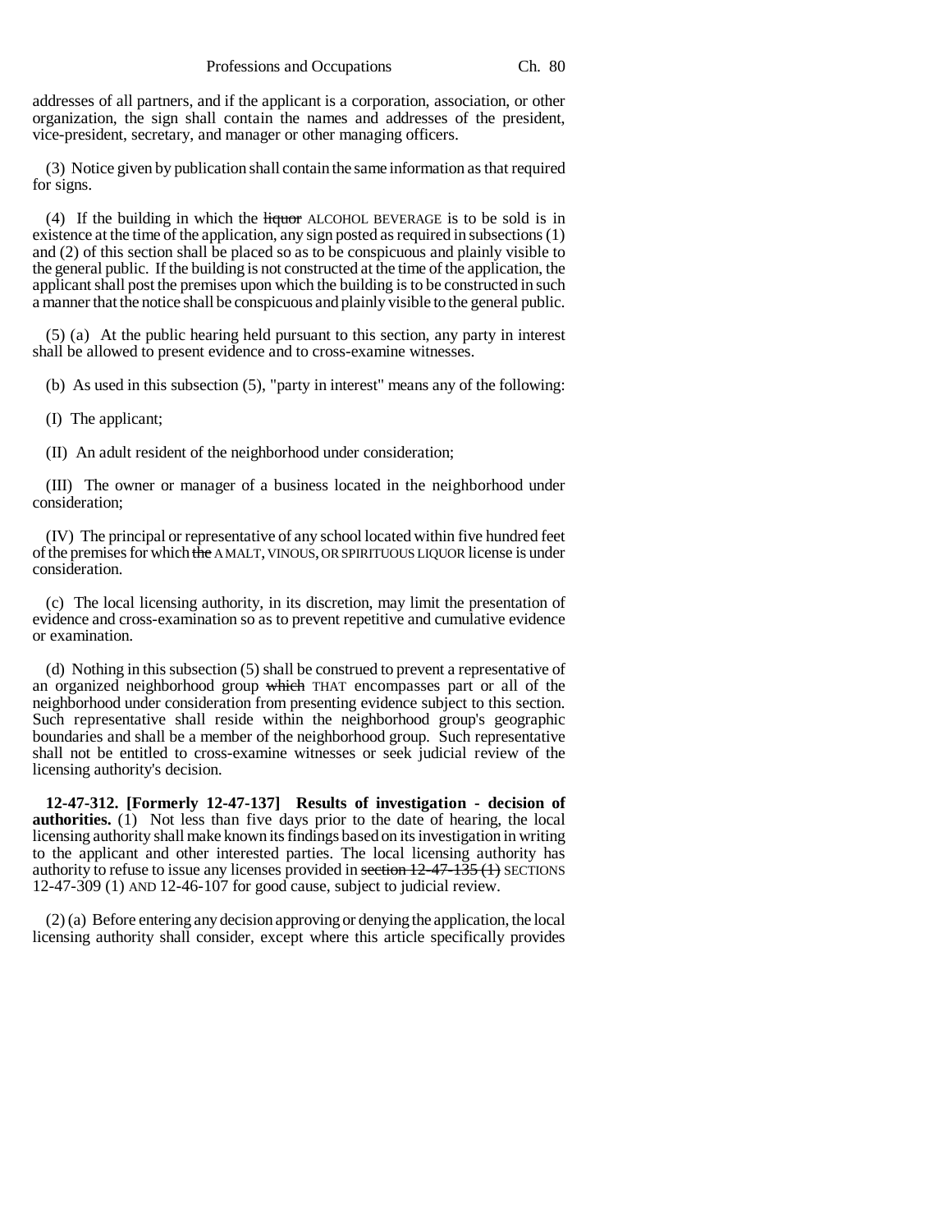addresses of all partners, and if the applicant is a corporation, association, or other organization, the sign shall contain the names and addresses of the president, vice-president, secretary, and manager or other managing officers.

(3) Notice given by publication shall contain the same information as that required for signs.

(4) If the building in which the ~~liquor~~ ALCOHOL BEVERAGE is to be sold is in existence at the time of the application, any sign posted as required in subsections (1) and (2) of this section shall be placed so as to be conspicuous and plainly visible to the general public. If the building is not constructed at the time of the application, the applicant shall post the premises upon which the building is to be constructed in such a manner that the notice shall be conspicuous and plainly visible to the general public.

(5) (a) At the public hearing held pursuant to this section, any party in interest shall be allowed to present evidence and to cross-examine witnesses.

(b) As used in this subsection (5), "party in interest" means any of the following:

(I) The applicant;

(II) An adult resident of the neighborhood under consideration;

(III) The owner or manager of a business located in the neighborhood under consideration;

(IV) The principal or representative of any school located within five hundred feet of the premises for which ~~the~~ A MALT, VINOUS, OR SPIRITUOUS LIQUOR license is under consideration.

(c) The local licensing authority, in its discretion, may limit the presentation of evidence and cross-examination so as to prevent repetitive and cumulative evidence or examination.

(d) Nothing in this subsection (5) shall be construed to prevent a representative of an organized neighborhood group ~~which~~ THAT encompasses part or all of the neighborhood under consideration from presenting evidence subject to this section. Such representative shall reside within the neighborhood group's geographic boundaries and shall be a member of the neighborhood group. Such representative shall not be entitled to cross-examine witnesses or seek judicial review of the licensing authority's decision.

**12-47-312. [Formerly 12-47-137] Results of investigation - decision of authorities.** (1) Not less than five days prior to the date of hearing, the local licensing authority shall make known its findings based on its investigation in writing to the applicant and other interested parties. The local licensing authority has authority to refuse to issue any licenses provided in ~~section 12-47-135 (1)~~ SECTIONS 12-47-309 (1) AND 12-46-107 for good cause, subject to judicial review.

(2) (a) Before entering any decision approving or denying the application, the local licensing authority shall consider, except where this article specifically provides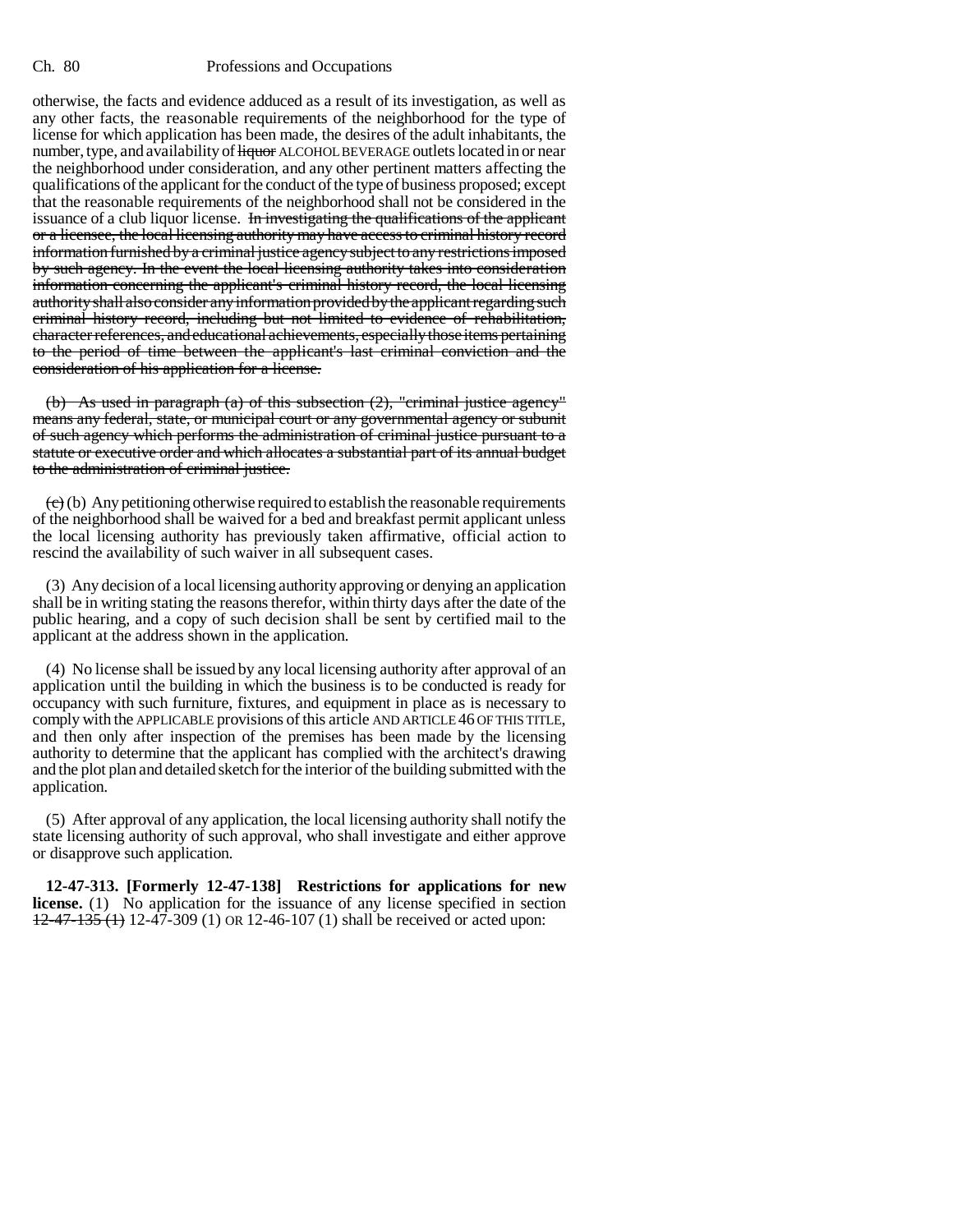otherwise, the facts and evidence adduced as a result of its investigation, as well as any other facts, the reasonable requirements of the neighborhood for the type of license for which application has been made, the desires of the adult inhabitants, the number, type, and availability of ~~liquor~~ ALCOHOL BEVERAGE outlets located in or near the neighborhood under consideration, and any other pertinent matters affecting the qualifications of the applicant for the conduct of the type of business proposed; except that the reasonable requirements of the neighborhood shall not be considered in the issuance of a club liquor license. ~~In investigating the qualifications of the applicant or a licensee, the local licensing authority may have access to criminal history record information furnished by a criminal justice agency subject to any restrictions imposed by such agency. In the event the local licensing authority takes into consideration information concerning the applicant's criminal history record, the local licensing authority shall also consider any information provided by the applicant regarding such criminal history record, including but not limited to evidence of rehabilitation, character references, and educational achievements, especially those items pertaining to the period of time between the applicant's last criminal conviction and the consideration of his application for a license.~~

~~(b) As used in paragraph (a) of this subsection (2), "criminal justice agency" means any federal, state, or municipal court or any governmental agency or subunit of such agency which performs the administration of criminal justice pursuant to a statute or executive order and which allocates a substantial part of its annual budget to the administration of criminal justice.~~

~~(c)~~ (b) Any petitioning otherwise required to establish the reasonable requirements of the neighborhood shall be waived for a bed and breakfast permit applicant unless the local licensing authority has previously taken affirmative, official action to rescind the availability of such waiver in all subsequent cases.

(3) Any decision of a local licensing authority approving or denying an application shall be in writing stating the reasons therefor, within thirty days after the date of the public hearing, and a copy of such decision shall be sent by certified mail to the applicant at the address shown in the application.

(4) No license shall be issued by any local licensing authority after approval of an application until the building in which the business is to be conducted is ready for occupancy with such furniture, fixtures, and equipment in place as is necessary to comply with the APPLICABLE provisions of this article AND ARTICLE 46 OF THIS TITLE, and then only after inspection of the premises has been made by the licensing authority to determine that the applicant has complied with the architect's drawing and the plot plan and detailed sketch for the interior of the building submitted with the application.

(5) After approval of any application, the local licensing authority shall notify the state licensing authority of such approval, who shall investigate and either approve or disapprove such application.

**12-47-313. [Formerly 12-47-138] Restrictions for applications for new license.** (1) No application for the issuance of any license specified in section ~~12-47-135 (1)~~ 12-47-309 (1) OR 12-46-107 (1) shall be received or acted upon: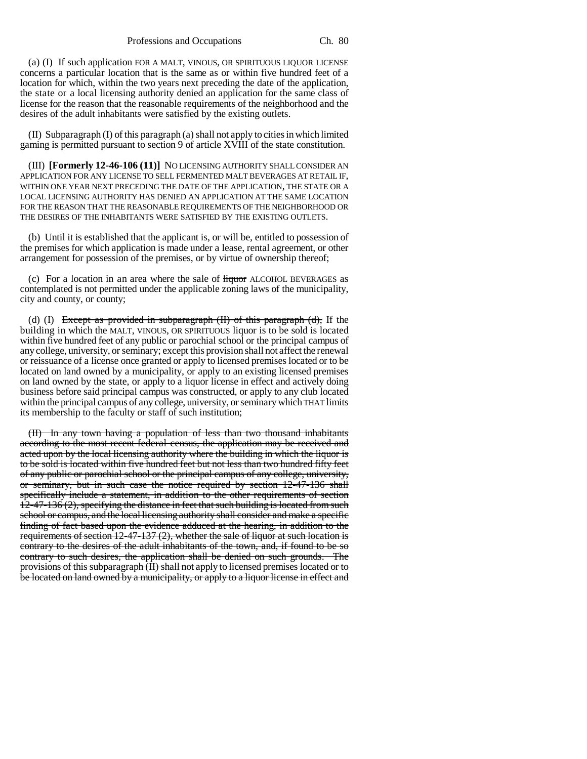(a) (I) If such application FOR A MALT, VINOUS, OR SPIRITUOUS LIQUOR LICENSE concerns a particular location that is the same as or within five hundred feet of a location for which, within the two years next preceding the date of the application, the state or a local licensing authority denied an application for the same class of license for the reason that the reasonable requirements of the neighborhood and the desires of the adult inhabitants were satisfied by the existing outlets.

(II) Subparagraph (I) of this paragraph (a) shall not apply to cities in which limited gaming is permitted pursuant to section 9 of article XVIII of the state constitution.

(III) **[Formerly 12-46-106 (11)]** NO LICENSING AUTHORITY SHALL CONSIDER AN APPLICATION FOR ANY LICENSE TO SELL FERMENTED MALT BEVERAGES AT RETAIL IF, WITHIN ONE YEAR NEXT PRECEDING THE DATE OF THE APPLICATION, THE STATE OR A LOCAL LICENSING AUTHORITY HAS DENIED AN APPLICATION AT THE SAME LOCATION FOR THE REASON THAT THE REASONABLE REQUIREMENTS OF THE NEIGHBORHOOD OR THE DESIRES OF THE INHABITANTS WERE SATISFIED BY THE EXISTING OUTLETS.

(b) Until it is established that the applicant is, or will be, entitled to possession of the premises for which application is made under a lease, rental agreement, or other arrangement for possession of the premises, or by virtue of ownership thereof;

(c) For a location in an area where the sale of ~~liquor~~ ALCOHOL BEVERAGES as contemplated is not permitted under the applicable zoning laws of the municipality, city and county, or county;

(d) (I) ~~Except as provided in subparagraph (II) of this paragraph (d),~~ If the building in which the MALT, VINOUS, OR SPIRITUOUS liquor is to be sold is located within five hundred feet of any public or parochial school or the principal campus of any college, university, or seminary; except this provision shall not affect the renewal or reissuance of a license once granted or apply to licensed premises located or to be located on land owned by a municipality, or apply to an existing licensed premises on land owned by the state, or apply to a liquor license in effect and actively doing business before said principal campus was constructed, or apply to any club located within the principal campus of any college, university, or seminary ~~which~~ THAT limits its membership to the faculty or staff of such institution;

~~(II) In any town having a population of less than two thousand inhabitants according to the most recent federal census, the application may be received and acted upon by the local licensing authority where the building in which the liquor is to be sold is located within five hundred feet but not less than two hundred fifty feet of any public or parochial school or the principal campus of any college, university, or seminary, but in such case the notice required by section 12-47-136 shall specifically include a statement, in addition to the other requirements of section 12-47-136 (2), specifying the distance in feet that such building is located from such school or campus, and the local licensing authority shall consider and make a specific finding of fact based upon the evidence adduced at the hearing, in addition to the requirements of section 12-47-137 (2), whether the sale of liquor at such location is contrary to the desires of the adult inhabitants of the town, and, if found to be so contrary to such desires, the application shall be denied on such grounds. The provisions of this subparagraph (II) shall not apply to licensed premises located or to be located on land owned by a municipality, or apply to a liquor license in effect and~~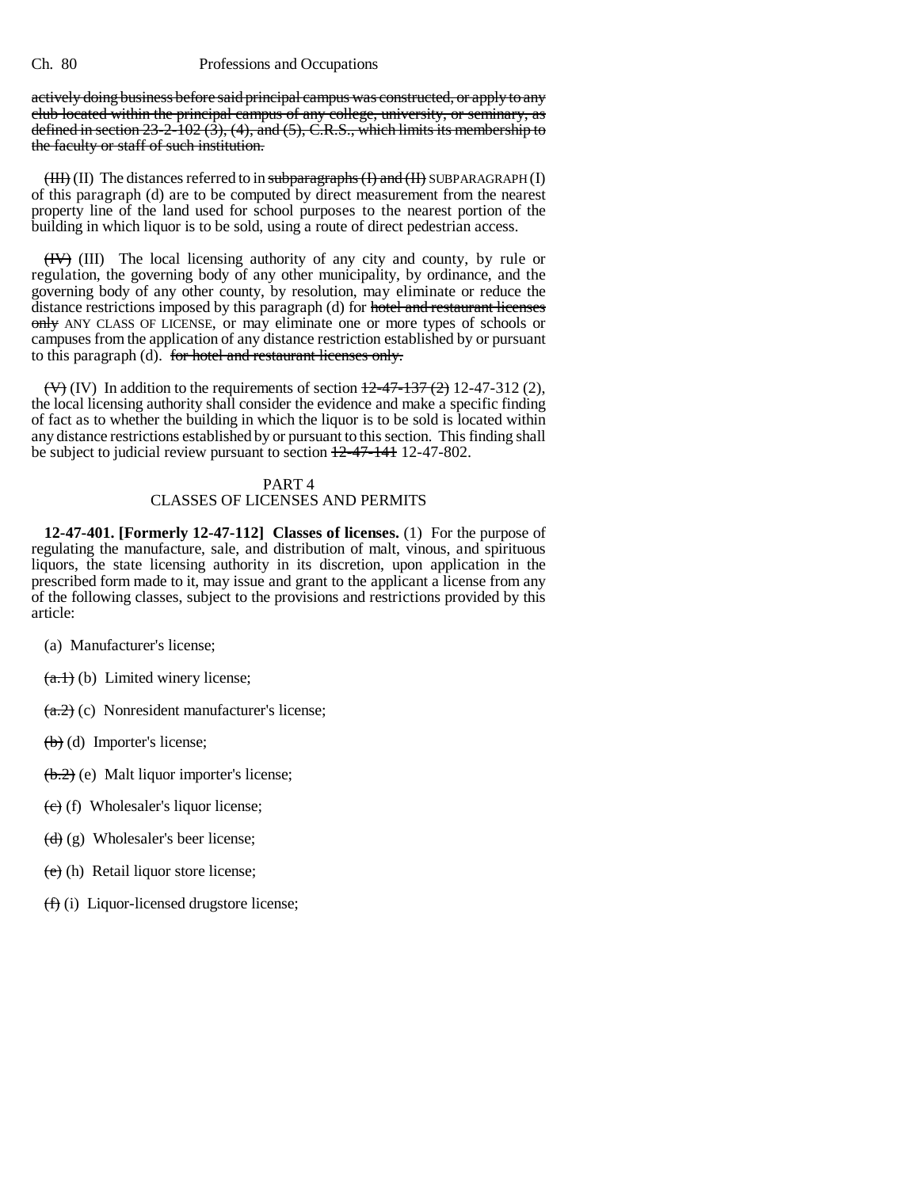actively doing business before said principal campus was constructed, or apply to any club located within the principal campus of any college, university, or seminary, as defined in section 23-2-102 (3), (4), and (5), C.R.S., which limits its membership to the faculty or staff of such institution.

(III) (II) The distances referred to in subparagraphs (I) and (II) SUBPARAGRAPH (I) of this paragraph (d) are to be computed by direct measurement from the nearest property line of the land used for school purposes to the nearest portion of the building in which liquor is to be sold, using a route of direct pedestrian access.

(IV) (III) The local licensing authority of any city and county, by rule or regulation, the governing body of any other municipality, by ordinance, and the governing body of any other county, by resolution, may eliminate or reduce the distance restrictions imposed by this paragraph (d) for hotel and restaurant licenses only ANY CLASS OF LICENSE, or may eliminate one or more types of schools or campuses from the application of any distance restriction established by or pursuant to this paragraph (d). for hotel and restaurant licenses only.

(V) (IV) In addition to the requirements of section 12-47-137 (2) 12-47-312 (2), the local licensing authority shall consider the evidence and make a specific finding of fact as to whether the building in which the liquor is to be sold is located within any distance restrictions established by or pursuant to this section. This finding shall be subject to judicial review pursuant to section 12-47-141 12-47-802.

PART 4
CLASSES OF LICENSES AND PERMITS

**12-47-401. [Formerly 12-47-112] Classes of licenses.** (1) For the purpose of regulating the manufacture, sale, and distribution of malt, vinous, and spirituous liquors, the state licensing authority in its discretion, upon application in the prescribed form made to it, may issue and grant to the applicant a license from any of the following classes, subject to the provisions and restrictions provided by this article:

(a) Manufacturer's license;

(a.1) (b) Limited winery license;

(a.2) (c) Nonresident manufacturer's license;

(b) (d) Importer's license;

(b.2) (e) Malt liquor importer's license;

(c) (f) Wholesaler's liquor license;

(d) (g) Wholesaler's beer license;

(e) (h) Retail liquor store license;

(f) (i) Liquor-licensed drugstore license;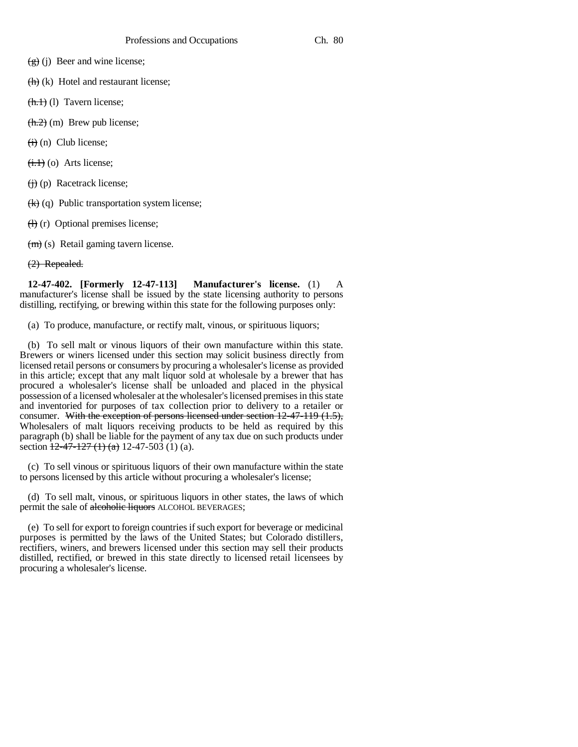~~(g)~~ (j) Beer and wine license;

~~(h)~~ (k) Hotel and restaurant license;

~~(h.1)~~ (l) Tavern license;

~~(h.2)~~ (m) Brew pub license;

~~(i)~~ (n) Club license;

~~(i.1)~~ (o) Arts license;

~~(j)~~ (p) Racetrack license;

~~(k)~~ (q) Public transportation system license;

~~(l)~~ (r) Optional premises license;

~~(m)~~ (s) Retail gaming tavern license.

~~(2) Repealed.~~

**12-47-402. [Formerly 12-47-113] Manufacturer's license.** (1) A manufacturer's license shall be issued by the state licensing authority to persons distilling, rectifying, or brewing within this state for the following purposes only:

(a) To produce, manufacture, or rectify malt, vinous, or spirituous liquors;

(b) To sell malt or vinous liquors of their own manufacture within this state. Brewers or winers licensed under this section may solicit business directly from licensed retail persons or consumers by procuring a wholesaler's license as provided in this article; except that any malt liquor sold at wholesale by a brewer that has procured a wholesaler's license shall be unloaded and placed in the physical possession of a licensed wholesaler at the wholesaler's licensed premises in this state and inventoried for purposes of tax collection prior to delivery to a retailer or consumer. ~~With the exception of persons licensed under section 12-47-119 (1.5),~~ Wholesalers of malt liquors receiving products to be held as required by this paragraph (b) shall be liable for the payment of any tax due on such products under section ~~12-47-127 (1) (a)~~ 12-47-503 (1) (a).

(c) To sell vinous or spirituous liquors of their own manufacture within the state to persons licensed by this article without procuring a wholesaler's license;

(d) To sell malt, vinous, or spirituous liquors in other states, the laws of which permit the sale of ~~alcoholic liquors~~ ALCOHOL BEVERAGES;

(e) To sell for export to foreign countries if such export for beverage or medicinal purposes is permitted by the laws of the United States; but Colorado distillers, rectifiers, winers, and brewers licensed under this section may sell their products distilled, rectified, or brewed in this state directly to licensed retail licensees by procuring a wholesaler's license.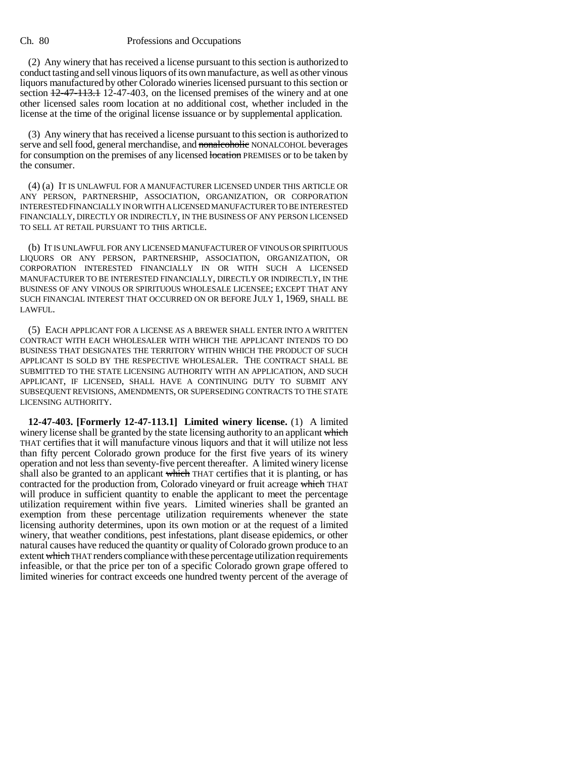(2) Any winery that has received a license pursuant to this section is authorized to conduct tasting and sell vinous liquors of its own manufacture, as well as other vinous liquors manufactured by other Colorado wineries licensed pursuant to this section or section ~~12-47-113.1~~ 12-47-403, on the licensed premises of the winery and at one other licensed sales room location at no additional cost, whether included in the license at the time of the original license issuance or by supplemental application.

(3) Any winery that has received a license pursuant to this section is authorized to serve and sell food, general merchandise, and ~~nonalcoholic~~ NONALCOHOL beverages for consumption on the premises of any licensed ~~location~~ PREMISES or to be taken by the consumer.

(4) (a) IT IS UNLAWFUL FOR A MANUFACTURER LICENSED UNDER THIS ARTICLE OR ANY PERSON, PARTNERSHIP, ASSOCIATION, ORGANIZATION, OR CORPORATION INTERESTED FINANCIALLY IN OR WITH A LICENSED MANUFACTURER TO BE INTERESTED FINANCIALLY, DIRECTLY OR INDIRECTLY, IN THE BUSINESS OF ANY PERSON LICENSED TO SELL AT RETAIL PURSUANT TO THIS ARTICLE.

(b) IT IS UNLAWFUL FOR ANY LICENSED MANUFACTURER OF VINOUS OR SPIRITUOUS LIQUORS OR ANY PERSON, PARTNERSHIP, ASSOCIATION, ORGANIZATION, OR CORPORATION INTERESTED FINANCIALLY IN OR WITH SUCH A LICENSED MANUFACTURER TO BE INTERESTED FINANCIALLY, DIRECTLY OR INDIRECTLY, IN THE BUSINESS OF ANY VINOUS OR SPIRITUOUS WHOLESALE LICENSEE; EXCEPT THAT ANY SUCH FINANCIAL INTEREST THAT OCCURRED ON OR BEFORE JULY 1, 1969, SHALL BE LAWFUL.

(5) EACH APPLICANT FOR A LICENSE AS A BREWER SHALL ENTER INTO A WRITTEN CONTRACT WITH EACH WHOLESALER WITH WHICH THE APPLICANT INTENDS TO DO BUSINESS THAT DESIGNATES THE TERRITORY WITHIN WHICH THE PRODUCT OF SUCH APPLICANT IS SOLD BY THE RESPECTIVE WHOLESALER. THE CONTRACT SHALL BE SUBMITTED TO THE STATE LICENSING AUTHORITY WITH AN APPLICATION, AND SUCH APPLICANT, IF LICENSED, SHALL HAVE A CONTINUING DUTY TO SUBMIT ANY SUBSEQUENT REVISIONS, AMENDMENTS, OR SUPERSEDING CONTRACTS TO THE STATE LICENSING AUTHORITY.

**12-47-403. [Formerly 12-47-113.1] Limited winery license.** (1) A limited winery license shall be granted by the state licensing authority to an applicant ~~which~~ THAT certifies that it will manufacture vinous liquors and that it will utilize not less than fifty percent Colorado grown produce for the first five years of its winery operation and not less than seventy-five percent thereafter. A limited winery license shall also be granted to an applicant ~~which~~ THAT certifies that it is planting, or has contracted for the production from, Colorado vineyard or fruit acreage ~~which~~ THAT will produce in sufficient quantity to enable the applicant to meet the percentage utilization requirement within five years. Limited wineries shall be granted an exemption from these percentage utilization requirements whenever the state licensing authority determines, upon its own motion or at the request of a limited winery, that weather conditions, pest infestations, plant disease epidemics, or other natural causes have reduced the quantity or quality of Colorado grown produce to an extent ~~which~~ THAT renders compliance with these percentage utilization requirements infeasible, or that the price per ton of a specific Colorado grown grape offered to limited wineries for contract exceeds one hundred twenty percent of the average of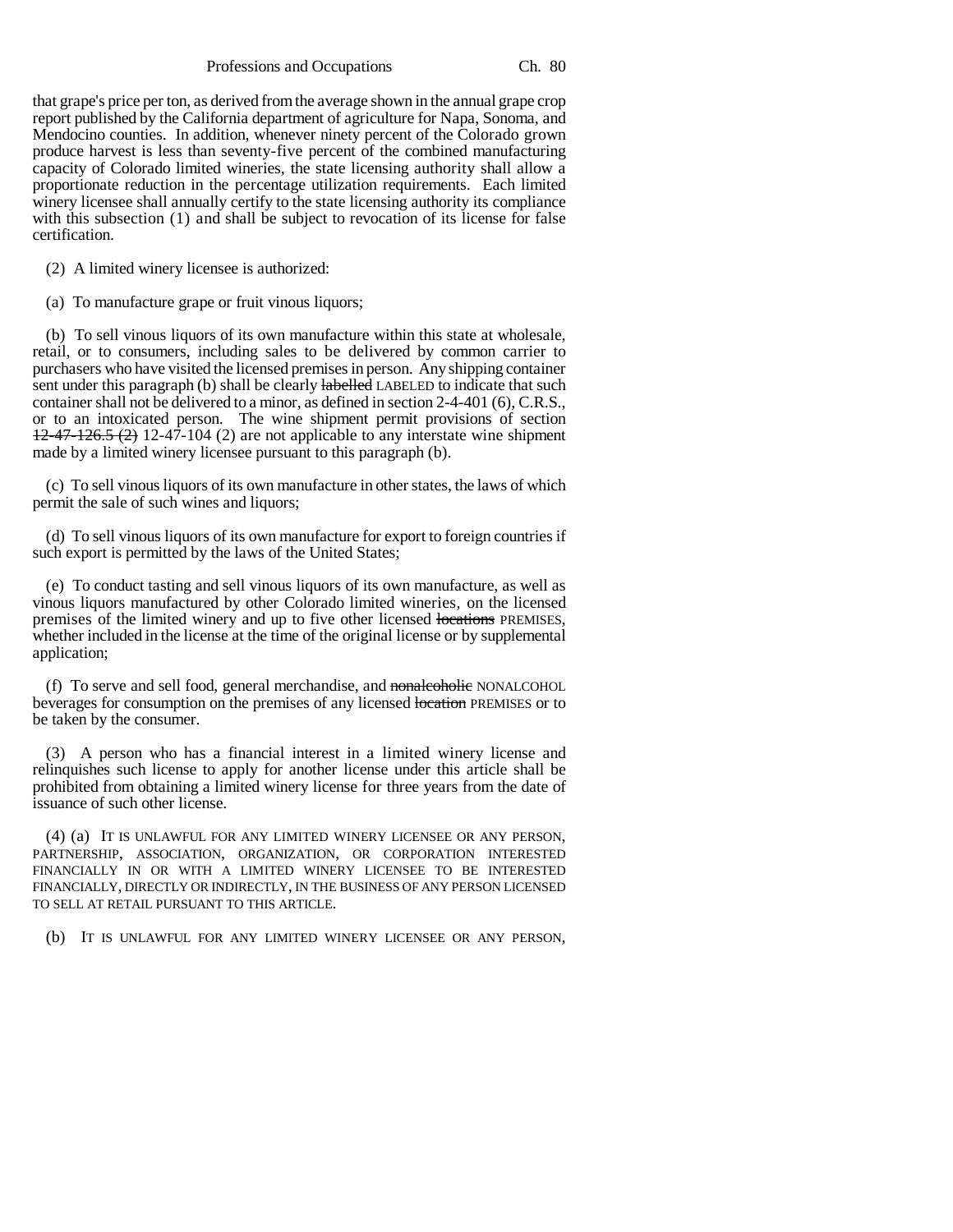that grape's price per ton, as derived from the average shown in the annual grape crop report published by the California department of agriculture for Napa, Sonoma, and Mendocino counties. In addition, whenever ninety percent of the Colorado grown produce harvest is less than seventy-five percent of the combined manufacturing capacity of Colorado limited wineries, the state licensing authority shall allow a proportionate reduction in the percentage utilization requirements. Each limited winery licensee shall annually certify to the state licensing authority its compliance with this subsection (1) and shall be subject to revocation of its license for false certification.

(2) A limited winery licensee is authorized:

(a) To manufacture grape or fruit vinous liquors;

(b) To sell vinous liquors of its own manufacture within this state at wholesale, retail, or to consumers, including sales to be delivered by common carrier to purchasers who have visited the licensed premises in person. Any shipping container sent under this paragraph (b) shall be clearly ~~labelled~~ LABELED to indicate that such container shall not be delivered to a minor, as defined in section 2-4-401 (6), C.R.S., or to an intoxicated person. The wine shipment permit provisions of section ~~12-47-126.5 (2)~~ 12-47-104 (2) are not applicable to any interstate wine shipment made by a limited winery licensee pursuant to this paragraph (b).

(c) To sell vinous liquors of its own manufacture in other states, the laws of which permit the sale of such wines and liquors;

(d) To sell vinous liquors of its own manufacture for export to foreign countries if such export is permitted by the laws of the United States;

(e) To conduct tasting and sell vinous liquors of its own manufacture, as well as vinous liquors manufactured by other Colorado limited wineries, on the licensed premises of the limited winery and up to five other licensed ~~locations~~ PREMISES, whether included in the license at the time of the original license or by supplemental application;

(f) To serve and sell food, general merchandise, and ~~nonalcoholic~~ NONALCOHOL beverages for consumption on the premises of any licensed ~~location~~ PREMISES or to be taken by the consumer.

(3) A person who has a financial interest in a limited winery license and relinquishes such license to apply for another license under this article shall be prohibited from obtaining a limited winery license for three years from the date of issuance of such other license.

(4) (a) IT IS UNLAWFUL FOR ANY LIMITED WINERY LICENSEE OR ANY PERSON, PARTNERSHIP, ASSOCIATION, ORGANIZATION, OR CORPORATION INTERESTED FINANCIALLY IN OR WITH A LIMITED WINERY LICENSEE TO BE INTERESTED FINANCIALLY, DIRECTLY OR INDIRECTLY, IN THE BUSINESS OF ANY PERSON LICENSED TO SELL AT RETAIL PURSUANT TO THIS ARTICLE.

(b) IT IS UNLAWFUL FOR ANY LIMITED WINERY LICENSEE OR ANY PERSON,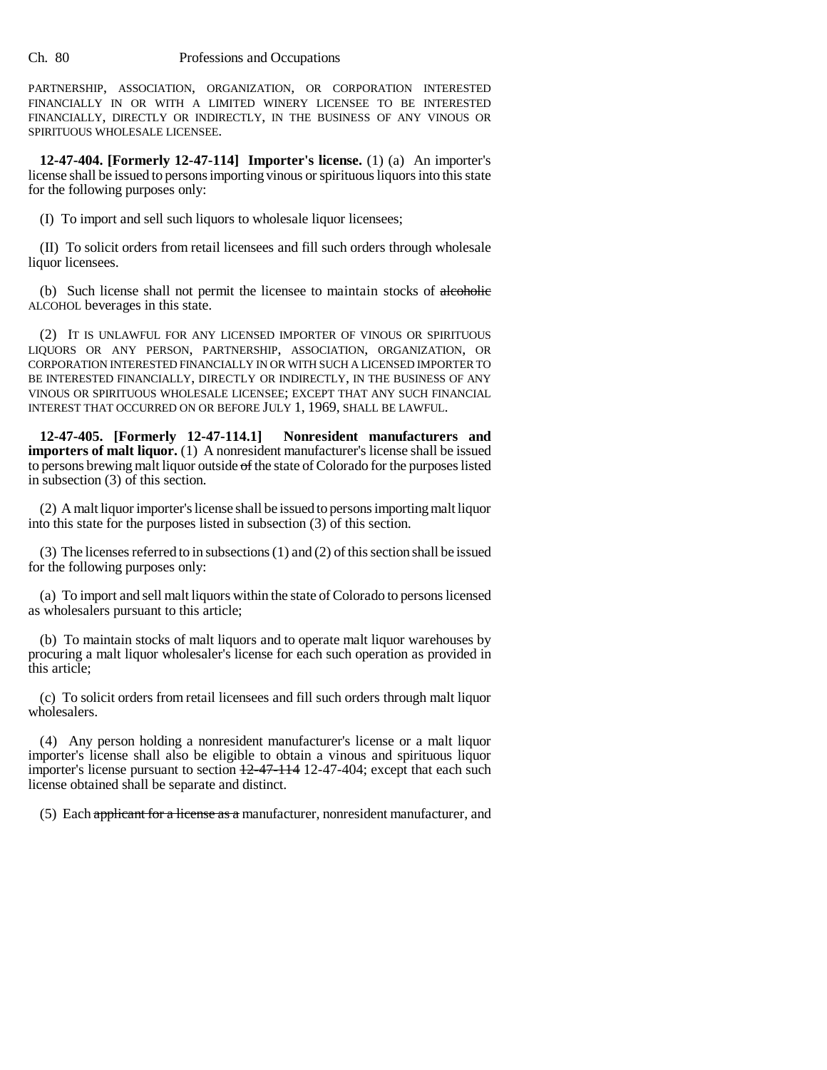PARTNERSHIP, ASSOCIATION, ORGANIZATION, OR CORPORATION INTERESTED FINANCIALLY IN OR WITH A LIMITED WINERY LICENSEE TO BE INTERESTED FINANCIALLY, DIRECTLY OR INDIRECTLY, IN THE BUSINESS OF ANY VINOUS OR SPIRITUOUS WHOLESALE LICENSEE.

**12-47-404. [Formerly 12-47-114] Importer's license.** (1) (a) An importer's license shall be issued to persons importing vinous or spirituous liquors into this state for the following purposes only:

(I) To import and sell such liquors to wholesale liquor licensees;

(II) To solicit orders from retail licensees and fill such orders through wholesale liquor licensees.

(b) Such license shall not permit the licensee to maintain stocks of ~~alcoholic~~ ALCOHOL beverages in this state.

(2) IT IS UNLAWFUL FOR ANY LICENSED IMPORTER OF VINOUS OR SPIRITUOUS LIQUORS OR ANY PERSON, PARTNERSHIP, ASSOCIATION, ORGANIZATION, OR CORPORATION INTERESTED FINANCIALLY IN OR WITH SUCH A LICENSED IMPORTER TO BE INTERESTED FINANCIALLY, DIRECTLY OR INDIRECTLY, IN THE BUSINESS OF ANY VINOUS OR SPIRITUOUS WHOLESALE LICENSEE; EXCEPT THAT ANY SUCH FINANCIAL INTEREST THAT OCCURRED ON OR BEFORE JULY 1, 1969, SHALL BE LAWFUL.

**12-47-405. [Formerly 12-47-114.1] Nonresident manufacturers and importers of malt liquor.** (1) A nonresident manufacturer's license shall be issued to persons brewing malt liquor outside ~~of~~ the state of Colorado for the purposes listed in subsection (3) of this section.

(2) A malt liquor importer's license shall be issued to persons importing malt liquor into this state for the purposes listed in subsection (3) of this section.

(3) The licenses referred to in subsections (1) and (2) of this section shall be issued for the following purposes only:

(a) To import and sell malt liquors within the state of Colorado to persons licensed as wholesalers pursuant to this article;

(b) To maintain stocks of malt liquors and to operate malt liquor warehouses by procuring a malt liquor wholesaler's license for each such operation as provided in this article;

(c) To solicit orders from retail licensees and fill such orders through malt liquor wholesalers.

(4) Any person holding a nonresident manufacturer's license or a malt liquor importer's license shall also be eligible to obtain a vinous and spirituous liquor importer's license pursuant to section ~~12-47-114~~ 12-47-404; except that each such license obtained shall be separate and distinct.

(5) Each ~~applicant for a license as a~~ manufacturer, nonresident manufacturer, and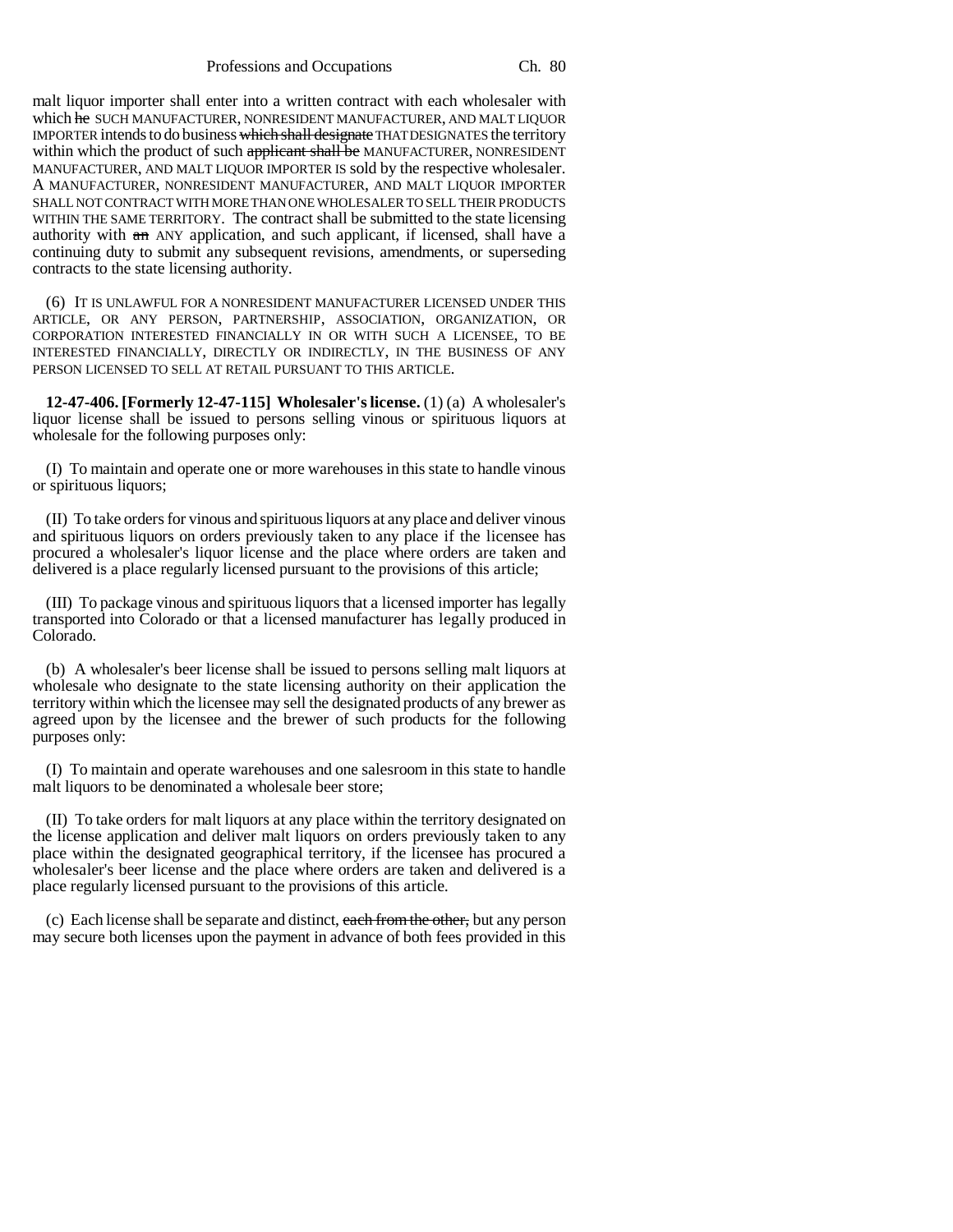malt liquor importer shall enter into a written contract with each wholesaler with which ~~he~~ SUCH MANUFACTURER, NONRESIDENT MANUFACTURER, AND MALT LIQUOR IMPORTER intends to do business ~~which shall designate~~ THAT DESIGNATES the territory within which the product of such ~~applicant shall be~~ MANUFACTURER, NONRESIDENT MANUFACTURER, AND MALT LIQUOR IMPORTER IS sold by the respective wholesaler. A MANUFACTURER, NONRESIDENT MANUFACTURER, AND MALT LIQUOR IMPORTER SHALL NOT CONTRACT WITH MORE THAN ONE WHOLESALER TO SELL THEIR PRODUCTS WITHIN THE SAME TERRITORY. The contract shall be submitted to the state licensing authority with ~~an~~ ANY application, and such applicant, if licensed, shall have a continuing duty to submit any subsequent revisions, amendments, or superseding contracts to the state licensing authority.

(6) IT IS UNLAWFUL FOR A NONRESIDENT MANUFACTURER LICENSED UNDER THIS ARTICLE, OR ANY PERSON, PARTNERSHIP, ASSOCIATION, ORGANIZATION, OR CORPORATION INTERESTED FINANCIALLY IN OR WITH SUCH A LICENSEE, TO BE INTERESTED FINANCIALLY, DIRECTLY OR INDIRECTLY, IN THE BUSINESS OF ANY PERSON LICENSED TO SELL AT RETAIL PURSUANT TO THIS ARTICLE.

**12-47-406. [Formerly 12-47-115] Wholesaler's license.** (1) (a) A wholesaler's liquor license shall be issued to persons selling vinous or spirituous liquors at wholesale for the following purposes only:

(I) To maintain and operate one or more warehouses in this state to handle vinous or spirituous liquors;

(II) To take orders for vinous and spirituous liquors at any place and deliver vinous and spirituous liquors on orders previously taken to any place if the licensee has procured a wholesaler's liquor license and the place where orders are taken and delivered is a place regularly licensed pursuant to the provisions of this article;

(III) To package vinous and spirituous liquors that a licensed importer has legally transported into Colorado or that a licensed manufacturer has legally produced in Colorado.

(b) A wholesaler's beer license shall be issued to persons selling malt liquors at wholesale who designate to the state licensing authority on their application the territory within which the licensee may sell the designated products of any brewer as agreed upon by the licensee and the brewer of such products for the following purposes only:

(I) To maintain and operate warehouses and one salesroom in this state to handle malt liquors to be denominated a wholesale beer store;

(II) To take orders for malt liquors at any place within the territory designated on the license application and deliver malt liquors on orders previously taken to any place within the designated geographical territory, if the licensee has procured a wholesaler's beer license and the place where orders are taken and delivered is a place regularly licensed pursuant to the provisions of this article.

(c) Each license shall be separate and distinct, ~~each from the other,~~ but any person may secure both licenses upon the payment in advance of both fees provided in this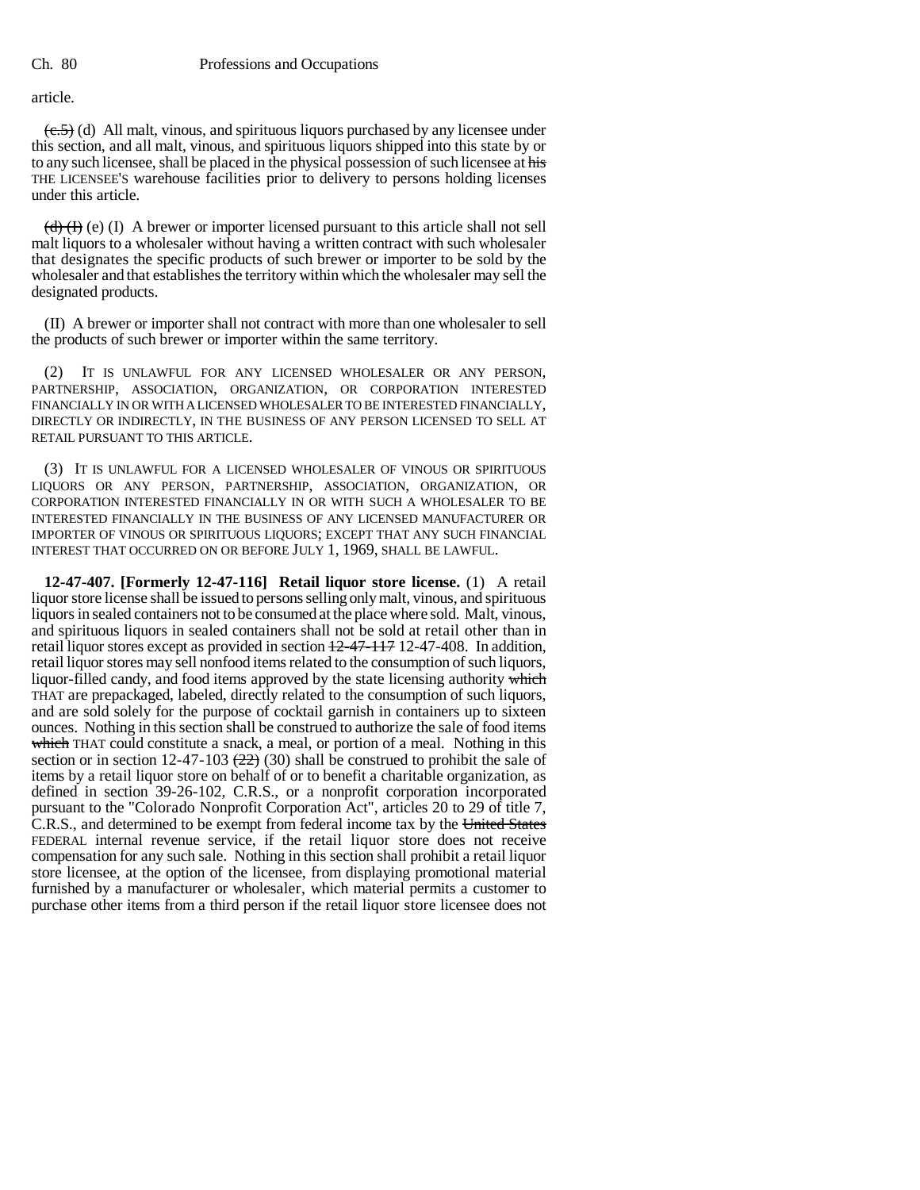article.

~~(c.5)~~ (d) All malt, vinous, and spirituous liquors purchased by any licensee under this section, and all malt, vinous, and spirituous liquors shipped into this state by or to any such licensee, shall be placed in the physical possession of such licensee at ~~his~~ THE LICENSEE'S warehouse facilities prior to delivery to persons holding licenses under this article.

~~(d) (I)~~ (e) (I) A brewer or importer licensed pursuant to this article shall not sell malt liquors to a wholesaler without having a written contract with such wholesaler that designates the specific products of such brewer or importer to be sold by the wholesaler and that establishes the territory within which the wholesaler may sell the designated products.

(II) A brewer or importer shall not contract with more than one wholesaler to sell the products of such brewer or importer within the same territory.

(2) IT IS UNLAWFUL FOR ANY LICENSED WHOLESALER OR ANY PERSON, PARTNERSHIP, ASSOCIATION, ORGANIZATION, OR CORPORATION INTERESTED FINANCIALLY IN OR WITH A LICENSED WHOLESALER TO BE INTERESTED FINANCIALLY, DIRECTLY OR INDIRECTLY, IN THE BUSINESS OF ANY PERSON LICENSED TO SELL AT RETAIL PURSUANT TO THIS ARTICLE.

(3) IT IS UNLAWFUL FOR A LICENSED WHOLESALER OF VINOUS OR SPIRITUOUS LIQUORS OR ANY PERSON, PARTNERSHIP, ASSOCIATION, ORGANIZATION, OR CORPORATION INTERESTED FINANCIALLY IN OR WITH SUCH A WHOLESALER TO BE INTERESTED FINANCIALLY IN THE BUSINESS OF ANY LICENSED MANUFACTURER OR IMPORTER OF VINOUS OR SPIRITUOUS LIQUORS; EXCEPT THAT ANY SUCH FINANCIAL INTEREST THAT OCCURRED ON OR BEFORE JULY 1, 1969, SHALL BE LAWFUL.

**12-47-407. [Formerly 12-47-116] Retail liquor store license.** (1) A retail liquor store license shall be issued to persons selling only malt, vinous, and spirituous liquors in sealed containers not to be consumed at the place where sold. Malt, vinous, and spirituous liquors in sealed containers shall not be sold at retail other than in retail liquor stores except as provided in section ~~12-47-117~~ 12-47-408. In addition, retail liquor stores may sell nonfood items related to the consumption of such liquors, liquor-filled candy, and food items approved by the state licensing authority ~~which~~ THAT are prepackaged, labeled, directly related to the consumption of such liquors, and are sold solely for the purpose of cocktail garnish in containers up to sixteen ounces. Nothing in this section shall be construed to authorize the sale of food items ~~which~~ THAT could constitute a snack, a meal, or portion of a meal. Nothing in this section or in section 12-47-103 ~~(22)~~ (30) shall be construed to prohibit the sale of items by a retail liquor store on behalf of or to benefit a charitable organization, as defined in section 39-26-102, C.R.S., or a nonprofit corporation incorporated pursuant to the "Colorado Nonprofit Corporation Act", articles 20 to 29 of title 7, C.R.S., and determined to be exempt from federal income tax by the ~~United States~~ FEDERAL internal revenue service, if the retail liquor store does not receive compensation for any such sale. Nothing in this section shall prohibit a retail liquor store licensee, at the option of the licensee, from displaying promotional material furnished by a manufacturer or wholesaler, which material permits a customer to purchase other items from a third person if the retail liquor store licensee does not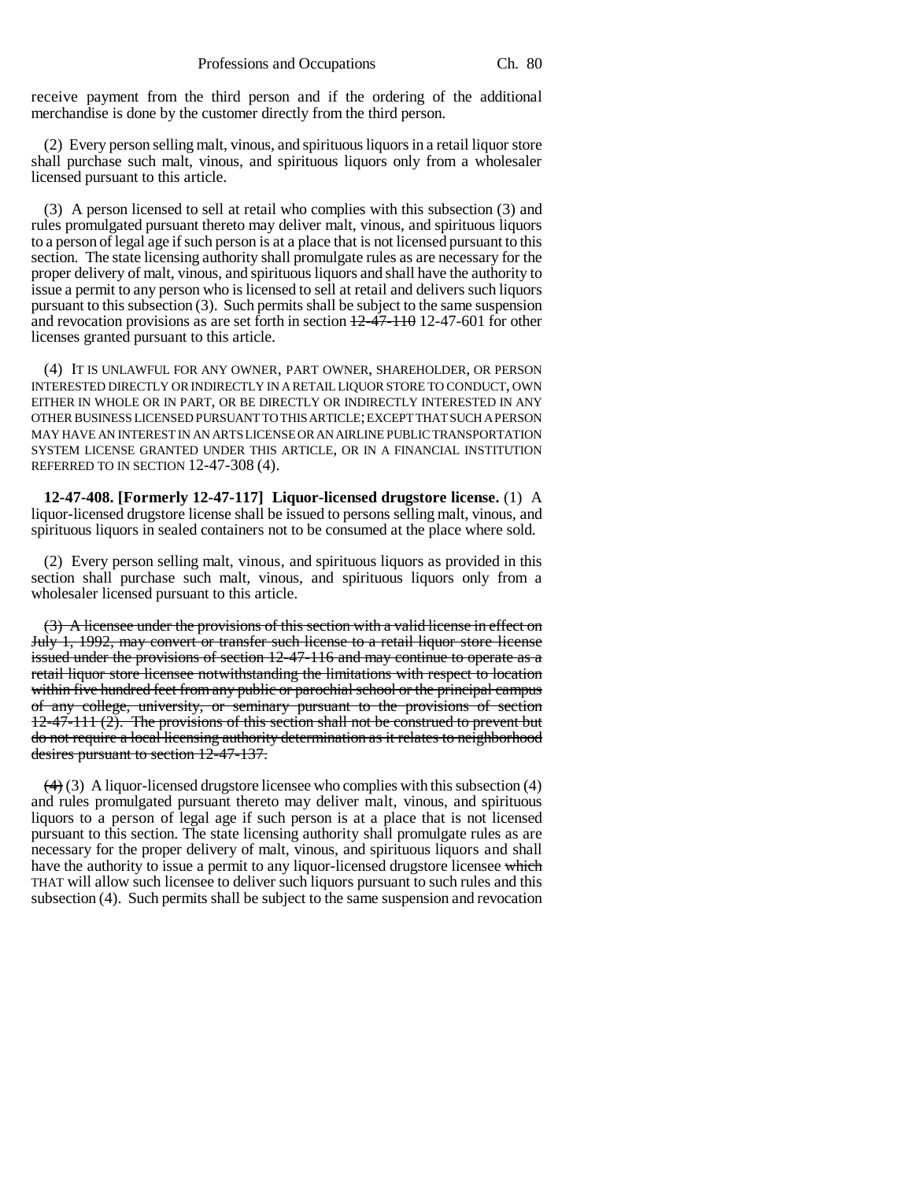receive payment from the third person and if the ordering of the additional merchandise is done by the customer directly from the third person.

(2) Every person selling malt, vinous, and spirituous liquors in a retail liquor store shall purchase such malt, vinous, and spirituous liquors only from a wholesaler licensed pursuant to this article.

(3) A person licensed to sell at retail who complies with this subsection (3) and rules promulgated pursuant thereto may deliver malt, vinous, and spirituous liquors to a person of legal age if such person is at a place that is not licensed pursuant to this section. The state licensing authority shall promulgate rules as are necessary for the proper delivery of malt, vinous, and spirituous liquors and shall have the authority to issue a permit to any person who is licensed to sell at retail and delivers such liquors pursuant to this subsection (3). Such permits shall be subject to the same suspension and revocation provisions as are set forth in section ~~12-47-110~~ 12-47-601 for other licenses granted pursuant to this article.

(4) IT IS UNLAWFUL FOR ANY OWNER, PART OWNER, SHAREHOLDER, OR PERSON INTERESTED DIRECTLY OR INDIRECTLY IN A RETAIL LIQUOR STORE TO CONDUCT, OWN EITHER IN WHOLE OR IN PART, OR BE DIRECTLY OR INDIRECTLY INTERESTED IN ANY OTHER BUSINESS LICENSED PURSUANT TO THIS ARTICLE; EXCEPT THAT SUCH A PERSON MAY HAVE AN INTEREST IN AN ARTS LICENSE OR AN AIRLINE PUBLIC TRANSPORTATION SYSTEM LICENSE GRANTED UNDER THIS ARTICLE, OR IN A FINANCIAL INSTITUTION REFERRED TO IN SECTION 12-47-308 (4).

**12-47-408. [Formerly 12-47-117] Liquor-licensed drugstore license.** (1) A liquor-licensed drugstore license shall be issued to persons selling malt, vinous, and spirituous liquors in sealed containers not to be consumed at the place where sold.

(2) Every person selling malt, vinous, and spirituous liquors as provided in this section shall purchase such malt, vinous, and spirituous liquors only from a wholesaler licensed pursuant to this article.

~~(3) A licensee under the provisions of this section with a valid license in effect on July 1, 1992, may convert or transfer such license to a retail liquor store license issued under the provisions of section 12-47-116 and may continue to operate as a retail liquor store licensee notwithstanding the limitations with respect to location within five hundred feet from any public or parochial school or the principal campus of any college, university, or seminary pursuant to the provisions of section 12-47-111 (2). The provisions of this section shall not be construed to prevent but do not require a local licensing authority determination as it relates to neighborhood desires pursuant to section 12-47-137.~~

~~(4)~~ (3) A liquor-licensed drugstore licensee who complies with this subsection (4) and rules promulgated pursuant thereto may deliver malt, vinous, and spirituous liquors to a person of legal age if such person is at a place that is not licensed pursuant to this section. The state licensing authority shall promulgate rules as are necessary for the proper delivery of malt, vinous, and spirituous liquors and shall have the authority to issue a permit to any liquor-licensed drugstore licensee ~~which~~ THAT will allow such licensee to deliver such liquors pursuant to such rules and this subsection (4). Such permits shall be subject to the same suspension and revocation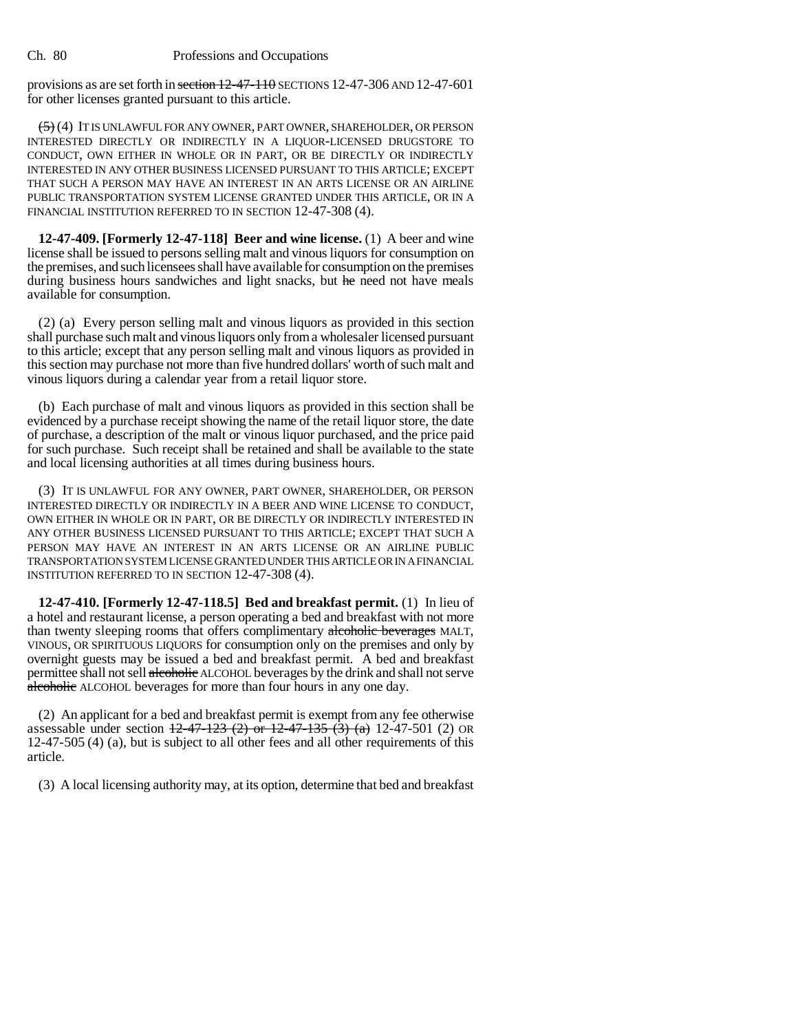provisions as are set forth in ~~section 12-47-110~~ SECTIONS 12-47-306 AND 12-47-601 for other licenses granted pursuant to this article.

~~(5)~~ (4) IT IS UNLAWFUL FOR ANY OWNER, PART OWNER, SHAREHOLDER, OR PERSON INTERESTED DIRECTLY OR INDIRECTLY IN A LIQUOR-LICENSED DRUGSTORE TO CONDUCT, OWN EITHER IN WHOLE OR IN PART, OR BE DIRECTLY OR INDIRECTLY INTERESTED IN ANY OTHER BUSINESS LICENSED PURSUANT TO THIS ARTICLE; EXCEPT THAT SUCH A PERSON MAY HAVE AN INTEREST IN AN ARTS LICENSE OR AN AIRLINE PUBLIC TRANSPORTATION SYSTEM LICENSE GRANTED UNDER THIS ARTICLE, OR IN A FINANCIAL INSTITUTION REFERRED TO IN SECTION 12-47-308 (4).

**12-47-409. [Formerly 12-47-118] Beer and wine license.** (1) A beer and wine license shall be issued to persons selling malt and vinous liquors for consumption on the premises, and such licensees shall have available for consumption on the premises during business hours sandwiches and light snacks, but ~~he~~ need not have meals available for consumption.

(2) (a) Every person selling malt and vinous liquors as provided in this section shall purchase such malt and vinous liquors only from a wholesaler licensed pursuant to this article; except that any person selling malt and vinous liquors as provided in this section may purchase not more than five hundred dollars' worth of such malt and vinous liquors during a calendar year from a retail liquor store.

(b) Each purchase of malt and vinous liquors as provided in this section shall be evidenced by a purchase receipt showing the name of the retail liquor store, the date of purchase, a description of the malt or vinous liquor purchased, and the price paid for such purchase. Such receipt shall be retained and shall be available to the state and local licensing authorities at all times during business hours.

(3) IT IS UNLAWFUL FOR ANY OWNER, PART OWNER, SHAREHOLDER, OR PERSON INTERESTED DIRECTLY OR INDIRECTLY IN A BEER AND WINE LICENSE TO CONDUCT, OWN EITHER IN WHOLE OR IN PART, OR BE DIRECTLY OR INDIRECTLY INTERESTED IN ANY OTHER BUSINESS LICENSED PURSUANT TO THIS ARTICLE; EXCEPT THAT SUCH A PERSON MAY HAVE AN INTEREST IN AN ARTS LICENSE OR AN AIRLINE PUBLIC TRANSPORTATION SYSTEM LICENSE GRANTED UNDER THIS ARTICLE OR IN A FINANCIAL INSTITUTION REFERRED TO IN SECTION 12-47-308 (4).

**12-47-410. [Formerly 12-47-118.5] Bed and breakfast permit.** (1) In lieu of a hotel and restaurant license, a person operating a bed and breakfast with not more than twenty sleeping rooms that offers complimentary ~~alcoholic beverages~~ MALT, VINOUS, OR SPIRITUOUS LIQUORS for consumption only on the premises and only by overnight guests may be issued a bed and breakfast permit. A bed and breakfast permittee shall not sell ~~alcoholic~~ ALCOHOL beverages by the drink and shall not serve ~~alcoholic~~ ALCOHOL beverages for more than four hours in any one day.

(2) An applicant for a bed and breakfast permit is exempt from any fee otherwise assessable under section ~~12-47-123 (2) or 12-47-135 (3) (a)~~ 12-47-501 (2) OR 12-47-505 (4) (a), but is subject to all other fees and all other requirements of this article.

(3) A local licensing authority may, at its option, determine that bed and breakfast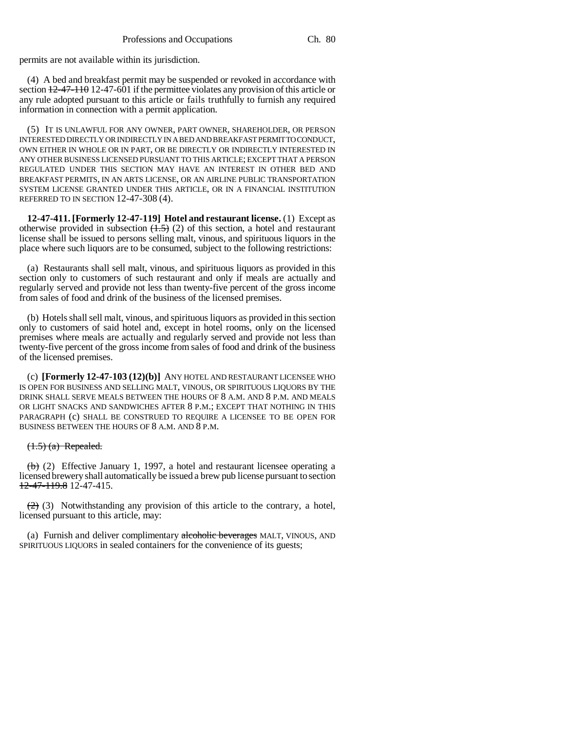permits are not available within its jurisdiction.

(4) A bed and breakfast permit may be suspended or revoked in accordance with section ~~12-47-110~~ 12-47-601 if the permittee violates any provision of this article or any rule adopted pursuant to this article or fails truthfully to furnish any required information in connection with a permit application.

(5) IT IS UNLAWFUL FOR ANY OWNER, PART OWNER, SHAREHOLDER, OR PERSON INTERESTED DIRECTLY OR INDIRECTLY IN A BED AND BREAKFAST PERMIT TO CONDUCT, OWN EITHER IN WHOLE OR IN PART, OR BE DIRECTLY OR INDIRECTLY INTERESTED IN ANY OTHER BUSINESS LICENSED PURSUANT TO THIS ARTICLE; EXCEPT THAT A PERSON REGULATED UNDER THIS SECTION MAY HAVE AN INTEREST IN OTHER BED AND BREAKFAST PERMITS, IN AN ARTS LICENSE, OR AN AIRLINE PUBLIC TRANSPORTATION SYSTEM LICENSE GRANTED UNDER THIS ARTICLE, OR IN A FINANCIAL INSTITUTION REFERRED TO IN SECTION 12-47-308 (4).

**12-47-411. [Formerly 12-47-119] Hotel and restaurant license.** (1) Except as otherwise provided in subsection ~~(1.5)~~ (2) of this section, a hotel and restaurant license shall be issued to persons selling malt, vinous, and spirituous liquors in the place where such liquors are to be consumed, subject to the following restrictions:

(a) Restaurants shall sell malt, vinous, and spirituous liquors as provided in this section only to customers of such restaurant and only if meals are actually and regularly served and provide not less than twenty-five percent of the gross income from sales of food and drink of the business of the licensed premises.

(b) Hotels shall sell malt, vinous, and spirituous liquors as provided in this section only to customers of said hotel and, except in hotel rooms, only on the licensed premises where meals are actually and regularly served and provide not less than twenty-five percent of the gross income from sales of food and drink of the business of the licensed premises.

(c) **[Formerly 12-47-103 (12)(b)]** ANY HOTEL AND RESTAURANT LICENSEE WHO IS OPEN FOR BUSINESS AND SELLING MALT, VINOUS, OR SPIRITUOUS LIQUORS BY THE DRINK SHALL SERVE MEALS BETWEEN THE HOURS OF 8 A.M. AND 8 P.M. AND MEALS OR LIGHT SNACKS AND SANDWICHES AFTER 8 P.M.; EXCEPT THAT NOTHING IN THIS PARAGRAPH (c) SHALL BE CONSTRUED TO REQUIRE A LICENSEE TO BE OPEN FOR BUSINESS BETWEEN THE HOURS OF 8 A.M. AND 8 P.M.

~~(1.5) (a) Repealed.~~

~~(b)~~ (2) Effective January 1, 1997, a hotel and restaurant licensee operating a licensed brewery shall automatically be issued a brew pub license pursuant to section ~~12-47-119.8~~ 12-47-415.

~~(2)~~ (3) Notwithstanding any provision of this article to the contrary, a hotel, licensed pursuant to this article, may:

(a) Furnish and deliver complimentary ~~alcoholic beverages~~ MALT, VINOUS, AND SPIRITUOUS LIQUORS in sealed containers for the convenience of its guests;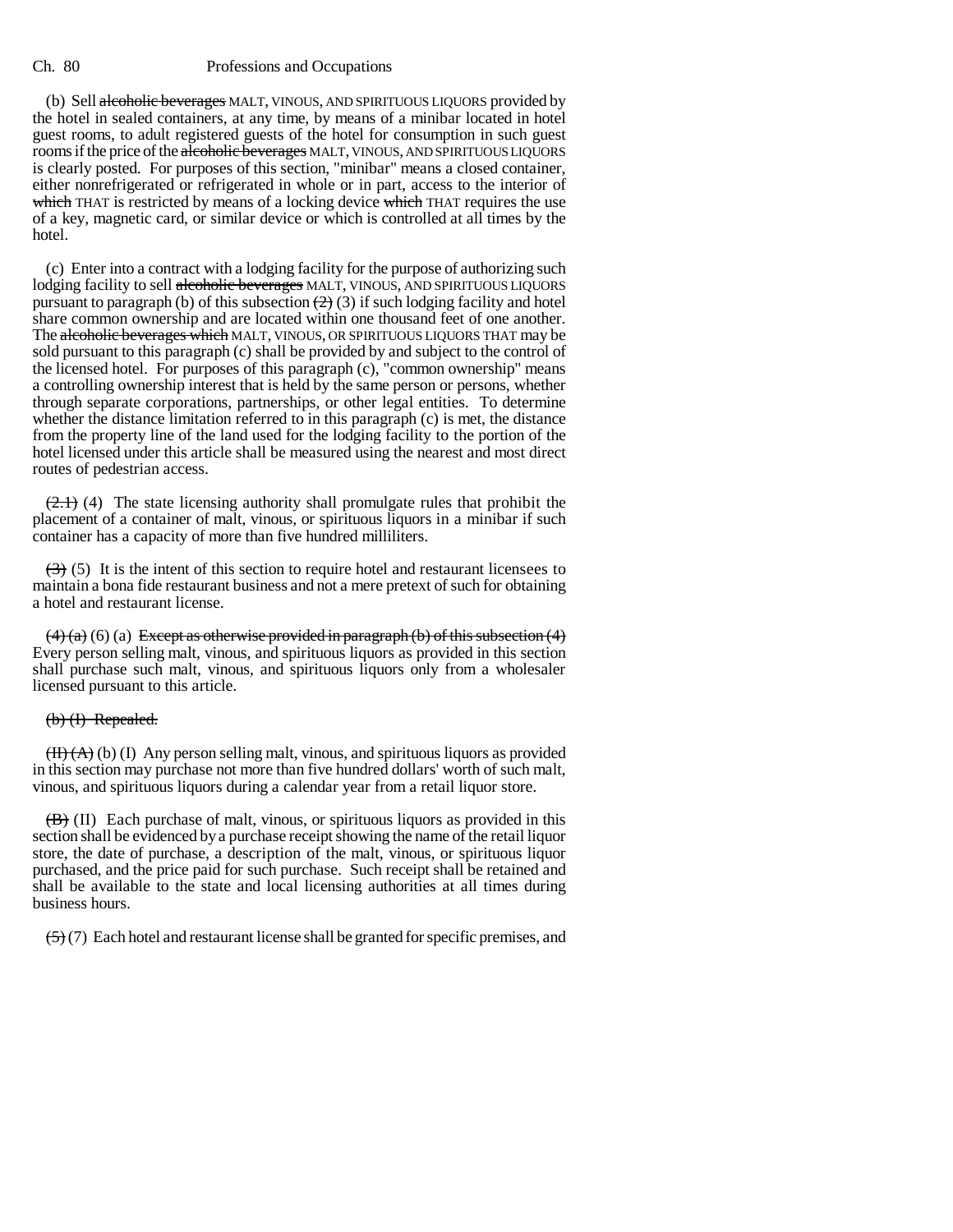(b) Sell ~~alcoholic beverages~~ MALT, VINOUS, AND SPIRITUOUS LIQUORS provided by the hotel in sealed containers, at any time, by means of a minibar located in hotel guest rooms, to adult registered guests of the hotel for consumption in such guest rooms if the price of the ~~alcoholic beverages~~ MALT, VINOUS, AND SPIRITUOUS LIQUORS is clearly posted. For purposes of this section, "minibar" means a closed container, either nonrefrigerated or refrigerated in whole or in part, access to the interior of ~~which~~ THAT is restricted by means of a locking device ~~which~~ THAT requires the use of a key, magnetic card, or similar device or which is controlled at all times by the hotel.

(c) Enter into a contract with a lodging facility for the purpose of authorizing such lodging facility to sell ~~alcoholic beverages~~ MALT, VINOUS, AND SPIRITUOUS LIQUORS pursuant to paragraph (b) of this subsection ~~(2)~~ (3) if such lodging facility and hotel share common ownership and are located within one thousand feet of one another. The ~~alcoholic beverages which~~ MALT, VINOUS, OR SPIRITUOUS LIQUORS THAT may be sold pursuant to this paragraph (c) shall be provided by and subject to the control of the licensed hotel. For purposes of this paragraph (c), "common ownership" means a controlling ownership interest that is held by the same person or persons, whether through separate corporations, partnerships, or other legal entities. To determine whether the distance limitation referred to in this paragraph (c) is met, the distance from the property line of the land used for the lodging facility to the portion of the hotel licensed under this article shall be measured using the nearest and most direct routes of pedestrian access.

~~(2.1)~~ (4) The state licensing authority shall promulgate rules that prohibit the placement of a container of malt, vinous, or spirituous liquors in a minibar if such container has a capacity of more than five hundred milliliters.

~~(3)~~ (5) It is the intent of this section to require hotel and restaurant licensees to maintain a bona fide restaurant business and not a mere pretext of such for obtaining a hotel and restaurant license.

~~(4) (a)~~ (6) (a) ~~Except as otherwise provided in paragraph (b) of this subsection (4)~~ Every person selling malt, vinous, and spirituous liquors as provided in this section shall purchase such malt, vinous, and spirituous liquors only from a wholesaler licensed pursuant to this article.

~~(b) (I) Repealed.~~

~~(II) (A)~~ (b) (I) Any person selling malt, vinous, and spirituous liquors as provided in this section may purchase not more than five hundred dollars' worth of such malt, vinous, and spirituous liquors during a calendar year from a retail liquor store.

~~(B)~~ (II) Each purchase of malt, vinous, or spirituous liquors as provided in this section shall be evidenced by a purchase receipt showing the name of the retail liquor store, the date of purchase, a description of the malt, vinous, or spirituous liquor purchased, and the price paid for such purchase. Such receipt shall be retained and shall be available to the state and local licensing authorities at all times during business hours.

~~(5)~~ (7) Each hotel and restaurant license shall be granted for specific premises, and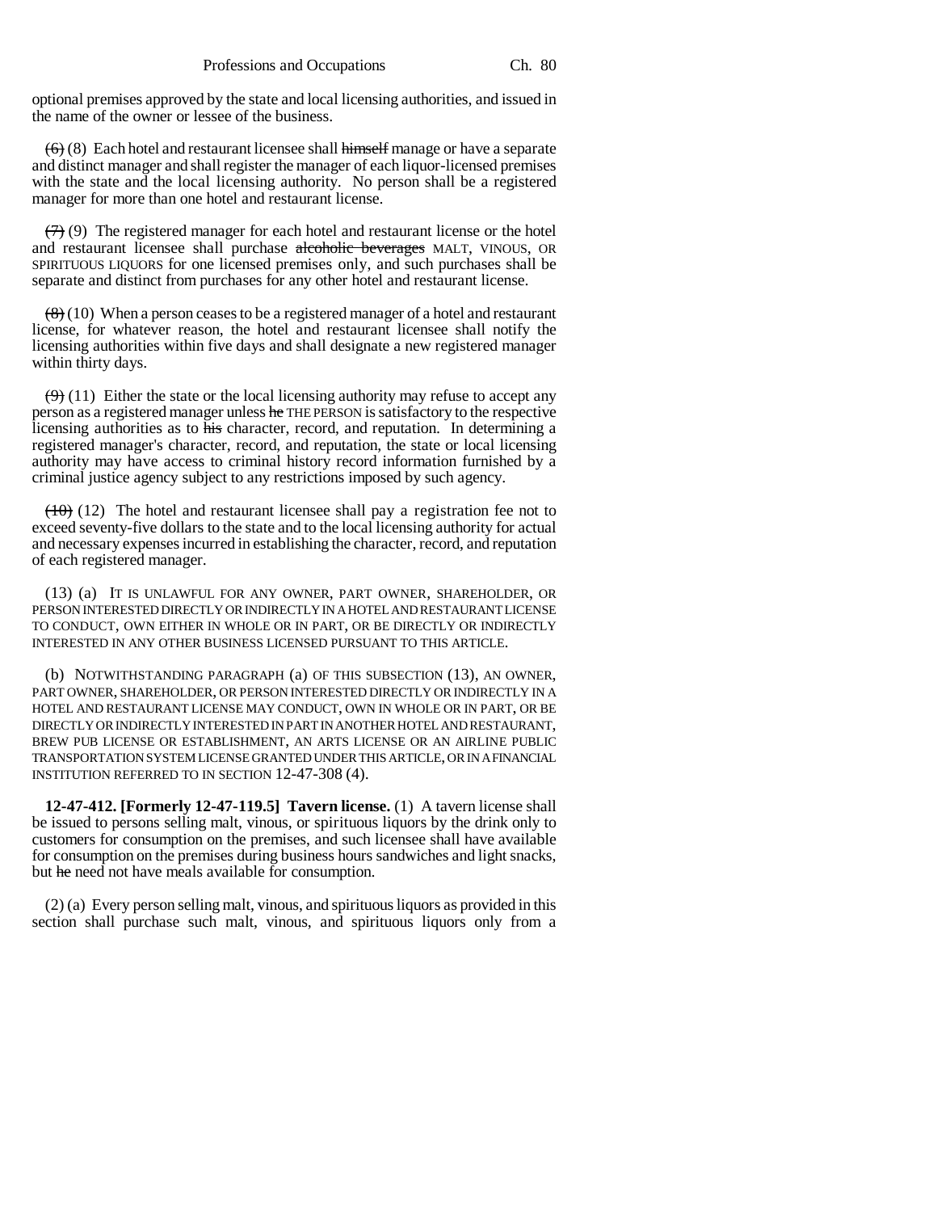optional premises approved by the state and local licensing authorities, and issued in the name of the owner or lessee of the business.

~~(6)~~ (8) Each hotel and restaurant licensee shall ~~himself~~ manage or have a separate and distinct manager and shall register the manager of each liquor-licensed premises with the state and the local licensing authority. No person shall be a registered manager for more than one hotel and restaurant license.

~~(7)~~ (9) The registered manager for each hotel and restaurant license or the hotel and restaurant licensee shall purchase ~~alcoholic beverages~~ MALT, VINOUS, OR SPIRITUOUS LIQUORS for one licensed premises only, and such purchases shall be separate and distinct from purchases for any other hotel and restaurant license.

~~(8)~~ (10) When a person ceases to be a registered manager of a hotel and restaurant license, for whatever reason, the hotel and restaurant licensee shall notify the licensing authorities within five days and shall designate a new registered manager within thirty days.

~~(9)~~ (11) Either the state or the local licensing authority may refuse to accept any person as a registered manager unless ~~he~~ THE PERSON is satisfactory to the respective licensing authorities as to ~~his~~ character, record, and reputation. In determining a registered manager's character, record, and reputation, the state or local licensing authority may have access to criminal history record information furnished by a criminal justice agency subject to any restrictions imposed by such agency.

~~(10)~~ (12) The hotel and restaurant licensee shall pay a registration fee not to exceed seventy-five dollars to the state and to the local licensing authority for actual and necessary expenses incurred in establishing the character, record, and reputation of each registered manager.

(13) (a) IT IS UNLAWFUL FOR ANY OWNER, PART OWNER, SHAREHOLDER, OR PERSON INTERESTED DIRECTLY OR INDIRECTLY IN A HOTEL AND RESTAURANT LICENSE TO CONDUCT, OWN EITHER IN WHOLE OR IN PART, OR BE DIRECTLY OR INDIRECTLY INTERESTED IN ANY OTHER BUSINESS LICENSED PURSUANT TO THIS ARTICLE.

(b) NOTWITHSTANDING PARAGRAPH (a) OF THIS SUBSECTION (13), AN OWNER, PART OWNER, SHAREHOLDER, OR PERSON INTERESTED DIRECTLY OR INDIRECTLY IN A HOTEL AND RESTAURANT LICENSE MAY CONDUCT, OWN IN WHOLE OR IN PART, OR BE DIRECTLY OR INDIRECTLY INTERESTED IN PART IN ANOTHER HOTEL AND RESTAURANT, BREW PUB LICENSE OR ESTABLISHMENT, AN ARTS LICENSE OR AN AIRLINE PUBLIC TRANSPORTATION SYSTEM LICENSE GRANTED UNDER THIS ARTICLE, OR IN A FINANCIAL INSTITUTION REFERRED TO IN SECTION 12-47-308 (4).

**12-47-412. [Formerly 12-47-119.5] Tavern license.** (1) A tavern license shall be issued to persons selling malt, vinous, or spirituous liquors by the drink only to customers for consumption on the premises, and such licensee shall have available for consumption on the premises during business hours sandwiches and light snacks, but ~~he~~ need not have meals available for consumption.

(2) (a) Every person selling malt, vinous, and spirituous liquors as provided in this section shall purchase such malt, vinous, and spirituous liquors only from a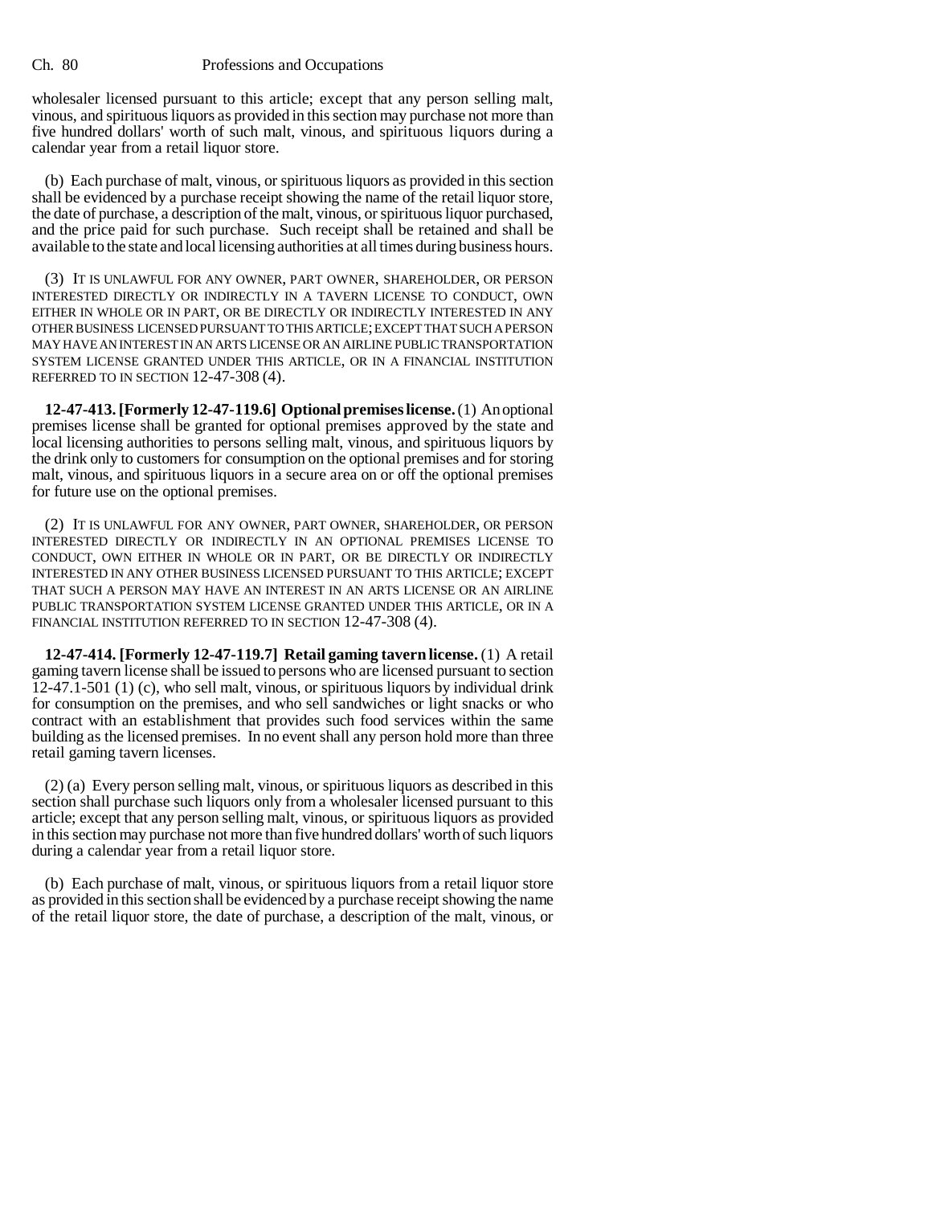wholesaler licensed pursuant to this article; except that any person selling malt, vinous, and spirituous liquors as provided in this section may purchase not more than five hundred dollars' worth of such malt, vinous, and spirituous liquors during a calendar year from a retail liquor store.

(b) Each purchase of malt, vinous, or spirituous liquors as provided in this section shall be evidenced by a purchase receipt showing the name of the retail liquor store, the date of purchase, a description of the malt, vinous, or spirituous liquor purchased, and the price paid for such purchase. Such receipt shall be retained and shall be available to the state and local licensing authorities at all times during business hours.

(3) IT IS UNLAWFUL FOR ANY OWNER, PART OWNER, SHAREHOLDER, OR PERSON INTERESTED DIRECTLY OR INDIRECTLY IN A TAVERN LICENSE TO CONDUCT, OWN EITHER IN WHOLE OR IN PART, OR BE DIRECTLY OR INDIRECTLY INTERESTED IN ANY OTHER BUSINESS LICENSED PURSUANT TO THIS ARTICLE; EXCEPT THAT SUCH A PERSON MAY HAVE AN INTEREST IN AN ARTS LICENSE OR AN AIRLINE PUBLIC TRANSPORTATION SYSTEM LICENSE GRANTED UNDER THIS ARTICLE, OR IN A FINANCIAL INSTITUTION REFERRED TO IN SECTION 12-47-308 (4).

**12-47-413. [Formerly 12-47-119.6] Optional premises license.** (1) An optional premises license shall be granted for optional premises approved by the state and local licensing authorities to persons selling malt, vinous, and spirituous liquors by the drink only to customers for consumption on the optional premises and for storing malt, vinous, and spirituous liquors in a secure area on or off the optional premises for future use on the optional premises.

(2) IT IS UNLAWFUL FOR ANY OWNER, PART OWNER, SHAREHOLDER, OR PERSON INTERESTED DIRECTLY OR INDIRECTLY IN AN OPTIONAL PREMISES LICENSE TO CONDUCT, OWN EITHER IN WHOLE OR IN PART, OR BE DIRECTLY OR INDIRECTLY INTERESTED IN ANY OTHER BUSINESS LICENSED PURSUANT TO THIS ARTICLE; EXCEPT THAT SUCH A PERSON MAY HAVE AN INTEREST IN AN ARTS LICENSE OR AN AIRLINE PUBLIC TRANSPORTATION SYSTEM LICENSE GRANTED UNDER THIS ARTICLE, OR IN A FINANCIAL INSTITUTION REFERRED TO IN SECTION 12-47-308 (4).

**12-47-414. [Formerly 12-47-119.7] Retail gaming tavern license.** (1) A retail gaming tavern license shall be issued to persons who are licensed pursuant to section 12-47.1-501 (1) (c), who sell malt, vinous, or spirituous liquors by individual drink for consumption on the premises, and who sell sandwiches or light snacks or who contract with an establishment that provides such food services within the same building as the licensed premises. In no event shall any person hold more than three retail gaming tavern licenses.

(2) (a) Every person selling malt, vinous, or spirituous liquors as described in this section shall purchase such liquors only from a wholesaler licensed pursuant to this article; except that any person selling malt, vinous, or spirituous liquors as provided in this section may purchase not more than five hundred dollars' worth of such liquors during a calendar year from a retail liquor store.

(b) Each purchase of malt, vinous, or spirituous liquors from a retail liquor store as provided in this section shall be evidenced by a purchase receipt showing the name of the retail liquor store, the date of purchase, a description of the malt, vinous, or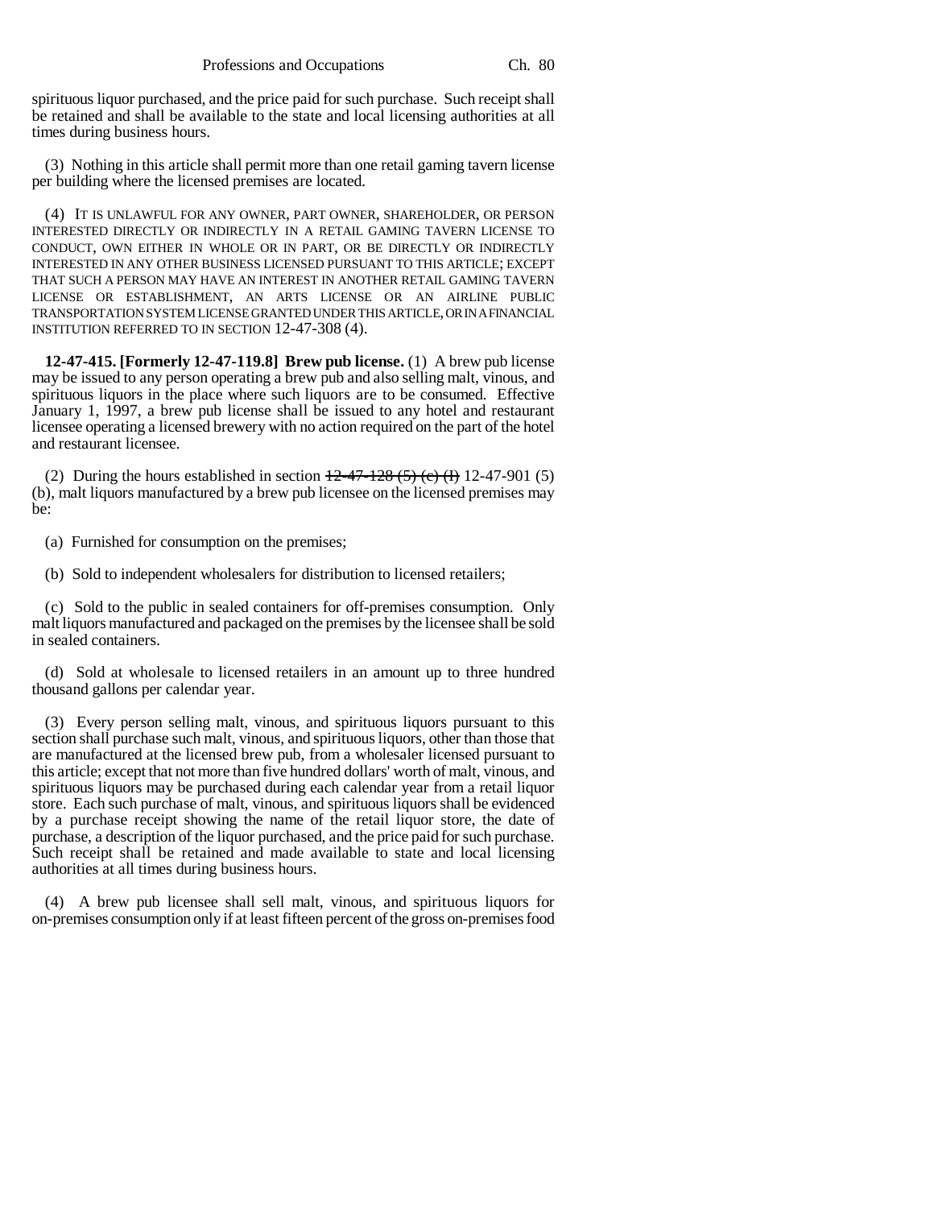spirituous liquor purchased, and the price paid for such purchase. Such receipt shall be retained and shall be available to the state and local licensing authorities at all times during business hours.

(3) Nothing in this article shall permit more than one retail gaming tavern license per building where the licensed premises are located.

(4) IT IS UNLAWFUL FOR ANY OWNER, PART OWNER, SHAREHOLDER, OR PERSON INTERESTED DIRECTLY OR INDIRECTLY IN A RETAIL GAMING TAVERN LICENSE TO CONDUCT, OWN EITHER IN WHOLE OR IN PART, OR BE DIRECTLY OR INDIRECTLY INTERESTED IN ANY OTHER BUSINESS LICENSED PURSUANT TO THIS ARTICLE; EXCEPT THAT SUCH A PERSON MAY HAVE AN INTEREST IN ANOTHER RETAIL GAMING TAVERN LICENSE OR ESTABLISHMENT, AN ARTS LICENSE OR AN AIRLINE PUBLIC TRANSPORTATION SYSTEM LICENSE GRANTED UNDER THIS ARTICLE, OR IN A FINANCIAL INSTITUTION REFERRED TO IN SECTION 12-47-308 (4).

**12-47-415. [Formerly 12-47-119.8] Brew pub license.** (1) A brew pub license may be issued to any person operating a brew pub and also selling malt, vinous, and spirituous liquors in the place where such liquors are to be consumed. Effective January 1, 1997, a brew pub license shall be issued to any hotel and restaurant licensee operating a licensed brewery with no action required on the part of the hotel and restaurant licensee.

(2) During the hours established in section ~~12-47-128 (5) (c) (I)~~ 12-47-901 (5) (b), malt liquors manufactured by a brew pub licensee on the licensed premises may be:

(a) Furnished for consumption on the premises;

(b) Sold to independent wholesalers for distribution to licensed retailers;

(c) Sold to the public in sealed containers for off-premises consumption. Only malt liquors manufactured and packaged on the premises by the licensee shall be sold in sealed containers.

(d) Sold at wholesale to licensed retailers in an amount up to three hundred thousand gallons per calendar year.

(3) Every person selling malt, vinous, and spirituous liquors pursuant to this section shall purchase such malt, vinous, and spirituous liquors, other than those that are manufactured at the licensed brew pub, from a wholesaler licensed pursuant to this article; except that not more than five hundred dollars' worth of malt, vinous, and spirituous liquors may be purchased during each calendar year from a retail liquor store. Each such purchase of malt, vinous, and spirituous liquors shall be evidenced by a purchase receipt showing the name of the retail liquor store, the date of purchase, a description of the liquor purchased, and the price paid for such purchase. Such receipt shall be retained and made available to state and local licensing authorities at all times during business hours.

(4) A brew pub licensee shall sell malt, vinous, and spirituous liquors for on-premises consumption only if at least fifteen percent of the gross on-premises food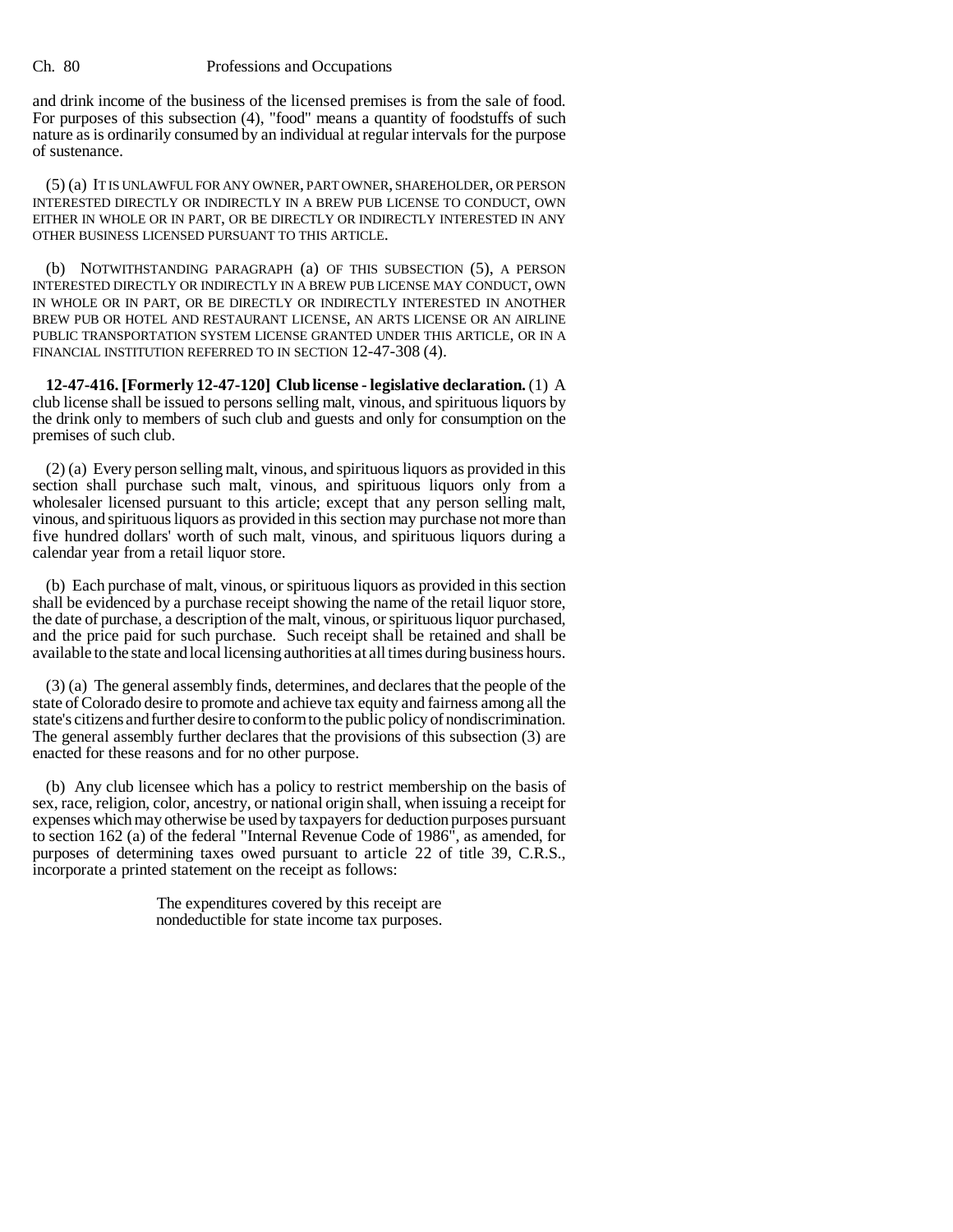and drink income of the business of the licensed premises is from the sale of food. For purposes of this subsection (4), "food" means a quantity of foodstuffs of such nature as is ordinarily consumed by an individual at regular intervals for the purpose of sustenance.

(5) (a) IT IS UNLAWFUL FOR ANY OWNER, PART OWNER, SHAREHOLDER, OR PERSON INTERESTED DIRECTLY OR INDIRECTLY IN A BREW PUB LICENSE TO CONDUCT, OWN EITHER IN WHOLE OR IN PART, OR BE DIRECTLY OR INDIRECTLY INTERESTED IN ANY OTHER BUSINESS LICENSED PURSUANT TO THIS ARTICLE.

(b) NOTWITHSTANDING PARAGRAPH (a) OF THIS SUBSECTION (5), A PERSON INTERESTED DIRECTLY OR INDIRECTLY IN A BREW PUB LICENSE MAY CONDUCT, OWN IN WHOLE OR IN PART, OR BE DIRECTLY OR INDIRECTLY INTERESTED IN ANOTHER BREW PUB OR HOTEL AND RESTAURANT LICENSE, AN ARTS LICENSE OR AN AIRLINE PUBLIC TRANSPORTATION SYSTEM LICENSE GRANTED UNDER THIS ARTICLE, OR IN A FINANCIAL INSTITUTION REFERRED TO IN SECTION 12-47-308 (4).

**12-47-416. [Formerly 12-47-120] Club license - legislative declaration.** (1) A club license shall be issued to persons selling malt, vinous, and spirituous liquors by the drink only to members of such club and guests and only for consumption on the premises of such club.

(2) (a) Every person selling malt, vinous, and spirituous liquors as provided in this section shall purchase such malt, vinous, and spirituous liquors only from a wholesaler licensed pursuant to this article; except that any person selling malt, vinous, and spirituous liquors as provided in this section may purchase not more than five hundred dollars' worth of such malt, vinous, and spirituous liquors during a calendar year from a retail liquor store.

(b) Each purchase of malt, vinous, or spirituous liquors as provided in this section shall be evidenced by a purchase receipt showing the name of the retail liquor store, the date of purchase, a description of the malt, vinous, or spirituous liquor purchased, and the price paid for such purchase. Such receipt shall be retained and shall be available to the state and local licensing authorities at all times during business hours.

(3) (a) The general assembly finds, determines, and declares that the people of the state of Colorado desire to promote and achieve tax equity and fairness among all the state's citizens and further desire to conform to the public policy of nondiscrimination. The general assembly further declares that the provisions of this subsection (3) are enacted for these reasons and for no other purpose.

(b) Any club licensee which has a policy to restrict membership on the basis of sex, race, religion, color, ancestry, or national origin shall, when issuing a receipt for expenses which may otherwise be used by taxpayers for deduction purposes pursuant to section 162 (a) of the federal "Internal Revenue Code of 1986", as amended, for purposes of determining taxes owed pursuant to article 22 of title 39, C.R.S., incorporate a printed statement on the receipt as follows:

> The expenditures covered by this receipt are nondeductible for state income tax purposes.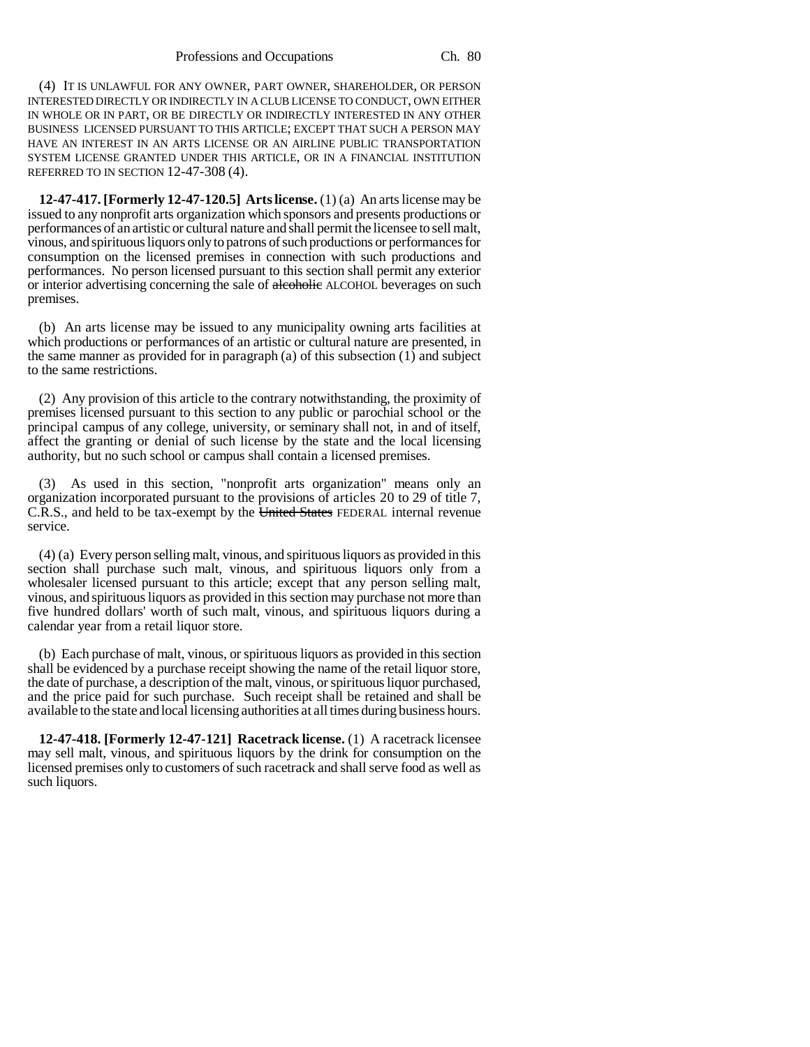(4) IT IS UNLAWFUL FOR ANY OWNER, PART OWNER, SHAREHOLDER, OR PERSON INTERESTED DIRECTLY OR INDIRECTLY IN A CLUB LICENSE TO CONDUCT, OWN EITHER IN WHOLE OR IN PART, OR BE DIRECTLY OR INDIRECTLY INTERESTED IN ANY OTHER BUSINESS LICENSED PURSUANT TO THIS ARTICLE; EXCEPT THAT SUCH A PERSON MAY HAVE AN INTEREST IN AN ARTS LICENSE OR AN AIRLINE PUBLIC TRANSPORTATION SYSTEM LICENSE GRANTED UNDER THIS ARTICLE, OR IN A FINANCIAL INSTITUTION REFERRED TO IN SECTION 12-47-308 (4).

**12-47-417. [Formerly 12-47-120.5] Arts license.** (1) (a) An arts license may be issued to any nonprofit arts organization which sponsors and presents productions or performances of an artistic or cultural nature and shall permit the licensee to sell malt, vinous, and spirituous liquors only to patrons of such productions or performances for consumption on the licensed premises in connection with such productions and performances. No person licensed pursuant to this section shall permit any exterior or interior advertising concerning the sale of ~~alcoholic~~ ALCOHOL beverages on such premises.

(b) An arts license may be issued to any municipality owning arts facilities at which productions or performances of an artistic or cultural nature are presented, in the same manner as provided for in paragraph (a) of this subsection (1) and subject to the same restrictions.

(2) Any provision of this article to the contrary notwithstanding, the proximity of premises licensed pursuant to this section to any public or parochial school or the principal campus of any college, university, or seminary shall not, in and of itself, affect the granting or denial of such license by the state and the local licensing authority, but no such school or campus shall contain a licensed premises.

(3) As used in this section, "nonprofit arts organization" means only an organization incorporated pursuant to the provisions of articles 20 to 29 of title 7, C.R.S., and held to be tax-exempt by the ~~United States~~ FEDERAL internal revenue service.

(4) (a) Every person selling malt, vinous, and spirituous liquors as provided in this section shall purchase such malt, vinous, and spirituous liquors only from a wholesaler licensed pursuant to this article; except that any person selling malt, vinous, and spirituous liquors as provided in this section may purchase not more than five hundred dollars' worth of such malt, vinous, and spirituous liquors during a calendar year from a retail liquor store.

(b) Each purchase of malt, vinous, or spirituous liquors as provided in this section shall be evidenced by a purchase receipt showing the name of the retail liquor store, the date of purchase, a description of the malt, vinous, or spirituous liquor purchased, and the price paid for such purchase. Such receipt shall be retained and shall be available to the state and local licensing authorities at all times during business hours.

**12-47-418. [Formerly 12-47-121] Racetrack license.** (1) A racetrack licensee may sell malt, vinous, and spirituous liquors by the drink for consumption on the licensed premises only to customers of such racetrack and shall serve food as well as such liquors.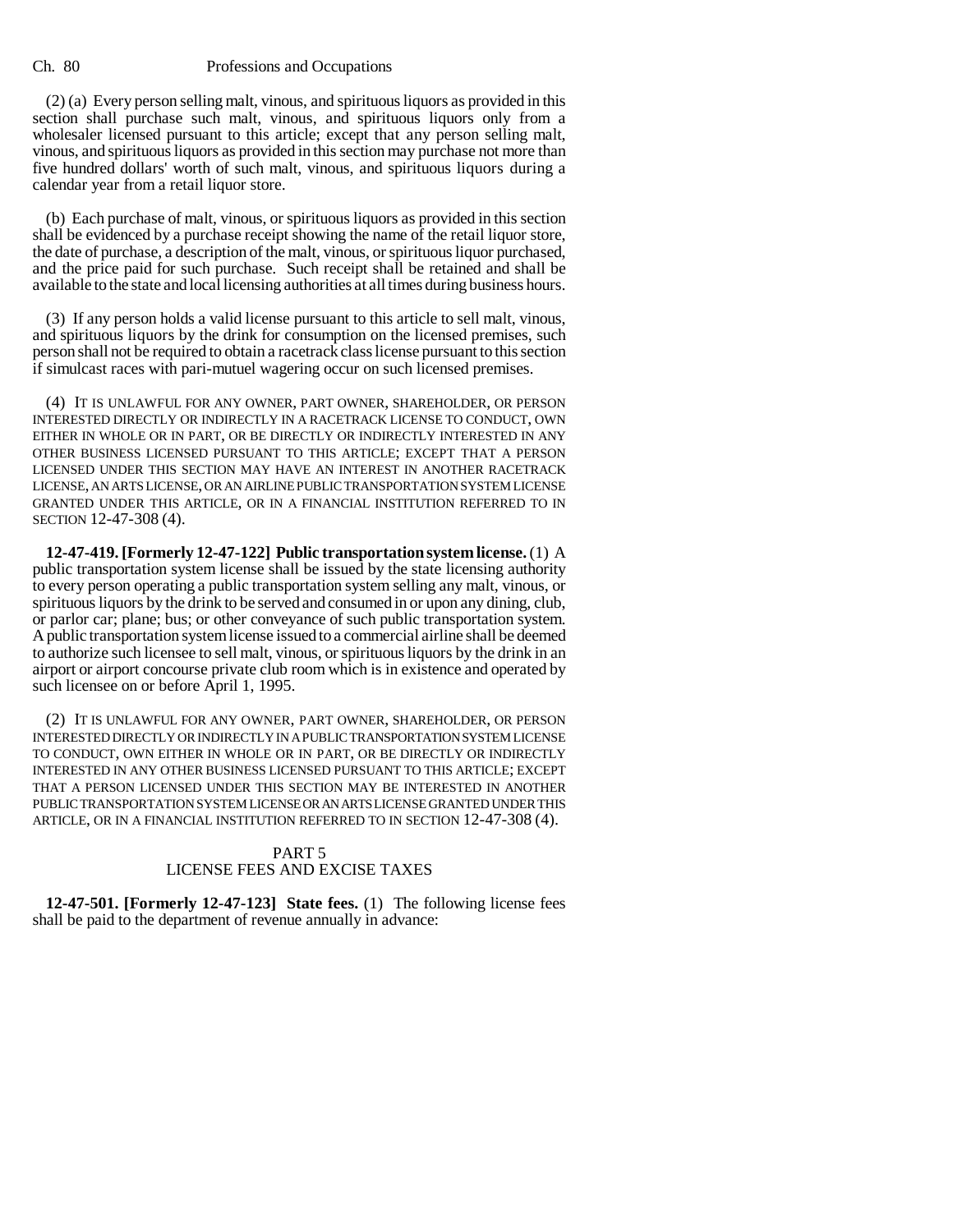(2) (a) Every person selling malt, vinous, and spirituous liquors as provided in this section shall purchase such malt, vinous, and spirituous liquors only from a wholesaler licensed pursuant to this article; except that any person selling malt, vinous, and spirituous liquors as provided in this section may purchase not more than five hundred dollars' worth of such malt, vinous, and spirituous liquors during a calendar year from a retail liquor store.

(b) Each purchase of malt, vinous, or spirituous liquors as provided in this section shall be evidenced by a purchase receipt showing the name of the retail liquor store, the date of purchase, a description of the malt, vinous, or spirituous liquor purchased, and the price paid for such purchase. Such receipt shall be retained and shall be available to the state and local licensing authorities at all times during business hours.

(3) If any person holds a valid license pursuant to this article to sell malt, vinous, and spirituous liquors by the drink for consumption on the licensed premises, such person shall not be required to obtain a racetrack class license pursuant to this section if simulcast races with pari-mutuel wagering occur on such licensed premises.

(4) IT IS UNLAWFUL FOR ANY OWNER, PART OWNER, SHAREHOLDER, OR PERSON INTERESTED DIRECTLY OR INDIRECTLY IN A RACETRACK LICENSE TO CONDUCT, OWN EITHER IN WHOLE OR IN PART, OR BE DIRECTLY OR INDIRECTLY INTERESTED IN ANY OTHER BUSINESS LICENSED PURSUANT TO THIS ARTICLE; EXCEPT THAT A PERSON LICENSED UNDER THIS SECTION MAY HAVE AN INTEREST IN ANOTHER RACETRACK LICENSE, AN ARTS LICENSE, OR AN AIRLINE PUBLIC TRANSPORTATION SYSTEM LICENSE GRANTED UNDER THIS ARTICLE, OR IN A FINANCIAL INSTITUTION REFERRED TO IN SECTION 12-47-308 (4).

**12-47-419. [Formerly 12-47-122] Public transportation system license.** (1) A public transportation system license shall be issued by the state licensing authority to every person operating a public transportation system selling any malt, vinous, or spirituous liquors by the drink to be served and consumed in or upon any dining, club, or parlor car; plane; bus; or other conveyance of such public transportation system. A public transportation system license issued to a commercial airline shall be deemed to authorize such licensee to sell malt, vinous, or spirituous liquors by the drink in an airport or airport concourse private club room which is in existence and operated by such licensee on or before April 1, 1995.

(2) IT IS UNLAWFUL FOR ANY OWNER, PART OWNER, SHAREHOLDER, OR PERSON INTERESTED DIRECTLY OR INDIRECTLY IN A PUBLIC TRANSPORTATION SYSTEM LICENSE TO CONDUCT, OWN EITHER IN WHOLE OR IN PART, OR BE DIRECTLY OR INDIRECTLY INTERESTED IN ANY OTHER BUSINESS LICENSED PURSUANT TO THIS ARTICLE; EXCEPT THAT A PERSON LICENSED UNDER THIS SECTION MAY BE INTERESTED IN ANOTHER PUBLIC TRANSPORTATION SYSTEM LICENSE OR AN ARTS LICENSE GRANTED UNDER THIS ARTICLE, OR IN A FINANCIAL INSTITUTION REFERRED TO IN SECTION 12-47-308 (4).

## PART 5
## LICENSE FEES AND EXCISE TAXES

**12-47-501. [Formerly 12-47-123] State fees.** (1) The following license fees shall be paid to the department of revenue annually in advance: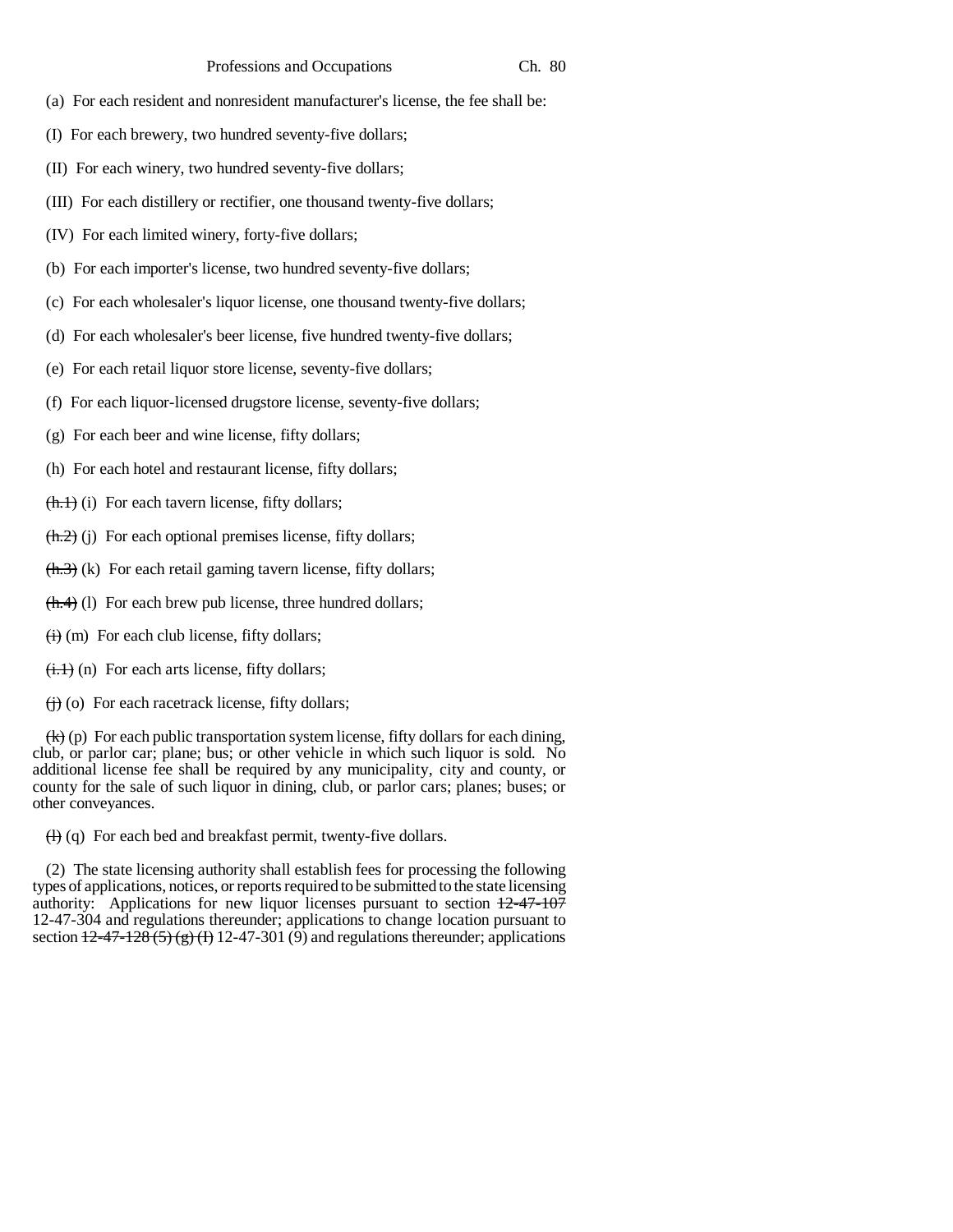(a) For each resident and nonresident manufacturer's license, the fee shall be:

(I) For each brewery, two hundred seventy-five dollars;

(II) For each winery, two hundred seventy-five dollars;

(III) For each distillery or rectifier, one thousand twenty-five dollars;

(IV) For each limited winery, forty-five dollars;

(b) For each importer's license, two hundred seventy-five dollars;

(c) For each wholesaler's liquor license, one thousand twenty-five dollars;

(d) For each wholesaler's beer license, five hundred twenty-five dollars;

(e) For each retail liquor store license, seventy-five dollars;

(f) For each liquor-licensed drugstore license, seventy-five dollars;

(g) For each beer and wine license, fifty dollars;

(h) For each hotel and restaurant license, fifty dollars;

~~(h.1)~~ (i) For each tavern license, fifty dollars;

~~(h.2)~~ (j) For each optional premises license, fifty dollars;

~~(h.3)~~ (k) For each retail gaming tavern license, fifty dollars;

~~(h.4)~~ (l) For each brew pub license, three hundred dollars;

~~(i)~~ (m) For each club license, fifty dollars;

~~(i.1)~~ (n) For each arts license, fifty dollars;

~~(j)~~ (o) For each racetrack license, fifty dollars;

~~(k)~~ (p) For each public transportation system license, fifty dollars for each dining, club, or parlor car; plane; bus; or other vehicle in which such liquor is sold. No additional license fee shall be required by any municipality, city and county, or county for the sale of such liquor in dining, club, or parlor cars; planes; buses; or other conveyances.

~~(l)~~ (q) For each bed and breakfast permit, twenty-five dollars.

(2) The state licensing authority shall establish fees for processing the following types of applications, notices, or reports required to be submitted to the state licensing authority: Applications for new liquor licenses pursuant to section ~~12-47-107~~ 12-47-304 and regulations thereunder; applications to change location pursuant to section ~~12-47-128 (5) (g) (I)~~ 12-47-301 (9) and regulations thereunder; applications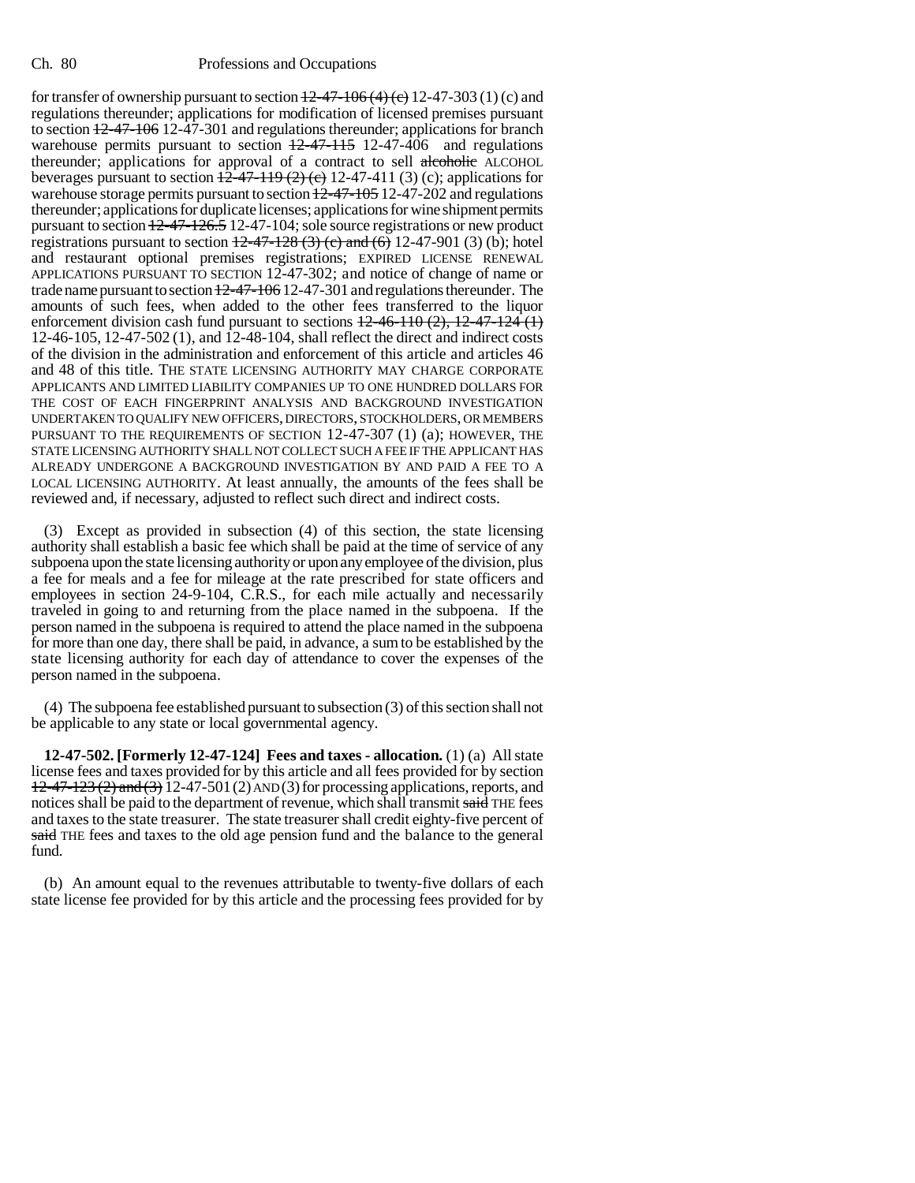for transfer of ownership pursuant to section ~~12-47-106 (4) (c)~~ 12-47-303 (1) (c) and regulations thereunder; applications for modification of licensed premises pursuant to section ~~12-47-106~~ 12-47-301 and regulations thereunder; applications for branch warehouse permits pursuant to section ~~12-47-115~~ 12-47-406 and regulations thereunder; applications for approval of a contract to sell ~~alcoholic~~ ALCOHOL beverages pursuant to section ~~12-47-119 (2) (c)~~ 12-47-411 (3) (c); applications for warehouse storage permits pursuant to section ~~12-47-105~~ 12-47-202 and regulations thereunder; applications for duplicate licenses; applications for wine shipment permits pursuant to section ~~12-47-126.5~~ 12-47-104; sole source registrations or new product registrations pursuant to section ~~12-47-128 (3) (c) and (6)~~ 12-47-901 (3) (b); hotel and restaurant optional premises registrations; EXPIRED LICENSE RENEWAL APPLICATIONS PURSUANT TO SECTION 12-47-302; and notice of change of name or trade name pursuant to section ~~12-47-106~~ 12-47-301 and regulations thereunder. The amounts of such fees, when added to the other fees transferred to the liquor enforcement division cash fund pursuant to sections ~~12-46-110 (2), 12-47-124 (1)~~ 12-46-105, 12-47-502 (1), and 12-48-104, shall reflect the direct and indirect costs of the division in the administration and enforcement of this article and articles 46 and 48 of this title. THE STATE LICENSING AUTHORITY MAY CHARGE CORPORATE APPLICANTS AND LIMITED LIABILITY COMPANIES UP TO ONE HUNDRED DOLLARS FOR THE COST OF EACH FINGERPRINT ANALYSIS AND BACKGROUND INVESTIGATION UNDERTAKEN TO QUALIFY NEW OFFICERS, DIRECTORS, STOCKHOLDERS, OR MEMBERS PURSUANT TO THE REQUIREMENTS OF SECTION 12-47-307 (1) (a); HOWEVER, THE STATE LICENSING AUTHORITY SHALL NOT COLLECT SUCH A FEE IF THE APPLICANT HAS ALREADY UNDERGONE A BACKGROUND INVESTIGATION BY AND PAID A FEE TO A LOCAL LICENSING AUTHORITY. At least annually, the amounts of the fees shall be reviewed and, if necessary, adjusted to reflect such direct and indirect costs.

(3) Except as provided in subsection (4) of this section, the state licensing authority shall establish a basic fee which shall be paid at the time of service of any subpoena upon the state licensing authority or upon any employee of the division, plus a fee for meals and a fee for mileage at the rate prescribed for state officers and employees in section 24-9-104, C.R.S., for each mile actually and necessarily traveled in going to and returning from the place named in the subpoena. If the person named in the subpoena is required to attend the place named in the subpoena for more than one day, there shall be paid, in advance, a sum to be established by the state licensing authority for each day of attendance to cover the expenses of the person named in the subpoena.

(4) The subpoena fee established pursuant to subsection (3) of this section shall not be applicable to any state or local governmental agency.

**12-47-502. [Formerly 12-47-124] Fees and taxes - allocation.** (1) (a) All state license fees and taxes provided for by this article and all fees provided for by section ~~12-47-123 (2) and (3)~~ 12-47-501 (2) AND (3) for processing applications, reports, and notices shall be paid to the department of revenue, which shall transmit ~~said~~ THE fees and taxes to the state treasurer. The state treasurer shall credit eighty-five percent of ~~said~~ THE fees and taxes to the old age pension fund and the balance to the general fund.

(b) An amount equal to the revenues attributable to twenty-five dollars of each state license fee provided for by this article and the processing fees provided for by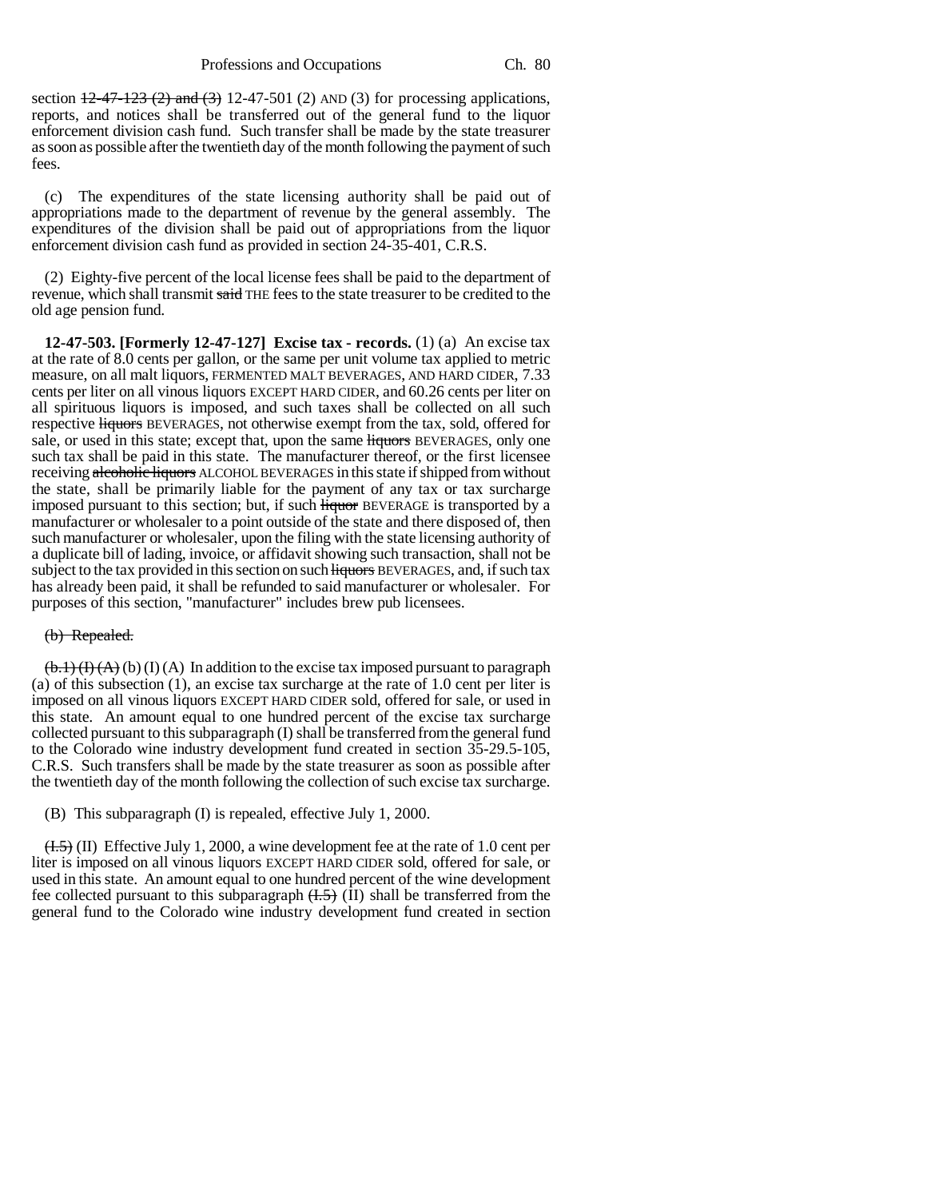section ~~12-47-123 (2) and (3)~~ 12-47-501 (2) AND (3) for processing applications, reports, and notices shall be transferred out of the general fund to the liquor enforcement division cash fund. Such transfer shall be made by the state treasurer as soon as possible after the twentieth day of the month following the payment of such fees.

(c) The expenditures of the state licensing authority shall be paid out of appropriations made to the department of revenue by the general assembly. The expenditures of the division shall be paid out of appropriations from the liquor enforcement division cash fund as provided in section 24-35-401, C.R.S.

(2) Eighty-five percent of the local license fees shall be paid to the department of revenue, which shall transmit ~~said~~ THE fees to the state treasurer to be credited to the old age pension fund.

**12-47-503. [Formerly 12-47-127] Excise tax - records.** (1) (a) An excise tax at the rate of 8.0 cents per gallon, or the same per unit volume tax applied to metric measure, on all malt liquors, FERMENTED MALT BEVERAGES, AND HARD CIDER, 7.33 cents per liter on all vinous liquors EXCEPT HARD CIDER, and 60.26 cents per liter on all spirituous liquors is imposed, and such taxes shall be collected on all such respective ~~liquors~~ BEVERAGES, not otherwise exempt from the tax, sold, offered for sale, or used in this state; except that, upon the same ~~liquors~~ BEVERAGES, only one such tax shall be paid in this state. The manufacturer thereof, or the first licensee receiving ~~alcoholic liquors~~ ALCOHOL BEVERAGES in this state if shipped from without the state, shall be primarily liable for the payment of any tax or tax surcharge imposed pursuant to this section; but, if such ~~liquor~~ BEVERAGE is transported by a manufacturer or wholesaler to a point outside of the state and there disposed of, then such manufacturer or wholesaler, upon the filing with the state licensing authority of a duplicate bill of lading, invoice, or affidavit showing such transaction, shall not be subject to the tax provided in this section on such ~~liquors~~ BEVERAGES, and, if such tax has already been paid, it shall be refunded to said manufacturer or wholesaler. For purposes of this section, "manufacturer" includes brew pub licensees.

~~(b) Repealed.~~

~~(b.1) (I) (A)~~ (b) (I) (A) In addition to the excise tax imposed pursuant to paragraph (a) of this subsection (1), an excise tax surcharge at the rate of 1.0 cent per liter is imposed on all vinous liquors EXCEPT HARD CIDER sold, offered for sale, or used in this state. An amount equal to one hundred percent of the excise tax surcharge collected pursuant to this subparagraph (I) shall be transferred from the general fund to the Colorado wine industry development fund created in section 35-29.5-105, C.R.S. Such transfers shall be made by the state treasurer as soon as possible after the twentieth day of the month following the collection of such excise tax surcharge.

(B) This subparagraph (I) is repealed, effective July 1, 2000.

~~(I.5)~~ (II) Effective July 1, 2000, a wine development fee at the rate of 1.0 cent per liter is imposed on all vinous liquors EXCEPT HARD CIDER sold, offered for sale, or used in this state. An amount equal to one hundred percent of the wine development fee collected pursuant to this subparagraph ~~(I.5)~~ (II) shall be transferred from the general fund to the Colorado wine industry development fund created in section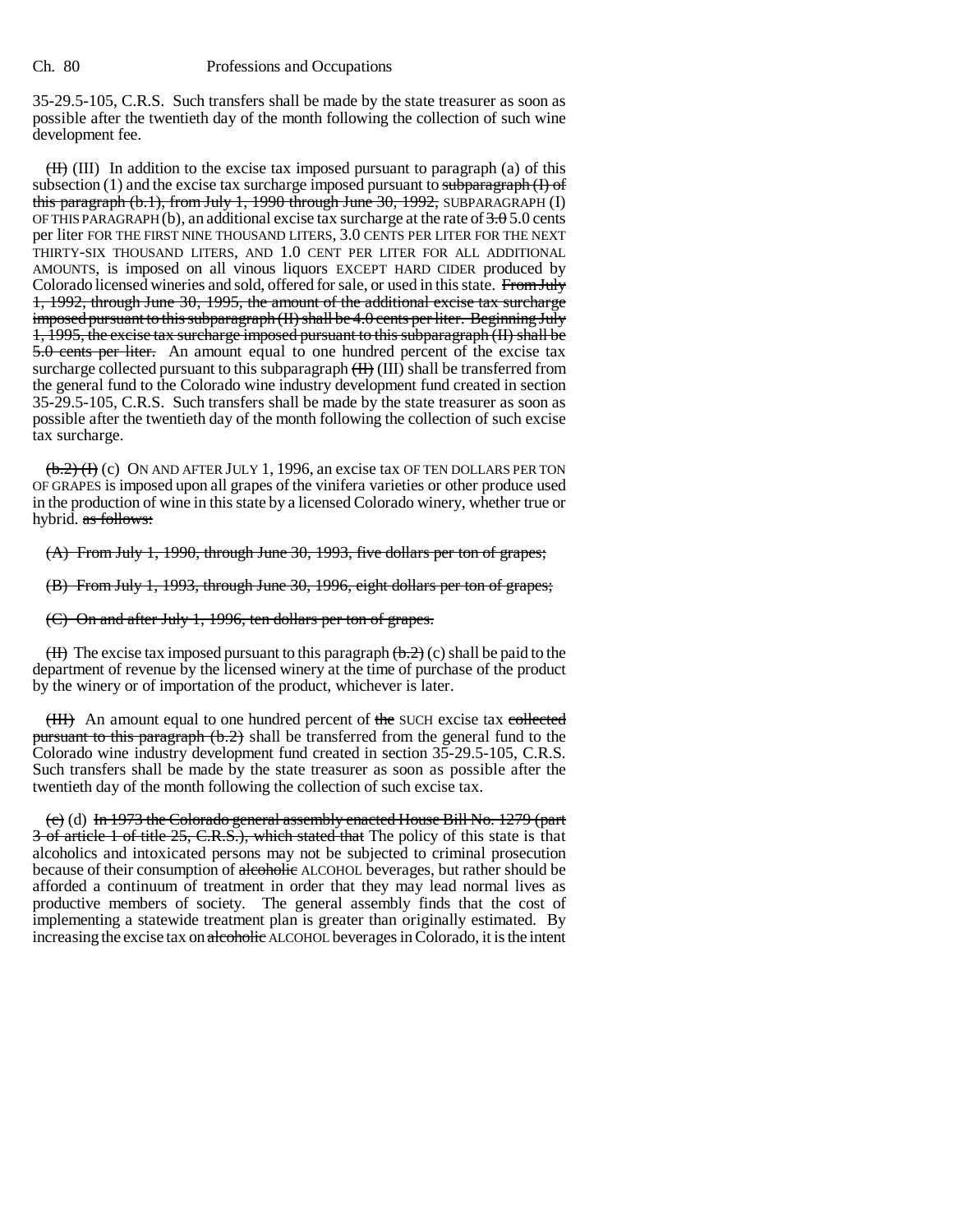35-29.5-105, C.R.S. Such transfers shall be made by the state treasurer as soon as possible after the twentieth day of the month following the collection of such wine development fee.

~~(II)~~ (III) In addition to the excise tax imposed pursuant to paragraph (a) of this subsection (1) and the excise tax surcharge imposed pursuant to ~~subparagraph (I) of this paragraph (b.1), from July 1, 1990 through June 30, 1992,~~ SUBPARAGRAPH (I) OF THIS PARAGRAPH (b), an additional excise tax surcharge at the rate of ~~3.0~~ 5.0 cents per liter FOR THE FIRST NINE THOUSAND LITERS, 3.0 CENTS PER LITER FOR THE NEXT THIRTY-SIX THOUSAND LITERS, AND 1.0 CENT PER LITER FOR ALL ADDITIONAL AMOUNTS, is imposed on all vinous liquors EXCEPT HARD CIDER produced by Colorado licensed wineries and sold, offered for sale, or used in this state. ~~From July 1, 1992, through June 30, 1995, the amount of the additional excise tax surcharge imposed pursuant to this subparagraph (II) shall be 4.0 cents per liter. Beginning July 1, 1995, the excise tax surcharge imposed pursuant to this subparagraph (II) shall be 5.0 cents per liter.~~ An amount equal to one hundred percent of the excise tax surcharge collected pursuant to this subparagraph ~~(II)~~ (III) shall be transferred from the general fund to the Colorado wine industry development fund created in section 35-29.5-105, C.R.S. Such transfers shall be made by the state treasurer as soon as possible after the twentieth day of the month following the collection of such excise tax surcharge.

~~(b.2) (I)~~ (c) ON AND AFTER JULY 1, 1996, an excise tax OF TEN DOLLARS PER TON OF GRAPES is imposed upon all grapes of the vinifera varieties or other produce used in the production of wine in this state by a licensed Colorado winery, whether true or hybrid. ~~as follows:~~

~~(A) From July 1, 1990, through June 30, 1993, five dollars per ton of grapes;~~

~~(B) From July 1, 1993, through June 30, 1996, eight dollars per ton of grapes;~~

~~(C) On and after July 1, 1996, ten dollars per ton of grapes.~~

~~(II)~~ The excise tax imposed pursuant to this paragraph ~~(b.2)~~ (c) shall be paid to the department of revenue by the licensed winery at the time of purchase of the product by the winery or of importation of the product, whichever is later.

~~(III)~~ An amount equal to one hundred percent of ~~the~~ SUCH excise tax ~~collected pursuant to this paragraph (b.2)~~ shall be transferred from the general fund to the Colorado wine industry development fund created in section 35-29.5-105, C.R.S. Such transfers shall be made by the state treasurer as soon as possible after the twentieth day of the month following the collection of such excise tax.

~~(c)~~ (d) ~~In 1973 the Colorado general assembly enacted House Bill No. 1279 (part 3 of article 1 of title 25, C.R.S.), which stated that~~ The policy of this state is that alcoholics and intoxicated persons may not be subjected to criminal prosecution because of their consumption of ~~alcoholic~~ ALCOHOL beverages, but rather should be afforded a continuum of treatment in order that they may lead normal lives as productive members of society. The general assembly finds that the cost of implementing a statewide treatment plan is greater than originally estimated. By increasing the excise tax on ~~alcoholic~~ ALCOHOL beverages in Colorado, it is the intent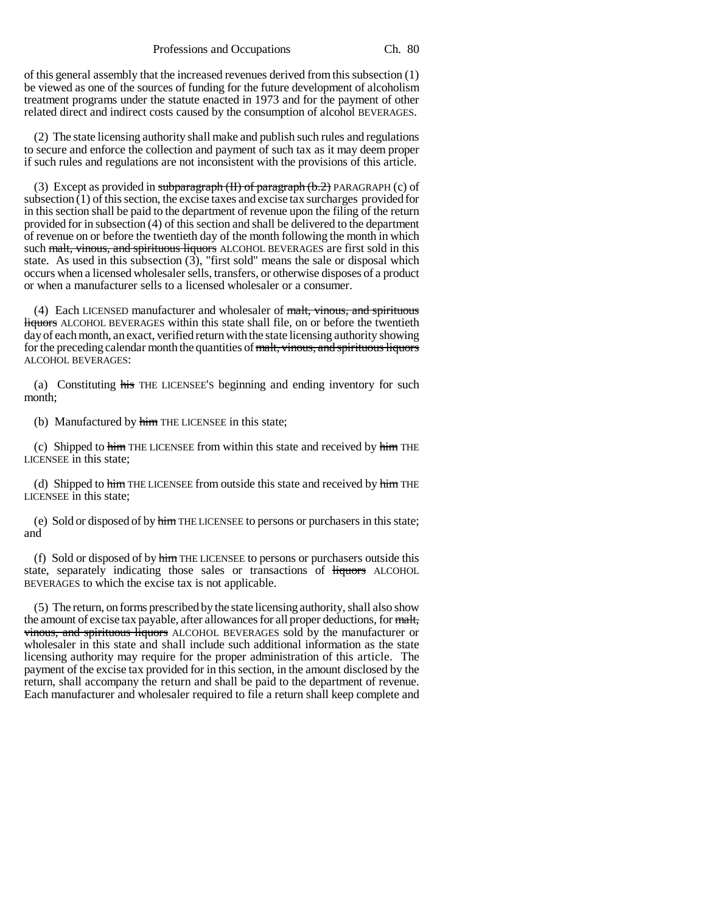of this general assembly that the increased revenues derived from this subsection (1) be viewed as one of the sources of funding for the future development of alcoholism treatment programs under the statute enacted in 1973 and for the payment of other related direct and indirect costs caused by the consumption of alcohol BEVERAGES.

(2) The state licensing authority shall make and publish such rules and regulations to secure and enforce the collection and payment of such tax as it may deem proper if such rules and regulations are not inconsistent with the provisions of this article.

(3) Except as provided in ~~subparagraph (II) of paragraph (b.2)~~ PARAGRAPH (c) of subsection (1) of this section, the excise taxes and excise tax surcharges provided for in this section shall be paid to the department of revenue upon the filing of the return provided for in subsection (4) of this section and shall be delivered to the department of revenue on or before the twentieth day of the month following the month in which such ~~malt, vinous, and spirituous liquors~~ ALCOHOL BEVERAGES are first sold in this state. As used in this subsection (3), "first sold" means the sale or disposal which occurs when a licensed wholesaler sells, transfers, or otherwise disposes of a product or when a manufacturer sells to a licensed wholesaler or a consumer.

(4) Each LICENSED manufacturer and wholesaler of ~~malt, vinous, and spirituous liquors~~ ALCOHOL BEVERAGES within this state shall file, on or before the twentieth day of each month, an exact, verified return with the state licensing authority showing for the preceding calendar month the quantities of ~~malt, vinous, and spirituous liquors~~ ALCOHOL BEVERAGES:

(a) Constituting ~~his~~ THE LICENSEE'S beginning and ending inventory for such month;

(b) Manufactured by ~~him~~ THE LICENSEE in this state;

(c) Shipped to ~~him~~ THE LICENSEE from within this state and received by ~~him~~ THE LICENSEE in this state;

(d) Shipped to ~~him~~ THE LICENSEE from outside this state and received by ~~him~~ THE LICENSEE in this state;

(e) Sold or disposed of by ~~him~~ THE LICENSEE to persons or purchasers in this state; and

(f) Sold or disposed of by ~~him~~ THE LICENSEE to persons or purchasers outside this state, separately indicating those sales or transactions of ~~liquors~~ ALCOHOL BEVERAGES to which the excise tax is not applicable.

(5) The return, on forms prescribed by the state licensing authority, shall also show the amount of excise tax payable, after allowances for all proper deductions, for ~~malt, vinous, and spirituous liquors~~ ALCOHOL BEVERAGES sold by the manufacturer or wholesaler in this state and shall include such additional information as the state licensing authority may require for the proper administration of this article. The payment of the excise tax provided for in this section, in the amount disclosed by the return, shall accompany the return and shall be paid to the department of revenue. Each manufacturer and wholesaler required to file a return shall keep complete and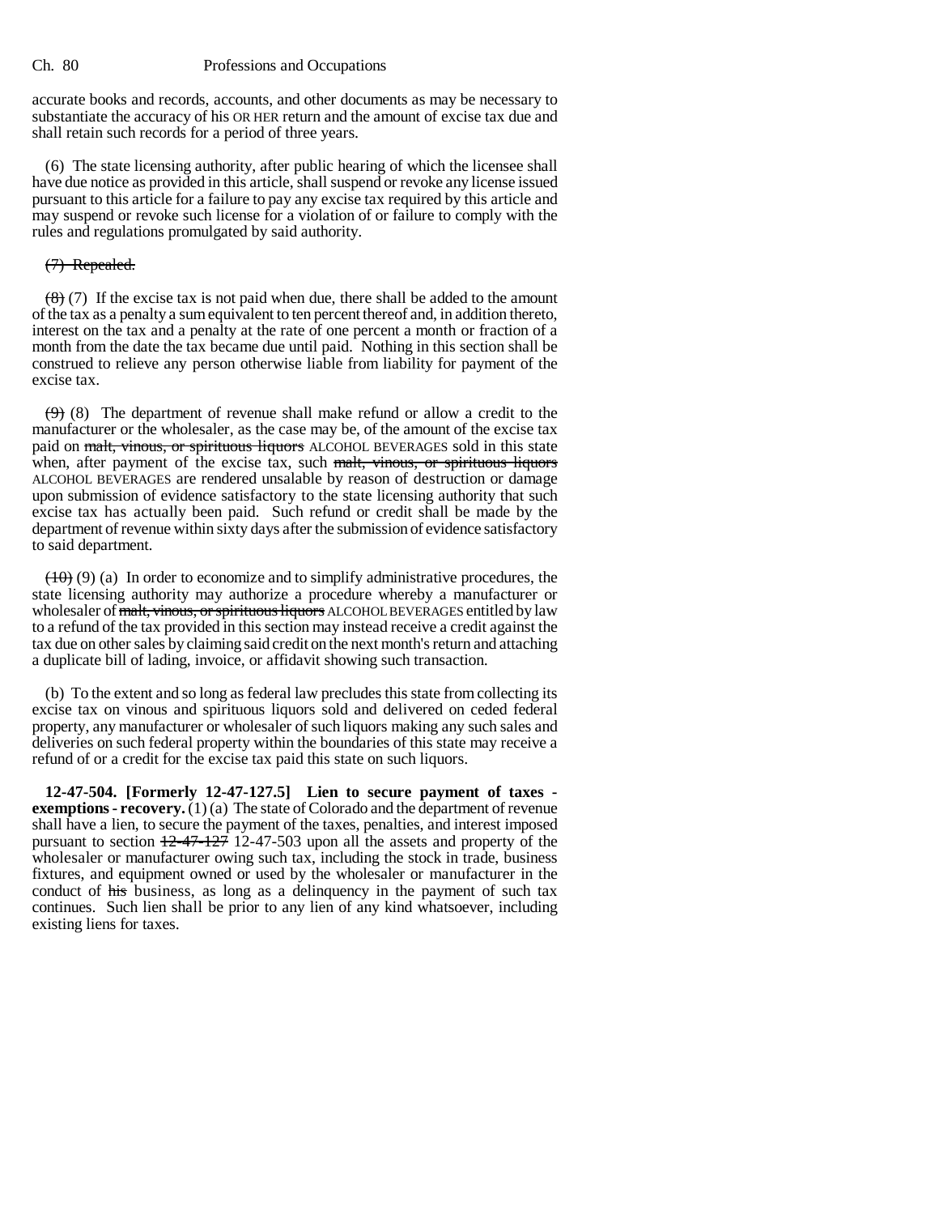accurate books and records, accounts, and other documents as may be necessary to substantiate the accuracy of his OR HER return and the amount of excise tax due and shall retain such records for a period of three years.

(6) The state licensing authority, after public hearing of which the licensee shall have due notice as provided in this article, shall suspend or revoke any license issued pursuant to this article for a failure to pay any excise tax required by this article and may suspend or revoke such license for a violation of or failure to comply with the rules and regulations promulgated by said authority.

~~(7) Repealed.~~

~~(8)~~ (7) If the excise tax is not paid when due, there shall be added to the amount of the tax as a penalty a sum equivalent to ten percent thereof and, in addition thereto, interest on the tax and a penalty at the rate of one percent a month or fraction of a month from the date the tax became due until paid. Nothing in this section shall be construed to relieve any person otherwise liable from liability for payment of the excise tax.

~~(9)~~ (8) The department of revenue shall make refund or allow a credit to the manufacturer or the wholesaler, as the case may be, of the amount of the excise tax paid on ~~malt, vinous, or spirituous liquors~~ ALCOHOL BEVERAGES sold in this state when, after payment of the excise tax, such ~~malt, vinous, or spirituous liquors~~ ALCOHOL BEVERAGES are rendered unsalable by reason of destruction or damage upon submission of evidence satisfactory to the state licensing authority that such excise tax has actually been paid. Such refund or credit shall be made by the department of revenue within sixty days after the submission of evidence satisfactory to said department.

~~(10)~~ (9) (a) In order to economize and to simplify administrative procedures, the state licensing authority may authorize a procedure whereby a manufacturer or wholesaler of ~~malt, vinous, or spirituous liquors~~ ALCOHOL BEVERAGES entitled by law to a refund of the tax provided in this section may instead receive a credit against the tax due on other sales by claiming said credit on the next month's return and attaching a duplicate bill of lading, invoice, or affidavit showing such transaction.

(b) To the extent and so long as federal law precludes this state from collecting its excise tax on vinous and spirituous liquors sold and delivered on ceded federal property, any manufacturer or wholesaler of such liquors making any such sales and deliveries on such federal property within the boundaries of this state may receive a refund of or a credit for the excise tax paid this state on such liquors.

**12-47-504. [Formerly 12-47-127.5] Lien to secure payment of taxes - exemptions - recovery.** (1) (a) The state of Colorado and the department of revenue shall have a lien, to secure the payment of the taxes, penalties, and interest imposed pursuant to section ~~12-47-127~~ 12-47-503 upon all the assets and property of the wholesaler or manufacturer owing such tax, including the stock in trade, business fixtures, and equipment owned or used by the wholesaler or manufacturer in the conduct of ~~his~~ business, as long as a delinquency in the payment of such tax continues. Such lien shall be prior to any lien of any kind whatsoever, including existing liens for taxes.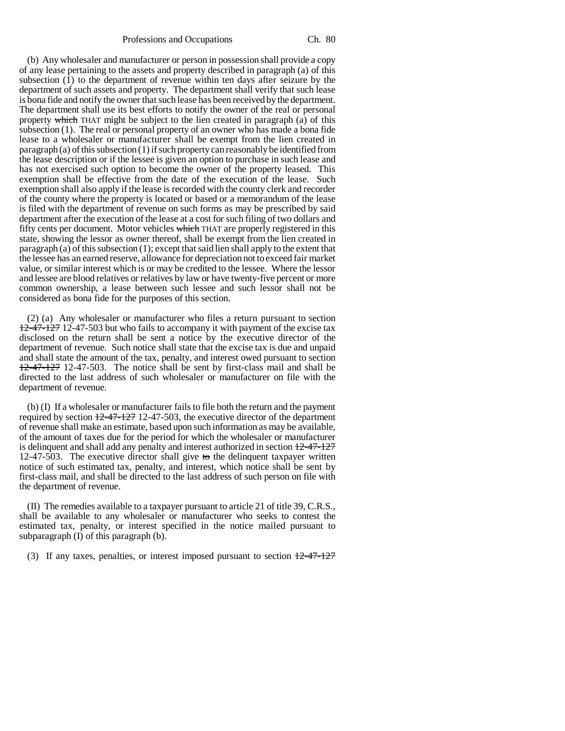(b) Any wholesaler and manufacturer or person in possession shall provide a copy of any lease pertaining to the assets and property described in paragraph (a) of this subsection (1) to the department of revenue within ten days after seizure by the department of such assets and property. The department shall verify that such lease is bona fide and notify the owner that such lease has been received by the department. The department shall use its best efforts to notify the owner of the real or personal property ~~which~~ THAT might be subject to the lien created in paragraph (a) of this subsection (1). The real or personal property of an owner who has made a bona fide lease to a wholesaler or manufacturer shall be exempt from the lien created in paragraph (a) of this subsection (1) if such property can reasonably be identified from the lease description or if the lessee is given an option to purchase in such lease and has not exercised such option to become the owner of the property leased. This exemption shall be effective from the date of the execution of the lease. Such exemption shall also apply if the lease is recorded with the county clerk and recorder of the county where the property is located or based or a memorandum of the lease is filed with the department of revenue on such forms as may be prescribed by said department after the execution of the lease at a cost for such filing of two dollars and fifty cents per document. Motor vehicles ~~which~~ THAT are properly registered in this state, showing the lessor as owner thereof, shall be exempt from the lien created in paragraph (a) of this subsection (1); except that said lien shall apply to the extent that the lessee has an earned reserve, allowance for depreciation not to exceed fair market value, or similar interest which is or may be credited to the lessee. Where the lessor and lessee are blood relatives or relatives by law or have twenty-five percent or more common ownership, a lease between such lessee and such lessor shall not be considered as bona fide for the purposes of this section.

(2) (a) Any wholesaler or manufacturer who files a return pursuant to section ~~12-47-127~~ 12-47-503 but who fails to accompany it with payment of the excise tax disclosed on the return shall be sent a notice by the executive director of the department of revenue. Such notice shall state that the excise tax is due and unpaid and shall state the amount of the tax, penalty, and interest owed pursuant to section ~~12-47-127~~ 12-47-503. The notice shall be sent by first-class mail and shall be directed to the last address of such wholesaler or manufacturer on file with the department of revenue.

(b) (I) If a wholesaler or manufacturer fails to file both the return and the payment required by section ~~12-47-127~~ 12-47-503, the executive director of the department of revenue shall make an estimate, based upon such information as may be available, of the amount of taxes due for the period for which the wholesaler or manufacturer is delinquent and shall add any penalty and interest authorized in section ~~12-47-127~~ 12-47-503. The executive director shall give ~~to~~ the delinquent taxpayer written notice of such estimated tax, penalty, and interest, which notice shall be sent by first-class mail, and shall be directed to the last address of such person on file with the department of revenue.

(II) The remedies available to a taxpayer pursuant to article 21 of title 39, C.R.S., shall be available to any wholesaler or manufacturer who seeks to contest the estimated tax, penalty, or interest specified in the notice mailed pursuant to subparagraph (I) of this paragraph (b).

(3) If any taxes, penalties, or interest imposed pursuant to section ~~12-47-127~~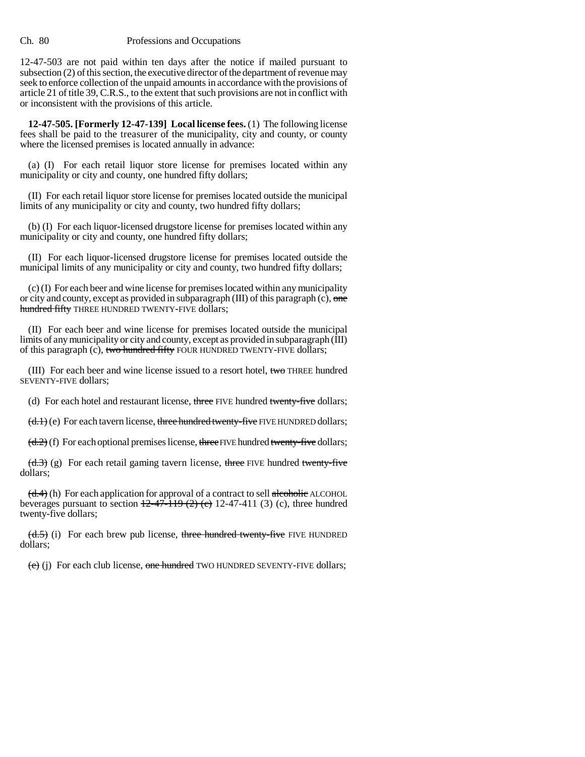12-47-503 are not paid within ten days after the notice if mailed pursuant to subsection (2) of this section, the executive director of the department of revenue may seek to enforce collection of the unpaid amounts in accordance with the provisions of article 21 of title 39, C.R.S., to the extent that such provisions are not in conflict with or inconsistent with the provisions of this article.

**12-47-505. [Formerly 12-47-139] Local license fees.** (1) The following license fees shall be paid to the treasurer of the municipality, city and county, or county where the licensed premises is located annually in advance:

(a) (I) For each retail liquor store license for premises located within any municipality or city and county, one hundred fifty dollars;

(II) For each retail liquor store license for premises located outside the municipal limits of any municipality or city and county, two hundred fifty dollars;

(b) (I) For each liquor-licensed drugstore license for premises located within any municipality or city and county, one hundred fifty dollars;

(II) For each liquor-licensed drugstore license for premises located outside the municipal limits of any municipality or city and county, two hundred fifty dollars;

(c) (I) For each beer and wine license for premises located within any municipality or city and county, except as provided in subparagraph (III) of this paragraph (c), ~~one hundred fifty~~ THREE HUNDRED TWENTY-FIVE dollars;

(II) For each beer and wine license for premises located outside the municipal limits of any municipality or city and county, except as provided in subparagraph (III) of this paragraph (c), ~~two hundred fifty~~ FOUR HUNDRED TWENTY-FIVE dollars;

(III) For each beer and wine license issued to a resort hotel, ~~two~~ THREE hundred SEVENTY-FIVE dollars;

(d) For each hotel and restaurant license, ~~three~~ FIVE hundred ~~twenty-five~~ dollars;

~~(d.1)~~ (e) For each tavern license, ~~three hundred twenty-five~~ FIVE HUNDRED dollars;

~~(d.2)~~ (f) For each optional premises license, ~~three~~ FIVE hundred ~~twenty-five~~ dollars;

~~(d.3)~~ (g) For each retail gaming tavern license, ~~three~~ FIVE hundred ~~twenty-five~~ dollars;

~~(d.4)~~ (h) For each application for approval of a contract to sell ~~alcoholic~~ ALCOHOL beverages pursuant to section ~~12-47-119 (2) (c)~~ 12-47-411 (3) (c), three hundred twenty-five dollars;

~~(d.5)~~ (i) For each brew pub license, ~~three hundred twenty-five~~ FIVE HUNDRED dollars;

~~(e)~~ (j) For each club license, ~~one hundred~~ TWO HUNDRED SEVENTY-FIVE dollars;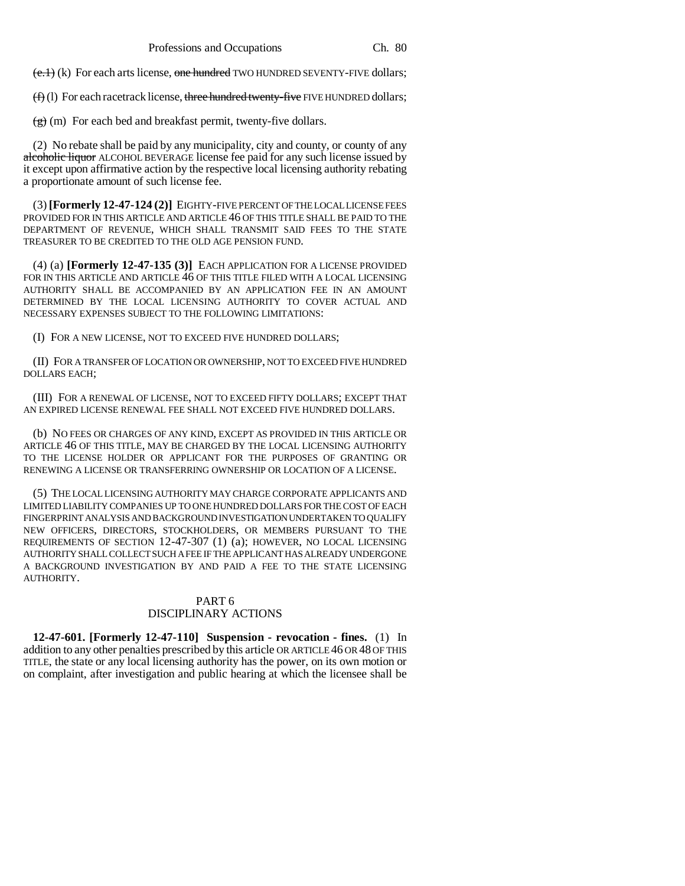~~(e.1)~~ (k) For each arts license, ~~one hundred~~ TWO HUNDRED SEVENTY-FIVE dollars;

~~(f)~~ (l) For each racetrack license, ~~three hundred twenty-five~~ FIVE HUNDRED dollars;

~~(g)~~ (m) For each bed and breakfast permit, twenty-five dollars.

(2) No rebate shall be paid by any municipality, city and county, or county of any ~~alcoholic liquor~~ ALCOHOL BEVERAGE license fee paid for any such license issued by it except upon affirmative action by the respective local licensing authority rebating a proportionate amount of such license fee.

(3) **[Formerly 12-47-124 (2)]** EIGHTY-FIVE PERCENT OF THE LOCAL LICENSE FEES PROVIDED FOR IN THIS ARTICLE AND ARTICLE 46 OF THIS TITLE SHALL BE PAID TO THE DEPARTMENT OF REVENUE, WHICH SHALL TRANSMIT SAID FEES TO THE STATE TREASURER TO BE CREDITED TO THE OLD AGE PENSION FUND.

(4) (a) **[Formerly 12-47-135 (3)]** EACH APPLICATION FOR A LICENSE PROVIDED FOR IN THIS ARTICLE AND ARTICLE 46 OF THIS TITLE FILED WITH A LOCAL LICENSING AUTHORITY SHALL BE ACCOMPANIED BY AN APPLICATION FEE IN AN AMOUNT DETERMINED BY THE LOCAL LICENSING AUTHORITY TO COVER ACTUAL AND NECESSARY EXPENSES SUBJECT TO THE FOLLOWING LIMITATIONS:

(I) FOR A NEW LICENSE, NOT TO EXCEED FIVE HUNDRED DOLLARS;

(II) FOR A TRANSFER OF LOCATION OR OWNERSHIP, NOT TO EXCEED FIVE HUNDRED DOLLARS EACH;

(III) FOR A RENEWAL OF LICENSE, NOT TO EXCEED FIFTY DOLLARS; EXCEPT THAT AN EXPIRED LICENSE RENEWAL FEE SHALL NOT EXCEED FIVE HUNDRED DOLLARS.

(b) NO FEES OR CHARGES OF ANY KIND, EXCEPT AS PROVIDED IN THIS ARTICLE OR ARTICLE 46 OF THIS TITLE, MAY BE CHARGED BY THE LOCAL LICENSING AUTHORITY TO THE LICENSE HOLDER OR APPLICANT FOR THE PURPOSES OF GRANTING OR RENEWING A LICENSE OR TRANSFERRING OWNERSHIP OR LOCATION OF A LICENSE.

(5) THE LOCAL LICENSING AUTHORITY MAY CHARGE CORPORATE APPLICANTS AND LIMITED LIABILITY COMPANIES UP TO ONE HUNDRED DOLLARS FOR THE COST OF EACH FINGERPRINT ANALYSIS AND BACKGROUND INVESTIGATION UNDERTAKEN TO QUALIFY NEW OFFICERS, DIRECTORS, STOCKHOLDERS, OR MEMBERS PURSUANT TO THE REQUIREMENTS OF SECTION 12-47-307 (1) (a); HOWEVER, NO LOCAL LICENSING AUTHORITY SHALL COLLECT SUCH A FEE IF THE APPLICANT HAS ALREADY UNDERGONE A BACKGROUND INVESTIGATION BY AND PAID A FEE TO THE STATE LICENSING AUTHORITY.

## PART 6
## DISCIPLINARY ACTIONS

**12-47-601. [Formerly 12-47-110] Suspension - revocation - fines.** (1) In addition to any other penalties prescribed by this article OR ARTICLE 46 OR 48 OF THIS TITLE, the state or any local licensing authority has the power, on its own motion or on complaint, after investigation and public hearing at which the licensee shall be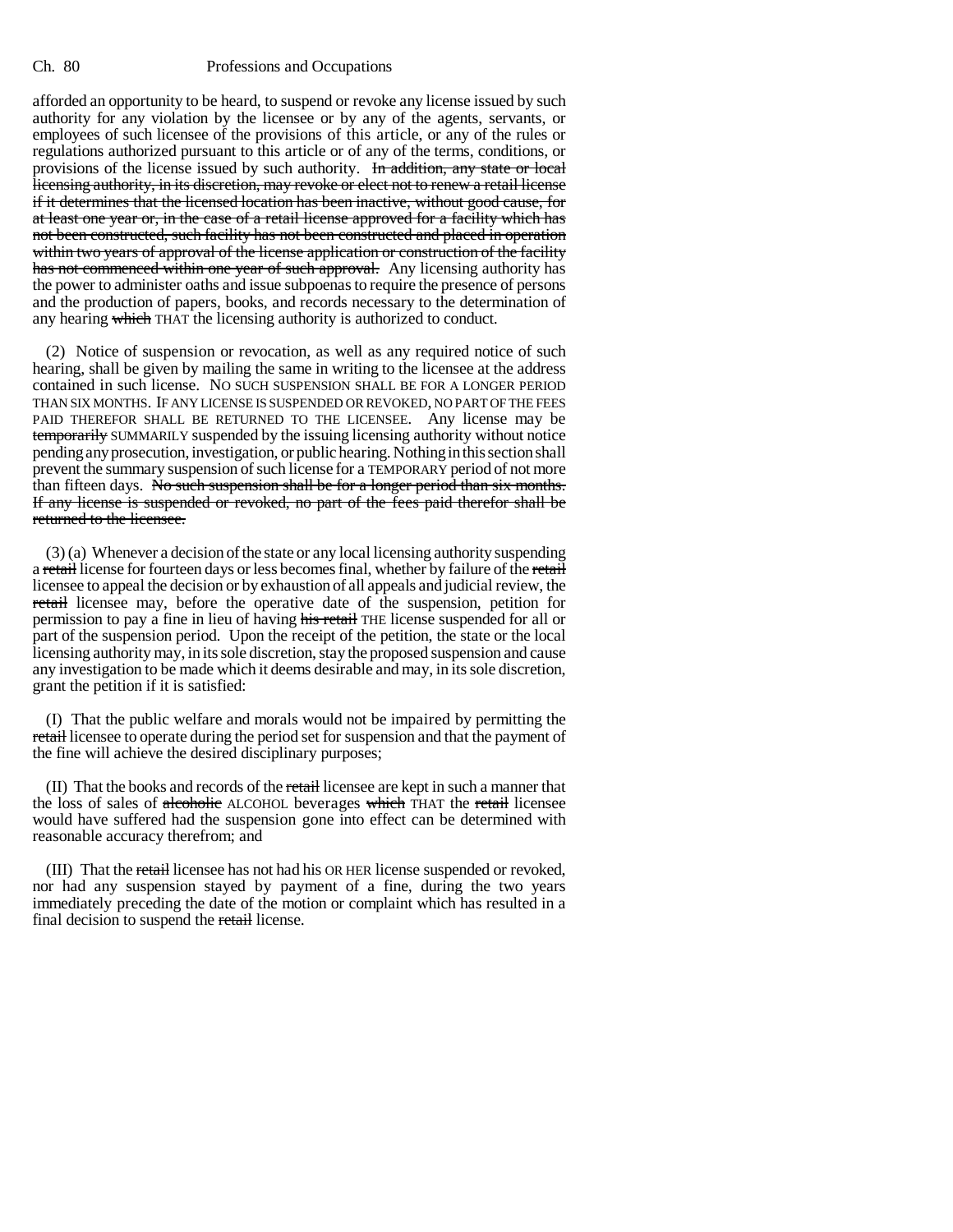afforded an opportunity to be heard, to suspend or revoke any license issued by such authority for any violation by the licensee or by any of the agents, servants, or employees of such licensee of the provisions of this article, or any of the rules or regulations authorized pursuant to this article or of any of the terms, conditions, or provisions of the license issued by such authority. ~~In addition, any state or local licensing authority, in its discretion, may revoke or elect not to renew a retail license if it determines that the licensed location has been inactive, without good cause, for at least one year or, in the case of a retail license approved for a facility which has not been constructed, such facility has not been constructed and placed in operation within two years of approval of the license application or construction of the facility has not commenced within one year of such approval.~~ Any licensing authority has the power to administer oaths and issue subpoenas to require the presence of persons and the production of papers, books, and records necessary to the determination of any hearing ~~which~~ THAT the licensing authority is authorized to conduct.

(2) Notice of suspension or revocation, as well as any required notice of such hearing, shall be given by mailing the same in writing to the licensee at the address contained in such license. NO SUCH SUSPENSION SHALL BE FOR A LONGER PERIOD THAN SIX MONTHS. IF ANY LICENSE IS SUSPENDED OR REVOKED, NO PART OF THE FEES PAID THEREFOR SHALL BE RETURNED TO THE LICENSEE. Any license may be ~~temporarily~~ SUMMARILY suspended by the issuing licensing authority without notice pending any prosecution, investigation, or public hearing. Nothing in this section shall prevent the summary suspension of such license for a TEMPORARY period of not more than fifteen days. ~~No such suspension shall be for a longer period than six months. If any license is suspended or revoked, no part of the fees paid therefor shall be returned to the licensee.~~

(3) (a) Whenever a decision of the state or any local licensing authority suspending a ~~retail~~ license for fourteen days or less becomes final, whether by failure of the ~~retail~~ licensee to appeal the decision or by exhaustion of all appeals and judicial review, the ~~retail~~ licensee may, before the operative date of the suspension, petition for permission to pay a fine in lieu of having ~~his retail~~ THE license suspended for all or part of the suspension period. Upon the receipt of the petition, the state or the local licensing authority may, in its sole discretion, stay the proposed suspension and cause any investigation to be made which it deems desirable and may, in its sole discretion, grant the petition if it is satisfied:

(I) That the public welfare and morals would not be impaired by permitting the ~~retail~~ licensee to operate during the period set for suspension and that the payment of the fine will achieve the desired disciplinary purposes;

(II) That the books and records of the ~~retail~~ licensee are kept in such a manner that the loss of sales of ~~alcoholic~~ ALCOHOL beverages ~~which~~ THAT the ~~retail~~ licensee would have suffered had the suspension gone into effect can be determined with reasonable accuracy therefrom; and

(III) That the ~~retail~~ licensee has not had his OR HER license suspended or revoked, nor had any suspension stayed by payment of a fine, during the two years immediately preceding the date of the motion or complaint which has resulted in a final decision to suspend the ~~retail~~ license.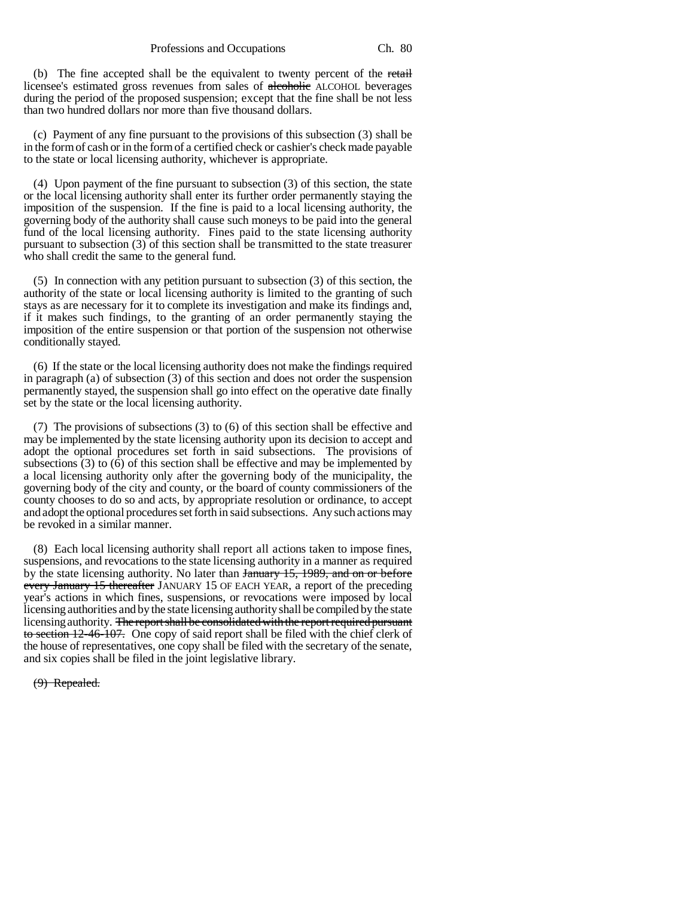(b) The fine accepted shall be the equivalent to twenty percent of the ~~retail~~ licensee's estimated gross revenues from sales of ~~alcoholic~~ ALCOHOL beverages during the period of the proposed suspension; except that the fine shall be not less than two hundred dollars nor more than five thousand dollars.

(c) Payment of any fine pursuant to the provisions of this subsection (3) shall be in the form of cash or in the form of a certified check or cashier's check made payable to the state or local licensing authority, whichever is appropriate.

(4) Upon payment of the fine pursuant to subsection (3) of this section, the state or the local licensing authority shall enter its further order permanently staying the imposition of the suspension. If the fine is paid to a local licensing authority, the governing body of the authority shall cause such moneys to be paid into the general fund of the local licensing authority. Fines paid to the state licensing authority pursuant to subsection (3) of this section shall be transmitted to the state treasurer who shall credit the same to the general fund.

(5) In connection with any petition pursuant to subsection (3) of this section, the authority of the state or local licensing authority is limited to the granting of such stays as are necessary for it to complete its investigation and make its findings and, if it makes such findings, to the granting of an order permanently staying the imposition of the entire suspension or that portion of the suspension not otherwise conditionally stayed.

(6) If the state or the local licensing authority does not make the findings required in paragraph (a) of subsection (3) of this section and does not order the suspension permanently stayed, the suspension shall go into effect on the operative date finally set by the state or the local licensing authority.

(7) The provisions of subsections (3) to (6) of this section shall be effective and may be implemented by the state licensing authority upon its decision to accept and adopt the optional procedures set forth in said subsections. The provisions of subsections (3) to (6) of this section shall be effective and may be implemented by a local licensing authority only after the governing body of the municipality, the governing body of the city and county, or the board of county commissioners of the county chooses to do so and acts, by appropriate resolution or ordinance, to accept and adopt the optional procedures set forth in said subsections. Any such actions may be revoked in a similar manner.

(8) Each local licensing authority shall report all actions taken to impose fines, suspensions, and revocations to the state licensing authority in a manner as required by the state licensing authority. No later than ~~January 15, 1989, and on or before every January 15 thereafter~~ JANUARY 15 OF EACH YEAR, a report of the preceding year's actions in which fines, suspensions, or revocations were imposed by local licensing authorities and by the state licensing authority shall be compiled by the state licensing authority. ~~The report shall be consolidated with the report required pursuant to section 12-46-107.~~ One copy of said report shall be filed with the chief clerk of the house of representatives, one copy shall be filed with the secretary of the senate, and six copies shall be filed in the joint legislative library.

~~(9) Repealed.~~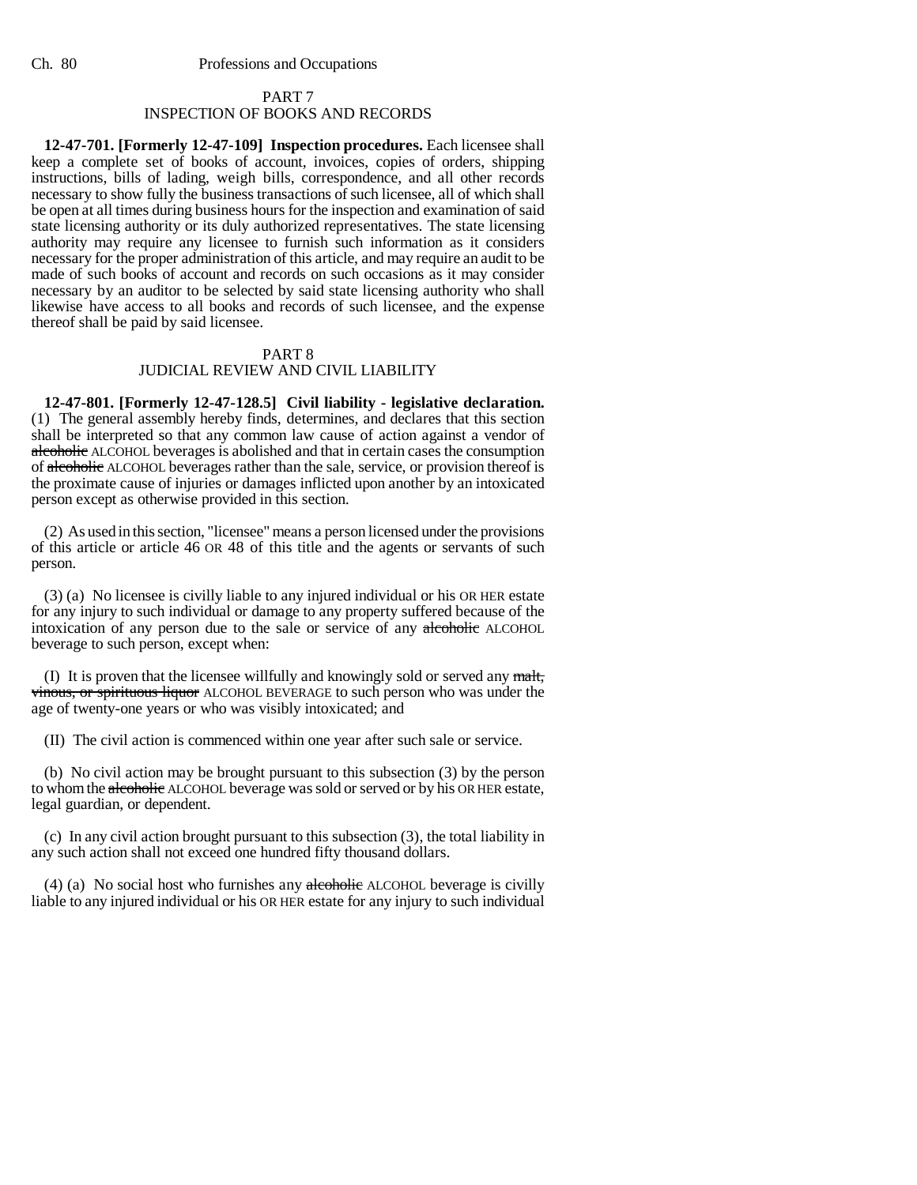PART 7
INSPECTION OF BOOKS AND RECORDS

**12-47-701. [Formerly 12-47-109] Inspection procedures.** Each licensee shall keep a complete set of books of account, invoices, copies of orders, shipping instructions, bills of lading, weigh bills, correspondence, and all other records necessary to show fully the business transactions of such licensee, all of which shall be open at all times during business hours for the inspection and examination of said state licensing authority or its duly authorized representatives. The state licensing authority may require any licensee to furnish such information as it considers necessary for the proper administration of this article, and may require an audit to be made of such books of account and records on such occasions as it may consider necessary by an auditor to be selected by said state licensing authority who shall likewise have access to all books and records of such licensee, and the expense thereof shall be paid by said licensee.

PART 8
JUDICIAL REVIEW AND CIVIL LIABILITY

**12-47-801. [Formerly 12-47-128.5] Civil liability - legislative declaration.** (1) The general assembly hereby finds, determines, and declares that this section shall be interpreted so that any common law cause of action against a vendor of ~~alcoholic~~ ALCOHOL beverages is abolished and that in certain cases the consumption of ~~alcoholic~~ ALCOHOL beverages rather than the sale, service, or provision thereof is the proximate cause of injuries or damages inflicted upon another by an intoxicated person except as otherwise provided in this section.

(2) As used in this section, "licensee" means a person licensed under the provisions of this article or article 46 OR 48 of this title and the agents or servants of such person.

(3) (a) No licensee is civilly liable to any injured individual or his OR HER estate for any injury to such individual or damage to any property suffered because of the intoxication of any person due to the sale or service of any ~~alcoholic~~ ALCOHOL beverage to such person, except when:

(I) It is proven that the licensee willfully and knowingly sold or served any ~~malt, vinous, or spirituous liquor~~ ALCOHOL BEVERAGE to such person who was under the age of twenty-one years or who was visibly intoxicated; and

(II) The civil action is commenced within one year after such sale or service.

(b) No civil action may be brought pursuant to this subsection (3) by the person to whom the ~~alcoholic~~ ALCOHOL beverage was sold or served or by his OR HER estate, legal guardian, or dependent.

(c) In any civil action brought pursuant to this subsection (3), the total liability in any such action shall not exceed one hundred fifty thousand dollars.

(4) (a) No social host who furnishes any ~~alcoholic~~ ALCOHOL beverage is civilly liable to any injured individual or his OR HER estate for any injury to such individual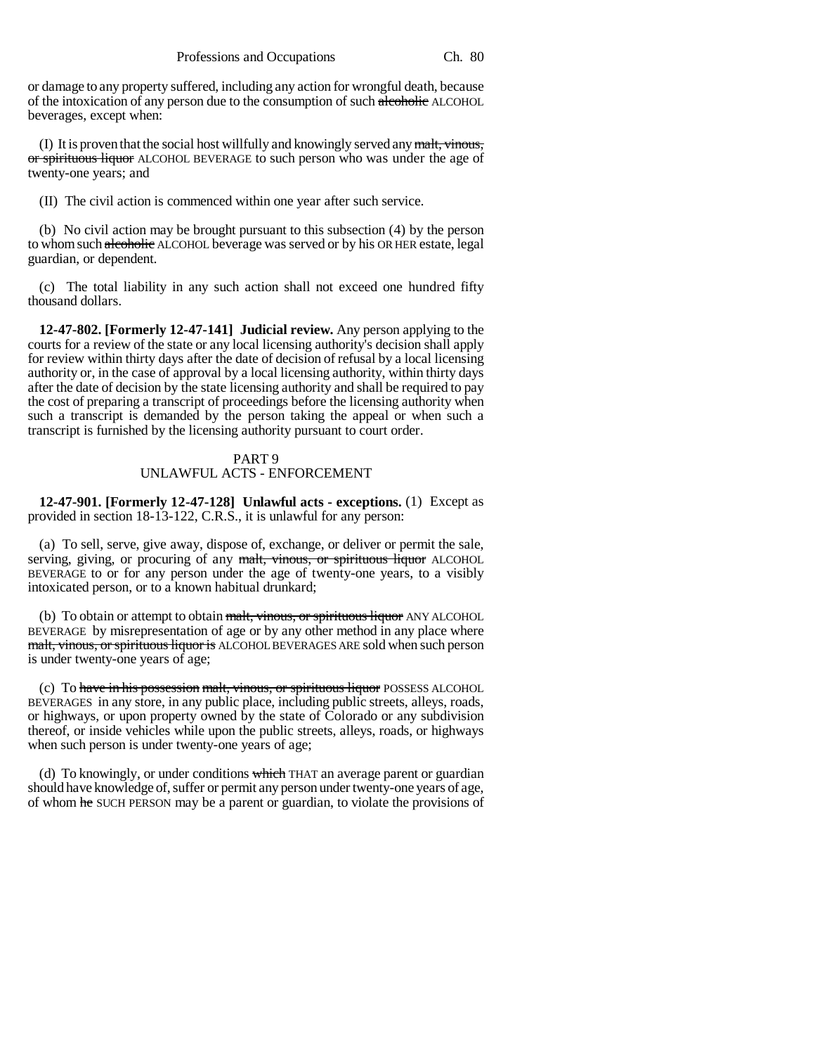or damage to any property suffered, including any action for wrongful death, because of the intoxication of any person due to the consumption of such ~~alcoholic~~ ALCOHOL beverages, except when:

(I) It is proven that the social host willfully and knowingly served any ~~malt, vinous, or spirituous liquor~~ ALCOHOL BEVERAGE to such person who was under the age of twenty-one years; and

(II) The civil action is commenced within one year after such service.

(b) No civil action may be brought pursuant to this subsection (4) by the person to whom such ~~alcoholic~~ ALCOHOL beverage was served or by his OR HER estate, legal guardian, or dependent.

(c) The total liability in any such action shall not exceed one hundred fifty thousand dollars.

**12-47-802. [Formerly 12-47-141] Judicial review.** Any person applying to the courts for a review of the state or any local licensing authority's decision shall apply for review within thirty days after the date of decision of refusal by a local licensing authority or, in the case of approval by a local licensing authority, within thirty days after the date of decision by the state licensing authority and shall be required to pay the cost of preparing a transcript of proceedings before the licensing authority when such a transcript is demanded by the person taking the appeal or when such a transcript is furnished by the licensing authority pursuant to court order.

## PART 9
## UNLAWFUL ACTS - ENFORCEMENT

**12-47-901. [Formerly 12-47-128] Unlawful acts - exceptions.** (1) Except as provided in section 18-13-122, C.R.S., it is unlawful for any person:

(a) To sell, serve, give away, dispose of, exchange, or deliver or permit the sale, serving, giving, or procuring of any ~~malt, vinous, or spirituous liquor~~ ALCOHOL BEVERAGE to or for any person under the age of twenty-one years, to a visibly intoxicated person, or to a known habitual drunkard;

(b) To obtain or attempt to obtain ~~malt, vinous, or spirituous liquor~~ ANY ALCOHOL BEVERAGE by misrepresentation of age or by any other method in any place where ~~malt, vinous, or spirituous liquor is~~ ALCOHOL BEVERAGES ARE sold when such person is under twenty-one years of age;

(c) To ~~have in his possession malt, vinous, or spirituous liquor~~ POSSESS ALCOHOL BEVERAGES in any store, in any public place, including public streets, alleys, roads, or highways, or upon property owned by the state of Colorado or any subdivision thereof, or inside vehicles while upon the public streets, alleys, roads, or highways when such person is under twenty-one years of age;

(d) To knowingly, or under conditions ~~which~~ THAT an average parent or guardian should have knowledge of, suffer or permit any person under twenty-one years of age, of whom ~~he~~ SUCH PERSON may be a parent or guardian, to violate the provisions of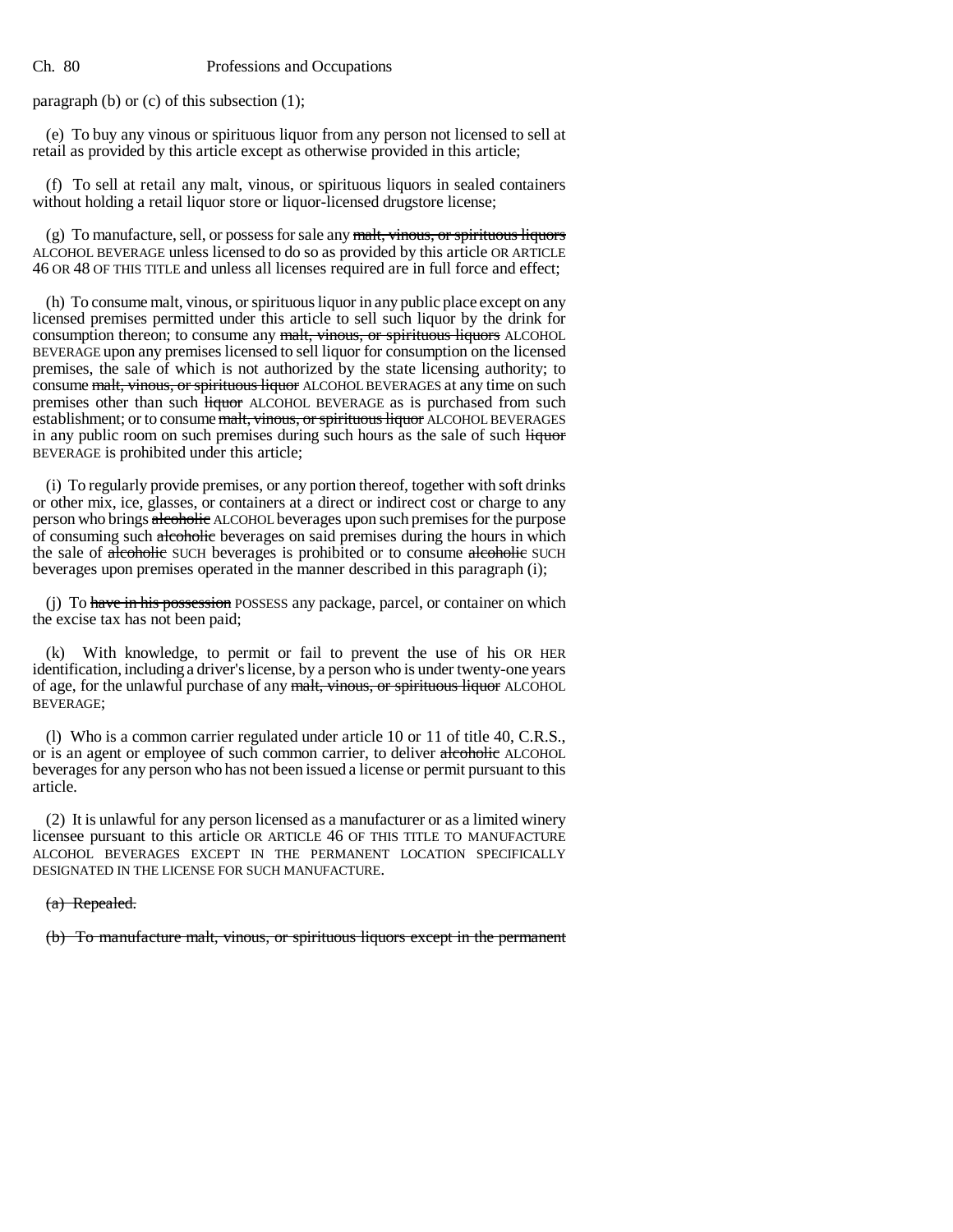paragraph (b) or (c) of this subsection (1);

(e) To buy any vinous or spirituous liquor from any person not licensed to sell at retail as provided by this article except as otherwise provided in this article;

(f) To sell at retail any malt, vinous, or spirituous liquors in sealed containers without holding a retail liquor store or liquor-licensed drugstore license;

(g) To manufacture, sell, or possess for sale any ~~malt, vinous, or spirituous liquors~~ ALCOHOL BEVERAGE unless licensed to do so as provided by this article OR ARTICLE 46 OR 48 OF THIS TITLE and unless all licenses required are in full force and effect;

(h) To consume malt, vinous, or spirituous liquor in any public place except on any licensed premises permitted under this article to sell such liquor by the drink for consumption thereon; to consume any ~~malt, vinous, or spirituous liquors~~ ALCOHOL BEVERAGE upon any premises licensed to sell liquor for consumption on the licensed premises, the sale of which is not authorized by the state licensing authority; to consume ~~malt, vinous, or spirituous liquor~~ ALCOHOL BEVERAGES at any time on such premises other than such ~~liquor~~ ALCOHOL BEVERAGE as is purchased from such establishment; or to consume ~~malt, vinous, or spirituous liquor~~ ALCOHOL BEVERAGES in any public room on such premises during such hours as the sale of such ~~liquor~~ BEVERAGE is prohibited under this article;

(i) To regularly provide premises, or any portion thereof, together with soft drinks or other mix, ice, glasses, or containers at a direct or indirect cost or charge to any person who brings ~~alcoholic~~ ALCOHOL beverages upon such premises for the purpose of consuming such ~~alcoholic~~ beverages on said premises during the hours in which the sale of ~~alcoholic~~ SUCH beverages is prohibited or to consume ~~alcoholic~~ SUCH beverages upon premises operated in the manner described in this paragraph (i);

(j) To ~~have in his possession~~ POSSESS any package, parcel, or container on which the excise tax has not been paid;

(k) With knowledge, to permit or fail to prevent the use of his OR HER identification, including a driver's license, by a person who is under twenty-one years of age, for the unlawful purchase of any ~~malt, vinous, or spirituous liquor~~ ALCOHOL BEVERAGE;

(l) Who is a common carrier regulated under article 10 or 11 of title 40, C.R.S., or is an agent or employee of such common carrier, to deliver ~~alcoholic~~ ALCOHOL beverages for any person who has not been issued a license or permit pursuant to this article.

(2) It is unlawful for any person licensed as a manufacturer or as a limited winery licensee pursuant to this article OR ARTICLE 46 OF THIS TITLE TO MANUFACTURE ALCOHOL BEVERAGES EXCEPT IN THE PERMANENT LOCATION SPECIFICALLY DESIGNATED IN THE LICENSE FOR SUCH MANUFACTURE.

~~(a) Repealed.~~

~~(b) To manufacture malt, vinous, or spirituous liquors except in the permanent~~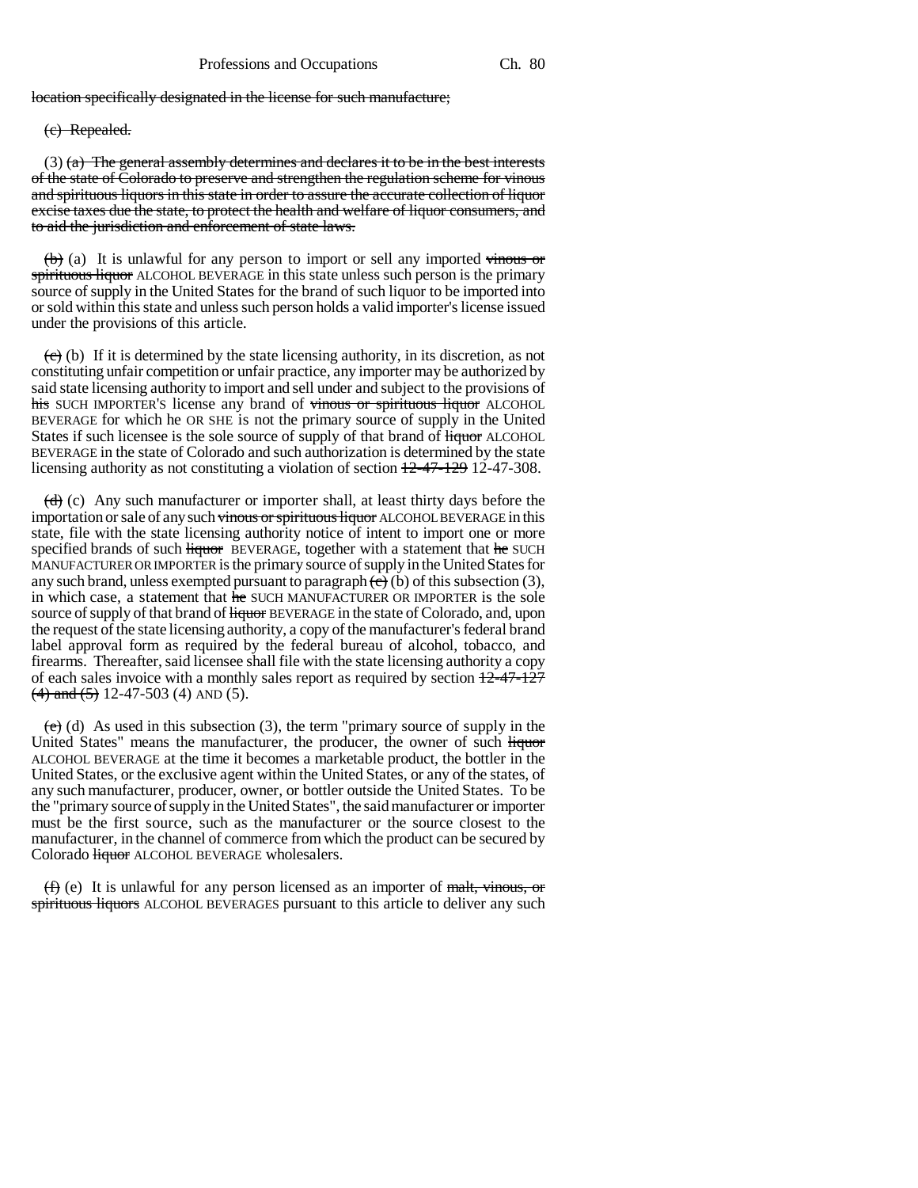~~location specifically designated in the license for such manufacture;~~

~~(c) Repealed.~~

(3) ~~(a) The general assembly determines and declares it to be in the best interests of the state of Colorado to preserve and strengthen the regulation scheme for vinous and spirituous liquors in this state in order to assure the accurate collection of liquor excise taxes due the state, to protect the health and welfare of liquor consumers, and to aid the jurisdiction and enforcement of state laws.~~

~~(b)~~ (a) It is unlawful for any person to import or sell any imported ~~vinous or spirituous liquor~~ ALCOHOL BEVERAGE in this state unless such person is the primary source of supply in the United States for the brand of such liquor to be imported into or sold within this state and unless such person holds a valid importer's license issued under the provisions of this article.

~~(c)~~ (b) If it is determined by the state licensing authority, in its discretion, as not constituting unfair competition or unfair practice, any importer may be authorized by said state licensing authority to import and sell under and subject to the provisions of ~~his~~ SUCH IMPORTER'S license any brand of ~~vinous or spirituous liquor~~ ALCOHOL BEVERAGE for which he OR SHE is not the primary source of supply in the United States if such licensee is the sole source of supply of that brand of ~~liquor~~ ALCOHOL BEVERAGE in the state of Colorado and such authorization is determined by the state licensing authority as not constituting a violation of section ~~12-47-129~~ 12-47-308.

~~(d)~~ (c) Any such manufacturer or importer shall, at least thirty days before the importation or sale of any such ~~vinous or spirituous liquor~~ ALCOHOL BEVERAGE in this state, file with the state licensing authority notice of intent to import one or more specified brands of such ~~liquor~~ BEVERAGE, together with a statement that ~~he~~ SUCH MANUFACTURER OR IMPORTER is the primary source of supply in the United States for any such brand, unless exempted pursuant to paragraph ~~(c)~~ (b) of this subsection (3), in which case, a statement that ~~he~~ SUCH MANUFACTURER OR IMPORTER is the sole source of supply of that brand of ~~liquor~~ BEVERAGE in the state of Colorado, and, upon the request of the state licensing authority, a copy of the manufacturer's federal brand label approval form as required by the federal bureau of alcohol, tobacco, and firearms. Thereafter, said licensee shall file with the state licensing authority a copy of each sales invoice with a monthly sales report as required by section ~~12-47-127 (4) and (5)~~ 12-47-503 (4) AND (5).

~~(e)~~ (d) As used in this subsection (3), the term "primary source of supply in the United States" means the manufacturer, the producer, the owner of such ~~liquor~~ ALCOHOL BEVERAGE at the time it becomes a marketable product, the bottler in the United States, or the exclusive agent within the United States, or any of the states, of any such manufacturer, producer, owner, or bottler outside the United States. To be the "primary source of supply in the United States", the said manufacturer or importer must be the first source, such as the manufacturer or the source closest to the manufacturer, in the channel of commerce from which the product can be secured by Colorado ~~liquor~~ ALCOHOL BEVERAGE wholesalers.

~~(f)~~ (e) It is unlawful for any person licensed as an importer of ~~malt, vinous, or spirituous liquors~~ ALCOHOL BEVERAGES pursuant to this article to deliver any such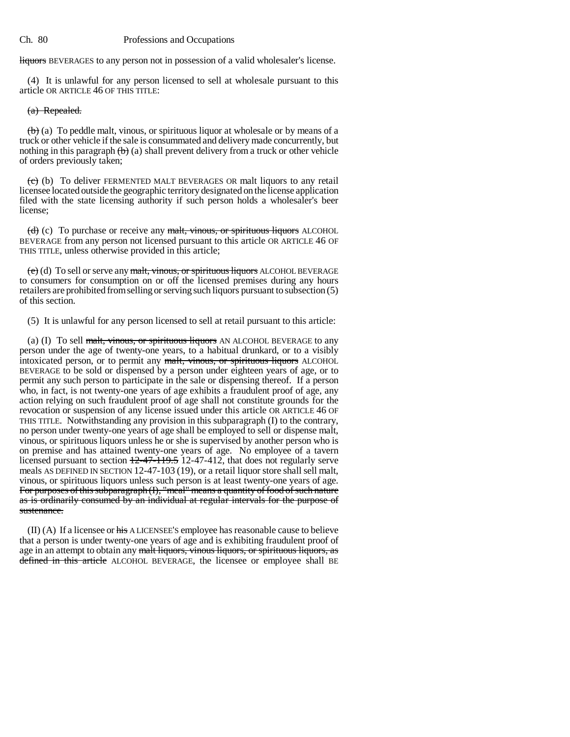~~liquors~~ BEVERAGES to any person not in possession of a valid wholesaler's license.

(4) It is unlawful for any person licensed to sell at wholesale pursuant to this article OR ARTICLE 46 OF THIS TITLE:

~~(a) Repealed.~~

~~(b)~~ (a) To peddle malt, vinous, or spirituous liquor at wholesale or by means of a truck or other vehicle if the sale is consummated and delivery made concurrently, but nothing in this paragraph ~~(b)~~ (a) shall prevent delivery from a truck or other vehicle of orders previously taken;

~~(c)~~ (b) To deliver FERMENTED MALT BEVERAGES OR malt liquors to any retail licensee located outside the geographic territory designated on the license application filed with the state licensing authority if such person holds a wholesaler's beer license;

~~(d)~~ (c) To purchase or receive any ~~malt, vinous, or spirituous liquors~~ ALCOHOL BEVERAGE from any person not licensed pursuant to this article OR ARTICLE 46 OF THIS TITLE, unless otherwise provided in this article;

~~(e)~~ (d) To sell or serve any ~~malt, vinous, or spirituous liquors~~ ALCOHOL BEVERAGE to consumers for consumption on or off the licensed premises during any hours retailers are prohibited from selling or serving such liquors pursuant to subsection (5) of this section.

(5) It is unlawful for any person licensed to sell at retail pursuant to this article:

(a) (I) To sell ~~malt, vinous, or spirituous liquors~~ AN ALCOHOL BEVERAGE to any person under the age of twenty-one years, to a habitual drunkard, or to a visibly intoxicated person, or to permit any ~~malt, vinous, or spirituous liquors~~ ALCOHOL BEVERAGE to be sold or dispensed by a person under eighteen years of age, or to permit any such person to participate in the sale or dispensing thereof. If a person who, in fact, is not twenty-one years of age exhibits a fraudulent proof of age, any action relying on such fraudulent proof of age shall not constitute grounds for the revocation or suspension of any license issued under this article OR ARTICLE 46 OF THIS TITLE. Notwithstanding any provision in this subparagraph (I) to the contrary, no person under twenty-one years of age shall be employed to sell or dispense malt, vinous, or spirituous liquors unless he or she is supervised by another person who is on premise and has attained twenty-one years of age. No employee of a tavern licensed pursuant to section ~~12-47-119.5~~ 12-47-412, that does not regularly serve meals AS DEFINED IN SECTION 12-47-103 (19), or a retail liquor store shall sell malt, vinous, or spirituous liquors unless such person is at least twenty-one years of age. ~~For purposes of this subparagraph (I), "meal" means a quantity of food of such nature as is ordinarily consumed by an individual at regular intervals for the purpose of sustenance.~~

(II) (A) If a licensee or ~~his~~ A LICENSEE'S employee has reasonable cause to believe that a person is under twenty-one years of age and is exhibiting fraudulent proof of age in an attempt to obtain any ~~malt liquors, vinous liquors, or spirituous liquors, as defined in this article~~ ALCOHOL BEVERAGE, the licensee or employee shall BE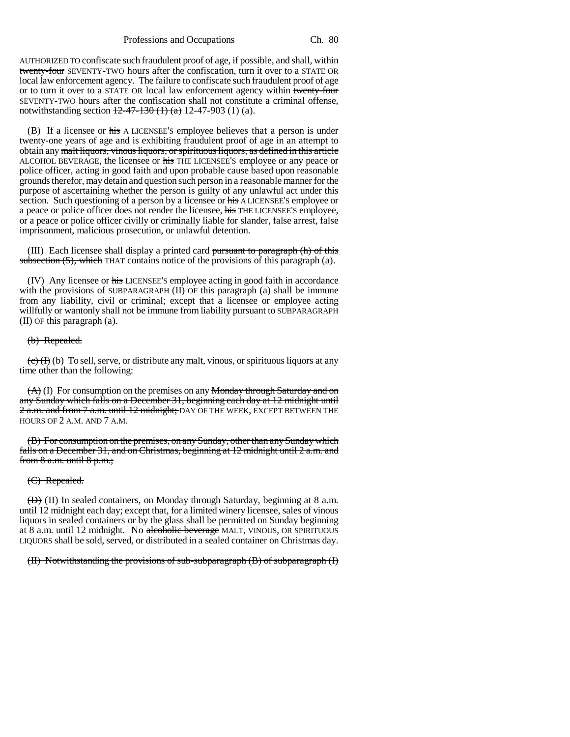AUTHORIZED TO confiscate such fraudulent proof of age, if possible, and shall, within ~~twenty-four~~ SEVENTY-TWO hours after the confiscation, turn it over to a STATE OR local law enforcement agency. The failure to confiscate such fraudulent proof of age or to turn it over to a STATE OR local law enforcement agency within ~~twenty-four~~ SEVENTY-TWO hours after the confiscation shall not constitute a criminal offense, notwithstanding section ~~12-47-130 (1) (a)~~ 12-47-903 (1) (a).

(B) If a licensee or ~~his~~ A LICENSEE'S employee believes that a person is under twenty-one years of age and is exhibiting fraudulent proof of age in an attempt to obtain any ~~malt liquors, vinous liquors, or spirituous liquors, as defined in this article~~ ALCOHOL BEVERAGE, the licensee or ~~his~~ THE LICENSEE'S employee or any peace or police officer, acting in good faith and upon probable cause based upon reasonable grounds therefor, may detain and question such person in a reasonable manner for the purpose of ascertaining whether the person is guilty of any unlawful act under this section. Such questioning of a person by a licensee or ~~his~~ A LICENSEE'S employee or a peace or police officer does not render the licensee, ~~his~~ THE LICENSEE'S employee, or a peace or police officer civilly or criminally liable for slander, false arrest, false imprisonment, malicious prosecution, or unlawful detention.

(III) Each licensee shall display a printed card ~~pursuant to paragraph (h) of this subsection (5), which~~ THAT contains notice of the provisions of this paragraph (a).

(IV) Any licensee or ~~his~~ LICENSEE'S employee acting in good faith in accordance with the provisions of SUBPARAGRAPH (II) OF this paragraph (a) shall be immune from any liability, civil or criminal; except that a licensee or employee acting willfully or wantonly shall not be immune from liability pursuant to SUBPARAGRAPH (II) OF this paragraph (a).

~~(b) Repealed.~~

~~(c) (I)~~ (b) To sell, serve, or distribute any malt, vinous, or spirituous liquors at any time other than the following:

~~(A)~~ (I) For consumption on the premises on any ~~Monday through Saturday and on any Sunday which falls on a December 31, beginning each day at 12 midnight until 2 a.m. and from 7 a.m. until 12 midnight;~~ DAY OF THE WEEK, EXCEPT BETWEEN THE HOURS OF 2 A.M. AND 7 A.M.

~~(B) For consumption on the premises, on any Sunday, other than any Sunday which falls on a December 31, and on Christmas, beginning at 12 midnight until 2 a.m. and from 8 a.m. until 8 p.m.;~~

~~(C) Repealed.~~

~~(D)~~ (II) In sealed containers, on Monday through Saturday, beginning at 8 a.m. until 12 midnight each day; except that, for a limited winery licensee, sales of vinous liquors in sealed containers or by the glass shall be permitted on Sunday beginning at 8 a.m. until 12 midnight. No ~~alcoholic beverage~~ MALT, VINOUS, OR SPIRITUOUS LIQUORS shall be sold, served, or distributed in a sealed container on Christmas day.

~~(II) Notwithstanding the provisions of sub-subparagraph (B) of subparagraph (I)~~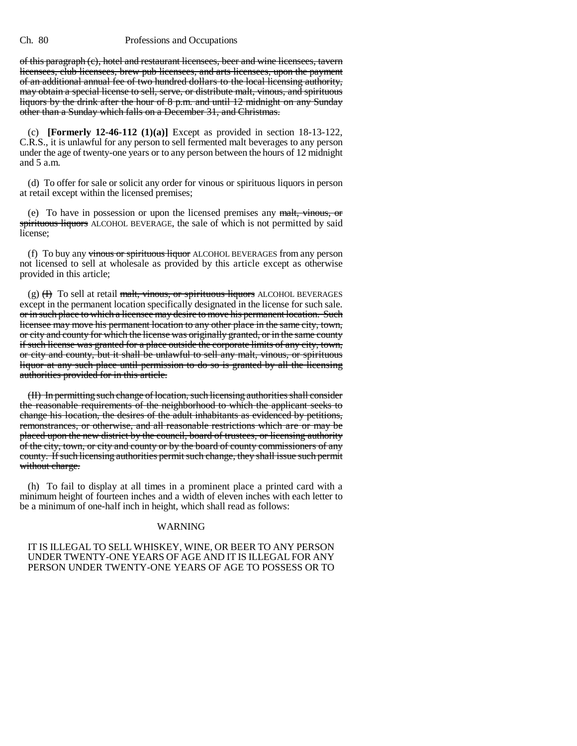~~of this paragraph (c), hotel and restaurant licensees, beer and wine licensees, tavern licensees, club licensees, brew pub licensees, and arts licensees, upon the payment of an additional annual fee of two hundred dollars to the local licensing authority, may obtain a special license to sell, serve, or distribute malt, vinous, and spirituous liquors by the drink after the hour of 8 p.m. and until 12 midnight on any Sunday other than a Sunday which falls on a December 31, and Christmas.~~

(c) **[Formerly 12-46-112 (1)(a)]** Except as provided in section 18-13-122, C.R.S., it is unlawful for any person to sell fermented malt beverages to any person under the age of twenty-one years or to any person between the hours of 12 midnight and 5 a.m.

(d) To offer for sale or solicit any order for vinous or spirituous liquors in person at retail except within the licensed premises;

(e) To have in possession or upon the licensed premises any ~~malt, vinous, or spirituous liquors~~ ALCOHOL BEVERAGE, the sale of which is not permitted by said license;

(f) To buy any ~~vinous or spirituous liquor~~ ALCOHOL BEVERAGES from any person not licensed to sell at wholesale as provided by this article except as otherwise provided in this article;

(g) ~~(I)~~ To sell at retail ~~malt, vinous, or spirituous liquors~~ ALCOHOL BEVERAGES except in the permanent location specifically designated in the license for such sale. ~~or in such place to which a licensee may desire to move his permanent location. Such licensee may move his permanent location to any other place in the same city, town, or city and county for which the license was originally granted, or in the same county if such license was granted for a place outside the corporate limits of any city, town, or city and county, but it shall be unlawful to sell any malt, vinous, or spirituous liquor at any such place until permission to do so is granted by all the licensing authorities provided for in this article.~~

~~(II) In permitting such change of location, such licensing authorities shall consider the reasonable requirements of the neighborhood to which the applicant seeks to change his location, the desires of the adult inhabitants as evidenced by petitions, remonstrances, or otherwise, and all reasonable restrictions which are or may be placed upon the new district by the council, board of trustees, or licensing authority of the city, town, or city and county or by the board of county commissioners of any county. If such licensing authorities permit such change, they shall issue such permit without charge.~~

(h) To fail to display at all times in a prominent place a printed card with a minimum height of fourteen inches and a width of eleven inches with each letter to be a minimum of one-half inch in height, which shall read as follows:

WARNING

IT IS ILLEGAL TO SELL WHISKEY, WINE, OR BEER TO ANY PERSON UNDER TWENTY-ONE YEARS OF AGE AND IT IS ILLEGAL FOR ANY PERSON UNDER TWENTY-ONE YEARS OF AGE TO POSSESS OR TO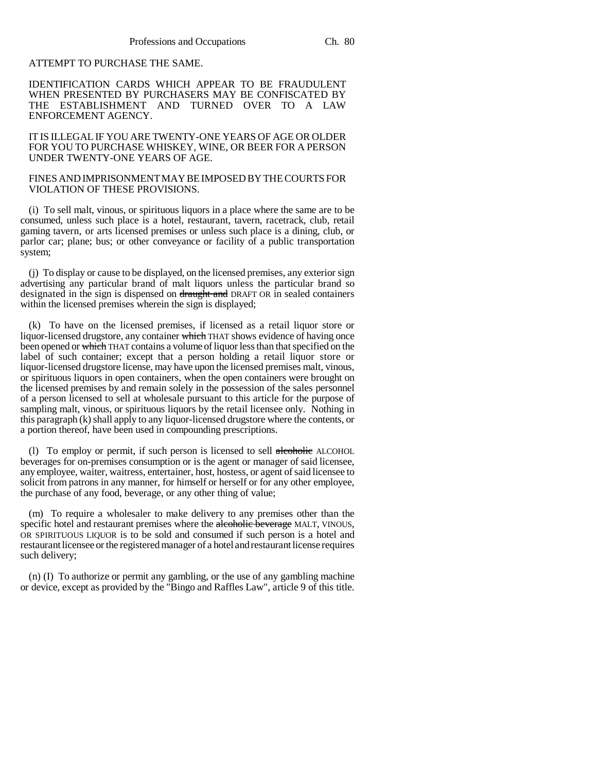ATTEMPT TO PURCHASE THE SAME.

IDENTIFICATION CARDS WHICH APPEAR TO BE FRAUDULENT WHEN PRESENTED BY PURCHASERS MAY BE CONFISCATED BY THE ESTABLISHMENT AND TURNED OVER TO A LAW ENFORCEMENT AGENCY.

IT IS ILLEGAL IF YOU ARE TWENTY-ONE YEARS OF AGE OR OLDER FOR YOU TO PURCHASE WHISKEY, WINE, OR BEER FOR A PERSON UNDER TWENTY-ONE YEARS OF AGE.

FINES AND IMPRISONMENT MAY BE IMPOSED BY THE COURTS FOR VIOLATION OF THESE PROVISIONS.

(i) To sell malt, vinous, or spirituous liquors in a place where the same are to be consumed, unless such place is a hotel, restaurant, tavern, racetrack, club, retail gaming tavern, or arts licensed premises or unless such place is a dining, club, or parlor car; plane; bus; or other conveyance or facility of a public transportation system;

(j) To display or cause to be displayed, on the licensed premises, any exterior sign advertising any particular brand of malt liquors unless the particular brand so designated in the sign is dispensed on ~~draught and~~ DRAFT OR in sealed containers within the licensed premises wherein the sign is displayed;

(k) To have on the licensed premises, if licensed as a retail liquor store or liquor-licensed drugstore, any container ~~which~~ THAT shows evidence of having once been opened or ~~which~~ THAT contains a volume of liquor less than that specified on the label of such container; except that a person holding a retail liquor store or liquor-licensed drugstore license, may have upon the licensed premises malt, vinous, or spirituous liquors in open containers, when the open containers were brought on the licensed premises by and remain solely in the possession of the sales personnel of a person licensed to sell at wholesale pursuant to this article for the purpose of sampling malt, vinous, or spirituous liquors by the retail licensee only. Nothing in this paragraph (k) shall apply to any liquor-licensed drugstore where the contents, or a portion thereof, have been used in compounding prescriptions.

(l) To employ or permit, if such person is licensed to sell ~~alcoholic~~ ALCOHOL beverages for on-premises consumption or is the agent or manager of said licensee, any employee, waiter, waitress, entertainer, host, hostess, or agent of said licensee to solicit from patrons in any manner, for himself or herself or for any other employee, the purchase of any food, beverage, or any other thing of value;

(m) To require a wholesaler to make delivery to any premises other than the specific hotel and restaurant premises where the ~~alcoholic beverage~~ MALT, VINOUS, OR SPIRITUOUS LIQUOR is to be sold and consumed if such person is a hotel and restaurant licensee or the registered manager of a hotel and restaurant license requires such delivery;

(n) (I) To authorize or permit any gambling, or the use of any gambling machine or device, except as provided by the "Bingo and Raffles Law", article 9 of this title.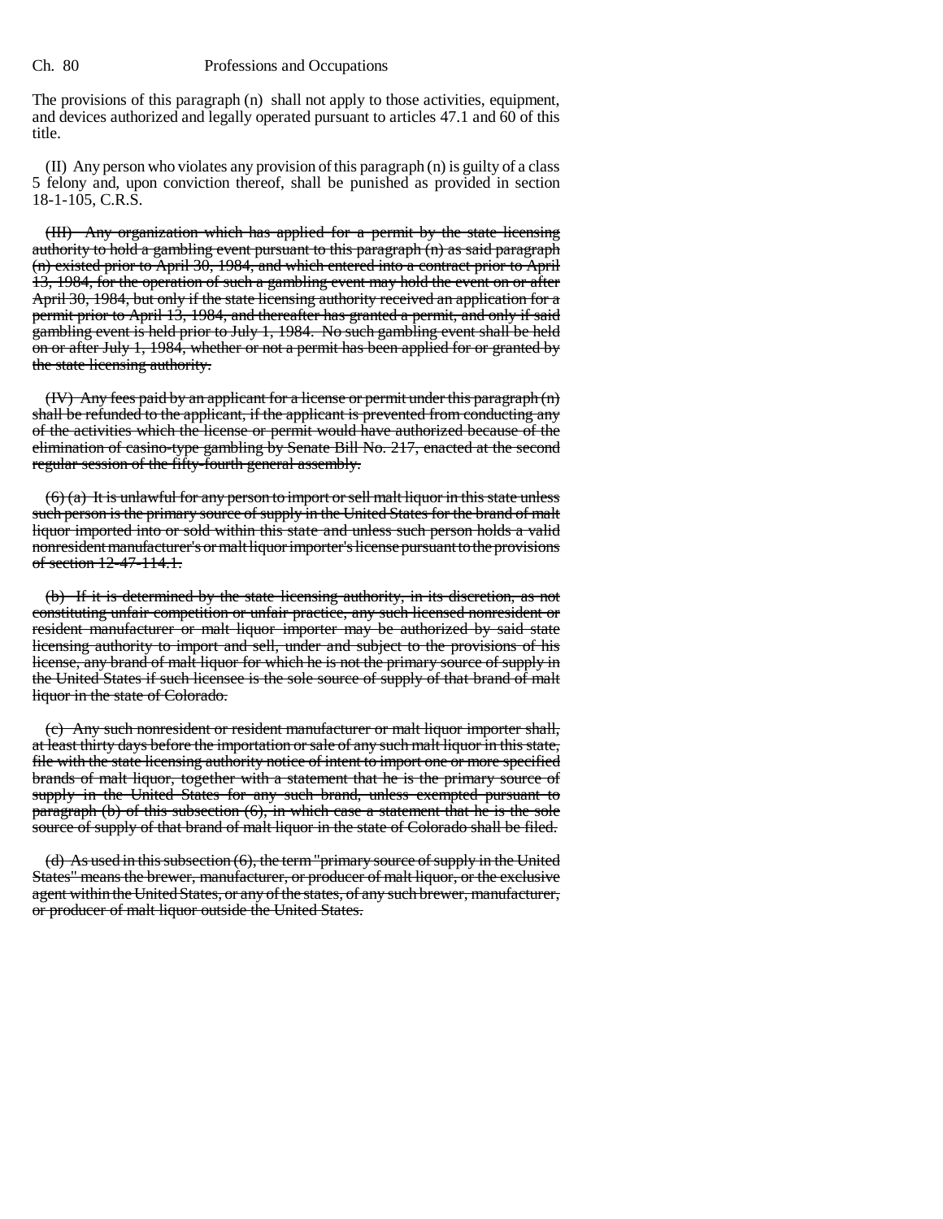The provisions of this paragraph (n) shall not apply to those activities, equipment, and devices authorized and legally operated pursuant to articles 47.1 and 60 of this title.

(II) Any person who violates any provision of this paragraph (n) is guilty of a class 5 felony and, upon conviction thereof, shall be punished as provided in section 18-1-105, C.R.S.

~~(III) Any organization which has applied for a permit by the state licensing authority to hold a gambling event pursuant to this paragraph (n) as said paragraph (n) existed prior to April 30, 1984, and which entered into a contract prior to April 13, 1984, for the operation of such a gambling event may hold the event on or after April 30, 1984, but only if the state licensing authority received an application for a permit prior to April 13, 1984, and thereafter has granted a permit, and only if said gambling event is held prior to July 1, 1984. No such gambling event shall be held on or after July 1, 1984, whether or not a permit has been applied for or granted by the state licensing authority.~~

~~(IV) Any fees paid by an applicant for a license or permit under this paragraph (n) shall be refunded to the applicant, if the applicant is prevented from conducting any of the activities which the license or permit would have authorized because of the elimination of casino-type gambling by Senate Bill No. 217, enacted at the second regular session of the fifty-fourth general assembly.~~

~~(6) (a) It is unlawful for any person to import or sell malt liquor in this state unless such person is the primary source of supply in the United States for the brand of malt liquor imported into or sold within this state and unless such person holds a valid nonresident manufacturer's or malt liquor importer's license pursuant to the provisions of section 12-47-114.1.~~

~~(b) If it is determined by the state licensing authority, in its discretion, as not constituting unfair competition or unfair practice, any such licensed nonresident or resident manufacturer or malt liquor importer may be authorized by said state licensing authority to import and sell, under and subject to the provisions of his license, any brand of malt liquor for which he is not the primary source of supply in the United States if such licensee is the sole source of supply of that brand of malt liquor in the state of Colorado.~~

~~(c) Any such nonresident or resident manufacturer or malt liquor importer shall, at least thirty days before the importation or sale of any such malt liquor in this state, file with the state licensing authority notice of intent to import one or more specified brands of malt liquor, together with a statement that he is the primary source of supply in the United States for any such brand, unless exempted pursuant to paragraph (b) of this subsection (6), in which case a statement that he is the sole source of supply of that brand of malt liquor in the state of Colorado shall be filed.~~

~~(d) As used in this subsection (6), the term "primary source of supply in the United States" means the brewer, manufacturer, or producer of malt liquor, or the exclusive agent within the United States, or any of the states, of any such brewer, manufacturer, or producer of malt liquor outside the United States.~~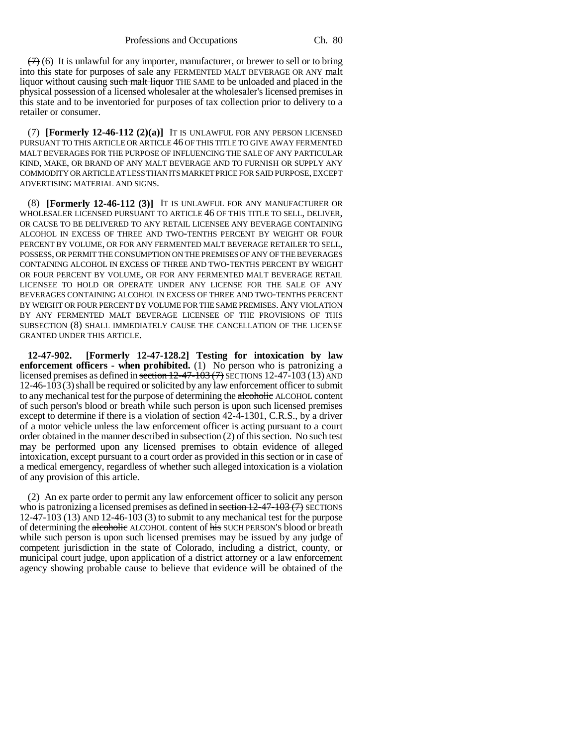~~(7)~~ (6) It is unlawful for any importer, manufacturer, or brewer to sell or to bring into this state for purposes of sale any FERMENTED MALT BEVERAGE OR ANY malt liquor without causing ~~such malt liquor~~ THE SAME to be unloaded and placed in the physical possession of a licensed wholesaler at the wholesaler's licensed premises in this state and to be inventoried for purposes of tax collection prior to delivery to a retailer or consumer.

(7) **[Formerly 12-46-112 (2)(a)]** IT IS UNLAWFUL FOR ANY PERSON LICENSED PURSUANT TO THIS ARTICLE OR ARTICLE 46 OF THIS TITLE TO GIVE AWAY FERMENTED MALT BEVERAGES FOR THE PURPOSE OF INFLUENCING THE SALE OF ANY PARTICULAR KIND, MAKE, OR BRAND OF ANY MALT BEVERAGE AND TO FURNISH OR SUPPLY ANY COMMODITY OR ARTICLE AT LESS THAN ITS MARKET PRICE FOR SAID PURPOSE, EXCEPT ADVERTISING MATERIAL AND SIGNS.

(8) **[Formerly 12-46-112 (3)]** IT IS UNLAWFUL FOR ANY MANUFACTURER OR WHOLESALER LICENSED PURSUANT TO ARTICLE 46 OF THIS TITLE TO SELL, DELIVER, OR CAUSE TO BE DELIVERED TO ANY RETAIL LICENSEE ANY BEVERAGE CONTAINING ALCOHOL IN EXCESS OF THREE AND TWO-TENTHS PERCENT BY WEIGHT OR FOUR PERCENT BY VOLUME, OR FOR ANY FERMENTED MALT BEVERAGE RETAILER TO SELL, POSSESS, OR PERMIT THE CONSUMPTION ON THE PREMISES OF ANY OF THE BEVERAGES CONTAINING ALCOHOL IN EXCESS OF THREE AND TWO-TENTHS PERCENT BY WEIGHT OR FOUR PERCENT BY VOLUME, OR FOR ANY FERMENTED MALT BEVERAGE RETAIL LICENSEE TO HOLD OR OPERATE UNDER ANY LICENSE FOR THE SALE OF ANY BEVERAGES CONTAINING ALCOHOL IN EXCESS OF THREE AND TWO-TENTHS PERCENT BY WEIGHT OR FOUR PERCENT BY VOLUME FOR THE SAME PREMISES. ANY VIOLATION BY ANY FERMENTED MALT BEVERAGE LICENSEE OF THE PROVISIONS OF THIS SUBSECTION (8) SHALL IMMEDIATELY CAUSE THE CANCELLATION OF THE LICENSE GRANTED UNDER THIS ARTICLE.

**12-47-902. [Formerly 12-47-128.2] Testing for intoxication by law enforcement officers - when prohibited.** (1) No person who is patronizing a licensed premises as defined in ~~section 12-47-103 (7)~~ SECTIONS 12-47-103 (13) AND 12-46-103 (3) shall be required or solicited by any law enforcement officer to submit to any mechanical test for the purpose of determining the ~~alcoholic~~ ALCOHOL content of such person's blood or breath while such person is upon such licensed premises except to determine if there is a violation of section 42-4-1301, C.R.S., by a driver of a motor vehicle unless the law enforcement officer is acting pursuant to a court order obtained in the manner described in subsection (2) of this section. No such test may be performed upon any licensed premises to obtain evidence of alleged intoxication, except pursuant to a court order as provided in this section or in case of a medical emergency, regardless of whether such alleged intoxication is a violation of any provision of this article.

(2) An ex parte order to permit any law enforcement officer to solicit any person who is patronizing a licensed premises as defined in ~~section 12-47-103 (7)~~ SECTIONS 12-47-103 (13) AND 12-46-103 (3) to submit to any mechanical test for the purpose of determining the ~~alcoholic~~ ALCOHOL content of ~~his~~ SUCH PERSON'S blood or breath while such person is upon such licensed premises may be issued by any judge of competent jurisdiction in the state of Colorado, including a district, county, or municipal court judge, upon application of a district attorney or a law enforcement agency showing probable cause to believe that evidence will be obtained of the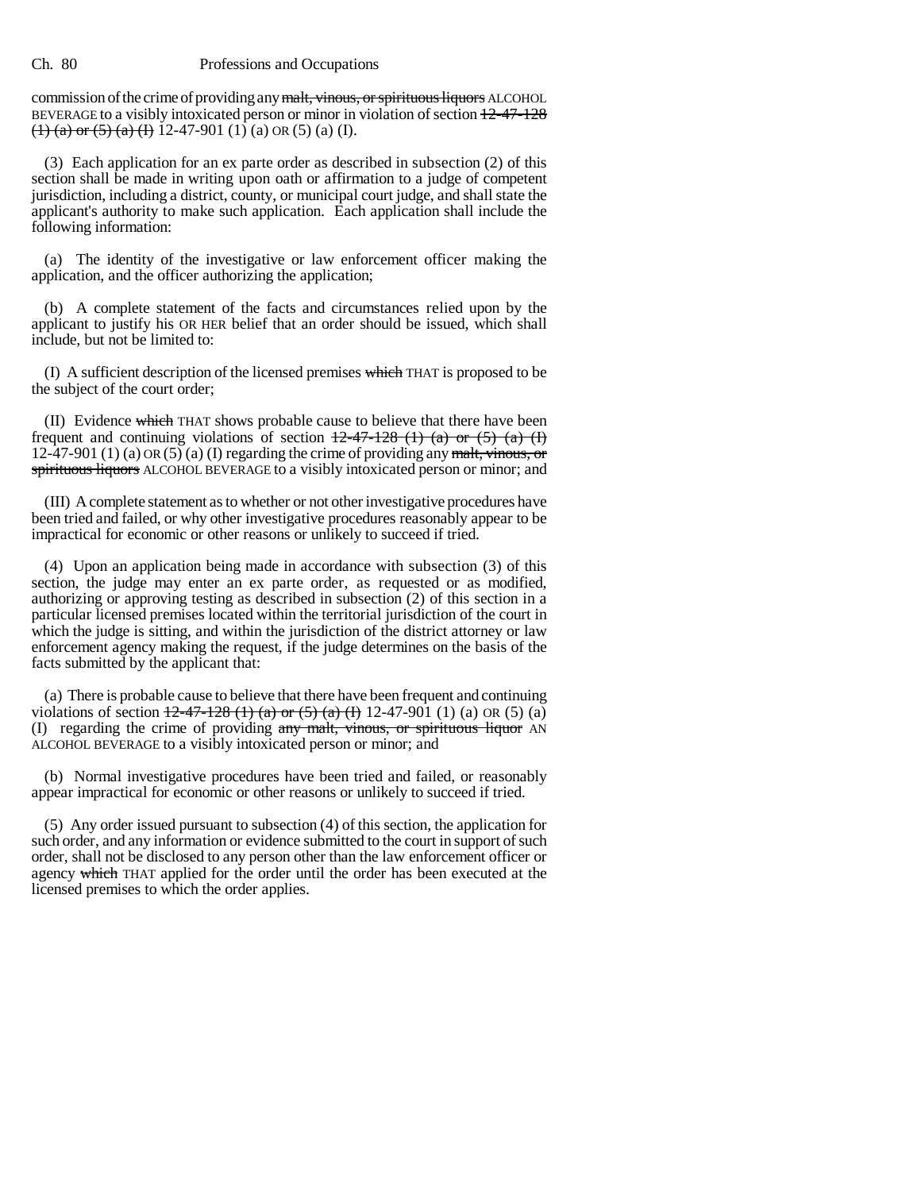commission of the crime of providing any ~~malt, vinous, or spirituous liquors~~ ALCOHOL BEVERAGE to a visibly intoxicated person or minor in violation of section ~~12-47-128 (1) (a) or (5) (a) (I)~~ 12-47-901 (1) (a) OR (5) (a) (I).

(3) Each application for an ex parte order as described in subsection (2) of this section shall be made in writing upon oath or affirmation to a judge of competent jurisdiction, including a district, county, or municipal court judge, and shall state the applicant's authority to make such application. Each application shall include the following information:

(a) The identity of the investigative or law enforcement officer making the application, and the officer authorizing the application;

(b) A complete statement of the facts and circumstances relied upon by the applicant to justify his OR HER belief that an order should be issued, which shall include, but not be limited to:

(I) A sufficient description of the licensed premises ~~which~~ THAT is proposed to be the subject of the court order;

(II) Evidence ~~which~~ THAT shows probable cause to believe that there have been frequent and continuing violations of section ~~12-47-128 (1) (a) or (5) (a) (I)~~ 12-47-901 (1) (a) OR (5) (a) (I) regarding the crime of providing any ~~malt, vinous, or spirituous liquors~~ ALCOHOL BEVERAGE to a visibly intoxicated person or minor; and

(III) A complete statement as to whether or not other investigative procedures have been tried and failed, or why other investigative procedures reasonably appear to be impractical for economic or other reasons or unlikely to succeed if tried.

(4) Upon an application being made in accordance with subsection (3) of this section, the judge may enter an ex parte order, as requested or as modified, authorizing or approving testing as described in subsection (2) of this section in a particular licensed premises located within the territorial jurisdiction of the court in which the judge is sitting, and within the jurisdiction of the district attorney or law enforcement agency making the request, if the judge determines on the basis of the facts submitted by the applicant that:

(a) There is probable cause to believe that there have been frequent and continuing violations of section ~~12-47-128 (1) (a) or (5) (a) (I)~~ 12-47-901 (1) (a) OR (5) (a) (I) regarding the crime of providing ~~any malt, vinous, or spirituous liquor~~ AN ALCOHOL BEVERAGE to a visibly intoxicated person or minor; and

(b) Normal investigative procedures have been tried and failed, or reasonably appear impractical for economic or other reasons or unlikely to succeed if tried.

(5) Any order issued pursuant to subsection (4) of this section, the application for such order, and any information or evidence submitted to the court in support of such order, shall not be disclosed to any person other than the law enforcement officer or agency ~~which~~ THAT applied for the order until the order has been executed at the licensed premises to which the order applies.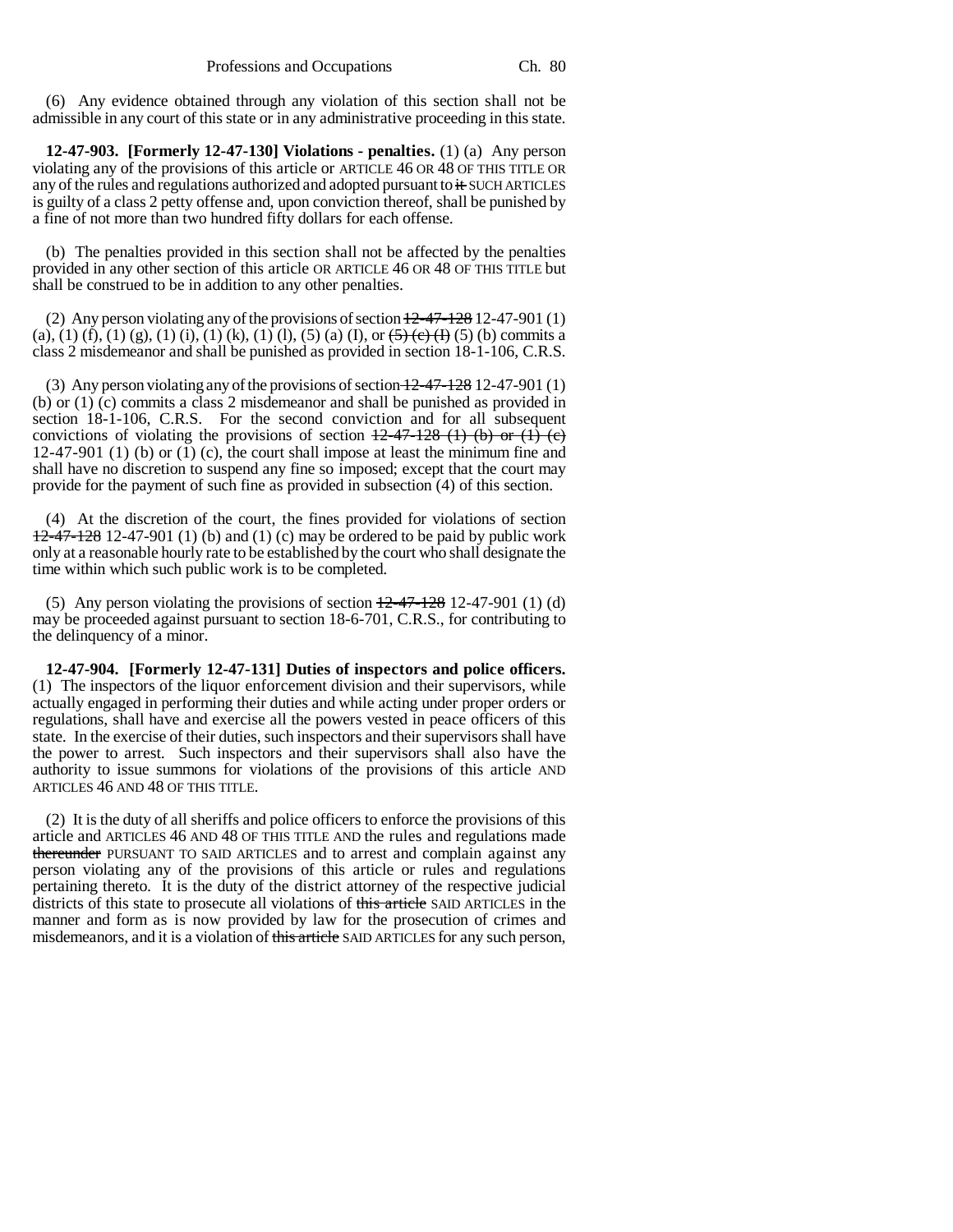(6) Any evidence obtained through any violation of this section shall not be admissible in any court of this state or in any administrative proceeding in this state.

**12-47-903. [Formerly 12-47-130] Violations - penalties.** (1) (a) Any person violating any of the provisions of this article or ARTICLE 46 OR 48 OF THIS TITLE OR any of the rules and regulations authorized and adopted pursuant to ~~it~~ SUCH ARTICLES is guilty of a class 2 petty offense and, upon conviction thereof, shall be punished by a fine of not more than two hundred fifty dollars for each offense.

(b) The penalties provided in this section shall not be affected by the penalties provided in any other section of this article OR ARTICLE 46 OR 48 OF THIS TITLE but shall be construed to be in addition to any other penalties.

(2) Any person violating any of the provisions of section ~~12-47-128~~ 12-47-901 (1) (a), (1) (f), (1) (g), (1) (i), (1) (k), (1) (l), (5) (a) (I), or ~~(5) (c) (I)~~ (5) (b) commits a class 2 misdemeanor and shall be punished as provided in section 18-1-106, C.R.S.

(3) Any person violating any of the provisions of section ~~12-47-128~~ 12-47-901 (1) (b) or (1) (c) commits a class 2 misdemeanor and shall be punished as provided in section 18-1-106, C.R.S. For the second conviction and for all subsequent convictions of violating the provisions of section ~~12-47-128 (1) (b) or (1) (c)~~ 12-47-901 (1) (b) or (1) (c), the court shall impose at least the minimum fine and shall have no discretion to suspend any fine so imposed; except that the court may provide for the payment of such fine as provided in subsection (4) of this section.

(4) At the discretion of the court, the fines provided for violations of section ~~12-47-128~~ 12-47-901 (1) (b) and (1) (c) may be ordered to be paid by public work only at a reasonable hourly rate to be established by the court who shall designate the time within which such public work is to be completed.

(5) Any person violating the provisions of section ~~12-47-128~~ 12-47-901 (1) (d) may be proceeded against pursuant to section 18-6-701, C.R.S., for contributing to the delinquency of a minor.

**12-47-904. [Formerly 12-47-131] Duties of inspectors and police officers.** (1) The inspectors of the liquor enforcement division and their supervisors, while actually engaged in performing their duties and while acting under proper orders or regulations, shall have and exercise all the powers vested in peace officers of this state. In the exercise of their duties, such inspectors and their supervisors shall have the power to arrest. Such inspectors and their supervisors shall also have the authority to issue summons for violations of the provisions of this article AND ARTICLES 46 AND 48 OF THIS TITLE.

(2) It is the duty of all sheriffs and police officers to enforce the provisions of this article and ARTICLES 46 AND 48 OF THIS TITLE AND the rules and regulations made ~~thereunder~~ PURSUANT TO SAID ARTICLES and to arrest and complain against any person violating any of the provisions of this article or rules and regulations pertaining thereto. It is the duty of the district attorney of the respective judicial districts of this state to prosecute all violations of ~~this article~~ SAID ARTICLES in the manner and form as is now provided by law for the prosecution of crimes and misdemeanors, and it is a violation of ~~this article~~ SAID ARTICLES for any such person,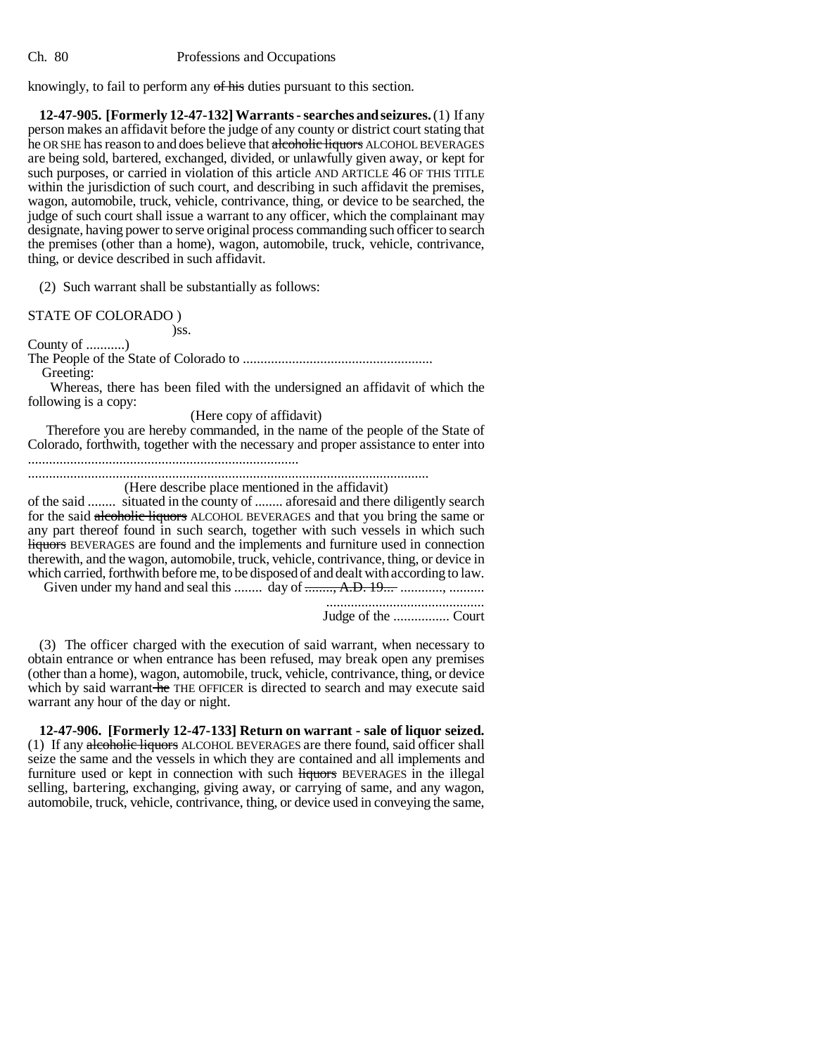knowingly, to fail to perform any ~~of his~~ duties pursuant to this section.

**12-47-905. [Formerly 12-47-132] Warrants - searches and seizures.** (1) If any person makes an affidavit before the judge of any county or district court stating that he OR SHE has reason to and does believe that ~~alcoholic liquors~~ ALCOHOL BEVERAGES are being sold, bartered, exchanged, divided, or unlawfully given away, or kept for such purposes, or carried in violation of this article AND ARTICLE 46 OF THIS TITLE within the jurisdiction of such court, and describing in such affidavit the premises, wagon, automobile, truck, vehicle, contrivance, thing, or device to be searched, the judge of such court shall issue a warrant to any officer, which the complainant may designate, having power to serve original process commanding such officer to search the premises (other than a home), wagon, automobile, truck, vehicle, contrivance, thing, or device described in such affidavit.

(2) Such warrant shall be substantially as follows:

STATE OF COLORADO )
)ss.
County of ...........)

The People of the State of Colorado to ......................................................

Greeting:

Whereas, there has been filed with the undersigned an affidavit of which the following is a copy:

(Here copy of affidavit)

Therefore you are hereby commanded, in the name of the people of the State of Colorado, forthwith, together with the necessary and proper assistance to enter into ............................................................................

..................................................................................................................

(Here describe place mentioned in the affidavit)

of the said ........ situated in the county of ........ aforesaid and there diligently search for the said ~~alcoholic liquors~~ ALCOHOL BEVERAGES and that you bring the same or any part thereof found in such search, together with such vessels in which such ~~liquors~~ BEVERAGES are found and the implements and furniture used in connection therewith, and the wagon, automobile, truck, vehicle, contrivance, thing, or device in which carried, forthwith before me, to be disposed of and dealt with according to law.

Given under my hand and seal this ........ day of ~~........, A.D. 19...~~ ............, ..........

.............................................
Judge of the ................ Court

(3) The officer charged with the execution of said warrant, when necessary to obtain entrance or when entrance has been refused, may break open any premises (other than a home), wagon, automobile, truck, vehicle, contrivance, thing, or device which by said warrant ~~he~~ THE OFFICER is directed to search and may execute said warrant any hour of the day or night.

**12-47-906. [Formerly 12-47-133] Return on warrant - sale of liquor seized.** (1) If any ~~alcoholic liquors~~ ALCOHOL BEVERAGES are there found, said officer shall seize the same and the vessels in which they are contained and all implements and furniture used or kept in connection with such ~~liquors~~ BEVERAGES in the illegal selling, bartering, exchanging, giving away, or carrying of same, and any wagon, automobile, truck, vehicle, contrivance, thing, or device used in conveying the same,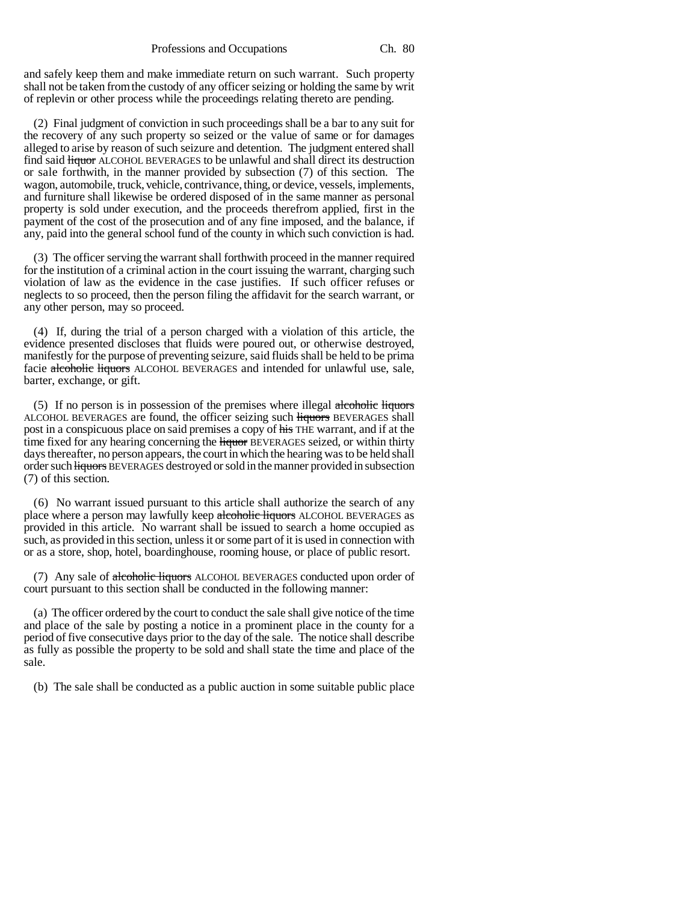and safely keep them and make immediate return on such warrant. Such property shall not be taken from the custody of any officer seizing or holding the same by writ of replevin or other process while the proceedings relating thereto are pending.

(2) Final judgment of conviction in such proceedings shall be a bar to any suit for the recovery of any such property so seized or the value of same or for damages alleged to arise by reason of such seizure and detention. The judgment entered shall find said ~~liquor~~ ALCOHOL BEVERAGES to be unlawful and shall direct its destruction or sale forthwith, in the manner provided by subsection (7) of this section. The wagon, automobile, truck, vehicle, contrivance, thing, or device, vessels, implements, and furniture shall likewise be ordered disposed of in the same manner as personal property is sold under execution, and the proceeds therefrom applied, first in the payment of the cost of the prosecution and of any fine imposed, and the balance, if any, paid into the general school fund of the county in which such conviction is had.

(3) The officer serving the warrant shall forthwith proceed in the manner required for the institution of a criminal action in the court issuing the warrant, charging such violation of law as the evidence in the case justifies. If such officer refuses or neglects to so proceed, then the person filing the affidavit for the search warrant, or any other person, may so proceed.

(4) If, during the trial of a person charged with a violation of this article, the evidence presented discloses that fluids were poured out, or otherwise destroyed, manifestly for the purpose of preventing seizure, said fluids shall be held to be prima facie ~~alcoholic liquors~~ ALCOHOL BEVERAGES and intended for unlawful use, sale, barter, exchange, or gift.

(5) If no person is in possession of the premises where illegal ~~alcoholic liquors~~ ALCOHOL BEVERAGES are found, the officer seizing such ~~liquors~~ BEVERAGES shall post in a conspicuous place on said premises a copy of ~~his~~ THE warrant, and if at the time fixed for any hearing concerning the ~~liquor~~ BEVERAGES seized, or within thirty days thereafter, no person appears, the court in which the hearing was to be held shall order such ~~liquors~~ BEVERAGES destroyed or sold in the manner provided in subsection (7) of this section.

(6) No warrant issued pursuant to this article shall authorize the search of any place where a person may lawfully keep ~~alcoholic liquors~~ ALCOHOL BEVERAGES as provided in this article. No warrant shall be issued to search a home occupied as such, as provided in this section, unless it or some part of it is used in connection with or as a store, shop, hotel, boardinghouse, rooming house, or place of public resort.

(7) Any sale of ~~alcoholic liquors~~ ALCOHOL BEVERAGES conducted upon order of court pursuant to this section shall be conducted in the following manner:

(a) The officer ordered by the court to conduct the sale shall give notice of the time and place of the sale by posting a notice in a prominent place in the county for a period of five consecutive days prior to the day of the sale. The notice shall describe as fully as possible the property to be sold and shall state the time and place of the sale.

(b) The sale shall be conducted as a public auction in some suitable public place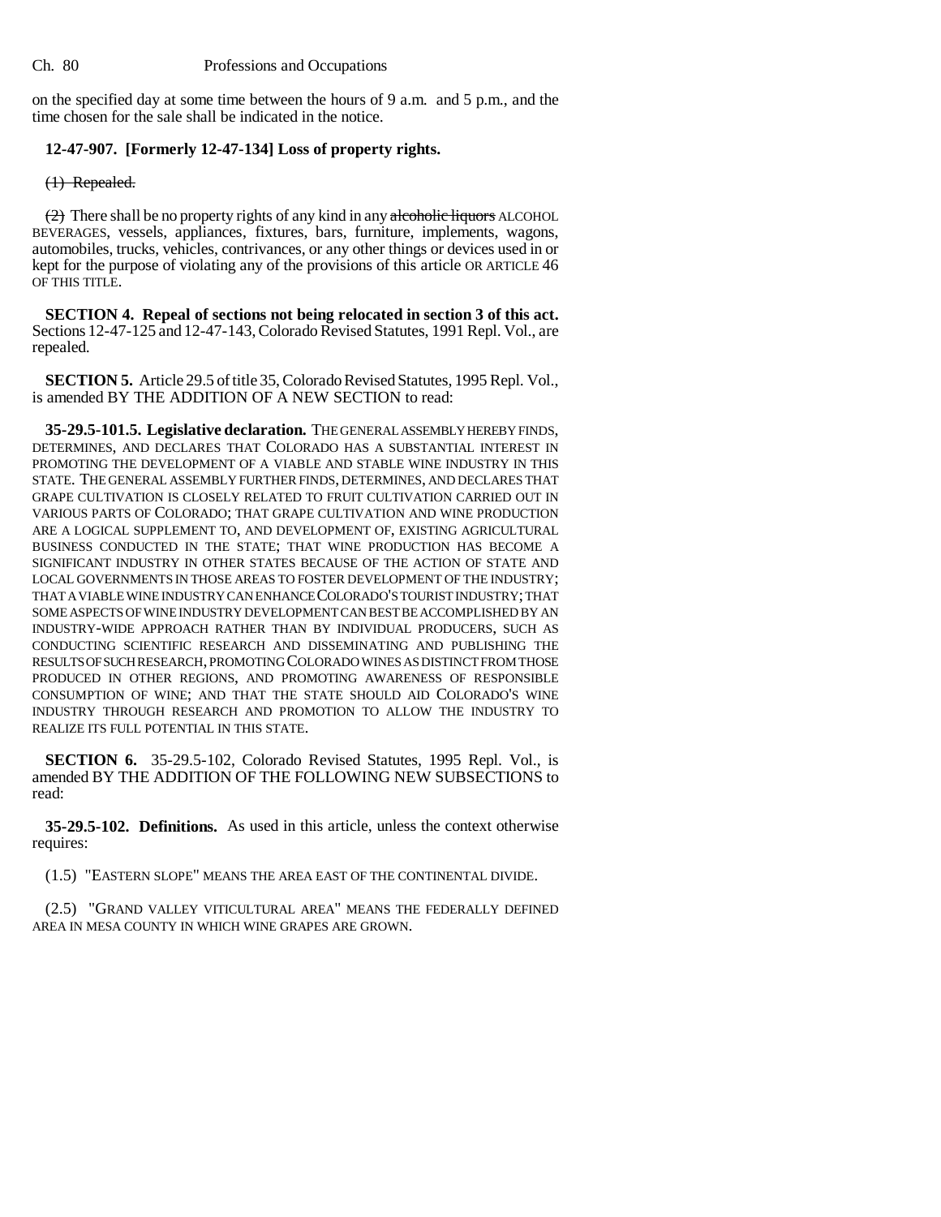on the specified day at some time between the hours of 9 a.m. and 5 p.m., and the time chosen for the sale shall be indicated in the notice.

**12-47-907. [Formerly 12-47-134] Loss of property rights.**

~~(1) Repealed.~~

~~(2)~~ There shall be no property rights of any kind in any ~~alcoholic liquors~~ ALCOHOL BEVERAGES, vessels, appliances, fixtures, bars, furniture, implements, wagons, automobiles, trucks, vehicles, contrivances, or any other things or devices used in or kept for the purpose of violating any of the provisions of this article OR ARTICLE 46 OF THIS TITLE.

**SECTION 4. Repeal of sections not being relocated in section 3 of this act.** Sections 12-47-125 and 12-47-143, Colorado Revised Statutes, 1991 Repl. Vol., are repealed.

**SECTION 5.** Article 29.5 of title 35, Colorado Revised Statutes, 1995 Repl. Vol., is amended BY THE ADDITION OF A NEW SECTION to read:

**35-29.5-101.5. Legislative declaration.** THE GENERAL ASSEMBLY HEREBY FINDS, DETERMINES, AND DECLARES THAT COLORADO HAS A SUBSTANTIAL INTEREST IN PROMOTING THE DEVELOPMENT OF A VIABLE AND STABLE WINE INDUSTRY IN THIS STATE. THE GENERAL ASSEMBLY FURTHER FINDS, DETERMINES, AND DECLARES THAT GRAPE CULTIVATION IS CLOSELY RELATED TO FRUIT CULTIVATION CARRIED OUT IN VARIOUS PARTS OF COLORADO; THAT GRAPE CULTIVATION AND WINE PRODUCTION ARE A LOGICAL SUPPLEMENT TO, AND DEVELOPMENT OF, EXISTING AGRICULTURAL BUSINESS CONDUCTED IN THE STATE; THAT WINE PRODUCTION HAS BECOME A SIGNIFICANT INDUSTRY IN OTHER STATES BECAUSE OF THE ACTION OF STATE AND LOCAL GOVERNMENTS IN THOSE AREAS TO FOSTER DEVELOPMENT OF THE INDUSTRY; THAT A VIABLE WINE INDUSTRY CAN ENHANCE COLORADO'S TOURIST INDUSTRY; THAT SOME ASPECTS OF WINE INDUSTRY DEVELOPMENT CAN BEST BE ACCOMPLISHED BY AN INDUSTRY-WIDE APPROACH RATHER THAN BY INDIVIDUAL PRODUCERS, SUCH AS CONDUCTING SCIENTIFIC RESEARCH AND DISSEMINATING AND PUBLISHING THE RESULTS OF SUCH RESEARCH, PROMOTING COLORADO WINES AS DISTINCT FROM THOSE PRODUCED IN OTHER REGIONS, AND PROMOTING AWARENESS OF RESPONSIBLE CONSUMPTION OF WINE; AND THAT THE STATE SHOULD AID COLORADO'S WINE INDUSTRY THROUGH RESEARCH AND PROMOTION TO ALLOW THE INDUSTRY TO REALIZE ITS FULL POTENTIAL IN THIS STATE.

**SECTION 6.** 35-29.5-102, Colorado Revised Statutes, 1995 Repl. Vol., is amended BY THE ADDITION OF THE FOLLOWING NEW SUBSECTIONS to read:

**35-29.5-102. Definitions.** As used in this article, unless the context otherwise requires:

(1.5) "EASTERN SLOPE" MEANS THE AREA EAST OF THE CONTINENTAL DIVIDE.

(2.5) "GRAND VALLEY VITICULTURAL AREA" MEANS THE FEDERALLY DEFINED AREA IN MESA COUNTY IN WHICH WINE GRAPES ARE GROWN.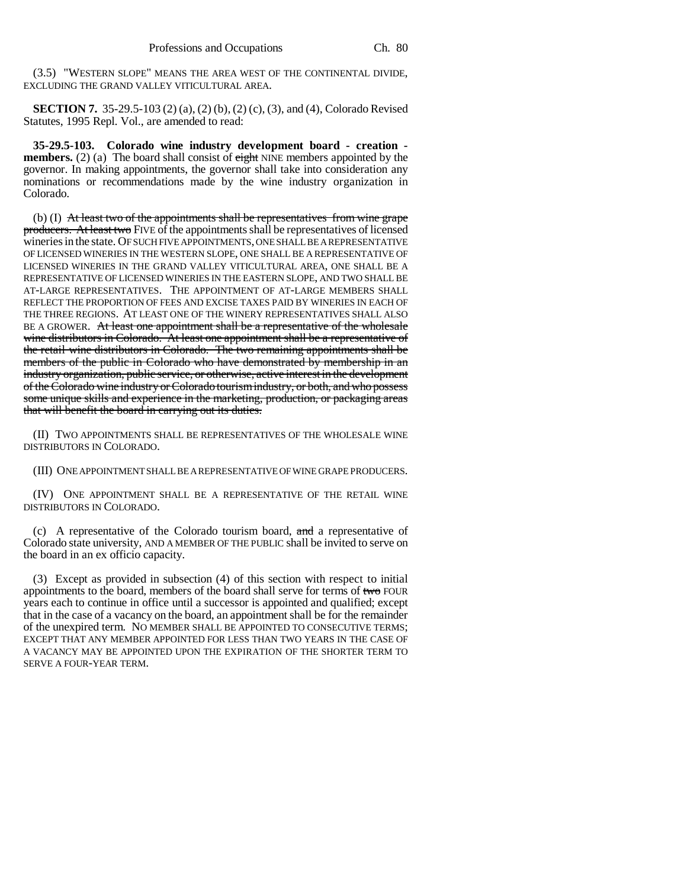(3.5) "WESTERN SLOPE" MEANS THE AREA WEST OF THE CONTINENTAL DIVIDE, EXCLUDING THE GRAND VALLEY VITICULTURAL AREA.

**SECTION 7.** 35-29.5-103 (2) (a), (2) (b), (2) (c), (3), and (4), Colorado Revised Statutes, 1995 Repl. Vol., are amended to read:

**35-29.5-103. Colorado wine industry development board - creation - members.** (2) (a) The board shall consist of ~~eight~~ NINE members appointed by the governor. In making appointments, the governor shall take into consideration any nominations or recommendations made by the wine industry organization in Colorado.

(b) (I) ~~At least two of the appointments shall be representatives from wine grape producers. At least two~~ FIVE of the appointments shall be representatives of licensed wineries in the state. OF SUCH FIVE APPOINTMENTS, ONE SHALL BE A REPRESENTATIVE OF LICENSED WINERIES IN THE WESTERN SLOPE, ONE SHALL BE A REPRESENTATIVE OF LICENSED WINERIES IN THE GRAND VALLEY VITICULTURAL AREA, ONE SHALL BE A REPRESENTATIVE OF LICENSED WINERIES IN THE EASTERN SLOPE, AND TWO SHALL BE AT-LARGE REPRESENTATIVES. THE APPOINTMENT OF AT-LARGE MEMBERS SHALL REFLECT THE PROPORTION OF FEES AND EXCISE TAXES PAID BY WINERIES IN EACH OF THE THREE REGIONS. AT LEAST ONE OF THE WINERY REPRESENTATIVES SHALL ALSO BE A GROWER. ~~At least one appointment shall be a representative of the wholesale wine distributors in Colorado. At least one appointment shall be a representative of the retail wine distributors in Colorado. The two remaining appointments shall be members of the public in Colorado who have demonstrated by membership in an industry organization, public service, or otherwise, active interest in the development of the Colorado wine industry or Colorado tourism industry, or both, and who possess some unique skills and experience in the marketing, production, or packaging areas that will benefit the board in carrying out its duties.~~

(II) TWO APPOINTMENTS SHALL BE REPRESENTATIVES OF THE WHOLESALE WINE DISTRIBUTORS IN COLORADO.

(III) ONE APPOINTMENT SHALL BE A REPRESENTATIVE OF WINE GRAPE PRODUCERS.

(IV) ONE APPOINTMENT SHALL BE A REPRESENTATIVE OF THE RETAIL WINE DISTRIBUTORS IN COLORADO.

(c) A representative of the Colorado tourism board, ~~and~~ a representative of Colorado state university, AND A MEMBER OF THE PUBLIC shall be invited to serve on the board in an ex officio capacity.

(3) Except as provided in subsection (4) of this section with respect to initial appointments to the board, members of the board shall serve for terms of ~~two~~ FOUR years each to continue in office until a successor is appointed and qualified; except that in the case of a vacancy on the board, an appointment shall be for the remainder of the unexpired term. NO MEMBER SHALL BE APPOINTED TO CONSECUTIVE TERMS; EXCEPT THAT ANY MEMBER APPOINTED FOR LESS THAN TWO YEARS IN THE CASE OF A VACANCY MAY BE APPOINTED UPON THE EXPIRATION OF THE SHORTER TERM TO SERVE A FOUR-YEAR TERM.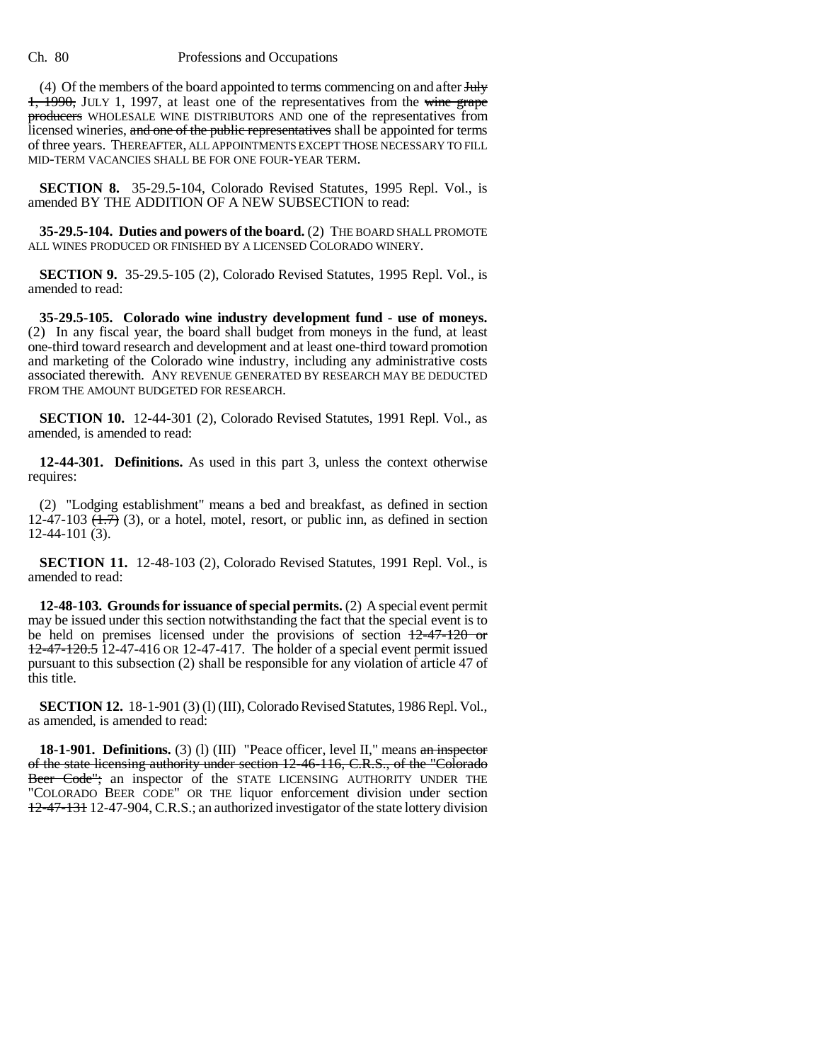(4) Of the members of the board appointed to terms commencing on and after ~~July 1, 1990,~~ JULY 1, 1997, at least one of the representatives from the ~~wine grape producers~~ WHOLESALE WINE DISTRIBUTORS AND one of the representatives from licensed wineries, ~~and one of the public representatives~~ shall be appointed for terms of three years. THEREAFTER, ALL APPOINTMENTS EXCEPT THOSE NECESSARY TO FILL MID-TERM VACANCIES SHALL BE FOR ONE FOUR-YEAR TERM.

**SECTION 8.** 35-29.5-104, Colorado Revised Statutes, 1995 Repl. Vol., is amended BY THE ADDITION OF A NEW SUBSECTION to read:

**35-29.5-104. Duties and powers of the board.** (2) THE BOARD SHALL PROMOTE ALL WINES PRODUCED OR FINISHED BY A LICENSED COLORADO WINERY.

**SECTION 9.** 35-29.5-105 (2), Colorado Revised Statutes, 1995 Repl. Vol., is amended to read:

**35-29.5-105. Colorado wine industry development fund - use of moneys.** (2) In any fiscal year, the board shall budget from moneys in the fund, at least one-third toward research and development and at least one-third toward promotion and marketing of the Colorado wine industry, including any administrative costs associated therewith. ANY REVENUE GENERATED BY RESEARCH MAY BE DEDUCTED FROM THE AMOUNT BUDGETED FOR RESEARCH.

**SECTION 10.** 12-44-301 (2), Colorado Revised Statutes, 1991 Repl. Vol., as amended, is amended to read:

**12-44-301. Definitions.** As used in this part 3, unless the context otherwise requires:

(2) "Lodging establishment" means a bed and breakfast, as defined in section 12-47-103 ~~(1.7)~~ (3), or a hotel, motel, resort, or public inn, as defined in section 12-44-101 (3).

**SECTION 11.** 12-48-103 (2), Colorado Revised Statutes, 1991 Repl. Vol., is amended to read:

**12-48-103. Grounds for issuance of special permits.** (2) A special event permit may be issued under this section notwithstanding the fact that the special event is to be held on premises licensed under the provisions of section ~~12-47-120 or 12-47-120.5~~ 12-47-416 OR 12-47-417. The holder of a special event permit issued pursuant to this subsection (2) shall be responsible for any violation of article 47 of this title.

**SECTION 12.** 18-1-901 (3) (l) (III), Colorado Revised Statutes, 1986 Repl. Vol., as amended, is amended to read:

**18-1-901. Definitions.** (3) (l) (III) "Peace officer, level II," means ~~an inspector of the state licensing authority under section 12-46-116, C.R.S., of the "Colorado Beer Code";~~ an inspector of the STATE LICENSING AUTHORITY UNDER THE "COLORADO BEER CODE" OR THE liquor enforcement division under section ~~12-47-131~~ 12-47-904, C.R.S.; an authorized investigator of the state lottery division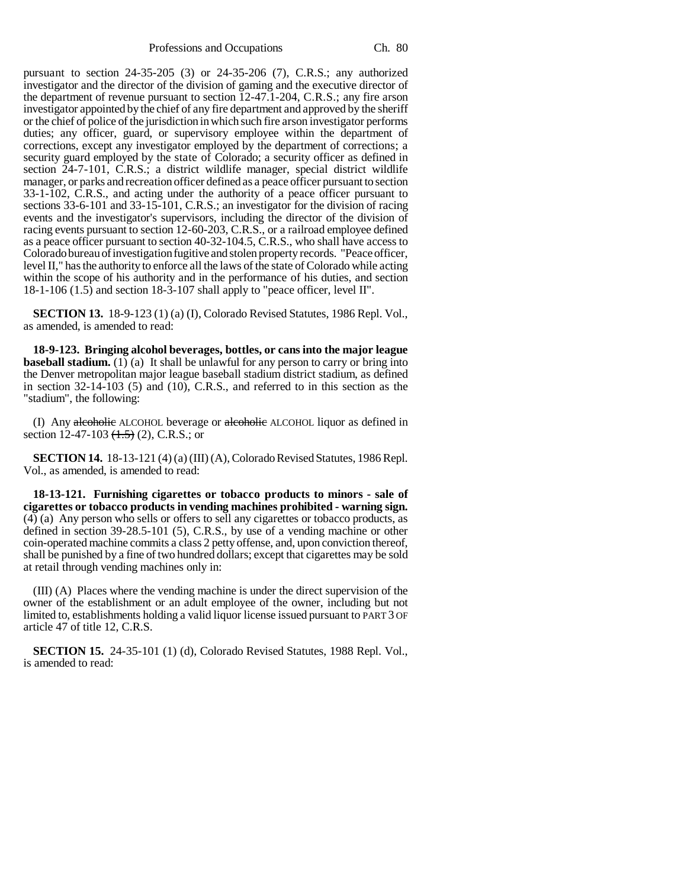pursuant to section 24-35-205 (3) or 24-35-206 (7), C.R.S.; any authorized investigator and the director of the division of gaming and the executive director of the department of revenue pursuant to section 12-47.1-204, C.R.S.; any fire arson investigator appointed by the chief of any fire department and approved by the sheriff or the chief of police of the jurisdiction in which such fire arson investigator performs duties; any officer, guard, or supervisory employee within the department of corrections, except any investigator employed by the department of corrections; a security guard employed by the state of Colorado; a security officer as defined in section 24-7-101, C.R.S.; a district wildlife manager, special district wildlife manager, or parks and recreation officer defined as a peace officer pursuant to section 33-1-102, C.R.S., and acting under the authority of a peace officer pursuant to sections 33-6-101 and 33-15-101, C.R.S.; an investigator for the division of racing events and the investigator's supervisors, including the director of the division of racing events pursuant to section 12-60-203, C.R.S., or a railroad employee defined as a peace officer pursuant to section 40-32-104.5, C.R.S., who shall have access to Colorado bureau of investigation fugitive and stolen property records. "Peace officer, level II," has the authority to enforce all the laws of the state of Colorado while acting within the scope of his authority and in the performance of his duties, and section 18-1-106 (1.5) and section 18-3-107 shall apply to "peace officer, level II".

**SECTION 13.** 18-9-123 (1) (a) (I), Colorado Revised Statutes, 1986 Repl. Vol., as amended, is amended to read:

**18-9-123. Bringing alcohol beverages, bottles, or cans into the major league baseball stadium.** (1) (a) It shall be unlawful for any person to carry or bring into the Denver metropolitan major league baseball stadium district stadium, as defined in section 32-14-103 (5) and (10), C.R.S., and referred to in this section as the "stadium", the following:

(I) Any ~~alcoholic~~ ALCOHOL beverage or ~~alcoholic~~ ALCOHOL liquor as defined in section 12-47-103 ~~(1.5)~~ (2), C.R.S.; or

**SECTION 14.** 18-13-121 (4) (a) (III) (A), Colorado Revised Statutes, 1986 Repl. Vol., as amended, is amended to read:

**18-13-121. Furnishing cigarettes or tobacco products to minors - sale of cigarettes or tobacco products in vending machines prohibited - warning sign.** (4) (a) Any person who sells or offers to sell any cigarettes or tobacco products, as defined in section 39-28.5-101 (5), C.R.S., by use of a vending machine or other coin-operated machine commits a class 2 petty offense, and, upon conviction thereof, shall be punished by a fine of two hundred dollars; except that cigarettes may be sold at retail through vending machines only in:

(III) (A) Places where the vending machine is under the direct supervision of the owner of the establishment or an adult employee of the owner, including but not limited to, establishments holding a valid liquor license issued pursuant to PART 3 OF article 47 of title 12, C.R.S.

**SECTION 15.** 24-35-101 (1) (d), Colorado Revised Statutes, 1988 Repl. Vol., is amended to read: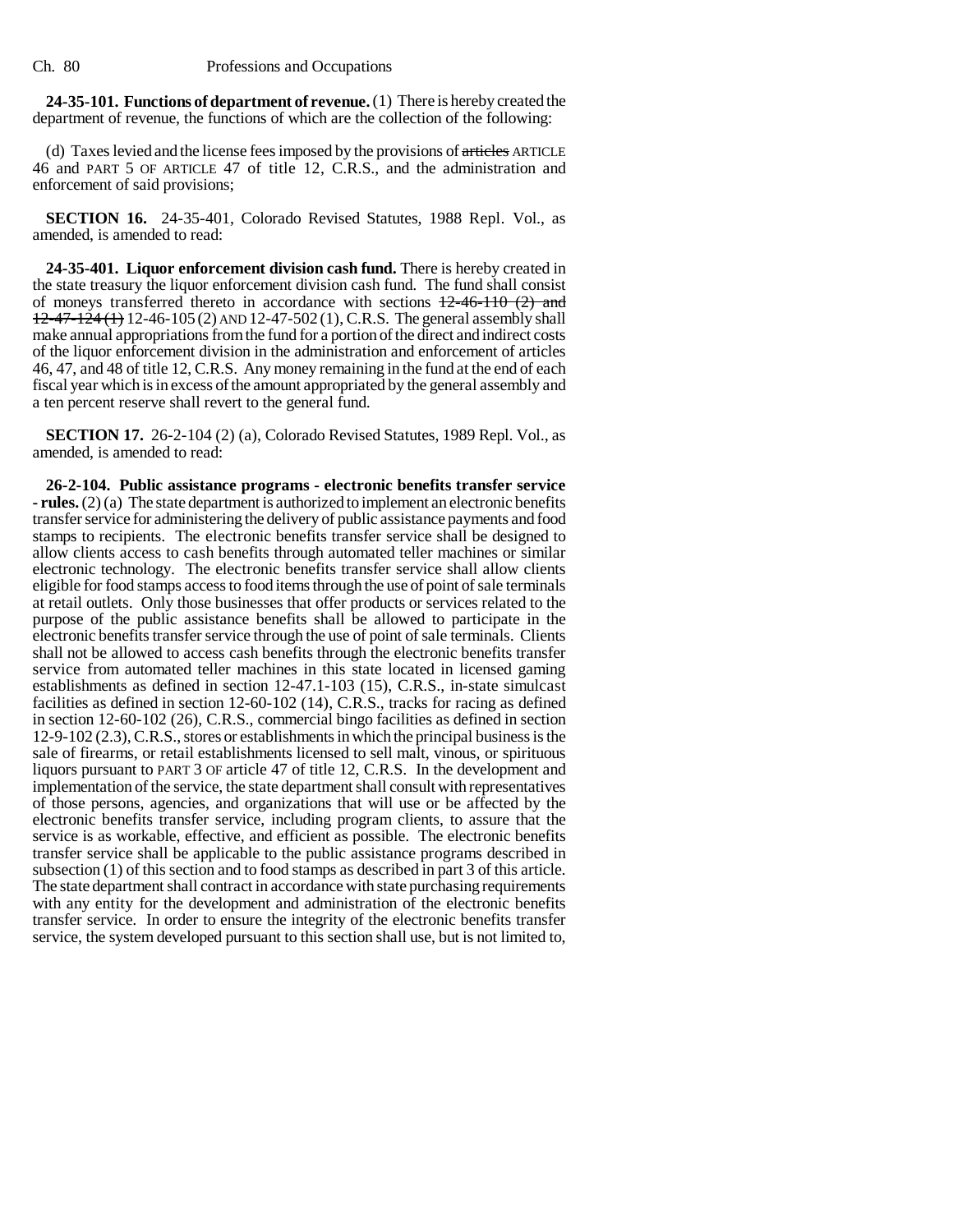**24-35-101. Functions of department of revenue.** (1) There is hereby created the department of revenue, the functions of which are the collection of the following:

(d) Taxes levied and the license fees imposed by the provisions of ~~articles~~ ARTICLE 46 and PART 5 OF ARTICLE 47 of title 12, C.R.S., and the administration and enforcement of said provisions;

**SECTION 16.** 24-35-401, Colorado Revised Statutes, 1988 Repl. Vol., as amended, is amended to read:

**24-35-401. Liquor enforcement division cash fund.** There is hereby created in the state treasury the liquor enforcement division cash fund. The fund shall consist of moneys transferred thereto in accordance with sections ~~12-46-110 (2) and 12-47-124 (1)~~ 12-46-105 (2) AND 12-47-502 (1), C.R.S. The general assembly shall make annual appropriations from the fund for a portion of the direct and indirect costs of the liquor enforcement division in the administration and enforcement of articles 46, 47, and 48 of title 12, C.R.S. Any money remaining in the fund at the end of each fiscal year which is in excess of the amount appropriated by the general assembly and a ten percent reserve shall revert to the general fund.

**SECTION 17.** 26-2-104 (2) (a), Colorado Revised Statutes, 1989 Repl. Vol., as amended, is amended to read:

**26-2-104. Public assistance programs - electronic benefits transfer service - rules.** (2) (a) The state department is authorized to implement an electronic benefits transfer service for administering the delivery of public assistance payments and food stamps to recipients. The electronic benefits transfer service shall be designed to allow clients access to cash benefits through automated teller machines or similar electronic technology. The electronic benefits transfer service shall allow clients eligible for food stamps access to food items through the use of point of sale terminals at retail outlets. Only those businesses that offer products or services related to the purpose of the public assistance benefits shall be allowed to participate in the electronic benefits transfer service through the use of point of sale terminals. Clients shall not be allowed to access cash benefits through the electronic benefits transfer service from automated teller machines in this state located in licensed gaming establishments as defined in section 12-47.1-103 (15), C.R.S., in-state simulcast facilities as defined in section 12-60-102 (14), C.R.S., tracks for racing as defined in section 12-60-102 (26), C.R.S., commercial bingo facilities as defined in section 12-9-102 (2.3), C.R.S., stores or establishments in which the principal business is the sale of firearms, or retail establishments licensed to sell malt, vinous, or spirituous liquors pursuant to PART 3 OF article 47 of title 12, C.R.S. In the development and implementation of the service, the state department shall consult with representatives of those persons, agencies, and organizations that will use or be affected by the electronic benefits transfer service, including program clients, to assure that the service is as workable, effective, and efficient as possible. The electronic benefits transfer service shall be applicable to the public assistance programs described in subsection (1) of this section and to food stamps as described in part 3 of this article. The state department shall contract in accordance with state purchasing requirements with any entity for the development and administration of the electronic benefits transfer service. In order to ensure the integrity of the electronic benefits transfer service, the system developed pursuant to this section shall use, but is not limited to,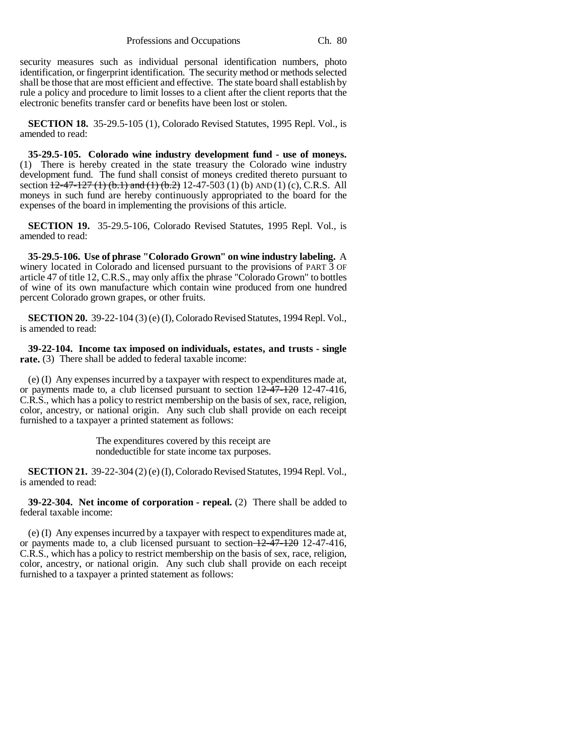security measures such as individual personal identification numbers, photo identification, or fingerprint identification. The security method or methods selected shall be those that are most efficient and effective. The state board shall establish by rule a policy and procedure to limit losses to a client after the client reports that the electronic benefits transfer card or benefits have been lost or stolen.

**SECTION 18.** 35-29.5-105 (1), Colorado Revised Statutes, 1995 Repl. Vol., is amended to read:

**35-29.5-105. Colorado wine industry development fund - use of moneys.** (1) There is hereby created in the state treasury the Colorado wine industry development fund. The fund shall consist of moneys credited thereto pursuant to section ~~12-47-127 (1) (b.1) and (1) (b.2)~~ 12-47-503 (1) (b) AND (1) (c), C.R.S. All moneys in such fund are hereby continuously appropriated to the board for the expenses of the board in implementing the provisions of this article.

**SECTION 19.** 35-29.5-106, Colorado Revised Statutes, 1995 Repl. Vol., is amended to read:

**35-29.5-106. Use of phrase "Colorado Grown" on wine industry labeling.** A winery located in Colorado and licensed pursuant to the provisions of PART 3 OF article 47 of title 12, C.R.S., may only affix the phrase "Colorado Grown" to bottles of wine of its own manufacture which contain wine produced from one hundred percent Colorado grown grapes, or other fruits.

**SECTION 20.** 39-22-104 (3) (e) (I), Colorado Revised Statutes, 1994 Repl. Vol., is amended to read:

**39-22-104. Income tax imposed on individuals, estates, and trusts - single rate.** (3) There shall be added to federal taxable income:

(e) (I) Any expenses incurred by a taxpayer with respect to expenditures made at, or payments made to, a club licensed pursuant to section ~~12-47-120~~ 12-47-416, C.R.S., which has a policy to restrict membership on the basis of sex, race, religion, color, ancestry, or national origin. Any such club shall provide on each receipt furnished to a taxpayer a printed statement as follows:

> The expenditures covered by this receipt are nondeductible for state income tax purposes.

**SECTION 21.** 39-22-304 (2) (e) (I), Colorado Revised Statutes, 1994 Repl. Vol., is amended to read:

**39-22-304. Net income of corporation - repeal.** (2) There shall be added to federal taxable income:

(e) (I) Any expenses incurred by a taxpayer with respect to expenditures made at, or payments made to, a club licensed pursuant to section ~~12-47-120~~ 12-47-416, C.R.S., which has a policy to restrict membership on the basis of sex, race, religion, color, ancestry, or national origin. Any such club shall provide on each receipt furnished to a taxpayer a printed statement as follows: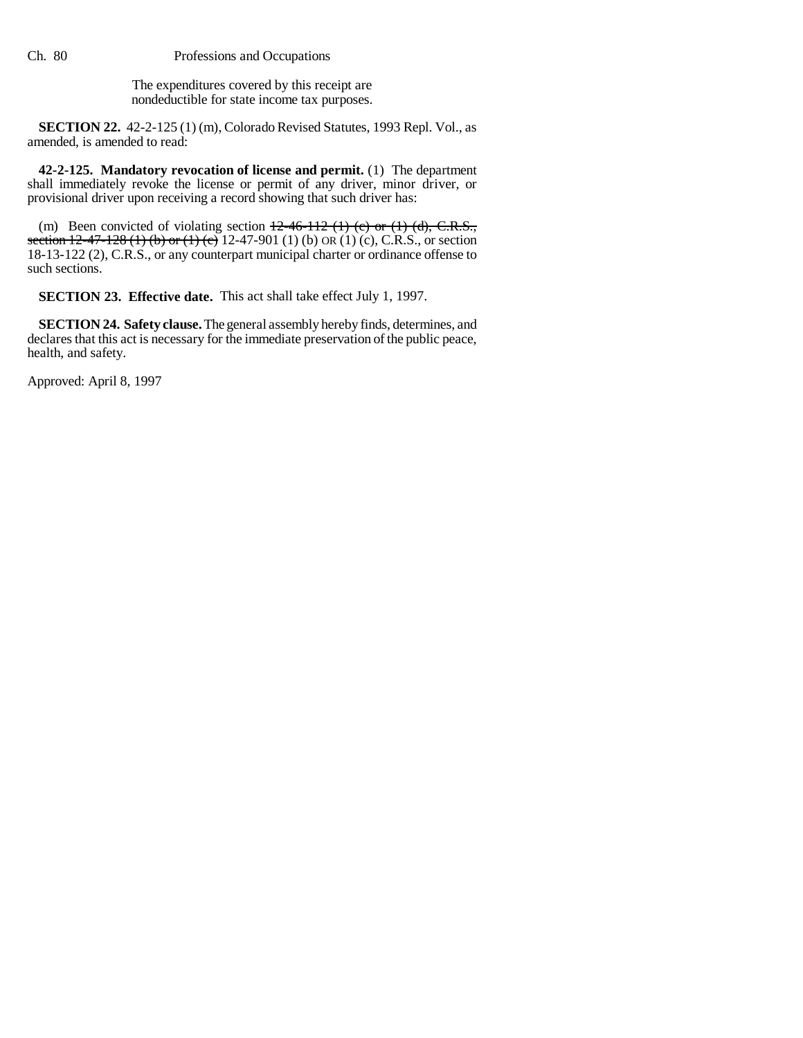The expenditures covered by this receipt are nondeductible for state income tax purposes.

**SECTION 22.** 42-2-125 (1) (m), Colorado Revised Statutes, 1993 Repl. Vol., as amended, is amended to read:

**42-2-125. Mandatory revocation of license and permit.** (1) The department shall immediately revoke the license or permit of any driver, minor driver, or provisional driver upon receiving a record showing that such driver has:

(m) Been convicted of violating section ~~12-46-112 (1) (c) or (1) (d), C.R.S., section 12-47-128 (1) (b) or (1) (c)~~ 12-47-901 (1) (b) OR (1) (c), C.R.S., or section 18-13-122 (2), C.R.S., or any counterpart municipal charter or ordinance offense to such sections.

**SECTION 23. Effective date.** This act shall take effect July 1, 1997.

**SECTION 24. Safety clause.** The general assembly hereby finds, determines, and declares that this act is necessary for the immediate preservation of the public peace, health, and safety.

Approved: April 8, 1997